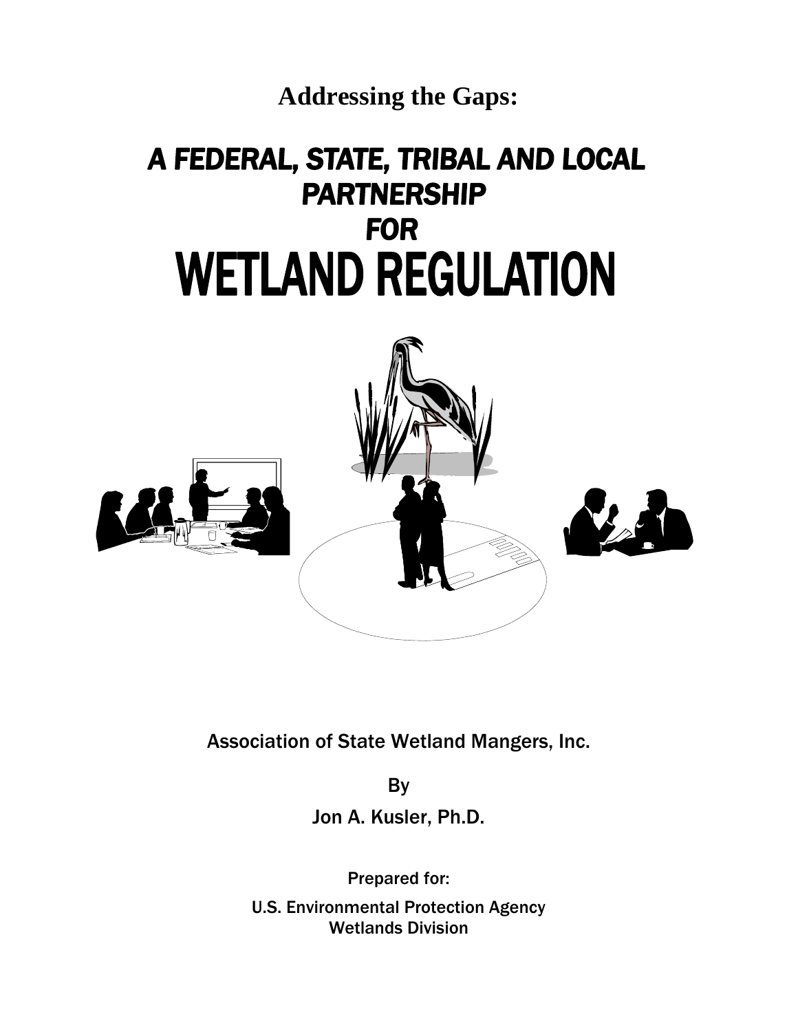**Addressing the Gaps:**

# A FEDERAL, STATE, TRIBAL AND LOCAL PARTNERSHIP FOR WETLAND REGULATION

Association of State Wetland Mangers, Inc.

By

Jon A. Kusler, Ph.D.

Prepared for:

U.S. Environmental Protection Agency
Wetlands Division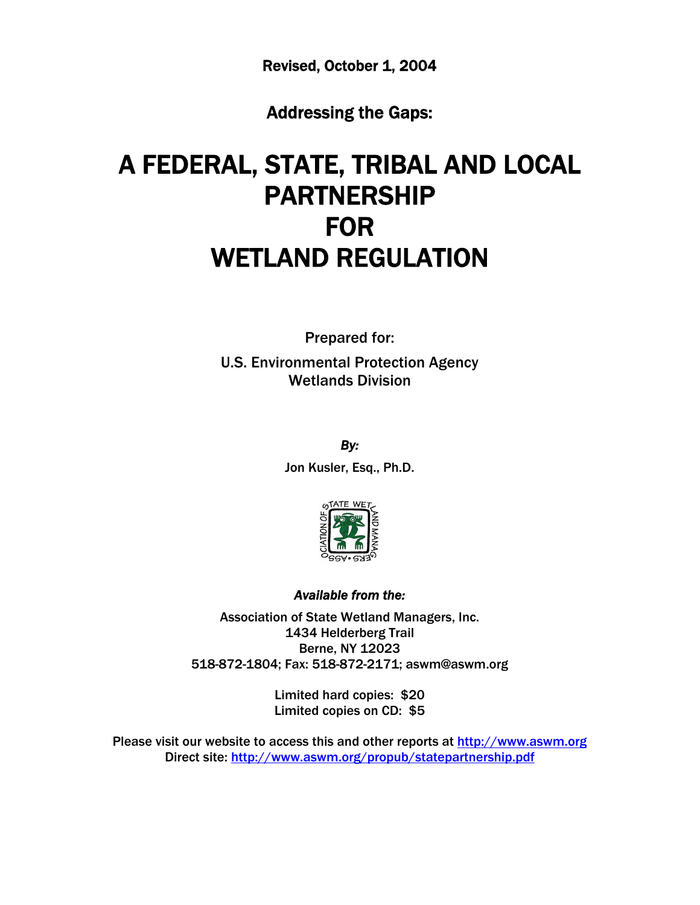Revised, October 1, 2004

## Addressing the Gaps:

# A FEDERAL, STATE, TRIBAL AND LOCAL PARTNERSHIP FOR WETLAND REGULATION

Prepared for:

U.S. Environmental Protection Agency
Wetlands Division

*By:*

Jon Kusler, Esq., Ph.D.

*Available from the:*

Association of State Wetland Managers, Inc.
1434 Helderberg Trail
Berne, NY 12023
518-872-1804; Fax: 518-872-2171; aswm@aswm.org

Limited hard copies: $20
Limited copies on CD: $5

Please visit our website to access this and other reports at http://www.aswm.org
Direct site: http://www.aswm.org/propub/statepartnership.pdf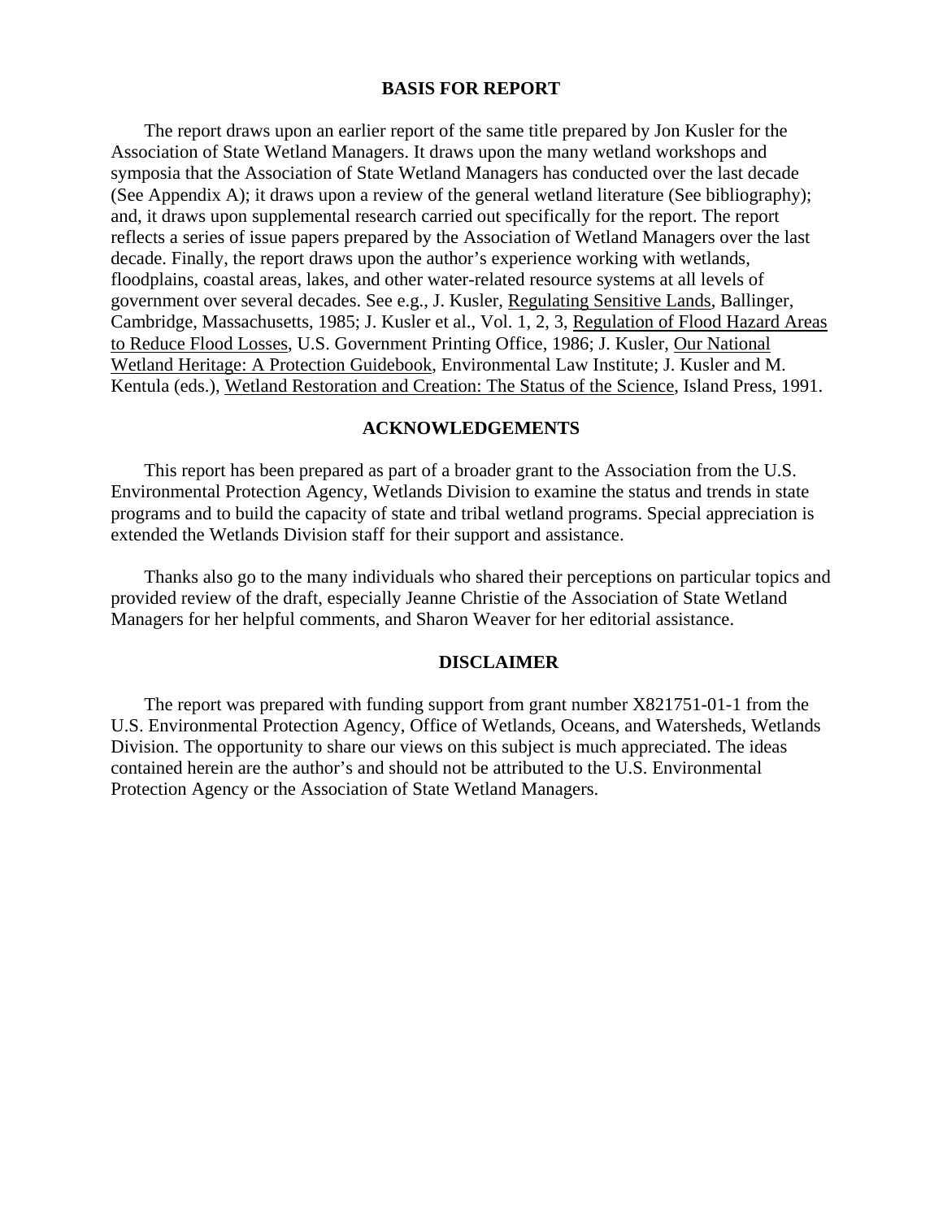## BASIS FOR REPORT

The report draws upon an earlier report of the same title prepared by Jon Kusler for the Association of State Wetland Managers. It draws upon the many wetland workshops and symposia that the Association of State Wetland Managers has conducted over the last decade (See Appendix A); it draws upon a review of the general wetland literature (See bibliography); and, it draws upon supplemental research carried out specifically for the report. The report reflects a series of issue papers prepared by the Association of Wetland Managers over the last decade. Finally, the report draws upon the author's experience working with wetlands, floodplains, coastal areas, lakes, and other water-related resource systems at all levels of government over several decades. See e.g., J. Kusler, <u>Regulating Sensitive Lands</u>, Ballinger, Cambridge, Massachusetts, 1985; J. Kusler et al., Vol. 1, 2, 3, <u>Regulation of Flood Hazard Areas to Reduce Flood Losses</u>, U.S. Government Printing Office, 1986; J. Kusler, <u>Our National Wetland Heritage: A Protection Guidebook</u>, Environmental Law Institute; J. Kusler and M. Kentula (eds.), <u>Wetland Restoration and Creation: The Status of the Science</u>, Island Press, 1991.

## ACKNOWLEDGEMENTS

This report has been prepared as part of a broader grant to the Association from the U.S. Environmental Protection Agency, Wetlands Division to examine the status and trends in state programs and to build the capacity of state and tribal wetland programs. Special appreciation is extended the Wetlands Division staff for their support and assistance.

Thanks also go to the many individuals who shared their perceptions on particular topics and provided review of the draft, especially Jeanne Christie of the Association of State Wetland Managers for her helpful comments, and Sharon Weaver for her editorial assistance.

## DISCLAIMER

The report was prepared with funding support from grant number X821751-01-1 from the U.S. Environmental Protection Agency, Office of Wetlands, Oceans, and Watersheds, Wetlands Division. The opportunity to share our views on this subject is much appreciated. The ideas contained herein are the author's and should not be attributed to the U.S. Environmental Protection Agency or the Association of State Wetland Managers.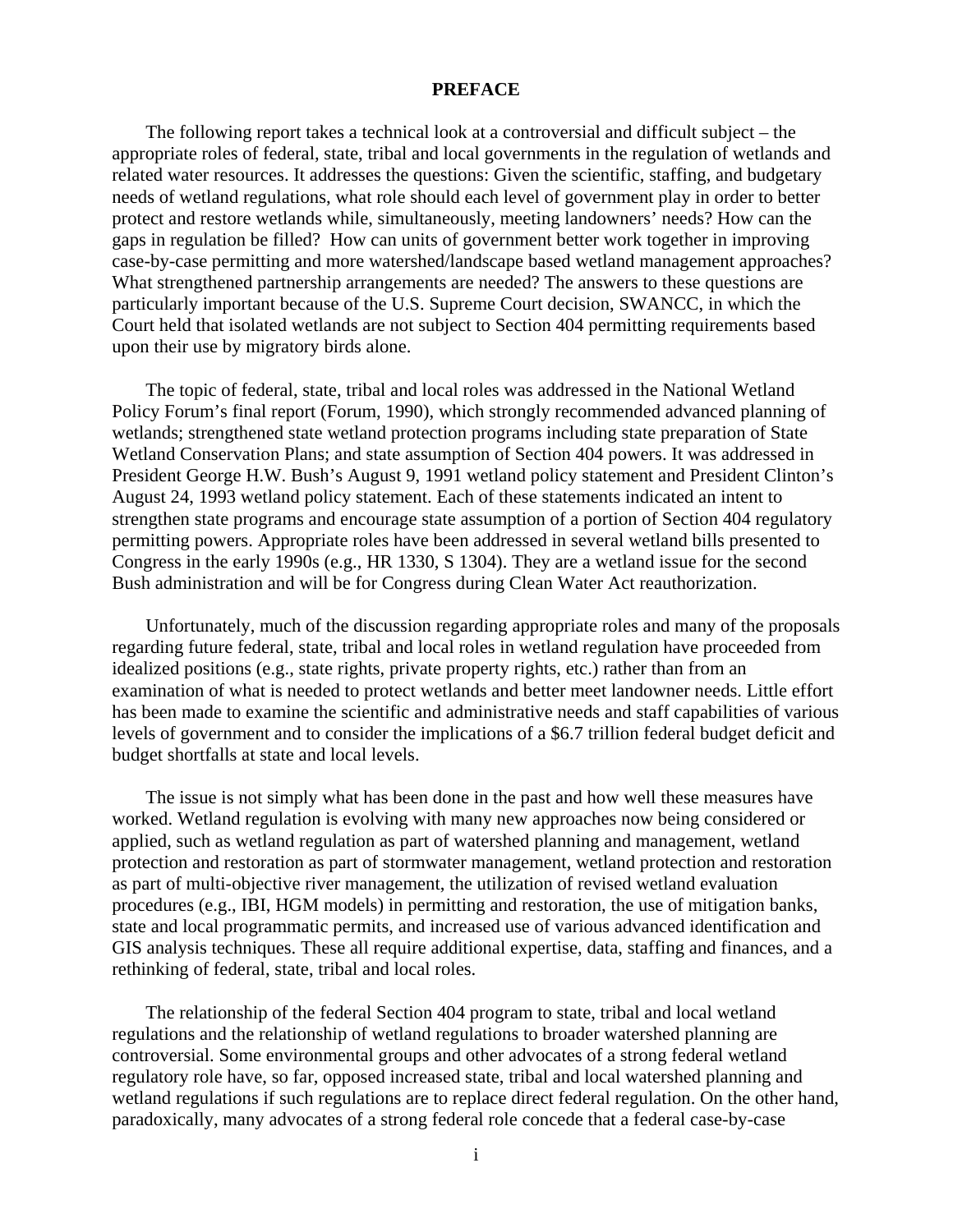# PREFACE

The following report takes a technical look at a controversial and difficult subject – the appropriate roles of federal, state, tribal and local governments in the regulation of wetlands and related water resources. It addresses the questions: Given the scientific, staffing, and budgetary needs of wetland regulations, what role should each level of government play in order to better protect and restore wetlands while, simultaneously, meeting landowners' needs? How can the gaps in regulation be filled? How can units of government better work together in improving case-by-case permitting and more watershed/landscape based wetland management approaches? What strengthened partnership arrangements are needed? The answers to these questions are particularly important because of the U.S. Supreme Court decision, SWANCC, in which the Court held that isolated wetlands are not subject to Section 404 permitting requirements based upon their use by migratory birds alone.

The topic of federal, state, tribal and local roles was addressed in the National Wetland Policy Forum's final report (Forum, 1990), which strongly recommended advanced planning of wetlands; strengthened state wetland protection programs including state preparation of State Wetland Conservation Plans; and state assumption of Section 404 powers. It was addressed in President George H.W. Bush's August 9, 1991 wetland policy statement and President Clinton's August 24, 1993 wetland policy statement. Each of these statements indicated an intent to strengthen state programs and encourage state assumption of a portion of Section 404 regulatory permitting powers. Appropriate roles have been addressed in several wetland bills presented to Congress in the early 1990s (e.g., HR 1330, S 1304). They are a wetland issue for the second Bush administration and will be for Congress during Clean Water Act reauthorization.

Unfortunately, much of the discussion regarding appropriate roles and many of the proposals regarding future federal, state, tribal and local roles in wetland regulation have proceeded from idealized positions (e.g., state rights, private property rights, etc.) rather than from an examination of what is needed to protect wetlands and better meet landowner needs. Little effort has been made to examine the scientific and administrative needs and staff capabilities of various levels of government and to consider the implications of a $6.7 trillion federal budget deficit and budget shortfalls at state and local levels.

The issue is not simply what has been done in the past and how well these measures have worked. Wetland regulation is evolving with many new approaches now being considered or applied, such as wetland regulation as part of watershed planning and management, wetland protection and restoration as part of stormwater management, wetland protection and restoration as part of multi-objective river management, the utilization of revised wetland evaluation procedures (e.g., IBI, HGM models) in permitting and restoration, the use of mitigation banks, state and local programmatic permits, and increased use of various advanced identification and GIS analysis techniques. These all require additional expertise, data, staffing and finances, and a rethinking of federal, state, tribal and local roles.

The relationship of the federal Section 404 program to state, tribal and local wetland regulations and the relationship of wetland regulations to broader watershed planning are controversial. Some environmental groups and other advocates of a strong federal wetland regulatory role have, so far, opposed increased state, tribal and local watershed planning and wetland regulations if such regulations are to replace direct federal regulation. On the other hand, paradoxically, many advocates of a strong federal role concede that a federal case-by-case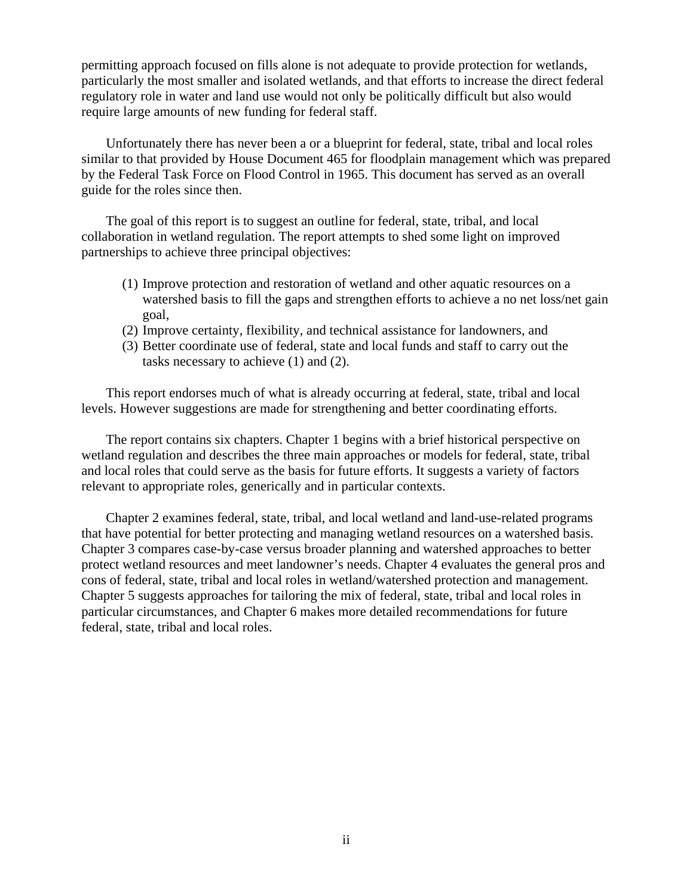permitting approach focused on fills alone is not adequate to provide protection for wetlands, particularly the most smaller and isolated wetlands, and that efforts to increase the direct federal regulatory role in water and land use would not only be politically difficult but also would require large amounts of new funding for federal staff.

Unfortunately there has never been a or a blueprint for federal, state, tribal and local roles similar to that provided by House Document 465 for floodplain management which was prepared by the Federal Task Force on Flood Control in 1965. This document has served as an overall guide for the roles since then.

The goal of this report is to suggest an outline for federal, state, tribal, and local collaboration in wetland regulation. The report attempts to shed some light on improved partnerships to achieve three principal objectives:

(1) Improve protection and restoration of wetland and other aquatic resources on a watershed basis to fill the gaps and strengthen efforts to achieve a no net loss/net gain goal,
(2) Improve certainty, flexibility, and technical assistance for landowners, and
(3) Better coordinate use of federal, state and local funds and staff to carry out the tasks necessary to achieve (1) and (2).

This report endorses much of what is already occurring at federal, state, tribal and local levels. However suggestions are made for strengthening and better coordinating efforts.

The report contains six chapters. Chapter 1 begins with a brief historical perspective on wetland regulation and describes the three main approaches or models for federal, state, tribal and local roles that could serve as the basis for future efforts. It suggests a variety of factors relevant to appropriate roles, generically and in particular contexts.

Chapter 2 examines federal, state, tribal, and local wetland and land-use-related programs that have potential for better protecting and managing wetland resources on a watershed basis. Chapter 3 compares case-by-case versus broader planning and watershed approaches to better protect wetland resources and meet landowner's needs. Chapter 4 evaluates the general pros and cons of federal, state, tribal and local roles in wetland/watershed protection and management. Chapter 5 suggests approaches for tailoring the mix of federal, state, tribal and local roles in particular circumstances, and Chapter 6 makes more detailed recommendations for future federal, state, tribal and local roles.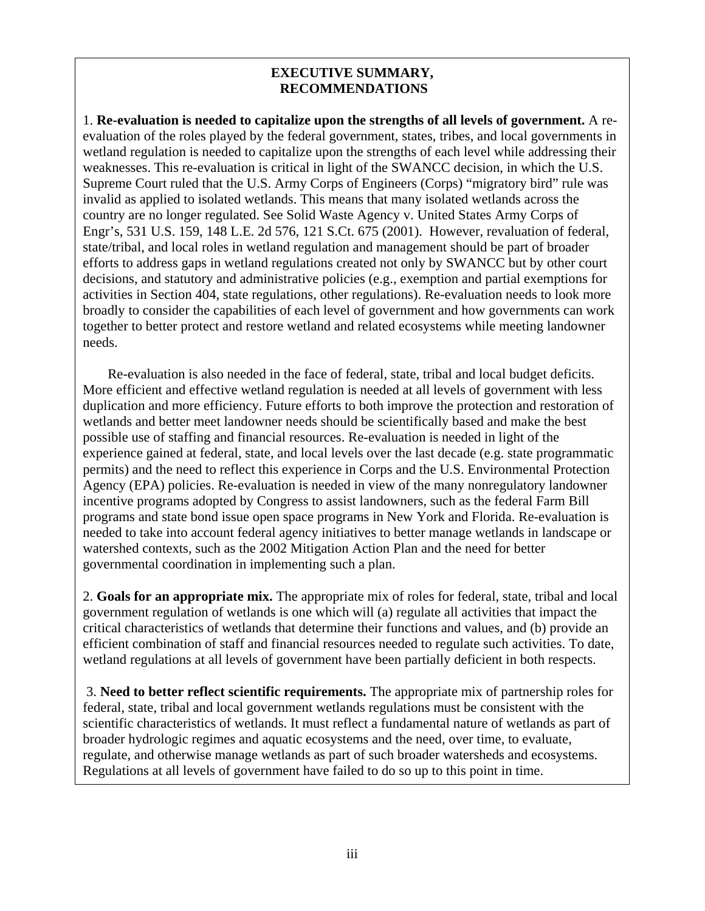## EXECUTIVE SUMMARY, RECOMMENDATIONS

1. **Re-evaluation is needed to capitalize upon the strengths of all levels of government.** A re-evaluation of the roles played by the federal government, states, tribes, and local governments in wetland regulation is needed to capitalize upon the strengths of each level while addressing their weaknesses. This re-evaluation is critical in light of the SWANCC decision, in which the U.S. Supreme Court ruled that the U.S. Army Corps of Engineers (Corps) "migratory bird" rule was invalid as applied to isolated wetlands. This means that many isolated wetlands across the country are no longer regulated. See Solid Waste Agency v. United States Army Corps of Engr's, 531 U.S. 159, 148 L.E. 2d 576, 121 S.Ct. 675 (2001). However, revaluation of federal, state/tribal, and local roles in wetland regulation and management should be part of broader efforts to address gaps in wetland regulations created not only by SWANCC but by other court decisions, and statutory and administrative policies (e.g., exemption and partial exemptions for activities in Section 404, state regulations, other regulations). Re-evaluation needs to look more broadly to consider the capabilities of each level of government and how governments can work together to better protect and restore wetland and related ecosystems while meeting landowner needs.

Re-evaluation is also needed in the face of federal, state, tribal and local budget deficits. More efficient and effective wetland regulation is needed at all levels of government with less duplication and more efficiency. Future efforts to both improve the protection and restoration of wetlands and better meet landowner needs should be scientifically based and make the best possible use of staffing and financial resources. Re-evaluation is needed in light of the experience gained at federal, state, and local levels over the last decade (e.g. state programmatic permits) and the need to reflect this experience in Corps and the U.S. Environmental Protection Agency (EPA) policies. Re-evaluation is needed in view of the many nonregulatory landowner incentive programs adopted by Congress to assist landowners, such as the federal Farm Bill programs and state bond issue open space programs in New York and Florida. Re-evaluation is needed to take into account federal agency initiatives to better manage wetlands in landscape or watershed contexts, such as the 2002 Mitigation Action Plan and the need for better governmental coordination in implementing such a plan.

2. **Goals for an appropriate mix.** The appropriate mix of roles for federal, state, tribal and local government regulation of wetlands is one which will (a) regulate all activities that impact the critical characteristics of wetlands that determine their functions and values, and (b) provide an efficient combination of staff and financial resources needed to regulate such activities. To date, wetland regulations at all levels of government have been partially deficient in both respects.

3. **Need to better reflect scientific requirements.** The appropriate mix of partnership roles for federal, state, tribal and local government wetlands regulations must be consistent with the scientific characteristics of wetlands. It must reflect a fundamental nature of wetlands as part of broader hydrologic regimes and aquatic ecosystems and the need, over time, to evaluate, regulate, and otherwise manage wetlands as part of such broader watersheds and ecosystems. Regulations at all levels of government have failed to do so up to this point in time.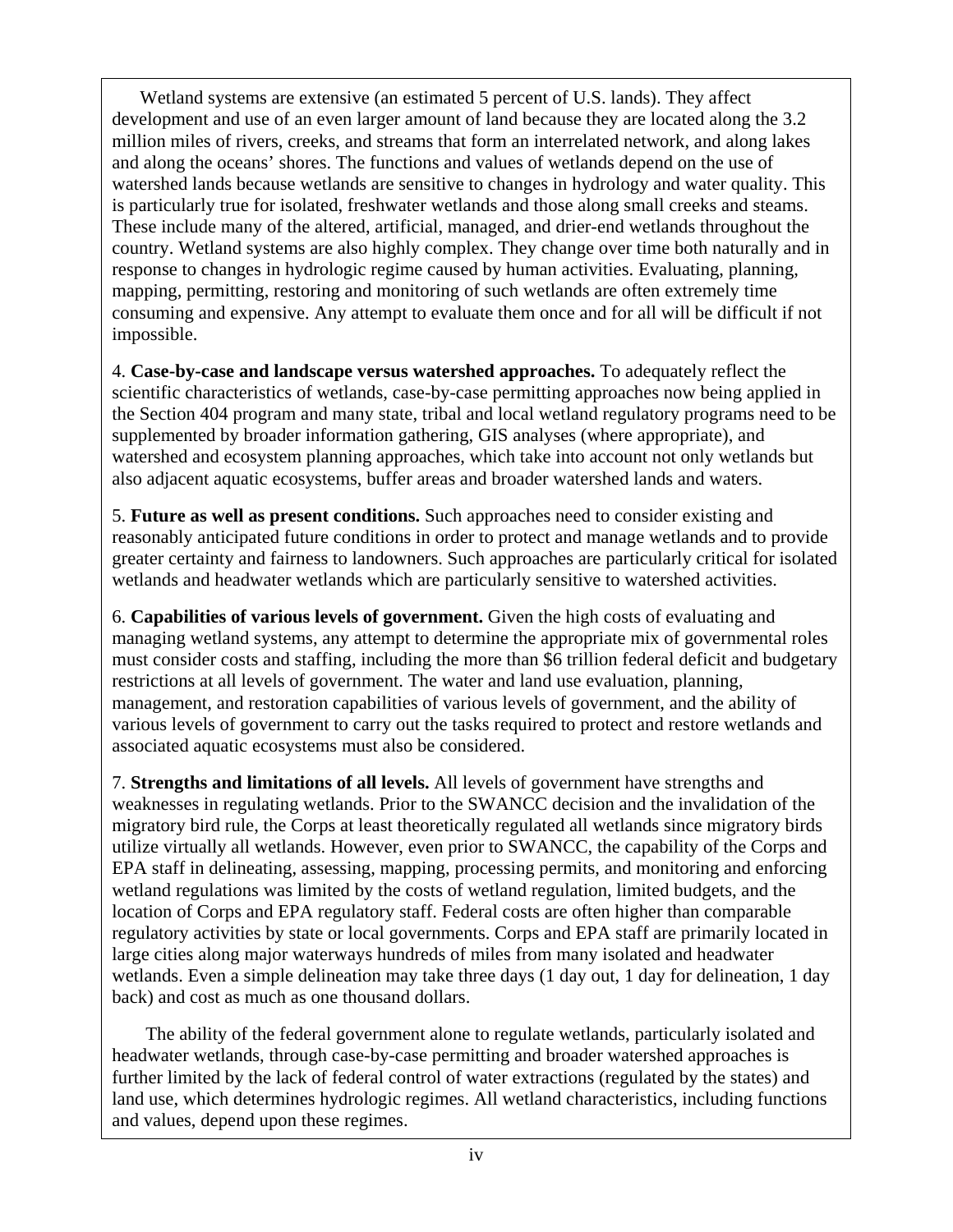Wetland systems are extensive (an estimated 5 percent of U.S. lands). They affect development and use of an even larger amount of land because they are located along the 3.2 million miles of rivers, creeks, and streams that form an interrelated network, and along lakes and along the oceans' shores. The functions and values of wetlands depend on the use of watershed lands because wetlands are sensitive to changes in hydrology and water quality. This is particularly true for isolated, freshwater wetlands and those along small creeks and steams. These include many of the altered, artificial, managed, and drier-end wetlands throughout the country. Wetland systems are also highly complex. They change over time both naturally and in response to changes in hydrologic regime caused by human activities. Evaluating, planning, mapping, permitting, restoring and monitoring of such wetlands are often extremely time consuming and expensive. Any attempt to evaluate them once and for all will be difficult if not impossible.

4. **Case-by-case and landscape versus watershed approaches.** To adequately reflect the scientific characteristics of wetlands, case-by-case permitting approaches now being applied in the Section 404 program and many state, tribal and local wetland regulatory programs need to be supplemented by broader information gathering, GIS analyses (where appropriate), and watershed and ecosystem planning approaches, which take into account not only wetlands but also adjacent aquatic ecosystems, buffer areas and broader watershed lands and waters.

5. **Future as well as present conditions.** Such approaches need to consider existing and reasonably anticipated future conditions in order to protect and manage wetlands and to provide greater certainty and fairness to landowners. Such approaches are particularly critical for isolated wetlands and headwater wetlands which are particularly sensitive to watershed activities.

6. **Capabilities of various levels of government.** Given the high costs of evaluating and managing wetland systems, any attempt to determine the appropriate mix of governmental roles must consider costs and staffing, including the more than $6 trillion federal deficit and budgetary restrictions at all levels of government. The water and land use evaluation, planning, management, and restoration capabilities of various levels of government, and the ability of various levels of government to carry out the tasks required to protect and restore wetlands and associated aquatic ecosystems must also be considered.

7. **Strengths and limitations of all levels.** All levels of government have strengths and weaknesses in regulating wetlands. Prior to the SWANCC decision and the invalidation of the migratory bird rule, the Corps at least theoretically regulated all wetlands since migratory birds utilize virtually all wetlands. However, even prior to SWANCC, the capability of the Corps and EPA staff in delineating, assessing, mapping, processing permits, and monitoring and enforcing wetland regulations was limited by the costs of wetland regulation, limited budgets, and the location of Corps and EPA regulatory staff. Federal costs are often higher than comparable regulatory activities by state or local governments. Corps and EPA staff are primarily located in large cities along major waterways hundreds of miles from many isolated and headwater wetlands. Even a simple delineation may take three days (1 day out, 1 day for delineation, 1 day back) and cost as much as one thousand dollars.

The ability of the federal government alone to regulate wetlands, particularly isolated and headwater wetlands, through case-by-case permitting and broader watershed approaches is further limited by the lack of federal control of water extractions (regulated by the states) and land use, which determines hydrologic regimes. All wetland characteristics, including functions and values, depend upon these regimes.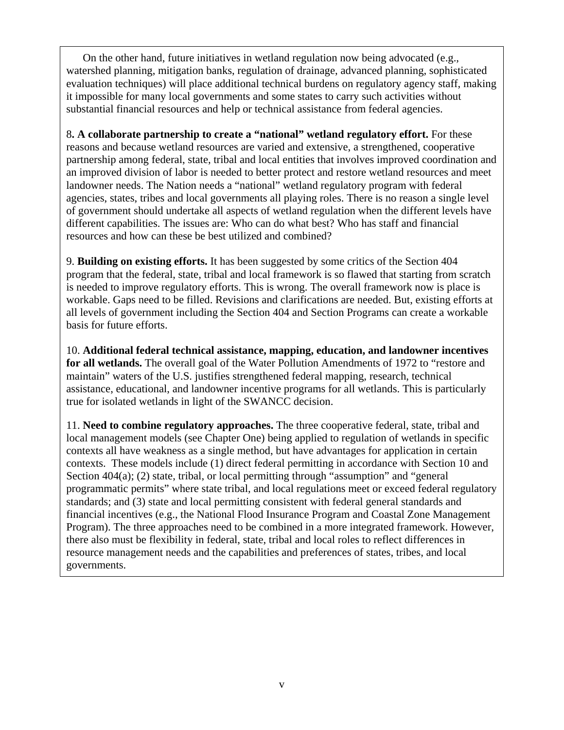On the other hand, future initiatives in wetland regulation now being advocated (e.g., watershed planning, mitigation banks, regulation of drainage, advanced planning, sophisticated evaluation techniques) will place additional technical burdens on regulatory agency staff, making it impossible for many local governments and some states to carry such activities without substantial financial resources and help or technical assistance from federal agencies.

8**. A collaborate partnership to create a "national" wetland regulatory effort.** For these reasons and because wetland resources are varied and extensive, a strengthened, cooperative partnership among federal, state, tribal and local entities that involves improved coordination and an improved division of labor is needed to better protect and restore wetland resources and meet landowner needs. The Nation needs a "national" wetland regulatory program with federal agencies, states, tribes and local governments all playing roles. There is no reason a single level of government should undertake all aspects of wetland regulation when the different levels have different capabilities. The issues are: Who can do what best? Who has staff and financial resources and how can these be best utilized and combined?

9. **Building on existing efforts.** It has been suggested by some critics of the Section 404 program that the federal, state, tribal and local framework is so flawed that starting from scratch is needed to improve regulatory efforts. This is wrong. The overall framework now is place is workable. Gaps need to be filled. Revisions and clarifications are needed. But, existing efforts at all levels of government including the Section 404 and Section Programs can create a workable basis for future efforts.

10. **Additional federal technical assistance, mapping, education, and landowner incentives for all wetlands.** The overall goal of the Water Pollution Amendments of 1972 to "restore and maintain" waters of the U.S. justifies strengthened federal mapping, research, technical assistance, educational, and landowner incentive programs for all wetlands. This is particularly true for isolated wetlands in light of the SWANCC decision.

11. **Need to combine regulatory approaches.** The three cooperative federal, state, tribal and local management models (see Chapter One) being applied to regulation of wetlands in specific contexts all have weakness as a single method, but have advantages for application in certain contexts. These models include (1) direct federal permitting in accordance with Section 10 and Section 404(a); (2) state, tribal, or local permitting through "assumption" and "general programmatic permits" where state tribal, and local regulations meet or exceed federal regulatory standards; and (3) state and local permitting consistent with federal general standards and financial incentives (e.g., the National Flood Insurance Program and Coastal Zone Management Program). The three approaches need to be combined in a more integrated framework. However, there also must be flexibility in federal, state, tribal and local roles to reflect differences in resource management needs and the capabilities and preferences of states, tribes, and local governments.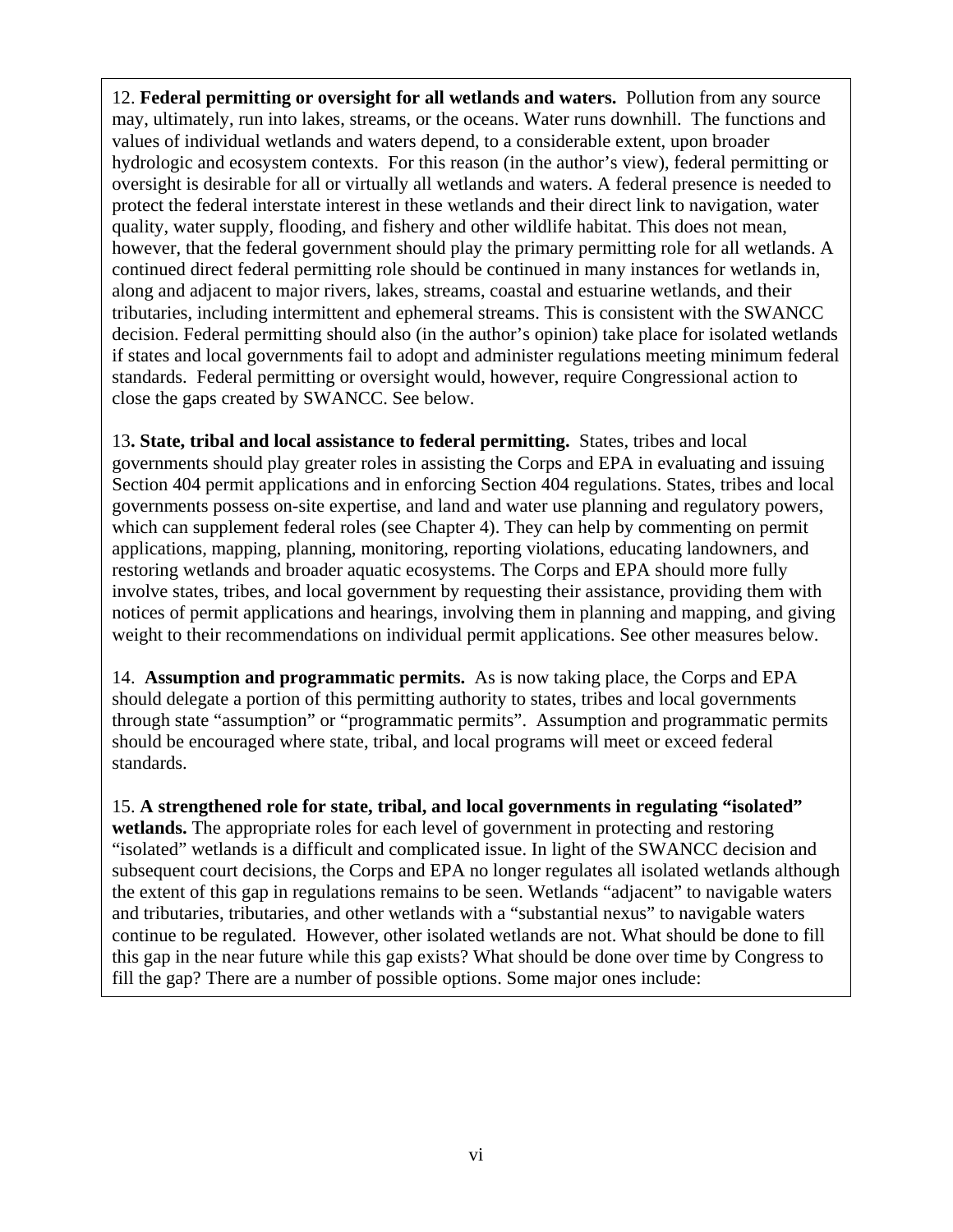12. **Federal permitting or oversight for all wetlands and waters.** Pollution from any source may, ultimately, run into lakes, streams, or the oceans. Water runs downhill. The functions and values of individual wetlands and waters depend, to a considerable extent, upon broader hydrologic and ecosystem contexts. For this reason (in the author's view), federal permitting or oversight is desirable for all or virtually all wetlands and waters. A federal presence is needed to protect the federal interstate interest in these wetlands and their direct link to navigation, water quality, water supply, flooding, and fishery and other wildlife habitat. This does not mean, however, that the federal government should play the primary permitting role for all wetlands. A continued direct federal permitting role should be continued in many instances for wetlands in, along and adjacent to major rivers, lakes, streams, coastal and estuarine wetlands, and their tributaries, including intermittent and ephemeral streams. This is consistent with the SWANCC decision. Federal permitting should also (in the author's opinion) take place for isolated wetlands if states and local governments fail to adopt and administer regulations meeting minimum federal standards. Federal permitting or oversight would, however, require Congressional action to close the gaps created by SWANCC. See below.

13**. State, tribal and local assistance to federal permitting.** States, tribes and local governments should play greater roles in assisting the Corps and EPA in evaluating and issuing Section 404 permit applications and in enforcing Section 404 regulations. States, tribes and local governments possess on-site expertise, and land and water use planning and regulatory powers, which can supplement federal roles (see Chapter 4). They can help by commenting on permit applications, mapping, planning, monitoring, reporting violations, educating landowners, and restoring wetlands and broader aquatic ecosystems. The Corps and EPA should more fully involve states, tribes, and local government by requesting their assistance, providing them with notices of permit applications and hearings, involving them in planning and mapping, and giving weight to their recommendations on individual permit applications. See other measures below.

14. **Assumption and programmatic permits.** As is now taking place, the Corps and EPA should delegate a portion of this permitting authority to states, tribes and local governments through state "assumption" or "programmatic permits". Assumption and programmatic permits should be encouraged where state, tribal, and local programs will meet or exceed federal standards.

15. **A strengthened role for state, tribal, and local governments in regulating "isolated" wetlands.** The appropriate roles for each level of government in protecting and restoring "isolated" wetlands is a difficult and complicated issue. In light of the SWANCC decision and subsequent court decisions, the Corps and EPA no longer regulates all isolated wetlands although the extent of this gap in regulations remains to be seen. Wetlands "adjacent" to navigable waters and tributaries, tributaries, and other wetlands with a "substantial nexus" to navigable waters continue to be regulated. However, other isolated wetlands are not. What should be done to fill this gap in the near future while this gap exists? What should be done over time by Congress to fill the gap? There are a number of possible options. Some major ones include: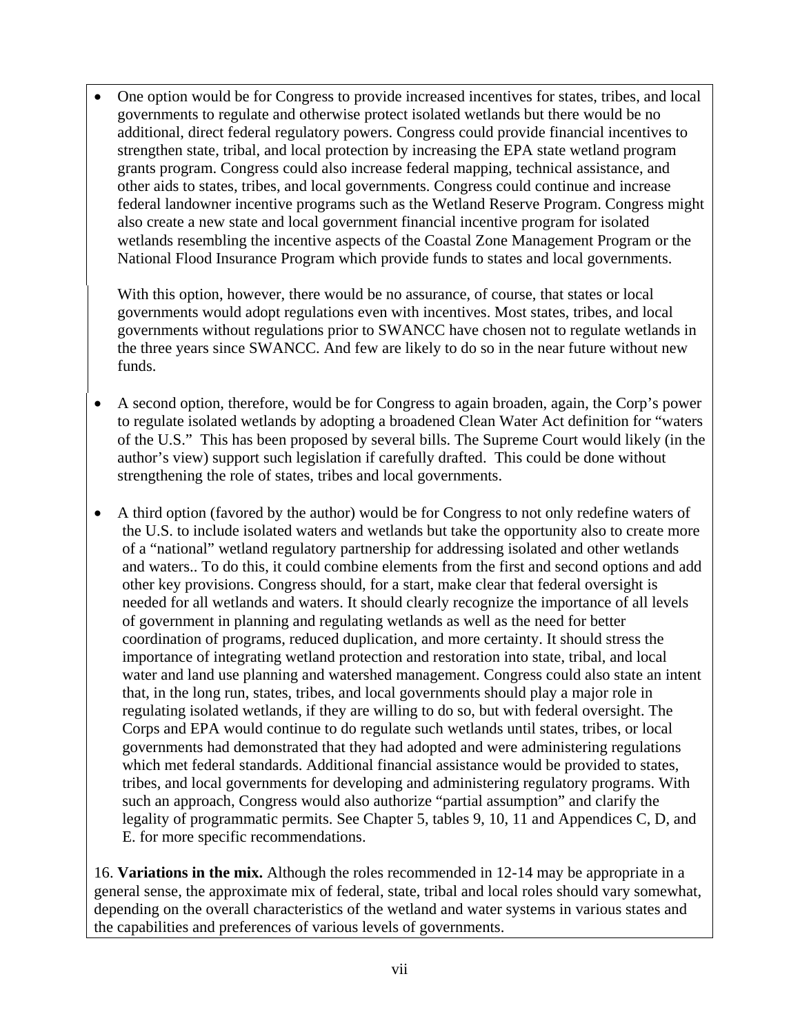- One option would be for Congress to provide increased incentives for states, tribes, and local governments to regulate and otherwise protect isolated wetlands but there would be no additional, direct federal regulatory powers. Congress could provide financial incentives to strengthen state, tribal, and local protection by increasing the EPA state wetland program grants program. Congress could also increase federal mapping, technical assistance, and other aids to states, tribes, and local governments. Congress could continue and increase federal landowner incentive programs such as the Wetland Reserve Program. Congress might also create a new state and local government financial incentive program for isolated wetlands resembling the incentive aspects of the Coastal Zone Management Program or the National Flood Insurance Program which provide funds to states and local governments.

  With this option, however, there would be no assurance, of course, that states or local governments would adopt regulations even with incentives. Most states, tribes, and local governments without regulations prior to SWANCC have chosen not to regulate wetlands in the three years since SWANCC. And few are likely to do so in the near future without new funds.

- A second option, therefore, would be for Congress to again broaden, again, the Corp's power to regulate isolated wetlands by adopting a broadened Clean Water Act definition for "waters of the U.S." This has been proposed by several bills. The Supreme Court would likely (in the author's view) support such legislation if carefully drafted. This could be done without strengthening the role of states, tribes and local governments.

- A third option (favored by the author) would be for Congress to not only redefine waters of the U.S. to include isolated waters and wetlands but take the opportunity also to create more of a "national" wetland regulatory partnership for addressing isolated and other wetlands and waters.. To do this, it could combine elements from the first and second options and add other key provisions. Congress should, for a start, make clear that federal oversight is needed for all wetlands and waters. It should clearly recognize the importance of all levels of government in planning and regulating wetlands as well as the need for better coordination of programs, reduced duplication, and more certainty. It should stress the importance of integrating wetland protection and restoration into state, tribal, and local water and land use planning and watershed management. Congress could also state an intent that, in the long run, states, tribes, and local governments should play a major role in regulating isolated wetlands, if they are willing to do so, but with federal oversight. The Corps and EPA would continue to do regulate such wetlands until states, tribes, or local governments had demonstrated that they had adopted and were administering regulations which met federal standards. Additional financial assistance would be provided to states, tribes, and local governments for developing and administering regulatory programs. With such an approach, Congress would also authorize "partial assumption" and clarify the legality of programmatic permits. See Chapter 5, tables 9, 10, 11 and Appendices C, D, and E. for more specific recommendations.

16. **Variations in the mix.** Although the roles recommended in 12-14 may be appropriate in a general sense, the approximate mix of federal, state, tribal and local roles should vary somewhat, depending on the overall characteristics of the wetland and water systems in various states and the capabilities and preferences of various levels of governments.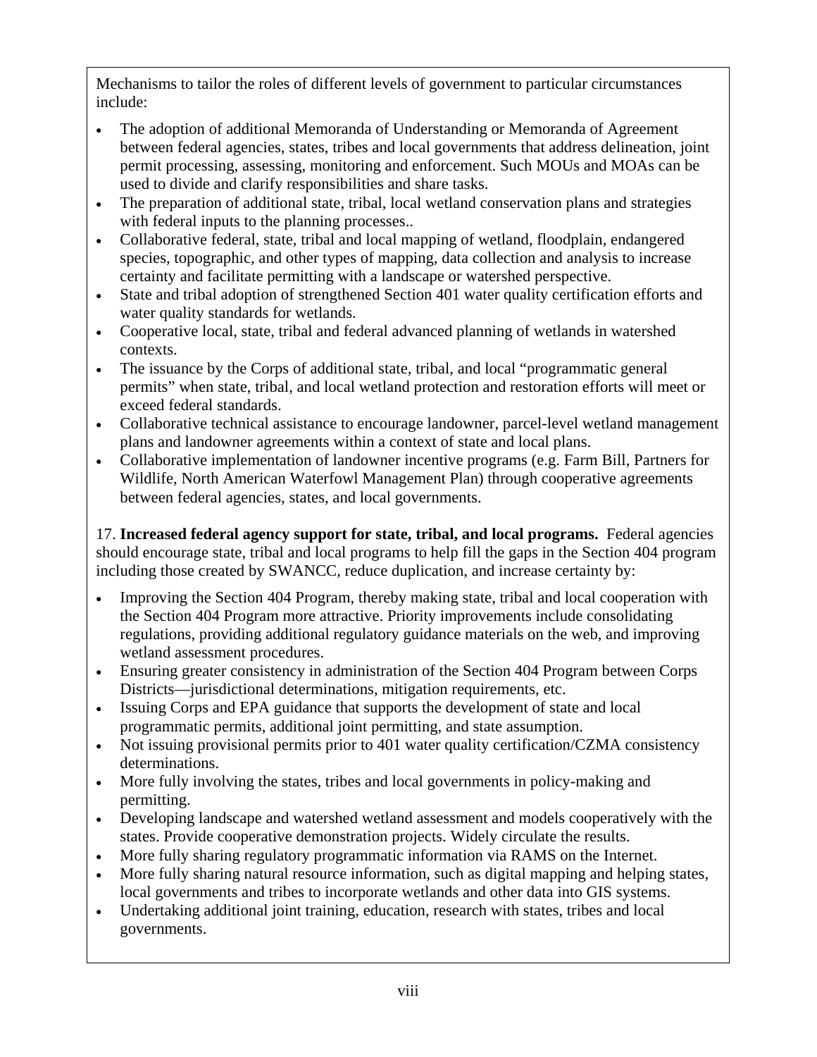Mechanisms to tailor the roles of different levels of government to particular circumstances include:

- The adoption of additional Memoranda of Understanding or Memoranda of Agreement between federal agencies, states, tribes and local governments that address delineation, joint permit processing, assessing, monitoring and enforcement. Such MOUs and MOAs can be used to divide and clarify responsibilities and share tasks.
- The preparation of additional state, tribal, local wetland conservation plans and strategies with federal inputs to the planning processes..
- Collaborative federal, state, tribal and local mapping of wetland, floodplain, endangered species, topographic, and other types of mapping, data collection and analysis to increase certainty and facilitate permitting with a landscape or watershed perspective.
- State and tribal adoption of strengthened Section 401 water quality certification efforts and water quality standards for wetlands.
- Cooperative local, state, tribal and federal advanced planning of wetlands in watershed contexts.
- The issuance by the Corps of additional state, tribal, and local "programmatic general permits" when state, tribal, and local wetland protection and restoration efforts will meet or exceed federal standards.
- Collaborative technical assistance to encourage landowner, parcel-level wetland management plans and landowner agreements within a context of state and local plans.
- Collaborative implementation of landowner incentive programs (e.g. Farm Bill, Partners for Wildlife, North American Waterfowl Management Plan) through cooperative agreements between federal agencies, states, and local governments.

17. **Increased federal agency support for state, tribal, and local programs.** Federal agencies should encourage state, tribal and local programs to help fill the gaps in the Section 404 program including those created by SWANCC, reduce duplication, and increase certainty by:

- Improving the Section 404 Program, thereby making state, tribal and local cooperation with the Section 404 Program more attractive. Priority improvements include consolidating regulations, providing additional regulatory guidance materials on the web, and improving wetland assessment procedures.
- Ensuring greater consistency in administration of the Section 404 Program between Corps Districts—jurisdictional determinations, mitigation requirements, etc.
- Issuing Corps and EPA guidance that supports the development of state and local programmatic permits, additional joint permitting, and state assumption.
- Not issuing provisional permits prior to 401 water quality certification/CZMA consistency determinations.
- More fully involving the states, tribes and local governments in policy-making and permitting.
- Developing landscape and watershed wetland assessment and models cooperatively with the states. Provide cooperative demonstration projects. Widely circulate the results.
- More fully sharing regulatory programmatic information via RAMS on the Internet.
- More fully sharing natural resource information, such as digital mapping and helping states, local governments and tribes to incorporate wetlands and other data into GIS systems.
- Undertaking additional joint training, education, research with states, tribes and local governments.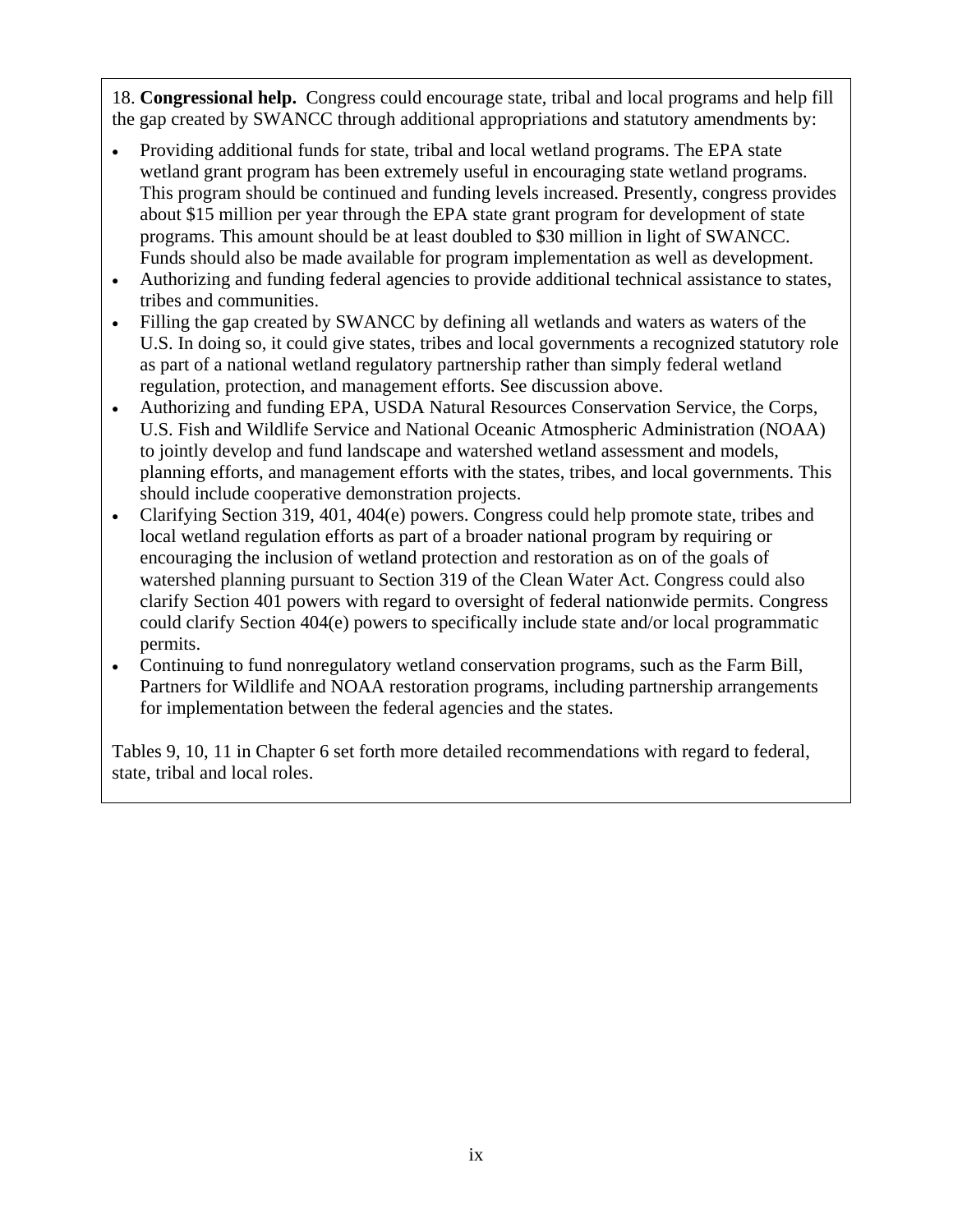18. **Congressional help.** Congress could encourage state, tribal and local programs and help fill the gap created by SWANCC through additional appropriations and statutory amendments by:

- Providing additional funds for state, tribal and local wetland programs. The EPA state wetland grant program has been extremely useful in encouraging state wetland programs. This program should be continued and funding levels increased. Presently, congress provides about $15 million per year through the EPA state grant program for development of state programs. This amount should be at least doubled to $30 million in light of SWANCC. Funds should also be made available for program implementation as well as development.
- Authorizing and funding federal agencies to provide additional technical assistance to states, tribes and communities.
- Filling the gap created by SWANCC by defining all wetlands and waters as waters of the U.S. In doing so, it could give states, tribes and local governments a recognized statutory role as part of a national wetland regulatory partnership rather than simply federal wetland regulation, protection, and management efforts. See discussion above.
- Authorizing and funding EPA, USDA Natural Resources Conservation Service, the Corps, U.S. Fish and Wildlife Service and National Oceanic Atmospheric Administration (NOAA) to jointly develop and fund landscape and watershed wetland assessment and models, planning efforts, and management efforts with the states, tribes, and local governments. This should include cooperative demonstration projects.
- Clarifying Section 319, 401, 404(e) powers. Congress could help promote state, tribes and local wetland regulation efforts as part of a broader national program by requiring or encouraging the inclusion of wetland protection and restoration as on of the goals of watershed planning pursuant to Section 319 of the Clean Water Act. Congress could also clarify Section 401 powers with regard to oversight of federal nationwide permits. Congress could clarify Section 404(e) powers to specifically include state and/or local programmatic permits.
- Continuing to fund nonregulatory wetland conservation programs, such as the Farm Bill, Partners for Wildlife and NOAA restoration programs, including partnership arrangements for implementation between the federal agencies and the states.

Tables 9, 10, 11 in Chapter 6 set forth more detailed recommendations with regard to federal, state, tribal and local roles.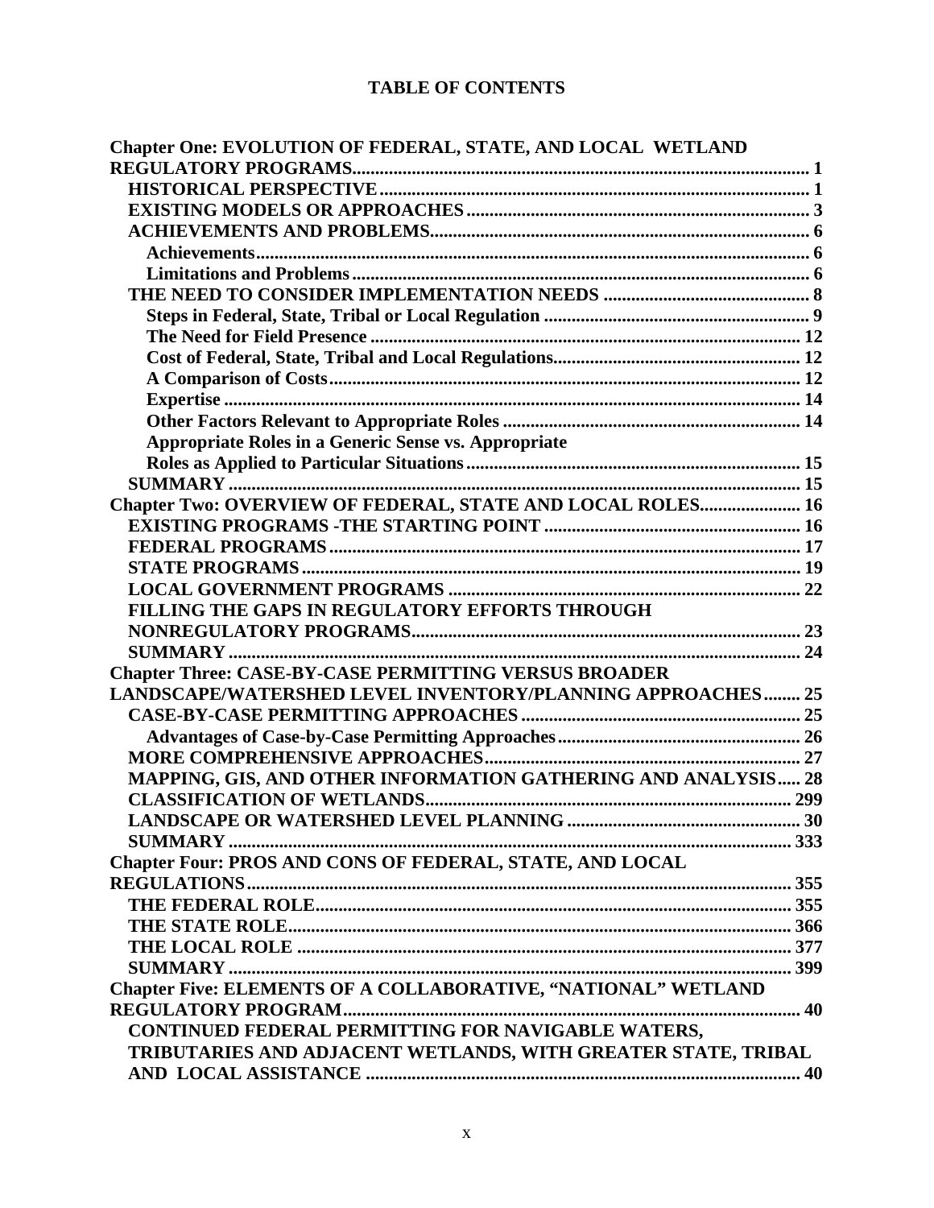# TABLE OF CONTENTS

**Chapter One: EVOLUTION OF FEDERAL, STATE, AND LOCAL WETLAND REGULATORY PROGRAMS** ..... 1

- **HISTORICAL PERSPECTIVE** ..... 1
- **EXISTING MODELS OR APPROACHES** ..... 3
- **ACHIEVEMENTS AND PROBLEMS** ..... 6
  - **Achievements** ..... 6
  - **Limitations and Problems** ..... 6
- **THE NEED TO CONSIDER IMPLEMENTATION NEEDS** ..... 8
  - **Steps in Federal, State, Tribal or Local Regulation** ..... 9
  - **The Need for Field Presence** ..... 12
  - **Cost of Federal, State, Tribal and Local Regulations** ..... 12
  - **A Comparison of Costs** ..... 12
  - **Expertise** ..... 14
  - **Other Factors Relevant to Appropriate Roles** ..... 14
  - **Appropriate Roles in a Generic Sense vs. Appropriate Roles as Applied to Particular Situations** ..... 15
- **SUMMARY** ..... 15

**Chapter Two: OVERVIEW OF FEDERAL, STATE AND LOCAL ROLES** ..... 16

- **EXISTING PROGRAMS -THE STARTING POINT** ..... 16
- **FEDERAL PROGRAMS** ..... 17
- **STATE PROGRAMS** ..... 19
- **LOCAL GOVERNMENT PROGRAMS** ..... 22
- **FILLING THE GAPS IN REGULATORY EFFORTS THROUGH NONREGULATORY PROGRAMS** ..... 23
- **SUMMARY** ..... 24

**Chapter Three: CASE-BY-CASE PERMITTING VERSUS BROADER LANDSCAPE/WATERSHED LEVEL INVENTORY/PLANNING APPROACHES** ..... 25

- **CASE-BY-CASE PERMITTING APPROACHES** ..... 25
  - **Advantages of Case-by-Case Permitting Approaches** ..... 26
- **MORE COMPREHENSIVE APPROACHES** ..... 27
- **MAPPING, GIS, AND OTHER INFORMATION GATHERING AND ANALYSIS** ..... 28
- **CLASSIFICATION OF WETLANDS** ..... 299
- **LANDSCAPE OR WATERSHED LEVEL PLANNING** ..... 30
- **SUMMARY** ..... 333

**Chapter Four: PROS AND CONS OF FEDERAL, STATE, AND LOCAL REGULATIONS** ..... 355

- **THE FEDERAL ROLE** ..... 355
- **THE STATE ROLE** ..... 366
- **THE LOCAL ROLE** ..... 377
- **SUMMARY** ..... 399

**Chapter Five: ELEMENTS OF A COLLABORATIVE, "NATIONAL" WETLAND REGULATORY PROGRAM** ..... 40

- **CONTINUED FEDERAL PERMITTING FOR NAVIGABLE WATERS, TRIBUTARIES AND ADJACENT WETLANDS, WITH GREATER STATE, TRIBAL AND LOCAL ASSISTANCE** ..... 40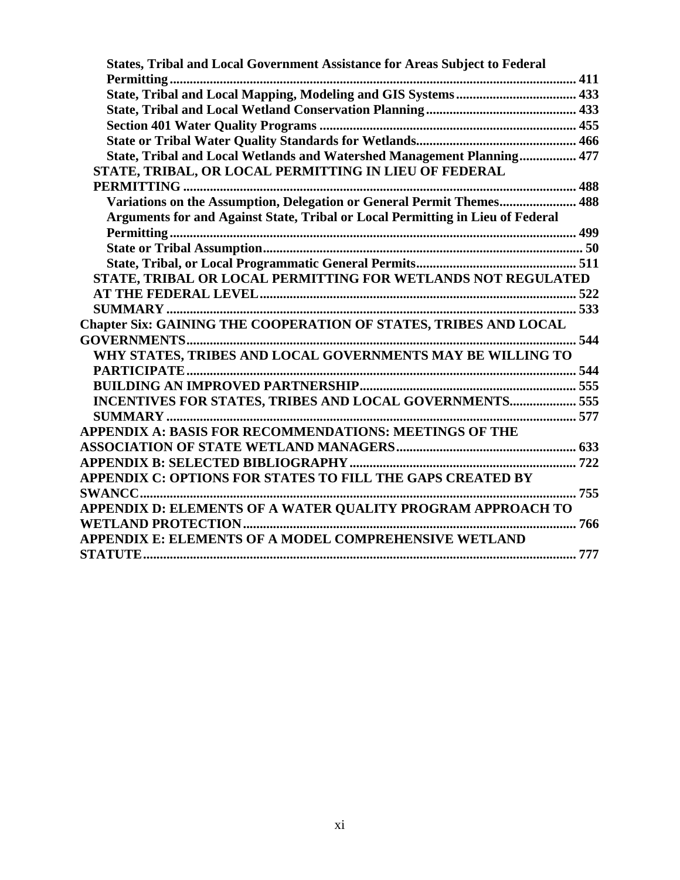**States, Tribal and Local Government Assistance for Areas Subject to Federal Permitting** ........................................................................................................ 411

**State, Tribal and Local Mapping, Modeling and GIS Systems** .................................... 433

**State, Tribal and Local Wetland Conservation Planning** ............................................ 433

**Section 401 Water Quality Programs** ........................................................................... 455

**State or Tribal Water Quality Standards for Wetlands** ............................................... 466

**State, Tribal and Local Wetlands and Watershed Management Planning** ................. 477

**STATE, TRIBAL, OR LOCAL PERMITTING IN LIEU OF FEDERAL PERMITTING** .................................................................................................................. 488

**Variations on the Assumption, Delegation or General Permit Themes** ...................... 488

**Arguments for and Against State, Tribal or Local Permitting in Lieu of Federal Permitting** ........................................................................................................ 499

**State or Tribal Assumption** .............................................................................................. 50

**State, Tribal, or Local Programmatic General Permits** .............................................. 511

**STATE, TRIBAL OR LOCAL PERMITTING FOR WETLANDS NOT REGULATED AT THE FEDERAL LEVEL** ............................................................................................ 522

**SUMMARY** ........................................................................................................................ 533

**Chapter Six: GAINING THE COOPERATION OF STATES, TRIBES AND LOCAL GOVERNMENTS** ................................................................................................................... 544

**WHY STATES, TRIBES AND LOCAL GOVERNMENTS MAY BE WILLING TO PARTICIPATE** .................................................................................................................. 544

**BUILDING AN IMPROVED PARTNERSHIP** ............................................................... 555

**INCENTIVES FOR STATES, TRIBES AND LOCAL GOVERNMENTS** ................... 555

**SUMMARY** ........................................................................................................................ 577

**APPENDIX A: BASIS FOR RECOMMENDATIONS: MEETINGS OF THE ASSOCIATION OF STATE WETLAND MANAGERS** ..................................................... 633

**APPENDIX B: SELECTED BIBLIOGRAPHY** ................................................................... 722

**APPENDIX C: OPTIONS FOR STATES TO FILL THE GAPS CREATED BY SWANCC** ................................................................................................................................ 755

**APPENDIX D: ELEMENTS OF A WATER QUALITY PROGRAM APPROACH TO WETLAND PROTECTION** .................................................................................................. 766

**APPENDIX E: ELEMENTS OF A MODEL COMPREHENSIVE WETLAND STATUTE** ................................................................................................................................ 777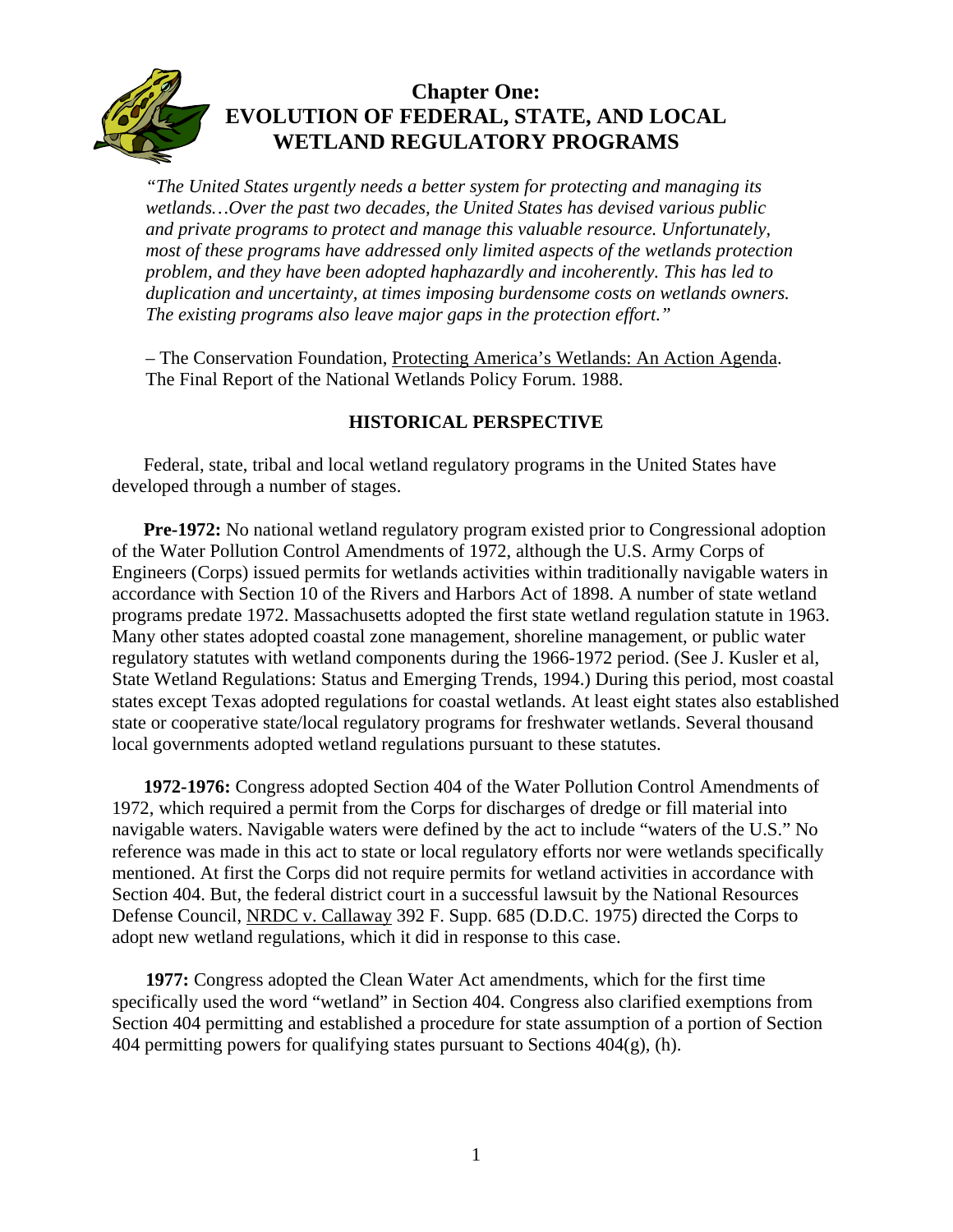# Chapter One: EVOLUTION OF FEDERAL, STATE, AND LOCAL WETLAND REGULATORY PROGRAMS

*"The United States urgently needs a better system for protecting and managing its wetlands…Over the past two decades, the United States has devised various public and private programs to protect and manage this valuable resource. Unfortunately, most of these programs have addressed only limited aspects of the wetlands protection problem, and they have been adopted haphazardly and incoherently. This has led to duplication and uncertainty, at times imposing burdensome costs on wetlands owners. The existing programs also leave major gaps in the protection effort."*

– The Conservation Foundation, Protecting America's Wetlands: An Action Agenda. The Final Report of the National Wetlands Policy Forum. 1988.

## HISTORICAL PERSPECTIVE

Federal, state, tribal and local wetland regulatory programs in the United States have developed through a number of stages.

**Pre-1972:** No national wetland regulatory program existed prior to Congressional adoption of the Water Pollution Control Amendments of 1972, although the U.S. Army Corps of Engineers (Corps) issued permits for wetlands activities within traditionally navigable waters in accordance with Section 10 of the Rivers and Harbors Act of 1898. A number of state wetland programs predate 1972. Massachusetts adopted the first state wetland regulation statute in 1963. Many other states adopted coastal zone management, shoreline management, or public water regulatory statutes with wetland components during the 1966-1972 period. (See J. Kusler et al, State Wetland Regulations: Status and Emerging Trends, 1994.) During this period, most coastal states except Texas adopted regulations for coastal wetlands. At least eight states also established state or cooperative state/local regulatory programs for freshwater wetlands. Several thousand local governments adopted wetland regulations pursuant to these statutes.

**1972-1976:** Congress adopted Section 404 of the Water Pollution Control Amendments of 1972, which required a permit from the Corps for discharges of dredge or fill material into navigable waters. Navigable waters were defined by the act to include "waters of the U.S." No reference was made in this act to state or local regulatory efforts nor were wetlands specifically mentioned. At first the Corps did not require permits for wetland activities in accordance with Section 404. But, the federal district court in a successful lawsuit by the National Resources Defense Council, NRDC v. Callaway 392 F. Supp. 685 (D.D.C. 1975) directed the Corps to adopt new wetland regulations, which it did in response to this case.

**1977:** Congress adopted the Clean Water Act amendments, which for the first time specifically used the word "wetland" in Section 404. Congress also clarified exemptions from Section 404 permitting and established a procedure for state assumption of a portion of Section 404 permitting powers for qualifying states pursuant to Sections 404(g), (h).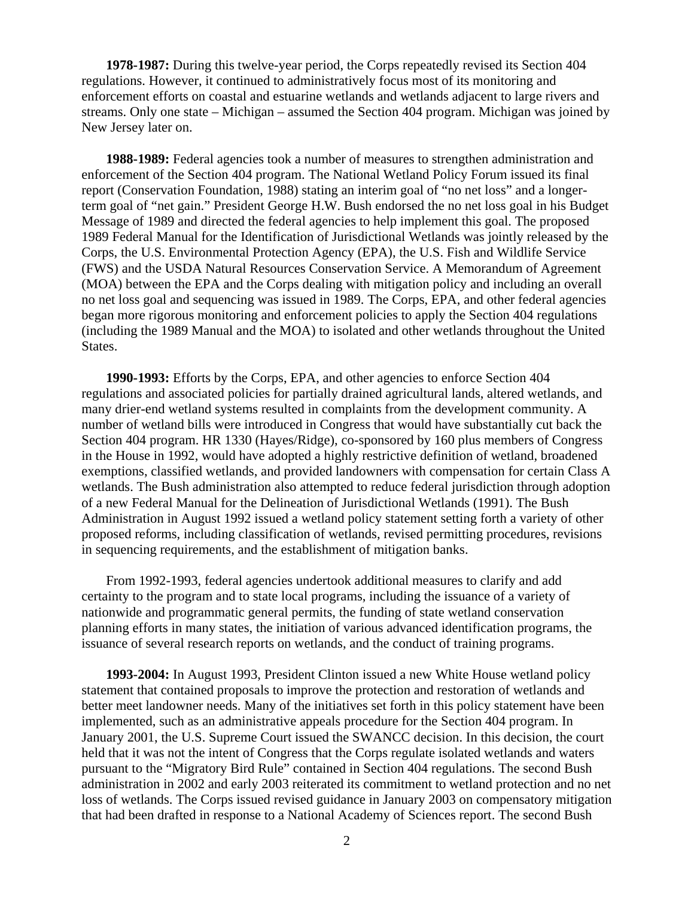**1978-1987:** During this twelve-year period, the Corps repeatedly revised its Section 404 regulations. However, it continued to administratively focus most of its monitoring and enforcement efforts on coastal and estuarine wetlands and wetlands adjacent to large rivers and streams. Only one state – Michigan – assumed the Section 404 program. Michigan was joined by New Jersey later on.

**1988-1989:** Federal agencies took a number of measures to strengthen administration and enforcement of the Section 404 program. The National Wetland Policy Forum issued its final report (Conservation Foundation, 1988) stating an interim goal of "no net loss" and a longer-term goal of "net gain." President George H.W. Bush endorsed the no net loss goal in his Budget Message of 1989 and directed the federal agencies to help implement this goal. The proposed 1989 Federal Manual for the Identification of Jurisdictional Wetlands was jointly released by the Corps, the U.S. Environmental Protection Agency (EPA), the U.S. Fish and Wildlife Service (FWS) and the USDA Natural Resources Conservation Service. A Memorandum of Agreement (MOA) between the EPA and the Corps dealing with mitigation policy and including an overall no net loss goal and sequencing was issued in 1989. The Corps, EPA, and other federal agencies began more rigorous monitoring and enforcement policies to apply the Section 404 regulations (including the 1989 Manual and the MOA) to isolated and other wetlands throughout the United States.

**1990-1993:** Efforts by the Corps, EPA, and other agencies to enforce Section 404 regulations and associated policies for partially drained agricultural lands, altered wetlands, and many drier-end wetland systems resulted in complaints from the development community. A number of wetland bills were introduced in Congress that would have substantially cut back the Section 404 program. HR 1330 (Hayes/Ridge), co-sponsored by 160 plus members of Congress in the House in 1992, would have adopted a highly restrictive definition of wetland, broadened exemptions, classified wetlands, and provided landowners with compensation for certain Class A wetlands. The Bush administration also attempted to reduce federal jurisdiction through adoption of a new Federal Manual for the Delineation of Jurisdictional Wetlands (1991). The Bush Administration in August 1992 issued a wetland policy statement setting forth a variety of other proposed reforms, including classification of wetlands, revised permitting procedures, revisions in sequencing requirements, and the establishment of mitigation banks.

From 1992-1993, federal agencies undertook additional measures to clarify and add certainty to the program and to state local programs, including the issuance of a variety of nationwide and programmatic general permits, the funding of state wetland conservation planning efforts in many states, the initiation of various advanced identification programs, the issuance of several research reports on wetlands, and the conduct of training programs.

**1993-2004:** In August 1993, President Clinton issued a new White House wetland policy statement that contained proposals to improve the protection and restoration of wetlands and better meet landowner needs. Many of the initiatives set forth in this policy statement have been implemented, such as an administrative appeals procedure for the Section 404 program. In January 2001, the U.S. Supreme Court issued the SWANCC decision. In this decision, the court held that it was not the intent of Congress that the Corps regulate isolated wetlands and waters pursuant to the "Migratory Bird Rule" contained in Section 404 regulations. The second Bush administration in 2002 and early 2003 reiterated its commitment to wetland protection and no net loss of wetlands. The Corps issued revised guidance in January 2003 on compensatory mitigation that had been drafted in response to a National Academy of Sciences report. The second Bush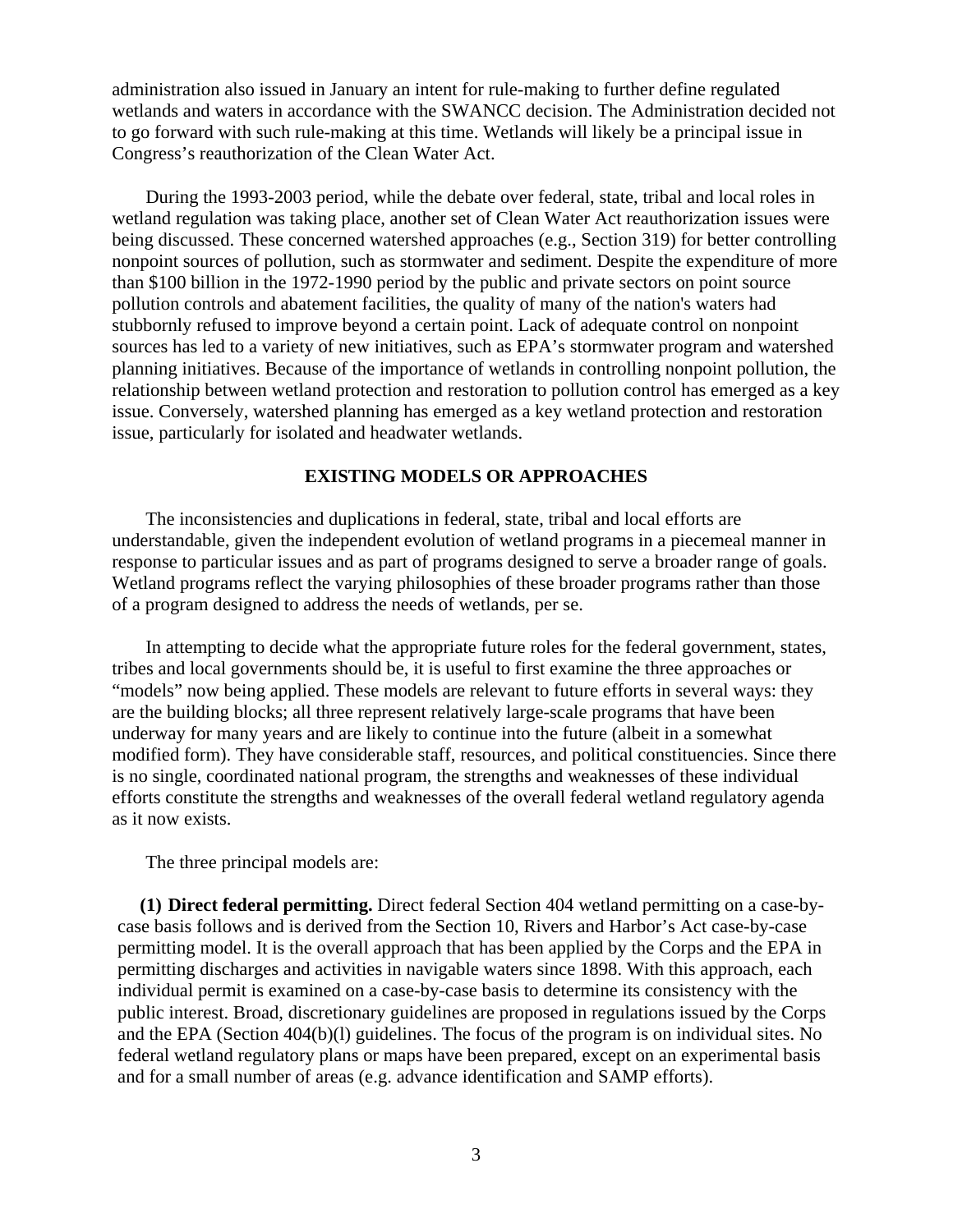administration also issued in January an intent for rule-making to further define regulated wetlands and waters in accordance with the SWANCC decision. The Administration decided not to go forward with such rule-making at this time. Wetlands will likely be a principal issue in Congress's reauthorization of the Clean Water Act.

During the 1993-2003 period, while the debate over federal, state, tribal and local roles in wetland regulation was taking place, another set of Clean Water Act reauthorization issues were being discussed. These concerned watershed approaches (e.g., Section 319) for better controlling nonpoint sources of pollution, such as stormwater and sediment. Despite the expenditure of more than $100 billion in the 1972-1990 period by the public and private sectors on point source pollution controls and abatement facilities, the quality of many of the nation's waters had stubbornly refused to improve beyond a certain point. Lack of adequate control on nonpoint sources has led to a variety of new initiatives, such as EPA's stormwater program and watershed planning initiatives. Because of the importance of wetlands in controlling nonpoint pollution, the relationship between wetland protection and restoration to pollution control has emerged as a key issue. Conversely, watershed planning has emerged as a key wetland protection and restoration issue, particularly for isolated and headwater wetlands.

## EXISTING MODELS OR APPROACHES

The inconsistencies and duplications in federal, state, tribal and local efforts are understandable, given the independent evolution of wetland programs in a piecemeal manner in response to particular issues and as part of programs designed to serve a broader range of goals. Wetland programs reflect the varying philosophies of these broader programs rather than those of a program designed to address the needs of wetlands, per se.

In attempting to decide what the appropriate future roles for the federal government, states, tribes and local governments should be, it is useful to first examine the three approaches or "models" now being applied. These models are relevant to future efforts in several ways: they are the building blocks; all three represent relatively large-scale programs that have been underway for many years and are likely to continue into the future (albeit in a somewhat modified form). They have considerable staff, resources, and political constituencies. Since there is no single, coordinated national program, the strengths and weaknesses of these individual efforts constitute the strengths and weaknesses of the overall federal wetland regulatory agenda as it now exists.

The three principal models are:

**(1) Direct federal permitting.** Direct federal Section 404 wetland permitting on a case-by-case basis follows and is derived from the Section 10, Rivers and Harbor's Act case-by-case permitting model. It is the overall approach that has been applied by the Corps and the EPA in permitting discharges and activities in navigable waters since 1898. With this approach, each individual permit is examined on a case-by-case basis to determine its consistency with the public interest. Broad, discretionary guidelines are proposed in regulations issued by the Corps and the EPA (Section 404(b)(l) guidelines. The focus of the program is on individual sites. No federal wetland regulatory plans or maps have been prepared, except on an experimental basis and for a small number of areas (e.g. advance identification and SAMP efforts).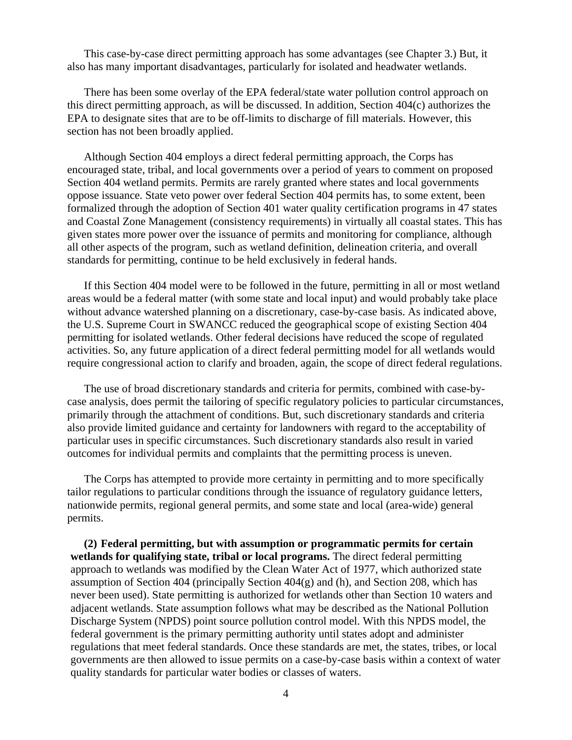This case-by-case direct permitting approach has some advantages (see Chapter 3.) But, it also has many important disadvantages, particularly for isolated and headwater wetlands.

There has been some overlay of the EPA federal/state water pollution control approach on this direct permitting approach, as will be discussed. In addition, Section 404(c) authorizes the EPA to designate sites that are to be off-limits to discharge of fill materials. However, this section has not been broadly applied.

Although Section 404 employs a direct federal permitting approach, the Corps has encouraged state, tribal, and local governments over a period of years to comment on proposed Section 404 wetland permits. Permits are rarely granted where states and local governments oppose issuance. State veto power over federal Section 404 permits has, to some extent, been formalized through the adoption of Section 401 water quality certification programs in 47 states and Coastal Zone Management (consistency requirements) in virtually all coastal states. This has given states more power over the issuance of permits and monitoring for compliance, although all other aspects of the program, such as wetland definition, delineation criteria, and overall standards for permitting, continue to be held exclusively in federal hands.

If this Section 404 model were to be followed in the future, permitting in all or most wetland areas would be a federal matter (with some state and local input) and would probably take place without advance watershed planning on a discretionary, case-by-case basis. As indicated above, the U.S. Supreme Court in SWANCC reduced the geographical scope of existing Section 404 permitting for isolated wetlands. Other federal decisions have reduced the scope of regulated activities. So, any future application of a direct federal permitting model for all wetlands would require congressional action to clarify and broaden, again, the scope of direct federal regulations.

The use of broad discretionary standards and criteria for permits, combined with case-by-case analysis, does permit the tailoring of specific regulatory policies to particular circumstances, primarily through the attachment of conditions. But, such discretionary standards and criteria also provide limited guidance and certainty for landowners with regard to the acceptability of particular uses in specific circumstances. Such discretionary standards also result in varied outcomes for individual permits and complaints that the permitting process is uneven.

The Corps has attempted to provide more certainty in permitting and to more specifically tailor regulations to particular conditions through the issuance of regulatory guidance letters, nationwide permits, regional general permits, and some state and local (area-wide) general permits.

**(2) Federal permitting, but with assumption or programmatic permits for certain wetlands for qualifying state, tribal or local programs.** The direct federal permitting approach to wetlands was modified by the Clean Water Act of 1977, which authorized state assumption of Section 404 (principally Section 404(g) and (h), and Section 208, which has never been used). State permitting is authorized for wetlands other than Section 10 waters and adjacent wetlands. State assumption follows what may be described as the National Pollution Discharge System (NPDS) point source pollution control model. With this NPDS model, the federal government is the primary permitting authority until states adopt and administer regulations that meet federal standards. Once these standards are met, the states, tribes, or local governments are then allowed to issue permits on a case-by-case basis within a context of water quality standards for particular water bodies or classes of waters.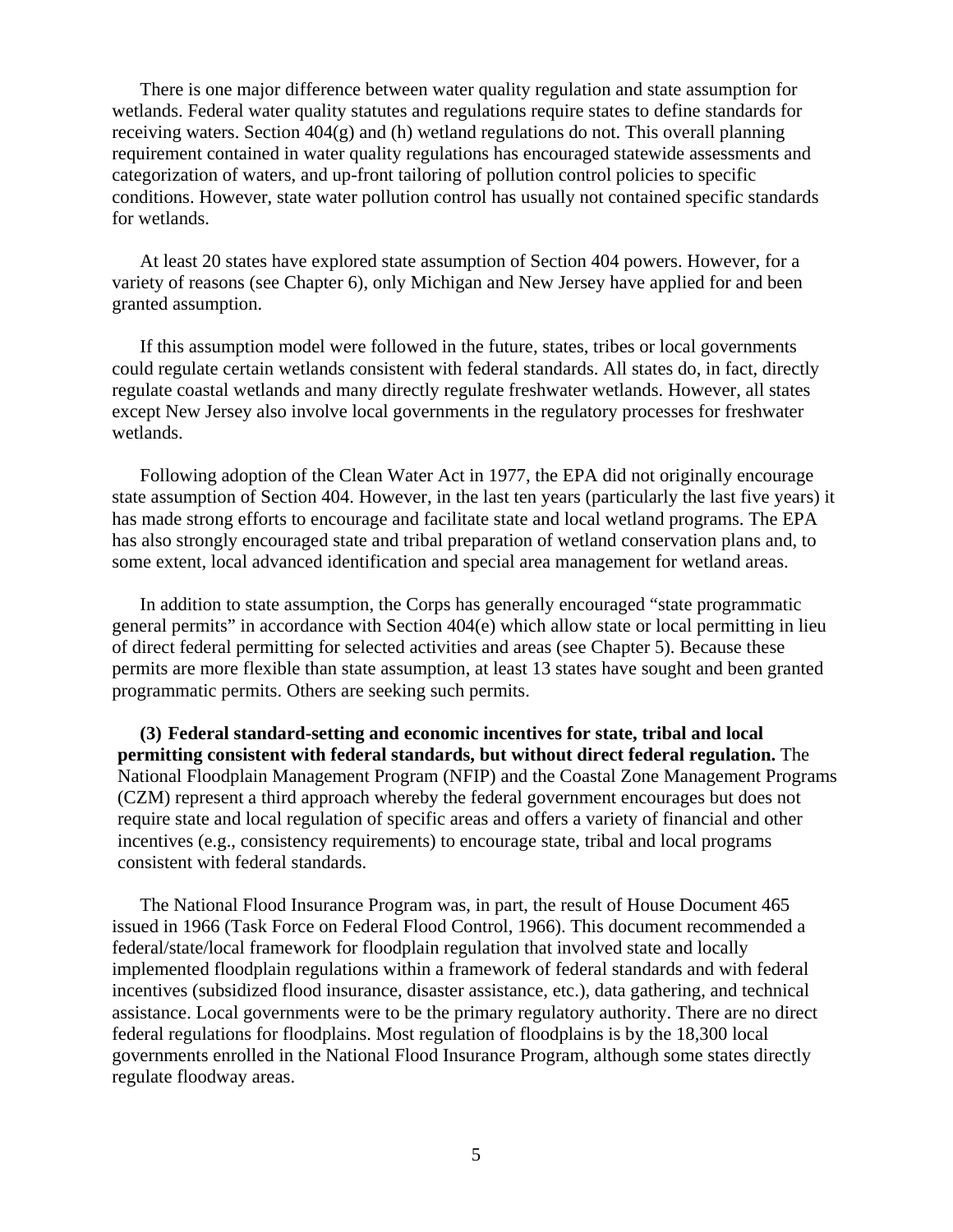There is one major difference between water quality regulation and state assumption for wetlands. Federal water quality statutes and regulations require states to define standards for receiving waters. Section 404(g) and (h) wetland regulations do not. This overall planning requirement contained in water quality regulations has encouraged statewide assessments and categorization of waters, and up-front tailoring of pollution control policies to specific conditions. However, state water pollution control has usually not contained specific standards for wetlands.

At least 20 states have explored state assumption of Section 404 powers. However, for a variety of reasons (see Chapter 6), only Michigan and New Jersey have applied for and been granted assumption.

If this assumption model were followed in the future, states, tribes or local governments could regulate certain wetlands consistent with federal standards. All states do, in fact, directly regulate coastal wetlands and many directly regulate freshwater wetlands. However, all states except New Jersey also involve local governments in the regulatory processes for freshwater wetlands.

Following adoption of the Clean Water Act in 1977, the EPA did not originally encourage state assumption of Section 404. However, in the last ten years (particularly the last five years) it has made strong efforts to encourage and facilitate state and local wetland programs. The EPA has also strongly encouraged state and tribal preparation of wetland conservation plans and, to some extent, local advanced identification and special area management for wetland areas.

In addition to state assumption, the Corps has generally encouraged "state programmatic general permits" in accordance with Section 404(e) which allow state or local permitting in lieu of direct federal permitting for selected activities and areas (see Chapter 5). Because these permits are more flexible than state assumption, at least 13 states have sought and been granted programmatic permits. Others are seeking such permits.

**(3) Federal standard-setting and economic incentives for state, tribal and local permitting consistent with federal standards, but without direct federal regulation.** The National Floodplain Management Program (NFIP) and the Coastal Zone Management Programs (CZM) represent a third approach whereby the federal government encourages but does not require state and local regulation of specific areas and offers a variety of financial and other incentives (e.g., consistency requirements) to encourage state, tribal and local programs consistent with federal standards.

The National Flood Insurance Program was, in part, the result of House Document 465 issued in 1966 (Task Force on Federal Flood Control, 1966). This document recommended a federal/state/local framework for floodplain regulation that involved state and locally implemented floodplain regulations within a framework of federal standards and with federal incentives (subsidized flood insurance, disaster assistance, etc.), data gathering, and technical assistance. Local governments were to be the primary regulatory authority. There are no direct federal regulations for floodplains. Most regulation of floodplains is by the 18,300 local governments enrolled in the National Flood Insurance Program, although some states directly regulate floodway areas.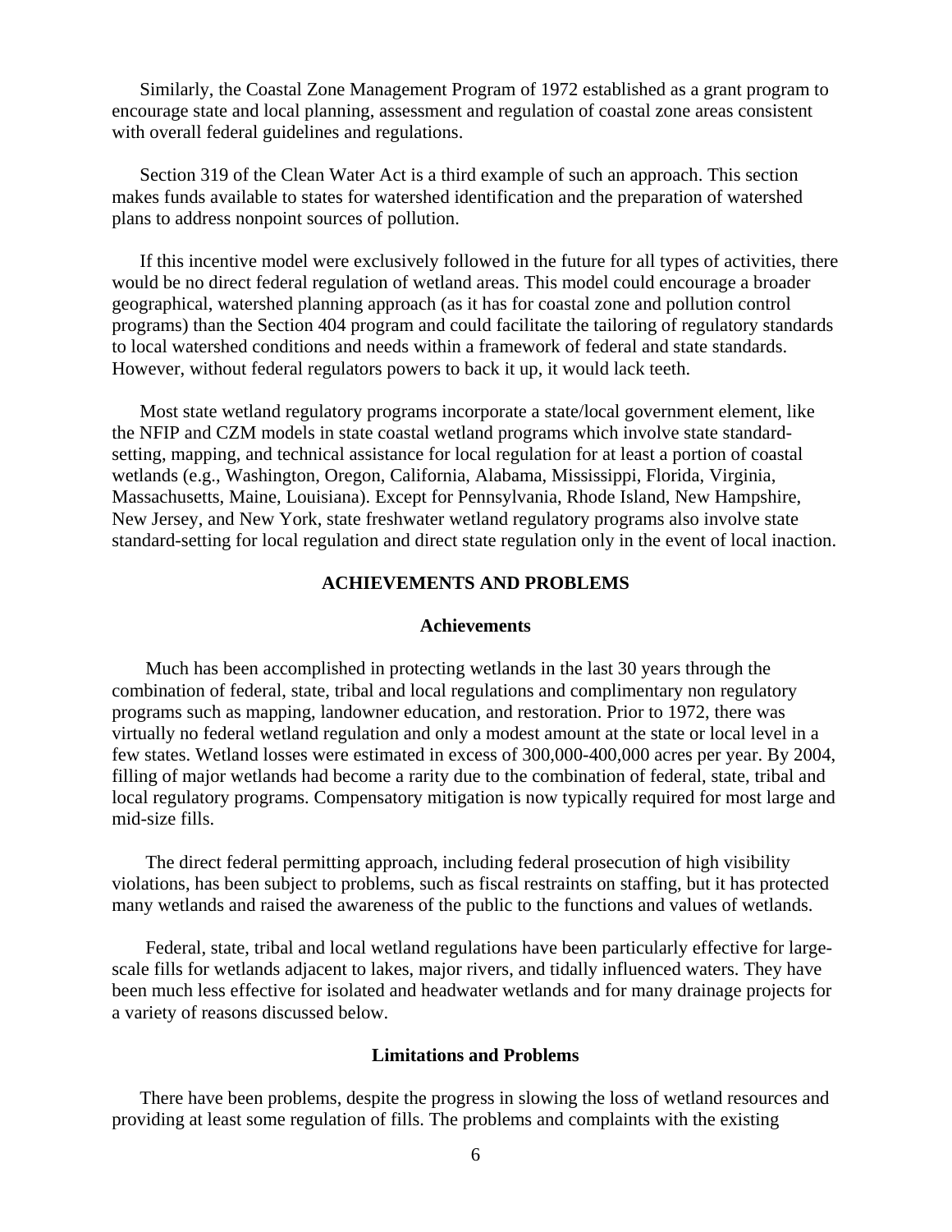Similarly, the Coastal Zone Management Program of 1972 established as a grant program to encourage state and local planning, assessment and regulation of coastal zone areas consistent with overall federal guidelines and regulations.

Section 319 of the Clean Water Act is a third example of such an approach. This section makes funds available to states for watershed identification and the preparation of watershed plans to address nonpoint sources of pollution.

If this incentive model were exclusively followed in the future for all types of activities, there would be no direct federal regulation of wetland areas. This model could encourage a broader geographical, watershed planning approach (as it has for coastal zone and pollution control programs) than the Section 404 program and could facilitate the tailoring of regulatory standards to local watershed conditions and needs within a framework of federal and state standards. However, without federal regulators powers to back it up, it would lack teeth.

Most state wetland regulatory programs incorporate a state/local government element, like the NFIP and CZM models in state coastal wetland programs which involve state standard-setting, mapping, and technical assistance for local regulation for at least a portion of coastal wetlands (e.g., Washington, Oregon, California, Alabama, Mississippi, Florida, Virginia, Massachusetts, Maine, Louisiana). Except for Pennsylvania, Rhode Island, New Hampshire, New Jersey, and New York, state freshwater wetland regulatory programs also involve state standard-setting for local regulation and direct state regulation only in the event of local inaction.

## ACHIEVEMENTS AND PROBLEMS

### Achievements

Much has been accomplished in protecting wetlands in the last 30 years through the combination of federal, state, tribal and local regulations and complimentary non regulatory programs such as mapping, landowner education, and restoration. Prior to 1972, there was virtually no federal wetland regulation and only a modest amount at the state or local level in a few states. Wetland losses were estimated in excess of 300,000-400,000 acres per year. By 2004, filling of major wetlands had become a rarity due to the combination of federal, state, tribal and local regulatory programs. Compensatory mitigation is now typically required for most large and mid-size fills.

The direct federal permitting approach, including federal prosecution of high visibility violations, has been subject to problems, such as fiscal restraints on staffing, but it has protected many wetlands and raised the awareness of the public to the functions and values of wetlands.

Federal, state, tribal and local wetland regulations have been particularly effective for large-scale fills for wetlands adjacent to lakes, major rivers, and tidally influenced waters. They have been much less effective for isolated and headwater wetlands and for many drainage projects for a variety of reasons discussed below.

### Limitations and Problems

There have been problems, despite the progress in slowing the loss of wetland resources and providing at least some regulation of fills. The problems and complaints with the existing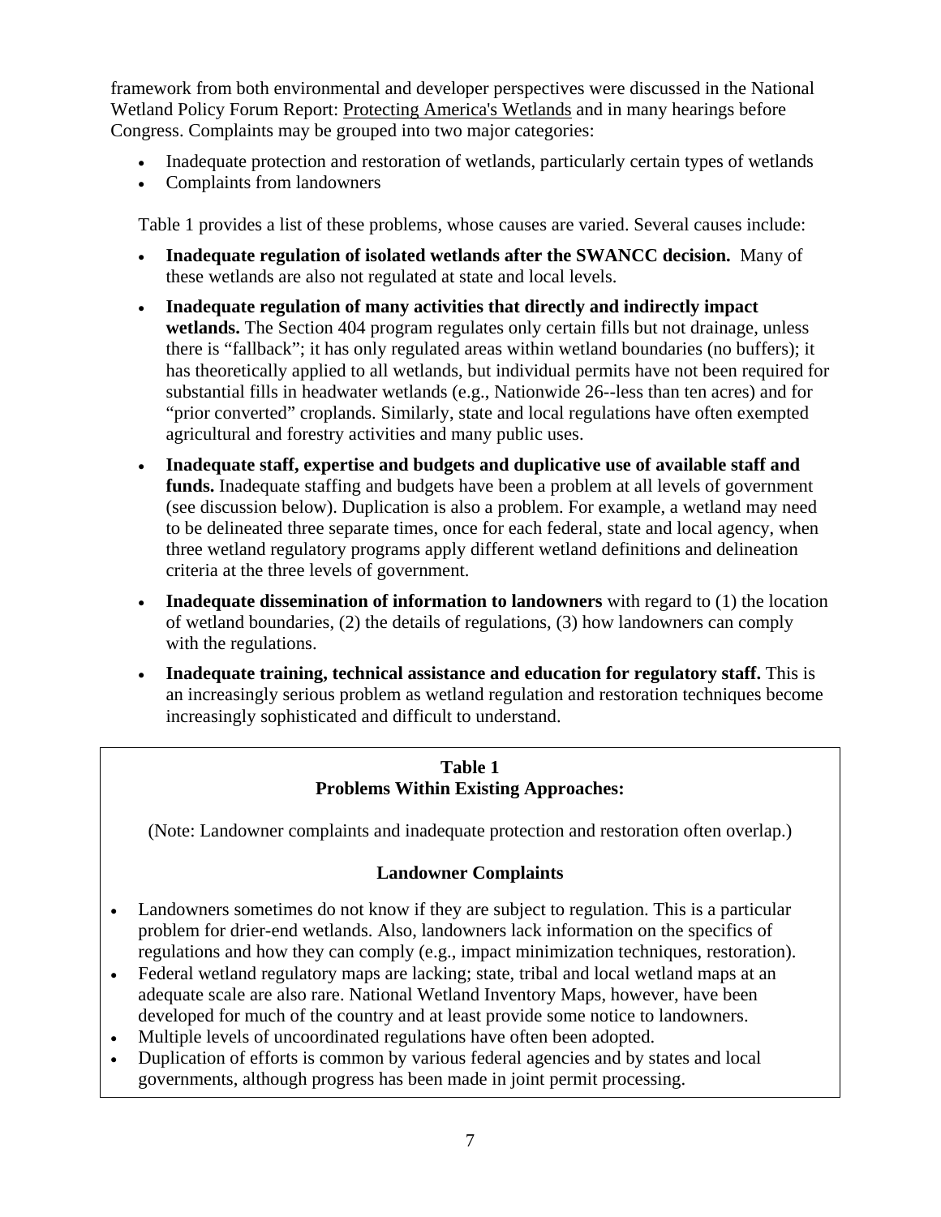framework from both environmental and developer perspectives were discussed in the National Wetland Policy Forum Report: Protecting America's Wetlands and in many hearings before Congress. Complaints may be grouped into two major categories:

- Inadequate protection and restoration of wetlands, particularly certain types of wetlands
- Complaints from landowners

Table 1 provides a list of these problems, whose causes are varied. Several causes include:

- **Inadequate regulation of isolated wetlands after the SWANCC decision.** Many of these wetlands are also not regulated at state and local levels.
- **Inadequate regulation of many activities that directly and indirectly impact wetlands.** The Section 404 program regulates only certain fills but not drainage, unless there is "fallback"; it has only regulated areas within wetland boundaries (no buffers); it has theoretically applied to all wetlands, but individual permits have not been required for substantial fills in headwater wetlands (e.g., Nationwide 26--less than ten acres) and for "prior converted" croplands. Similarly, state and local regulations have often exempted agricultural and forestry activities and many public uses.
- **Inadequate staff, expertise and budgets and duplicative use of available staff and funds.** Inadequate staffing and budgets have been a problem at all levels of government (see discussion below). Duplication is also a problem. For example, a wetland may need to be delineated three separate times, once for each federal, state and local agency, when three wetland regulatory programs apply different wetland definitions and delineation criteria at the three levels of government.
- **Inadequate dissemination of information to landowners** with regard to (1) the location of wetland boundaries, (2) the details of regulations, (3) how landowners can comply with the regulations.
- **Inadequate training, technical assistance and education for regulatory staff.** This is an increasingly serious problem as wetland regulation and restoration techniques become increasingly sophisticated and difficult to understand.

**Table 1**
**Problems Within Existing Approaches:**

(Note: Landowner complaints and inadequate protection and restoration often overlap.)

**Landowner Complaints**

- Landowners sometimes do not know if they are subject to regulation. This is a particular problem for drier-end wetlands. Also, landowners lack information on the specifics of regulations and how they can comply (e.g., impact minimization techniques, restoration).
- Federal wetland regulatory maps are lacking; state, tribal and local wetland maps at an adequate scale are also rare. National Wetland Inventory Maps, however, have been developed for much of the country and at least provide some notice to landowners.
- Multiple levels of uncoordinated regulations have often been adopted.
- Duplication of efforts is common by various federal agencies and by states and local governments, although progress has been made in joint permit processing.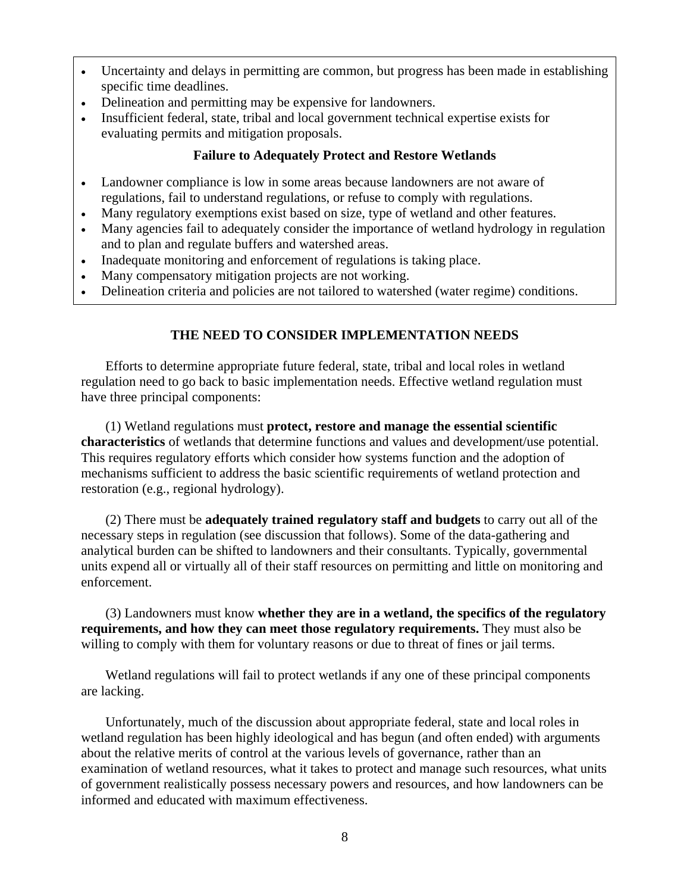- Uncertainty and delays in permitting are common, but progress has been made in establishing specific time deadlines.
- Delineation and permitting may be expensive for landowners.
- Insufficient federal, state, tribal and local government technical expertise exists for evaluating permits and mitigation proposals.

**Failure to Adequately Protect and Restore Wetlands**

- Landowner compliance is low in some areas because landowners are not aware of regulations, fail to understand regulations, or refuse to comply with regulations.
- Many regulatory exemptions exist based on size, type of wetland and other features.
- Many agencies fail to adequately consider the importance of wetland hydrology in regulation and to plan and regulate buffers and watershed areas.
- Inadequate monitoring and enforcement of regulations is taking place.
- Many compensatory mitigation projects are not working.
- Delineation criteria and policies are not tailored to watershed (water regime) conditions.

## THE NEED TO CONSIDER IMPLEMENTATION NEEDS

Efforts to determine appropriate future federal, state, tribal and local roles in wetland regulation need to go back to basic implementation needs. Effective wetland regulation must have three principal components:

(1) Wetland regulations must **protect, restore and manage the essential scientific characteristics** of wetlands that determine functions and values and development/use potential. This requires regulatory efforts which consider how systems function and the adoption of mechanisms sufficient to address the basic scientific requirements of wetland protection and restoration (e.g., regional hydrology).

(2) There must be **adequately trained regulatory staff and budgets** to carry out all of the necessary steps in regulation (see discussion that follows). Some of the data-gathering and analytical burden can be shifted to landowners and their consultants. Typically, governmental units expend all or virtually all of their staff resources on permitting and little on monitoring and enforcement.

(3) Landowners must know **whether they are in a wetland, the specifics of the regulatory requirements, and how they can meet those regulatory requirements.** They must also be willing to comply with them for voluntary reasons or due to threat of fines or jail terms.

Wetland regulations will fail to protect wetlands if any one of these principal components are lacking.

Unfortunately, much of the discussion about appropriate federal, state and local roles in wetland regulation has been highly ideological and has begun (and often ended) with arguments about the relative merits of control at the various levels of governance, rather than an examination of wetland resources, what it takes to protect and manage such resources, what units of government realistically possess necessary powers and resources, and how landowners can be informed and educated with maximum effectiveness.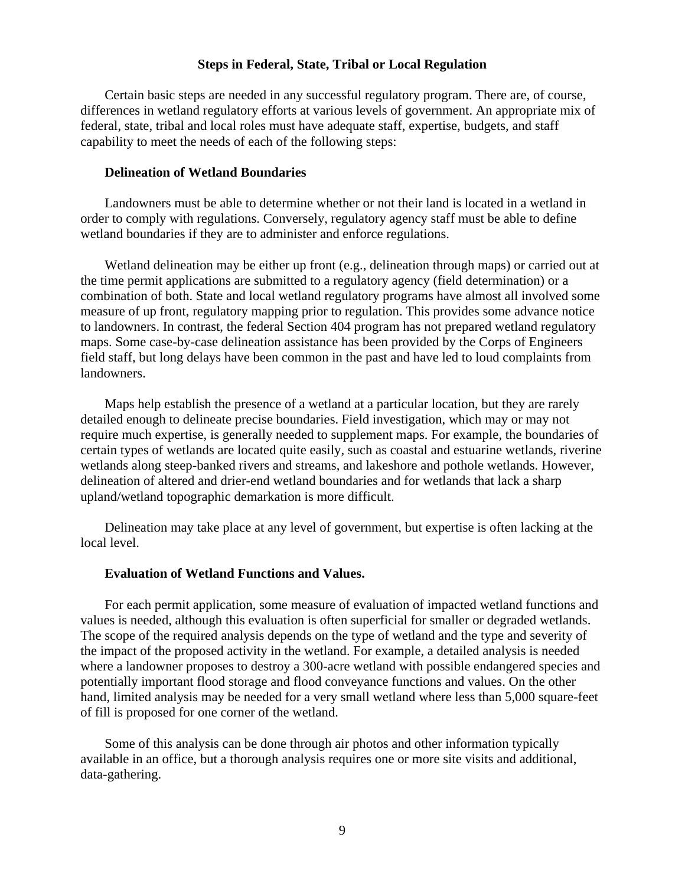## Steps in Federal, State, Tribal or Local Regulation

Certain basic steps are needed in any successful regulatory program. There are, of course, differences in wetland regulatory efforts at various levels of government. An appropriate mix of federal, state, tribal and local roles must have adequate staff, expertise, budgets, and staff capability to meet the needs of each of the following steps:

### Delineation of Wetland Boundaries

Landowners must be able to determine whether or not their land is located in a wetland in order to comply with regulations. Conversely, regulatory agency staff must be able to define wetland boundaries if they are to administer and enforce regulations.

Wetland delineation may be either up front (e.g., delineation through maps) or carried out at the time permit applications are submitted to a regulatory agency (field determination) or a combination of both. State and local wetland regulatory programs have almost all involved some measure of up front, regulatory mapping prior to regulation. This provides some advance notice to landowners. In contrast, the federal Section 404 program has not prepared wetland regulatory maps. Some case-by-case delineation assistance has been provided by the Corps of Engineers field staff, but long delays have been common in the past and have led to loud complaints from landowners.

Maps help establish the presence of a wetland at a particular location, but they are rarely detailed enough to delineate precise boundaries. Field investigation, which may or may not require much expertise, is generally needed to supplement maps. For example, the boundaries of certain types of wetlands are located quite easily, such as coastal and estuarine wetlands, riverine wetlands along steep-banked rivers and streams, and lakeshore and pothole wetlands. However, delineation of altered and drier-end wetland boundaries and for wetlands that lack a sharp upland/wetland topographic demarkation is more difficult.

Delineation may take place at any level of government, but expertise is often lacking at the local level.

### Evaluation of Wetland Functions and Values.

For each permit application, some measure of evaluation of impacted wetland functions and values is needed, although this evaluation is often superficial for smaller or degraded wetlands. The scope of the required analysis depends on the type of wetland and the type and severity of the impact of the proposed activity in the wetland. For example, a detailed analysis is needed where a landowner proposes to destroy a 300-acre wetland with possible endangered species and potentially important flood storage and flood conveyance functions and values. On the other hand, limited analysis may be needed for a very small wetland where less than 5,000 square-feet of fill is proposed for one corner of the wetland.

Some of this analysis can be done through air photos and other information typically available in an office, but a thorough analysis requires one or more site visits and additional, data-gathering.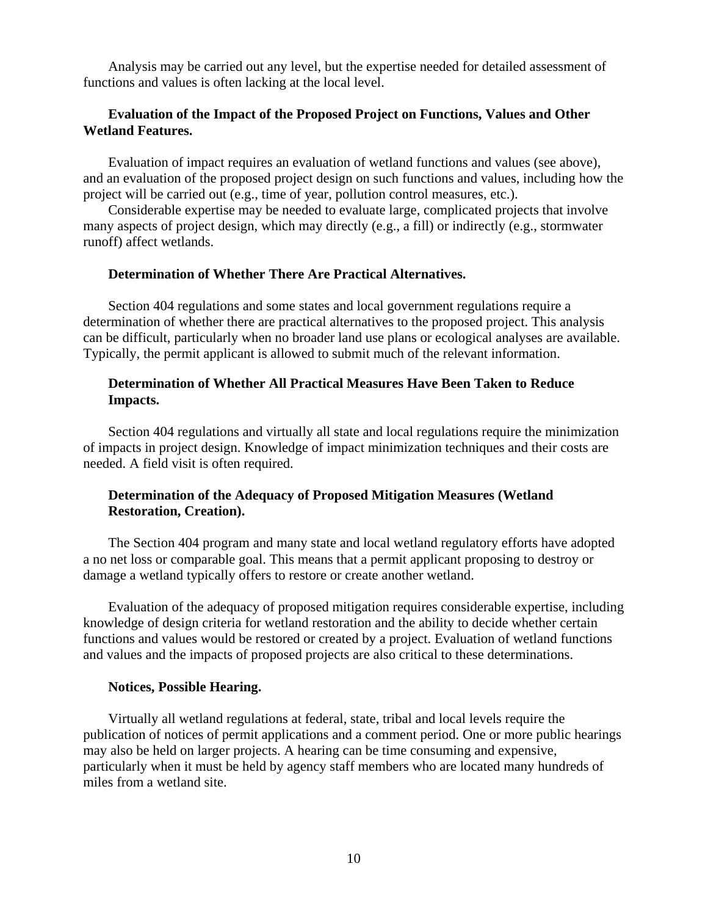Analysis may be carried out any level, but the expertise needed for detailed assessment of functions and values is often lacking at the local level.

**Evaluation of the Impact of the Proposed Project on Functions, Values and Other Wetland Features.**

Evaluation of impact requires an evaluation of wetland functions and values (see above), and an evaluation of the proposed project design on such functions and values, including how the project will be carried out (e.g., time of year, pollution control measures, etc.).

Considerable expertise may be needed to evaluate large, complicated projects that involve many aspects of project design, which may directly (e.g., a fill) or indirectly (e.g., stormwater runoff) affect wetlands.

**Determination of Whether There Are Practical Alternatives.**

Section 404 regulations and some states and local government regulations require a determination of whether there are practical alternatives to the proposed project. This analysis can be difficult, particularly when no broader land use plans or ecological analyses are available. Typically, the permit applicant is allowed to submit much of the relevant information.

**Determination of Whether All Practical Measures Have Been Taken to Reduce Impacts.**

Section 404 regulations and virtually all state and local regulations require the minimization of impacts in project design. Knowledge of impact minimization techniques and their costs are needed. A field visit is often required.

**Determination of the Adequacy of Proposed Mitigation Measures (Wetland Restoration, Creation).**

The Section 404 program and many state and local wetland regulatory efforts have adopted a no net loss or comparable goal. This means that a permit applicant proposing to destroy or damage a wetland typically offers to restore or create another wetland.

Evaluation of the adequacy of proposed mitigation requires considerable expertise, including knowledge of design criteria for wetland restoration and the ability to decide whether certain functions and values would be restored or created by a project. Evaluation of wetland functions and values and the impacts of proposed projects are also critical to these determinations.

**Notices, Possible Hearing.**

Virtually all wetland regulations at federal, state, tribal and local levels require the publication of notices of permit applications and a comment period. One or more public hearings may also be held on larger projects. A hearing can be time consuming and expensive, particularly when it must be held by agency staff members who are located many hundreds of miles from a wetland site.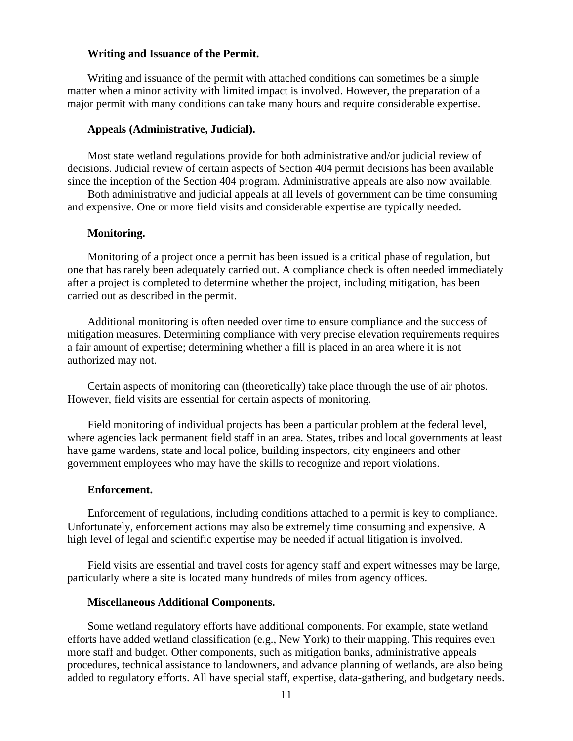**Writing and Issuance of the Permit.**

Writing and issuance of the permit with attached conditions can sometimes be a simple matter when a minor activity with limited impact is involved. However, the preparation of a major permit with many conditions can take many hours and require considerable expertise.

**Appeals (Administrative, Judicial).**

Most state wetland regulations provide for both administrative and/or judicial review of decisions. Judicial review of certain aspects of Section 404 permit decisions has been available since the inception of the Section 404 program. Administrative appeals are also now available.

Both administrative and judicial appeals at all levels of government can be time consuming and expensive. One or more field visits and considerable expertise are typically needed.

**Monitoring.**

Monitoring of a project once a permit has been issued is a critical phase of regulation, but one that has rarely been adequately carried out. A compliance check is often needed immediately after a project is completed to determine whether the project, including mitigation, has been carried out as described in the permit.

Additional monitoring is often needed over time to ensure compliance and the success of mitigation measures. Determining compliance with very precise elevation requirements requires a fair amount of expertise; determining whether a fill is placed in an area where it is not authorized may not.

Certain aspects of monitoring can (theoretically) take place through the use of air photos. However, field visits are essential for certain aspects of monitoring.

Field monitoring of individual projects has been a particular problem at the federal level, where agencies lack permanent field staff in an area. States, tribes and local governments at least have game wardens, state and local police, building inspectors, city engineers and other government employees who may have the skills to recognize and report violations.

**Enforcement.**

Enforcement of regulations, including conditions attached to a permit is key to compliance. Unfortunately, enforcement actions may also be extremely time consuming and expensive. A high level of legal and scientific expertise may be needed if actual litigation is involved.

Field visits are essential and travel costs for agency staff and expert witnesses may be large, particularly where a site is located many hundreds of miles from agency offices.

**Miscellaneous Additional Components.**

Some wetland regulatory efforts have additional components. For example, state wetland efforts have added wetland classification (e.g., New York) to their mapping. This requires even more staff and budget. Other components, such as mitigation banks, administrative appeals procedures, technical assistance to landowners, and advance planning of wetlands, are also being added to regulatory efforts. All have special staff, expertise, data-gathering, and budgetary needs.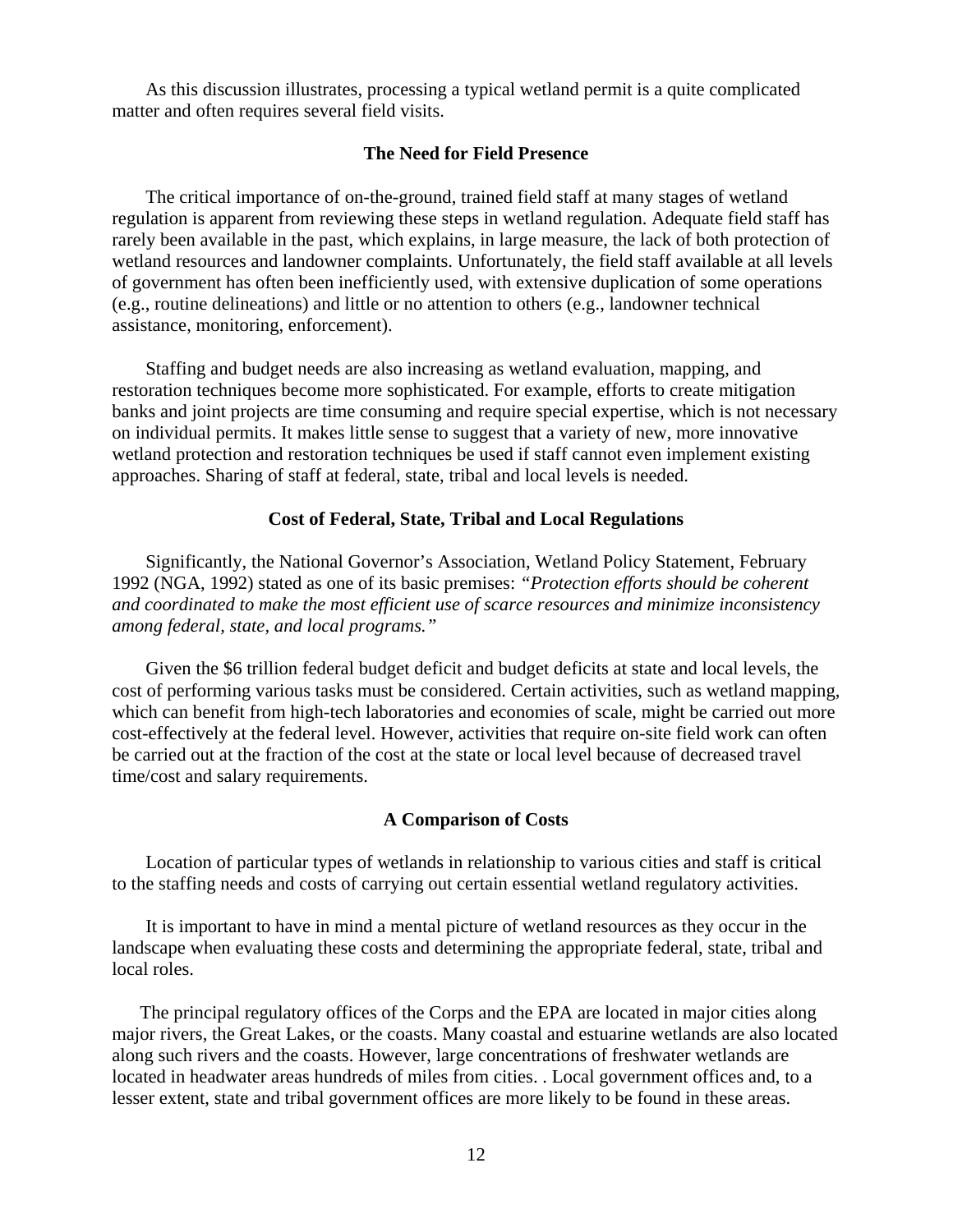As this discussion illustrates, processing a typical wetland permit is a quite complicated matter and often requires several field visits.

### The Need for Field Presence

The critical importance of on-the-ground, trained field staff at many stages of wetland regulation is apparent from reviewing these steps in wetland regulation. Adequate field staff has rarely been available in the past, which explains, in large measure, the lack of both protection of wetland resources and landowner complaints. Unfortunately, the field staff available at all levels of government has often been inefficiently used, with extensive duplication of some operations (e.g., routine delineations) and little or no attention to others (e.g., landowner technical assistance, monitoring, enforcement).

Staffing and budget needs are also increasing as wetland evaluation, mapping, and restoration techniques become more sophisticated. For example, efforts to create mitigation banks and joint projects are time consuming and require special expertise, which is not necessary on individual permits. It makes little sense to suggest that a variety of new, more innovative wetland protection and restoration techniques be used if staff cannot even implement existing approaches. Sharing of staff at federal, state, tribal and local levels is needed.

### Cost of Federal, State, Tribal and Local Regulations

Significantly, the National Governor's Association, Wetland Policy Statement, February 1992 (NGA, 1992) stated as one of its basic premises: *"Protection efforts should be coherent and coordinated to make the most efficient use of scarce resources and minimize inconsistency among federal, state, and local programs."*

Given the $6 trillion federal budget deficit and budget deficits at state and local levels, the cost of performing various tasks must be considered. Certain activities, such as wetland mapping, which can benefit from high-tech laboratories and economies of scale, might be carried out more cost-effectively at the federal level. However, activities that require on-site field work can often be carried out at the fraction of the cost at the state or local level because of decreased travel time/cost and salary requirements.

### A Comparison of Costs

Location of particular types of wetlands in relationship to various cities and staff is critical to the staffing needs and costs of carrying out certain essential wetland regulatory activities.

It is important to have in mind a mental picture of wetland resources as they occur in the landscape when evaluating these costs and determining the appropriate federal, state, tribal and local roles.

The principal regulatory offices of the Corps and the EPA are located in major cities along major rivers, the Great Lakes, or the coasts. Many coastal and estuarine wetlands are also located along such rivers and the coasts. However, large concentrations of freshwater wetlands are located in headwater areas hundreds of miles from cities. . Local government offices and, to a lesser extent, state and tribal government offices are more likely to be found in these areas.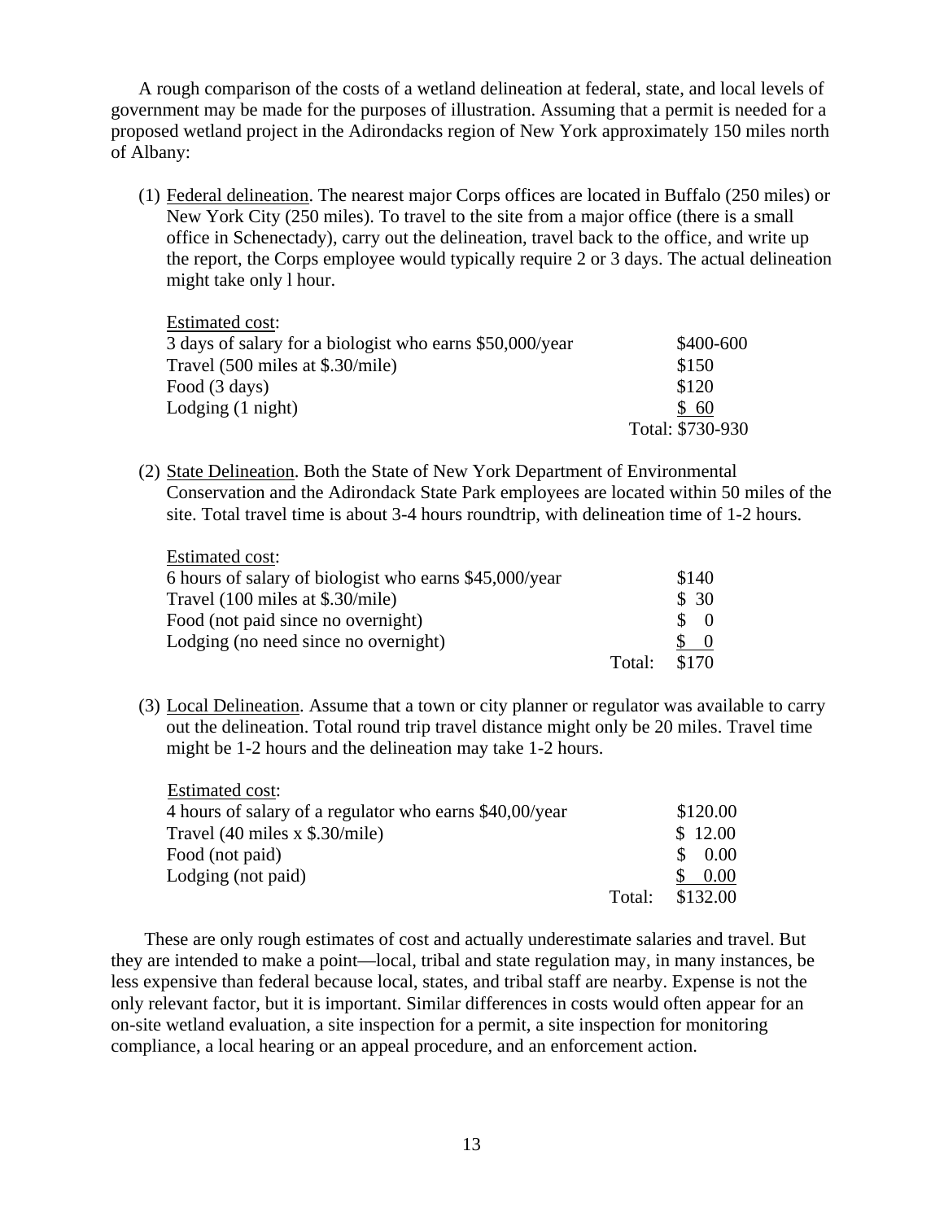A rough comparison of the costs of a wetland delineation at federal, state, and local levels of government may be made for the purposes of illustration. Assuming that a permit is needed for a proposed wetland project in the Adirondacks region of New York approximately 150 miles north of Albany:

(1) Federal delineation. The nearest major Corps offices are located in Buffalo (250 miles) or New York City (250 miles). To travel to the site from a major office (there is a small office in Schenectady), carry out the delineation, travel back to the office, and write up the report, the Corps employee would typically require 2 or 3 days. The actual delineation might take only l hour.

Estimated cost:

| | |
|---|---|
| 3 days of salary for a biologist who earns $50,000/year | $400-600 |
| Travel (500 miles at $.30/mile) | $150 |
| Food (3 days) | $120 |
| Lodging (1 night) | $ 60 |
| | Total: $730-930 |

(2) State Delineation. Both the State of New York Department of Environmental Conservation and the Adirondack State Park employees are located within 50 miles of the site. Total travel time is about 3-4 hours roundtrip, with delineation time of 1-2 hours.

Estimated cost:

| | | |
|---|---|---|
| 6 hours of salary of biologist who earns $45,000/year | | $140 |
| Travel (100 miles at $.30/mile) | | $ 30 |
| Food (not paid since no overnight) | | $ 0 |
| Lodging (no need since no overnight) | | $ 0 |
| | Total: | $170 |

(3) Local Delineation. Assume that a town or city planner or regulator was available to carry out the delineation. Total round trip travel distance might only be 20 miles. Travel time might be 1-2 hours and the delineation may take 1-2 hours.

Estimated cost:

| | | |
|---|---|---|
| 4 hours of salary of a regulator who earns $40,00/year | | $120.00 |
| Travel (40 miles x $.30/mile) | | $ 12.00 |
| Food (not paid) | | $ 0.00 |
| Lodging (not paid) | | $ 0.00 |
| | Total: | $132.00 |

These are only rough estimates of cost and actually underestimate salaries and travel. But they are intended to make a point—local, tribal and state regulation may, in many instances, be less expensive than federal because local, states, and tribal staff are nearby. Expense is not the only relevant factor, but it is important. Similar differences in costs would often appear for an on-site wetland evaluation, a site inspection for a permit, a site inspection for monitoring compliance, a local hearing or an appeal procedure, and an enforcement action.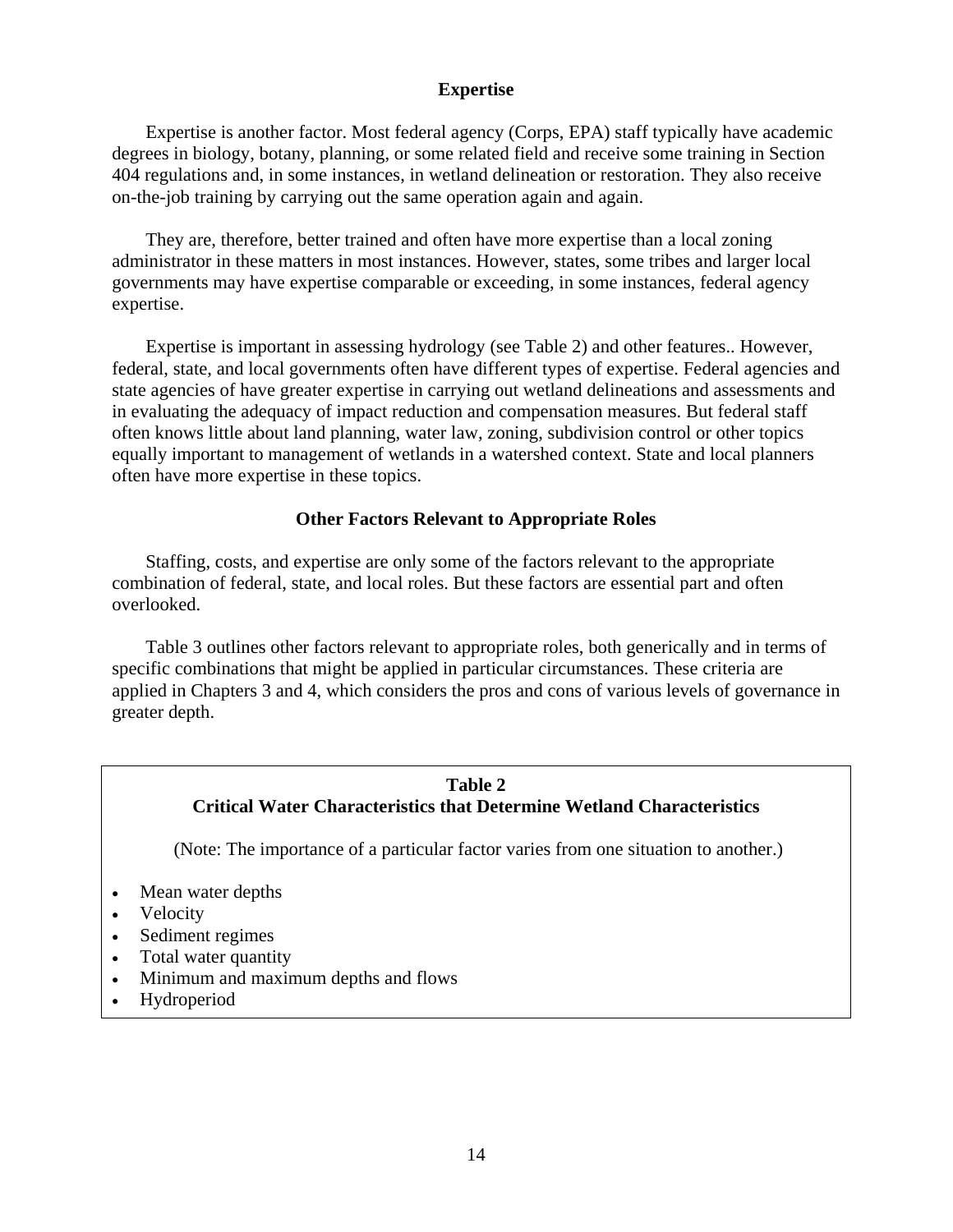### Expertise

Expertise is another factor. Most federal agency (Corps, EPA) staff typically have academic degrees in biology, botany, planning, or some related field and receive some training in Section 404 regulations and, in some instances, in wetland delineation or restoration. They also receive on-the-job training by carrying out the same operation again and again.

They are, therefore, better trained and often have more expertise than a local zoning administrator in these matters in most instances. However, states, some tribes and larger local governments may have expertise comparable or exceeding, in some instances, federal agency expertise.

Expertise is important in assessing hydrology (see Table 2) and other features.. However, federal, state, and local governments often have different types of expertise. Federal agencies and state agencies of have greater expertise in carrying out wetland delineations and assessments and in evaluating the adequacy of impact reduction and compensation measures. But federal staff often knows little about land planning, water law, zoning, subdivision control or other topics equally important to management of wetlands in a watershed context. State and local planners often have more expertise in these topics.

### Other Factors Relevant to Appropriate Roles

Staffing, costs, and expertise are only some of the factors relevant to the appropriate combination of federal, state, and local roles. But these factors are essential part and often overlooked.

Table 3 outlines other factors relevant to appropriate roles, both generically and in terms of specific combinations that might be applied in particular circumstances. These criteria are applied in Chapters 3 and 4, which considers the pros and cons of various levels of governance in greater depth.

**Table 2**
**Critical Water Characteristics that Determine Wetland Characteristics**

(Note: The importance of a particular factor varies from one situation to another.)

- Mean water depths
- Velocity
- Sediment regimes
- Total water quantity
- Minimum and maximum depths and flows
- Hydroperiod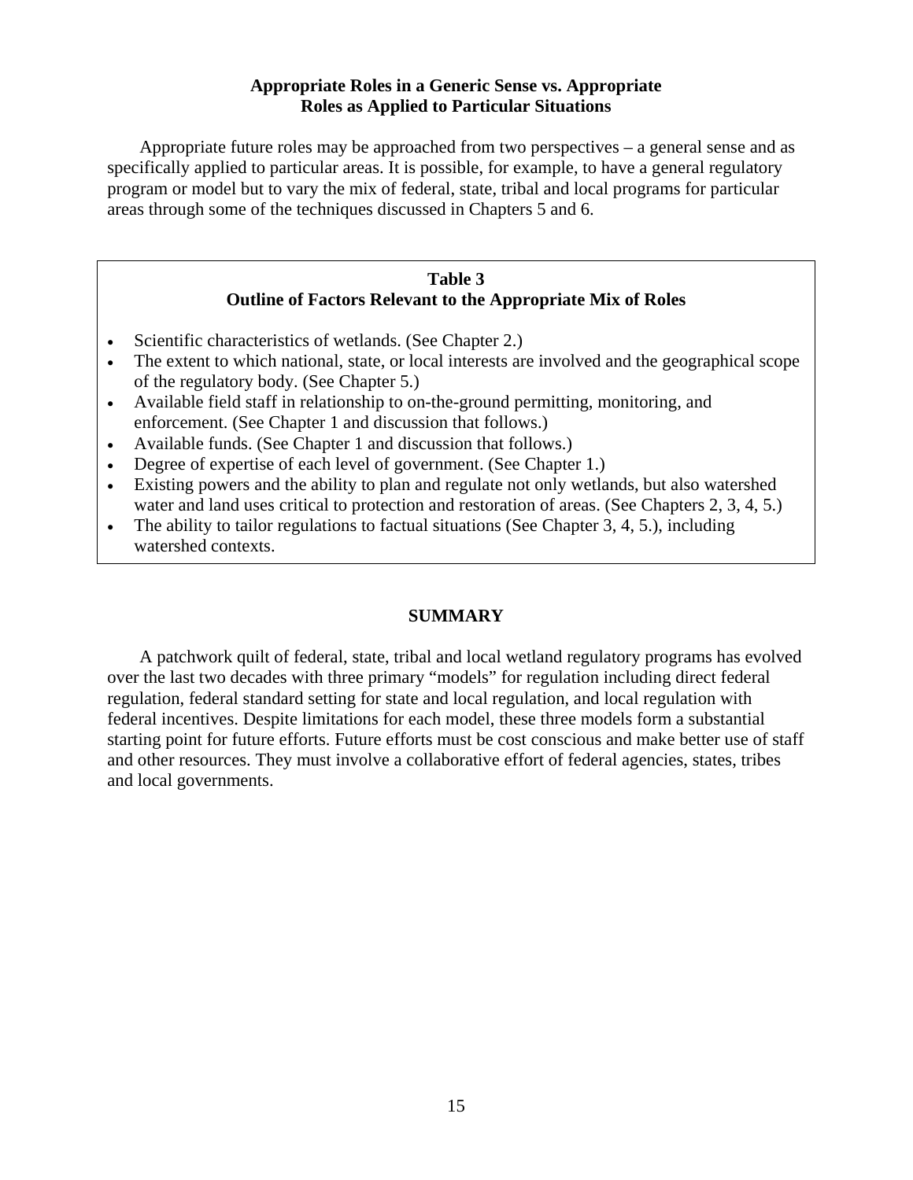### Appropriate Roles in a Generic Sense vs. Appropriate Roles as Applied to Particular Situations

Appropriate future roles may be approached from two perspectives – a general sense and as specifically applied to particular areas. It is possible, for example, to have a general regulatory program or model but to vary the mix of federal, state, tribal and local programs for particular areas through some of the techniques discussed in Chapters 5 and 6.

**Table 3**
**Outline of Factors Relevant to the Appropriate Mix of Roles**

- Scientific characteristics of wetlands. (See Chapter 2.)
- The extent to which national, state, or local interests are involved and the geographical scope of the regulatory body. (See Chapter 5.)
- Available field staff in relationship to on-the-ground permitting, monitoring, and enforcement. (See Chapter 1 and discussion that follows.)
- Available funds. (See Chapter 1 and discussion that follows.)
- Degree of expertise of each level of government. (See Chapter 1.)
- Existing powers and the ability to plan and regulate not only wetlands, but also watershed water and land uses critical to protection and restoration of areas. (See Chapters 2, 3, 4, 5.)
- The ability to tailor regulations to factual situations (See Chapter 3, 4, 5.), including watershed contexts.

## SUMMARY

A patchwork quilt of federal, state, tribal and local wetland regulatory programs has evolved over the last two decades with three primary "models" for regulation including direct federal regulation, federal standard setting for state and local regulation, and local regulation with federal incentives. Despite limitations for each model, these three models form a substantial starting point for future efforts. Future efforts must be cost conscious and make better use of staff and other resources. They must involve a collaborative effort of federal agencies, states, tribes and local governments.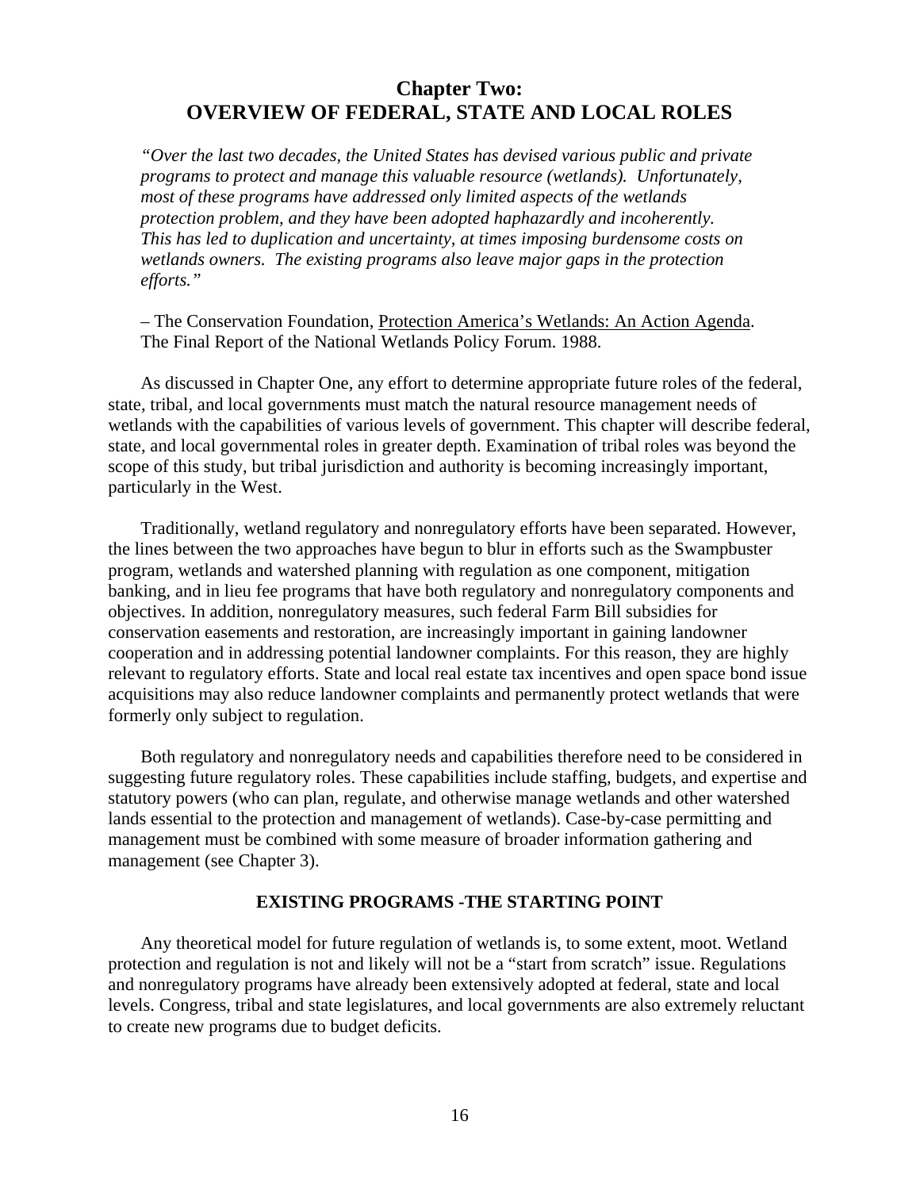## Chapter Two:
## OVERVIEW OF FEDERAL, STATE AND LOCAL ROLES

> *"Over the last two decades, the United States has devised various public and private programs to protect and manage this valuable resource (wetlands). Unfortunately, most of these programs have addressed only limited aspects of the wetlands protection problem, and they have been adopted haphazardly and incoherently. This has led to duplication and uncertainty, at times imposing burdensome costs on wetlands owners. The existing programs also leave major gaps in the protection efforts."*
>
> – The Conservation Foundation, Protection America's Wetlands: An Action Agenda. The Final Report of the National Wetlands Policy Forum. 1988.

As discussed in Chapter One, any effort to determine appropriate future roles of the federal, state, tribal, and local governments must match the natural resource management needs of wetlands with the capabilities of various levels of government. This chapter will describe federal, state, and local governmental roles in greater depth. Examination of tribal roles was beyond the scope of this study, but tribal jurisdiction and authority is becoming increasingly important, particularly in the West.

Traditionally, wetland regulatory and nonregulatory efforts have been separated. However, the lines between the two approaches have begun to blur in efforts such as the Swampbuster program, wetlands and watershed planning with regulation as one component, mitigation banking, and in lieu fee programs that have both regulatory and nonregulatory components and objectives. In addition, nonregulatory measures, such federal Farm Bill subsidies for conservation easements and restoration, are increasingly important in gaining landowner cooperation and in addressing potential landowner complaints. For this reason, they are highly relevant to regulatory efforts. State and local real estate tax incentives and open space bond issue acquisitions may also reduce landowner complaints and permanently protect wetlands that were formerly only subject to regulation.

Both regulatory and nonregulatory needs and capabilities therefore need to be considered in suggesting future regulatory roles. These capabilities include staffing, budgets, and expertise and statutory powers (who can plan, regulate, and otherwise manage wetlands and other watershed lands essential to the protection and management of wetlands). Case-by-case permitting and management must be combined with some measure of broader information gathering and management (see Chapter 3).

### EXISTING PROGRAMS -THE STARTING POINT

Any theoretical model for future regulation of wetlands is, to some extent, moot. Wetland protection and regulation is not and likely will not be a "start from scratch" issue. Regulations and nonregulatory programs have already been extensively adopted at federal, state and local levels. Congress, tribal and state legislatures, and local governments are also extremely reluctant to create new programs due to budget deficits.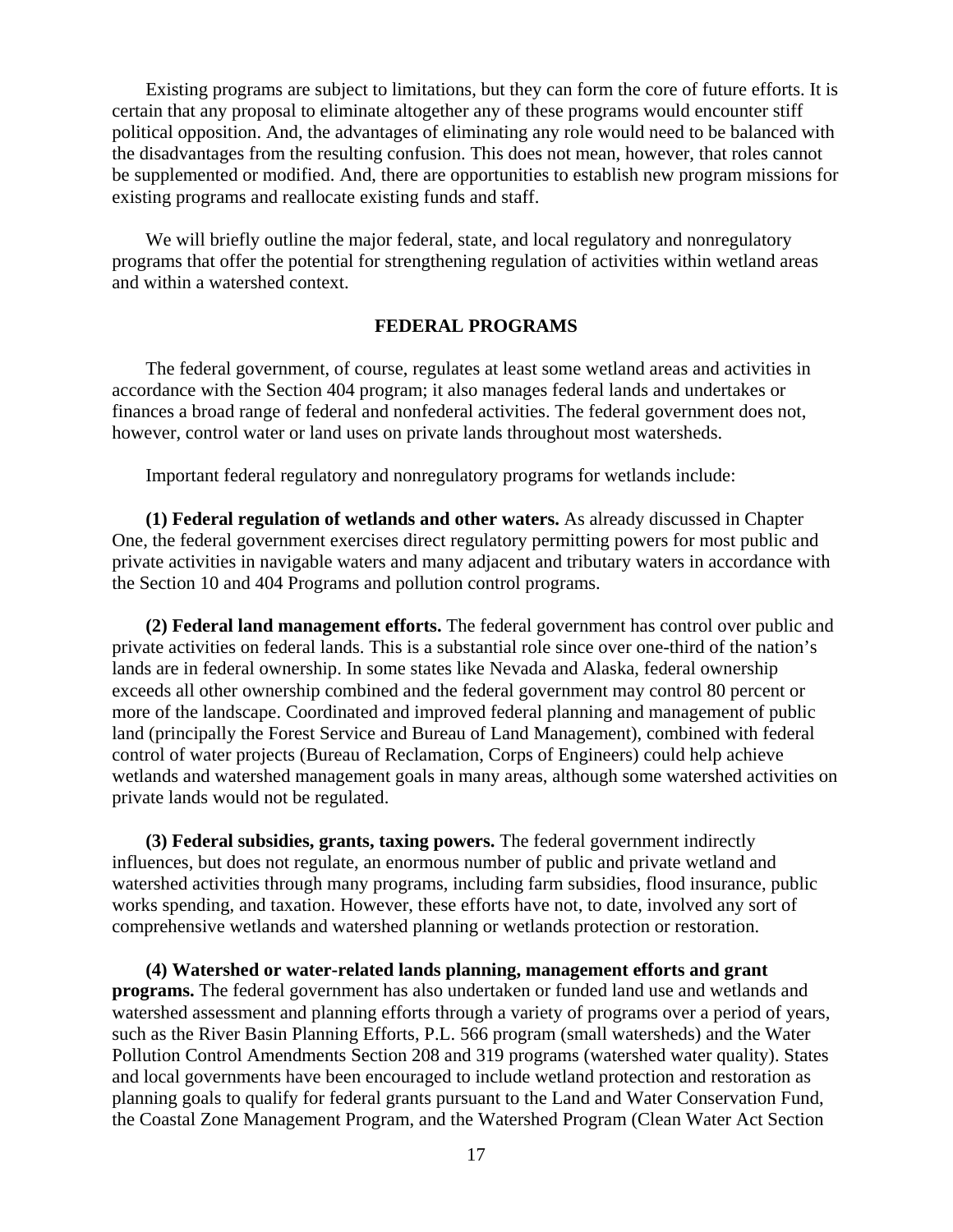Existing programs are subject to limitations, but they can form the core of future efforts. It is certain that any proposal to eliminate altogether any of these programs would encounter stiff political opposition. And, the advantages of eliminating any role would need to be balanced with the disadvantages from the resulting confusion. This does not mean, however, that roles cannot be supplemented or modified. And, there are opportunities to establish new program missions for existing programs and reallocate existing funds and staff.

We will briefly outline the major federal, state, and local regulatory and nonregulatory programs that offer the potential for strengthening regulation of activities within wetland areas and within a watershed context.

## FEDERAL PROGRAMS

The federal government, of course, regulates at least some wetland areas and activities in accordance with the Section 404 program; it also manages federal lands and undertakes or finances a broad range of federal and nonfederal activities. The federal government does not, however, control water or land uses on private lands throughout most watersheds.

Important federal regulatory and nonregulatory programs for wetlands include:

**(1) Federal regulation of wetlands and other waters.** As already discussed in Chapter One, the federal government exercises direct regulatory permitting powers for most public and private activities in navigable waters and many adjacent and tributary waters in accordance with the Section 10 and 404 Programs and pollution control programs.

**(2) Federal land management efforts.** The federal government has control over public and private activities on federal lands. This is a substantial role since over one-third of the nation's lands are in federal ownership. In some states like Nevada and Alaska, federal ownership exceeds all other ownership combined and the federal government may control 80 percent or more of the landscape. Coordinated and improved federal planning and management of public land (principally the Forest Service and Bureau of Land Management), combined with federal control of water projects (Bureau of Reclamation, Corps of Engineers) could help achieve wetlands and watershed management goals in many areas, although some watershed activities on private lands would not be regulated.

**(3) Federal subsidies, grants, taxing powers.** The federal government indirectly influences, but does not regulate, an enormous number of public and private wetland and watershed activities through many programs, including farm subsidies, flood insurance, public works spending, and taxation. However, these efforts have not, to date, involved any sort of comprehensive wetlands and watershed planning or wetlands protection or restoration.

**(4) Watershed or water-related lands planning, management efforts and grant programs.** The federal government has also undertaken or funded land use and wetlands and watershed assessment and planning efforts through a variety of programs over a period of years, such as the River Basin Planning Efforts, P.L. 566 program (small watersheds) and the Water Pollution Control Amendments Section 208 and 319 programs (watershed water quality). States and local governments have been encouraged to include wetland protection and restoration as planning goals to qualify for federal grants pursuant to the Land and Water Conservation Fund, the Coastal Zone Management Program, and the Watershed Program (Clean Water Act Section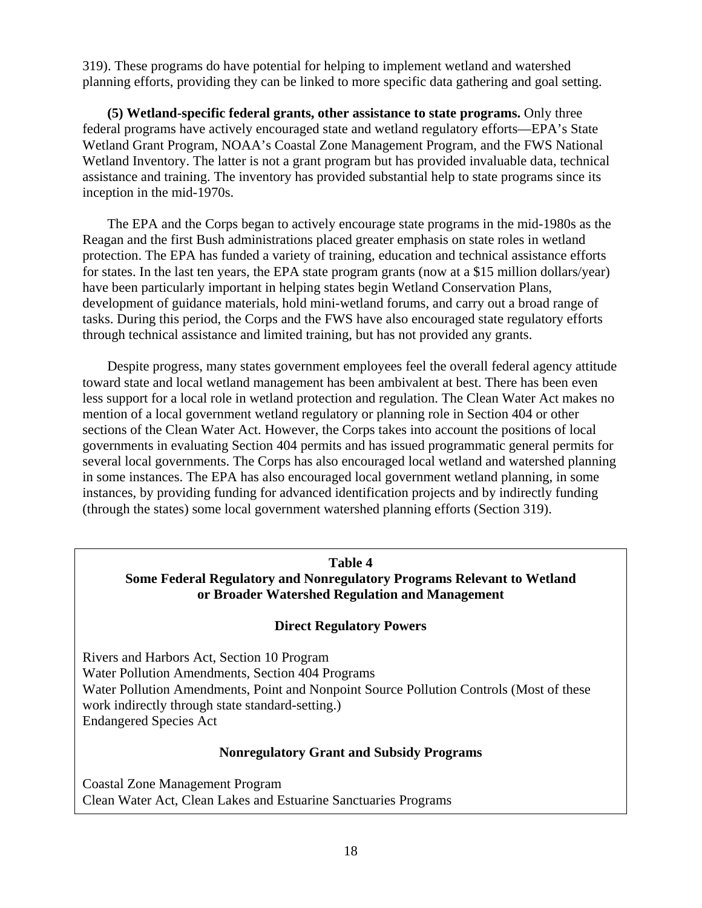319). These programs do have potential for helping to implement wetland and watershed planning efforts, providing they can be linked to more specific data gathering and goal setting.

**(5) Wetland-specific federal grants, other assistance to state programs.** Only three federal programs have actively encouraged state and wetland regulatory efforts—EPA's State Wetland Grant Program, NOAA's Coastal Zone Management Program, and the FWS National Wetland Inventory. The latter is not a grant program but has provided invaluable data, technical assistance and training. The inventory has provided substantial help to state programs since its inception in the mid-1970s.

The EPA and the Corps began to actively encourage state programs in the mid-1980s as the Reagan and the first Bush administrations placed greater emphasis on state roles in wetland protection. The EPA has funded a variety of training, education and technical assistance efforts for states. In the last ten years, the EPA state program grants (now at a $15 million dollars/year) have been particularly important in helping states begin Wetland Conservation Plans, development of guidance materials, hold mini-wetland forums, and carry out a broad range of tasks. During this period, the Corps and the FWS have also encouraged state regulatory efforts through technical assistance and limited training, but has not provided any grants.

Despite progress, many states government employees feel the overall federal agency attitude toward state and local wetland management has been ambivalent at best. There has been even less support for a local role in wetland protection and regulation. The Clean Water Act makes no mention of a local government wetland regulatory or planning role in Section 404 or other sections of the Clean Water Act. However, the Corps takes into account the positions of local governments in evaluating Section 404 permits and has issued programmatic general permits for several local governments. The Corps has also encouraged local wetland and watershed planning in some instances. The EPA has also encouraged local government wetland planning, in some instances, by providing funding for advanced identification projects and by indirectly funding (through the states) some local government watershed planning efforts (Section 319).

**Table 4**
**Some Federal Regulatory and Nonregulatory Programs Relevant to Wetland or Broader Watershed Regulation and Management**

**Direct Regulatory Powers**

Rivers and Harbors Act, Section 10 Program
Water Pollution Amendments, Section 404 Programs
Water Pollution Amendments, Point and Nonpoint Source Pollution Controls (Most of these work indirectly through state standard-setting.)
Endangered Species Act

**Nonregulatory Grant and Subsidy Programs**

Coastal Zone Management Program
Clean Water Act, Clean Lakes and Estuarine Sanctuaries Programs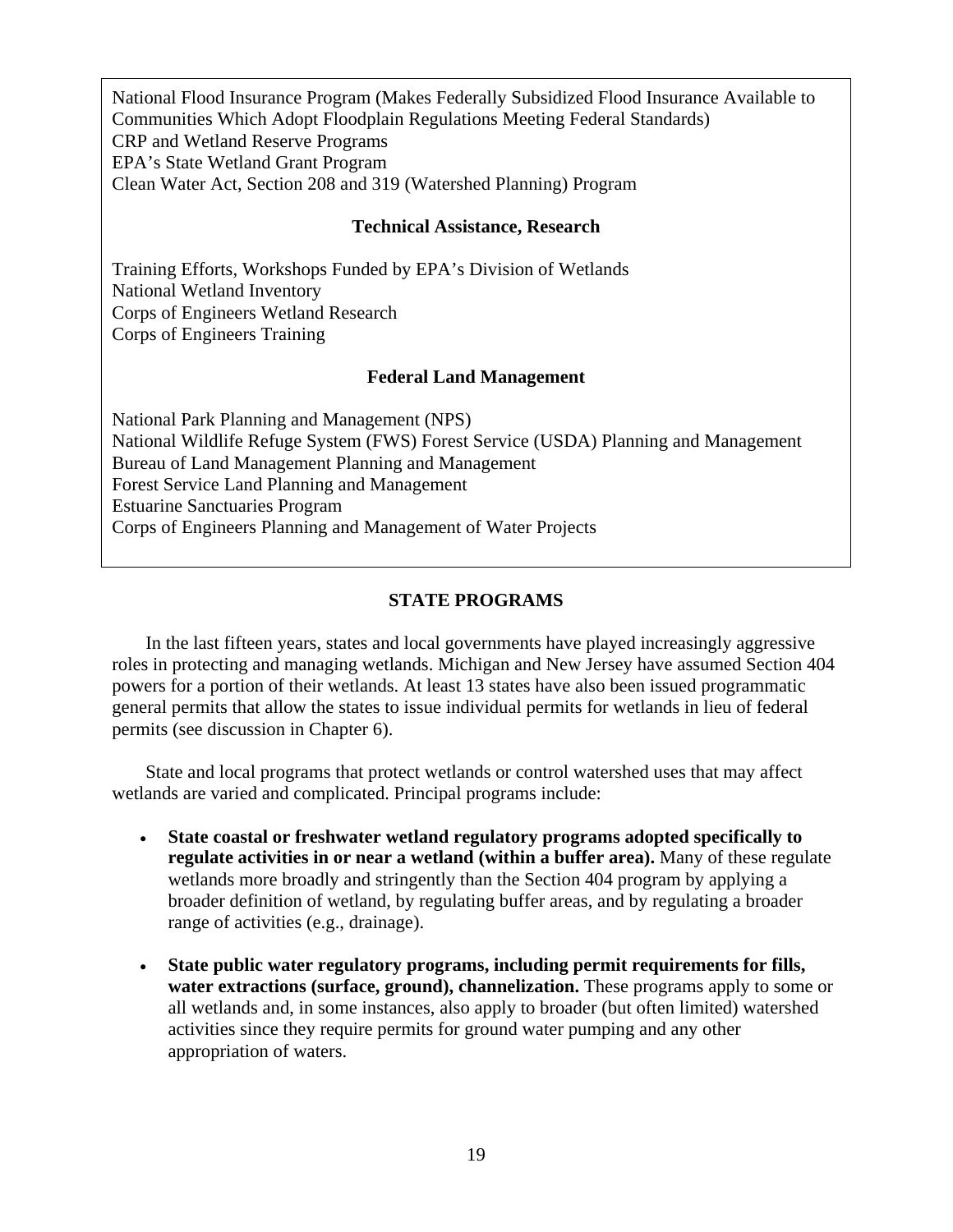National Flood Insurance Program (Makes Federally Subsidized Flood Insurance Available to Communities Which Adopt Floodplain Regulations Meeting Federal Standards)
CRP and Wetland Reserve Programs
EPA's State Wetland Grant Program
Clean Water Act, Section 208 and 319 (Watershed Planning) Program

**Technical Assistance, Research**

Training Efforts, Workshops Funded by EPA's Division of Wetlands
National Wetland Inventory
Corps of Engineers Wetland Research
Corps of Engineers Training

**Federal Land Management**

National Park Planning and Management (NPS)
National Wildlife Refuge System (FWS) Forest Service (USDA) Planning and Management
Bureau of Land Management Planning and Management
Forest Service Land Planning and Management
Estuarine Sanctuaries Program
Corps of Engineers Planning and Management of Water Projects

## STATE PROGRAMS

In the last fifteen years, states and local governments have played increasingly aggressive roles in protecting and managing wetlands. Michigan and New Jersey have assumed Section 404 powers for a portion of their wetlands. At least 13 states have also been issued programmatic general permits that allow the states to issue individual permits for wetlands in lieu of federal permits (see discussion in Chapter 6).

State and local programs that protect wetlands or control watershed uses that may affect wetlands are varied and complicated. Principal programs include:

- **State coastal or freshwater wetland regulatory programs adopted specifically to regulate activities in or near a wetland (within a buffer area).** Many of these regulate wetlands more broadly and stringently than the Section 404 program by applying a broader definition of wetland, by regulating buffer areas, and by regulating a broader range of activities (e.g., drainage).

- **State public water regulatory programs, including permit requirements for fills, water extractions (surface, ground), channelization.** These programs apply to some or all wetlands and, in some instances, also apply to broader (but often limited) watershed activities since they require permits for ground water pumping and any other appropriation of waters.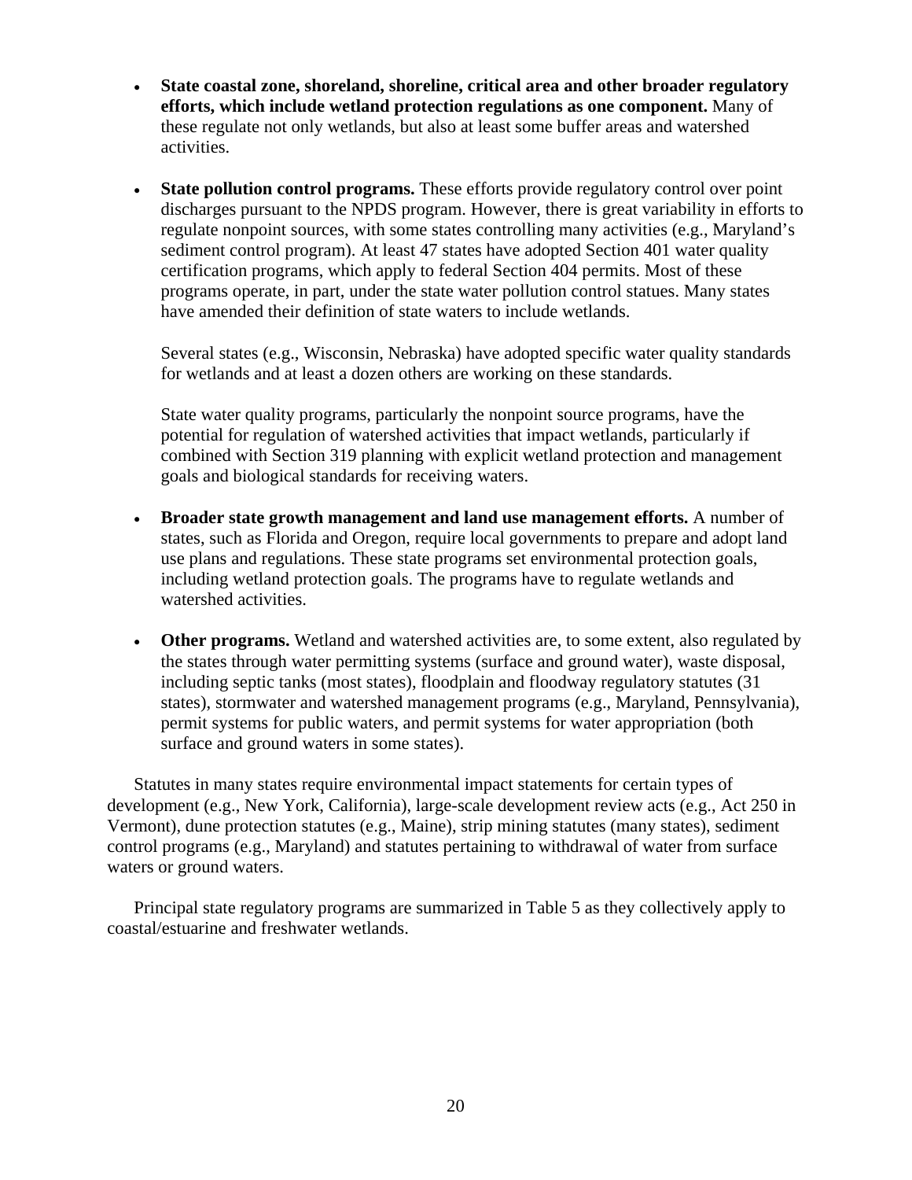- **State coastal zone, shoreland, shoreline, critical area and other broader regulatory efforts, which include wetland protection regulations as one component.** Many of these regulate not only wetlands, but also at least some buffer areas and watershed activities.

- **State pollution control programs.** These efforts provide regulatory control over point discharges pursuant to the NPDS program. However, there is great variability in efforts to regulate nonpoint sources, with some states controlling many activities (e.g., Maryland's sediment control program). At least 47 states have adopted Section 401 water quality certification programs, which apply to federal Section 404 permits. Most of these programs operate, in part, under the state water pollution control statues. Many states have amended their definition of state waters to include wetlands.

  Several states (e.g., Wisconsin, Nebraska) have adopted specific water quality standards for wetlands and at least a dozen others are working on these standards.

  State water quality programs, particularly the nonpoint source programs, have the potential for regulation of watershed activities that impact wetlands, particularly if combined with Section 319 planning with explicit wetland protection and management goals and biological standards for receiving waters.

- **Broader state growth management and land use management efforts.** A number of states, such as Florida and Oregon, require local governments to prepare and adopt land use plans and regulations. These state programs set environmental protection goals, including wetland protection goals. The programs have to regulate wetlands and watershed activities.

- **Other programs.** Wetland and watershed activities are, to some extent, also regulated by the states through water permitting systems (surface and ground water), waste disposal, including septic tanks (most states), floodplain and floodway regulatory statutes (31 states), stormwater and watershed management programs (e.g., Maryland, Pennsylvania), permit systems for public waters, and permit systems for water appropriation (both surface and ground waters in some states).

Statutes in many states require environmental impact statements for certain types of development (e.g., New York, California), large-scale development review acts (e.g., Act 250 in Vermont), dune protection statutes (e.g., Maine), strip mining statutes (many states), sediment control programs (e.g., Maryland) and statutes pertaining to withdrawal of water from surface waters or ground waters.

Principal state regulatory programs are summarized in Table 5 as they collectively apply to coastal/estuarine and freshwater wetlands.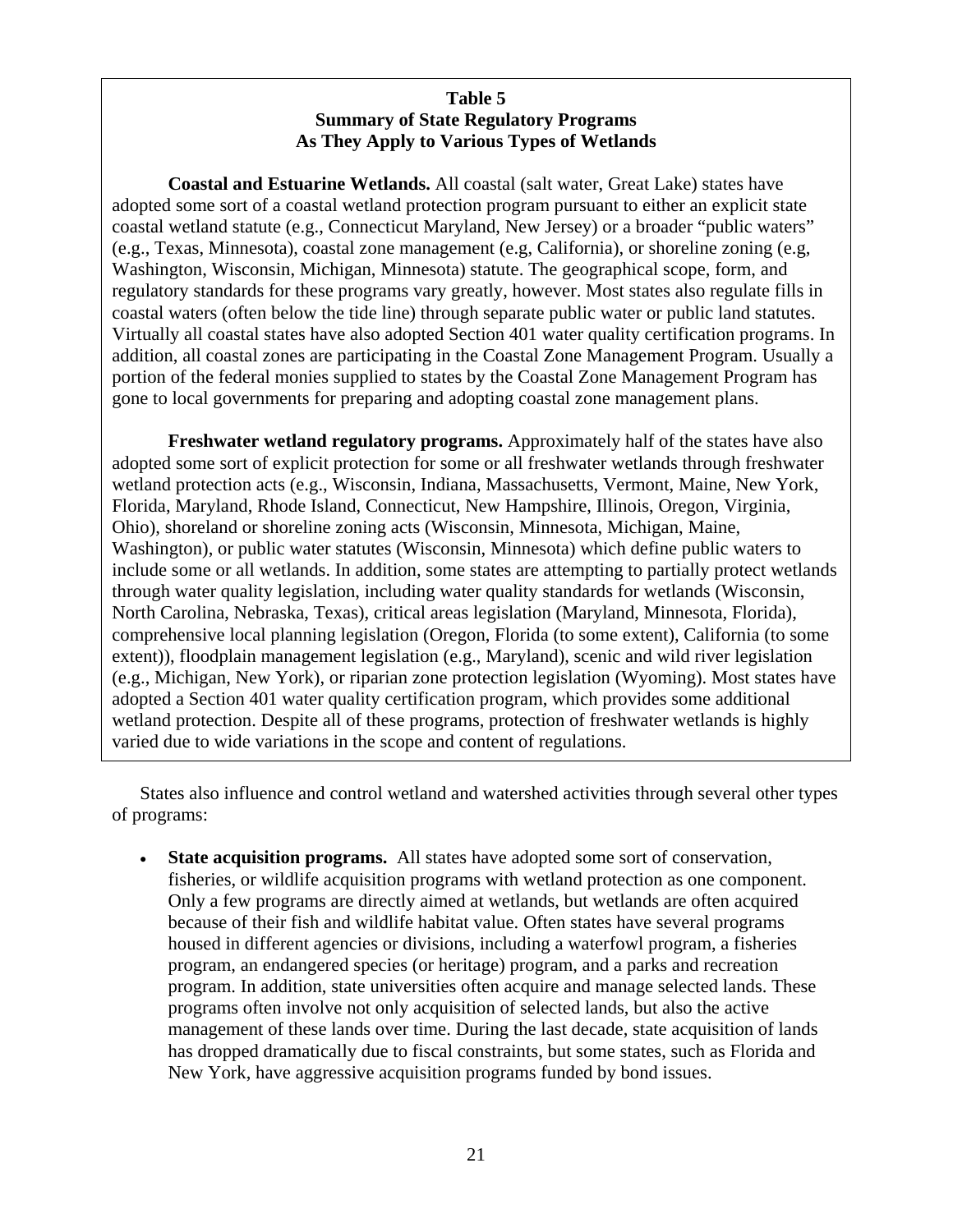**Table 5**
**Summary of State Regulatory Programs**
**As They Apply to Various Types of Wetlands**

**Coastal and Estuarine Wetlands.** All coastal (salt water, Great Lake) states have adopted some sort of a coastal wetland protection program pursuant to either an explicit state coastal wetland statute (e.g., Connecticut Maryland, New Jersey) or a broader "public waters" (e.g., Texas, Minnesota), coastal zone management (e.g, California), or shoreline zoning (e.g, Washington, Wisconsin, Michigan, Minnesota) statute. The geographical scope, form, and regulatory standards for these programs vary greatly, however. Most states also regulate fills in coastal waters (often below the tide line) through separate public water or public land statutes. Virtually all coastal states have also adopted Section 401 water quality certification programs. In addition, all coastal zones are participating in the Coastal Zone Management Program. Usually a portion of the federal monies supplied to states by the Coastal Zone Management Program has gone to local governments for preparing and adopting coastal zone management plans.

**Freshwater wetland regulatory programs.** Approximately half of the states have also adopted some sort of explicit protection for some or all freshwater wetlands through freshwater wetland protection acts (e.g., Wisconsin, Indiana, Massachusetts, Vermont, Maine, New York, Florida, Maryland, Rhode Island, Connecticut, New Hampshire, Illinois, Oregon, Virginia, Ohio), shoreland or shoreline zoning acts (Wisconsin, Minnesota, Michigan, Maine, Washington), or public water statutes (Wisconsin, Minnesota) which define public waters to include some or all wetlands. In addition, some states are attempting to partially protect wetlands through water quality legislation, including water quality standards for wetlands (Wisconsin, North Carolina, Nebraska, Texas), critical areas legislation (Maryland, Minnesota, Florida), comprehensive local planning legislation (Oregon, Florida (to some extent), California (to some extent)), floodplain management legislation (e.g., Maryland), scenic and wild river legislation (e.g., Michigan, New York), or riparian zone protection legislation (Wyoming). Most states have adopted a Section 401 water quality certification program, which provides some additional wetland protection. Despite all of these programs, protection of freshwater wetlands is highly varied due to wide variations in the scope and content of regulations.

States also influence and control wetland and watershed activities through several other types of programs:

- **State acquisition programs.** All states have adopted some sort of conservation, fisheries, or wildlife acquisition programs with wetland protection as one component. Only a few programs are directly aimed at wetlands, but wetlands are often acquired because of their fish and wildlife habitat value. Often states have several programs housed in different agencies or divisions, including a waterfowl program, a fisheries program, an endangered species (or heritage) program, and a parks and recreation program. In addition, state universities often acquire and manage selected lands. These programs often involve not only acquisition of selected lands, but also the active management of these lands over time. During the last decade, state acquisition of lands has dropped dramatically due to fiscal constraints, but some states, such as Florida and New York, have aggressive acquisition programs funded by bond issues.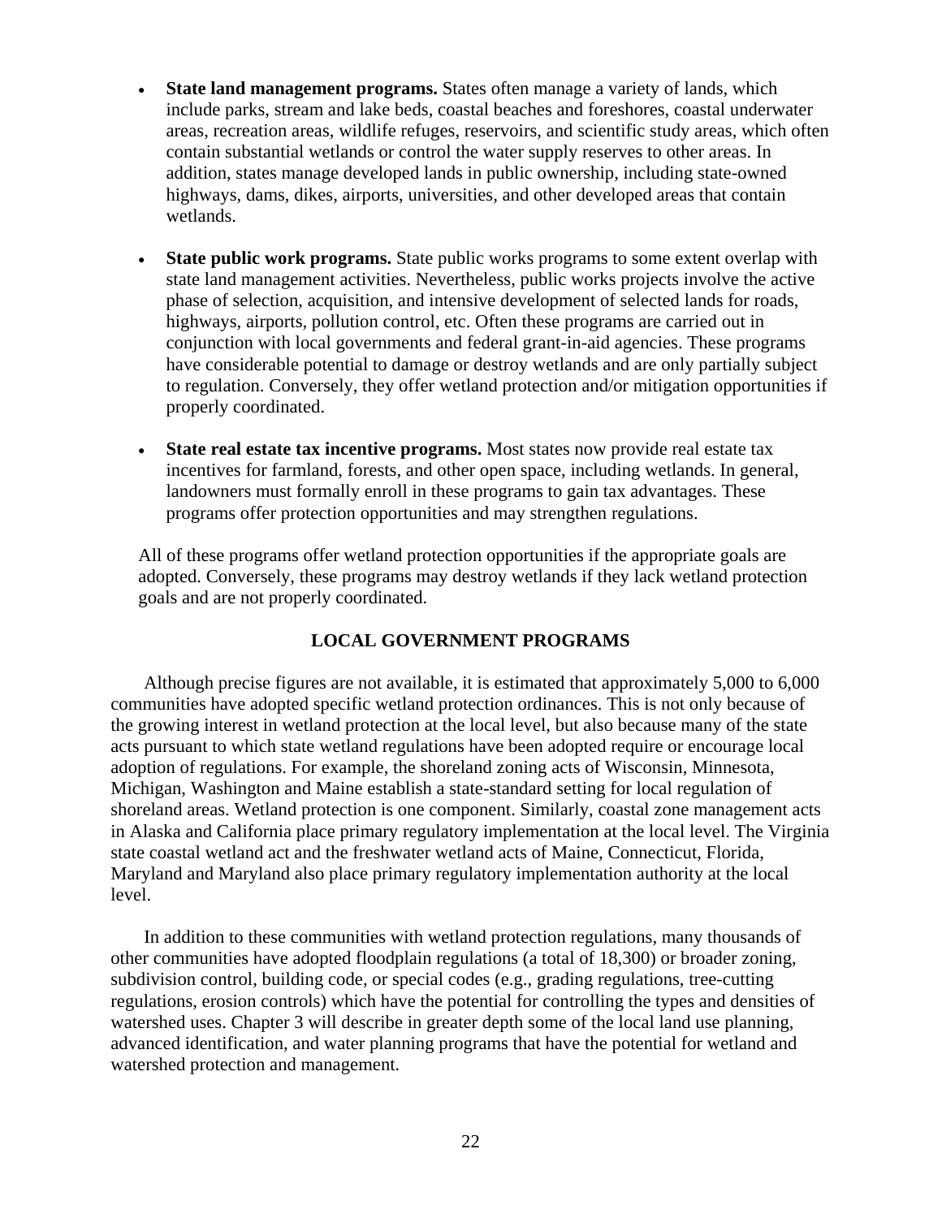- **State land management programs.** States often manage a variety of lands, which include parks, stream and lake beds, coastal beaches and foreshores, coastal underwater areas, recreation areas, wildlife refuges, reservoirs, and scientific study areas, which often contain substantial wetlands or control the water supply reserves to other areas. In addition, states manage developed lands in public ownership, including state-owned highways, dams, dikes, airports, universities, and other developed areas that contain wetlands.

- **State public work programs.** State public works programs to some extent overlap with state land management activities. Nevertheless, public works projects involve the active phase of selection, acquisition, and intensive development of selected lands for roads, highways, airports, pollution control, etc. Often these programs are carried out in conjunction with local governments and federal grant-in-aid agencies. These programs have considerable potential to damage or destroy wetlands and are only partially subject to regulation. Conversely, they offer wetland protection and/or mitigation opportunities if properly coordinated.

- **State real estate tax incentive programs.** Most states now provide real estate tax incentives for farmland, forests, and other open space, including wetlands. In general, landowners must formally enroll in these programs to gain tax advantages. These programs offer protection opportunities and may strengthen regulations.

All of these programs offer wetland protection opportunities if the appropriate goals are adopted. Conversely, these programs may destroy wetlands if they lack wetland protection goals and are not properly coordinated.

## LOCAL GOVERNMENT PROGRAMS

Although precise figures are not available, it is estimated that approximately 5,000 to 6,000 communities have adopted specific wetland protection ordinances. This is not only because of the growing interest in wetland protection at the local level, but also because many of the state acts pursuant to which state wetland regulations have been adopted require or encourage local adoption of regulations. For example, the shoreland zoning acts of Wisconsin, Minnesota, Michigan, Washington and Maine establish a state-standard setting for local regulation of shoreland areas. Wetland protection is one component. Similarly, coastal zone management acts in Alaska and California place primary regulatory implementation at the local level. The Virginia state coastal wetland act and the freshwater wetland acts of Maine, Connecticut, Florida, Maryland and Maryland also place primary regulatory implementation authority at the local level.

In addition to these communities with wetland protection regulations, many thousands of other communities have adopted floodplain regulations (a total of 18,300) or broader zoning, subdivision control, building code, or special codes (e.g., grading regulations, tree-cutting regulations, erosion controls) which have the potential for controlling the types and densities of watershed uses. Chapter 3 will describe in greater depth some of the local land use planning, advanced identification, and water planning programs that have the potential for wetland and watershed protection and management.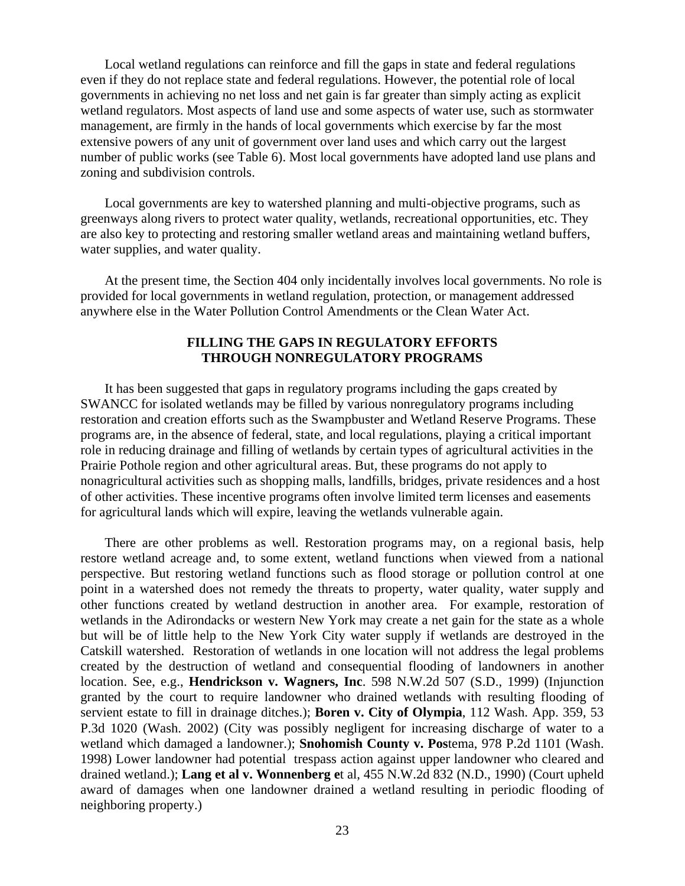Local wetland regulations can reinforce and fill the gaps in state and federal regulations even if they do not replace state and federal regulations. However, the potential role of local governments in achieving no net loss and net gain is far greater than simply acting as explicit wetland regulators. Most aspects of land use and some aspects of water use, such as stormwater management, are firmly in the hands of local governments which exercise by far the most extensive powers of any unit of government over land uses and which carry out the largest number of public works (see Table 6). Most local governments have adopted land use plans and zoning and subdivision controls.

Local governments are key to watershed planning and multi-objective programs, such as greenways along rivers to protect water quality, wetlands, recreational opportunities, etc. They are also key to protecting and restoring smaller wetland areas and maintaining wetland buffers, water supplies, and water quality.

At the present time, the Section 404 only incidentally involves local governments. No role is provided for local governments in wetland regulation, protection, or management addressed anywhere else in the Water Pollution Control Amendments or the Clean Water Act.

## FILLING THE GAPS IN REGULATORY EFFORTS THROUGH NONREGULATORY PROGRAMS

It has been suggested that gaps in regulatory programs including the gaps created by SWANCC for isolated wetlands may be filled by various nonregulatory programs including restoration and creation efforts such as the Swampbuster and Wetland Reserve Programs. These programs are, in the absence of federal, state, and local regulations, playing a critical important role in reducing drainage and filling of wetlands by certain types of agricultural activities in the Prairie Pothole region and other agricultural areas. But, these programs do not apply to nonagricultural activities such as shopping malls, landfills, bridges, private residences and a host of other activities. These incentive programs often involve limited term licenses and easements for agricultural lands which will expire, leaving the wetlands vulnerable again.

There are other problems as well. Restoration programs may, on a regional basis, help restore wetland acreage and, to some extent, wetland functions when viewed from a national perspective. But restoring wetland functions such as flood storage or pollution control at one point in a watershed does not remedy the threats to property, water quality, water supply and other functions created by wetland destruction in another area. For example, restoration of wetlands in the Adirondacks or western New York may create a net gain for the state as a whole but will be of little help to the New York City water supply if wetlands are destroyed in the Catskill watershed. Restoration of wetlands in one location will not address the legal problems created by the destruction of wetland and consequential flooding of landowners in another location. See, e.g., **Hendrickson v. Wagners, Inc**. 598 N.W.2d 507 (S.D., 1999) (Injunction granted by the court to require landowner who drained wetlands with resulting flooding of servient estate to fill in drainage ditches.); **Boren v. City of Olympia**, 112 Wash. App. 359, 53 P.3d 1020 (Wash. 2002) (City was possibly negligent for increasing discharge of water to a wetland which damaged a landowner.); **Snohomish County v. Pos**tema, 978 P.2d 1101 (Wash. 1998) Lower landowner had potential trespass action against upper landowner who cleared and drained wetland.); **Lang et al v. Wonnenberg e**t al, 455 N.W.2d 832 (N.D., 1990) (Court upheld award of damages when one landowner drained a wetland resulting in periodic flooding of neighboring property.)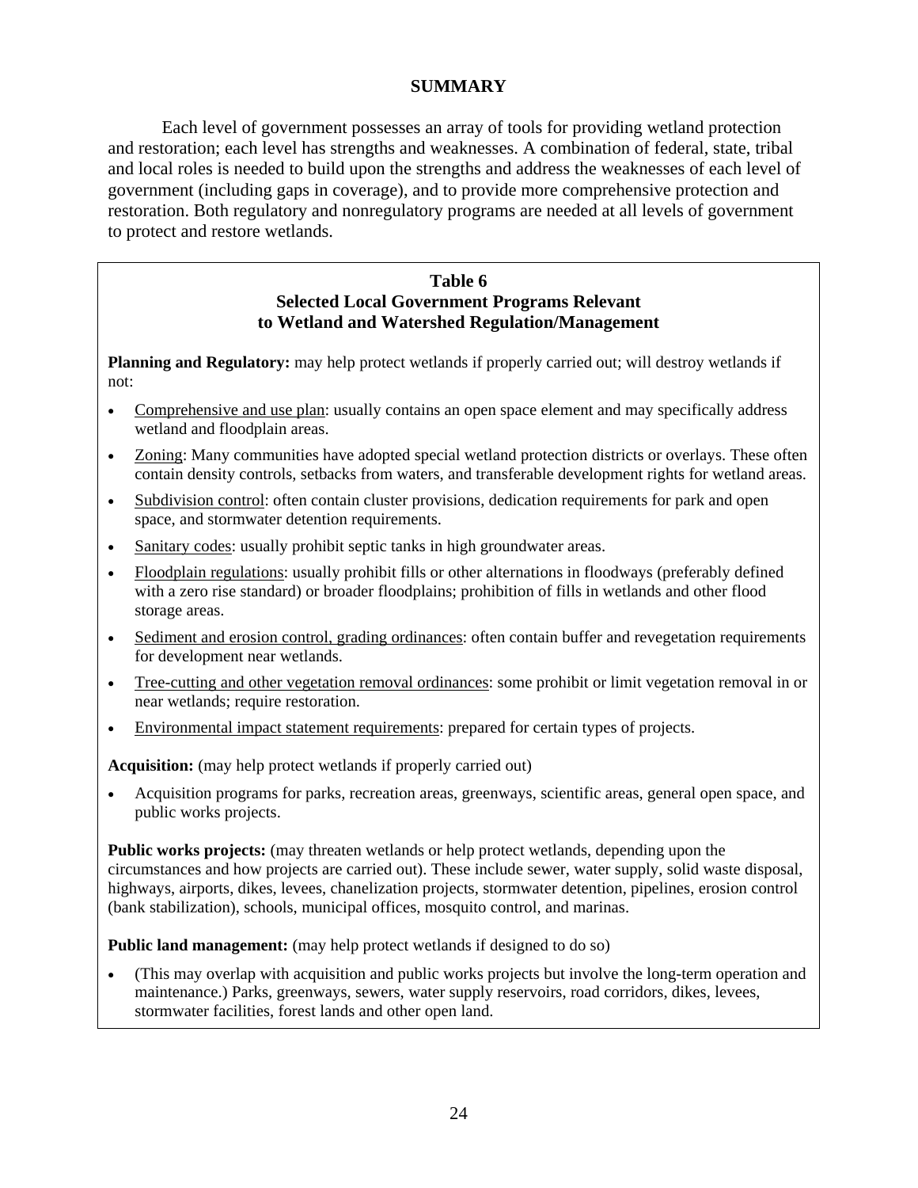## SUMMARY

Each level of government possesses an array of tools for providing wetland protection and restoration; each level has strengths and weaknesses. A combination of federal, state, tribal and local roles is needed to build upon the strengths and address the weaknesses of each level of government (including gaps in coverage), and to provide more comprehensive protection and restoration. Both regulatory and nonregulatory programs are needed at all levels of government to protect and restore wetlands.

### Table 6
### Selected Local Government Programs Relevant to Wetland and Watershed Regulation/Management

**Planning and Regulatory:** may help protect wetlands if properly carried out; will destroy wetlands if not:

- Comprehensive and use plan: usually contains an open space element and may specifically address wetland and floodplain areas.
- Zoning: Many communities have adopted special wetland protection districts or overlays. These often contain density controls, setbacks from waters, and transferable development rights for wetland areas.
- Subdivision control: often contain cluster provisions, dedication requirements for park and open space, and stormwater detention requirements.
- Sanitary codes: usually prohibit septic tanks in high groundwater areas.
- Floodplain regulations: usually prohibit fills or other alternations in floodways (preferably defined with a zero rise standard) or broader floodplains; prohibition of fills in wetlands and other flood storage areas.
- Sediment and erosion control, grading ordinances: often contain buffer and revegetation requirements for development near wetlands.
- Tree-cutting and other vegetation removal ordinances: some prohibit or limit vegetation removal in or near wetlands; require restoration.
- Environmental impact statement requirements: prepared for certain types of projects.

**Acquisition:** (may help protect wetlands if properly carried out)

- Acquisition programs for parks, recreation areas, greenways, scientific areas, general open space, and public works projects.

**Public works projects:** (may threaten wetlands or help protect wetlands, depending upon the circumstances and how projects are carried out). These include sewer, water supply, solid waste disposal, highways, airports, dikes, levees, chanelization projects, stormwater detention, pipelines, erosion control (bank stabilization), schools, municipal offices, mosquito control, and marinas.

**Public land management:** (may help protect wetlands if designed to do so)

- (This may overlap with acquisition and public works projects but involve the long-term operation and maintenance.) Parks, greenways, sewers, water supply reservoirs, road corridors, dikes, levees, stormwater facilities, forest lands and other open land.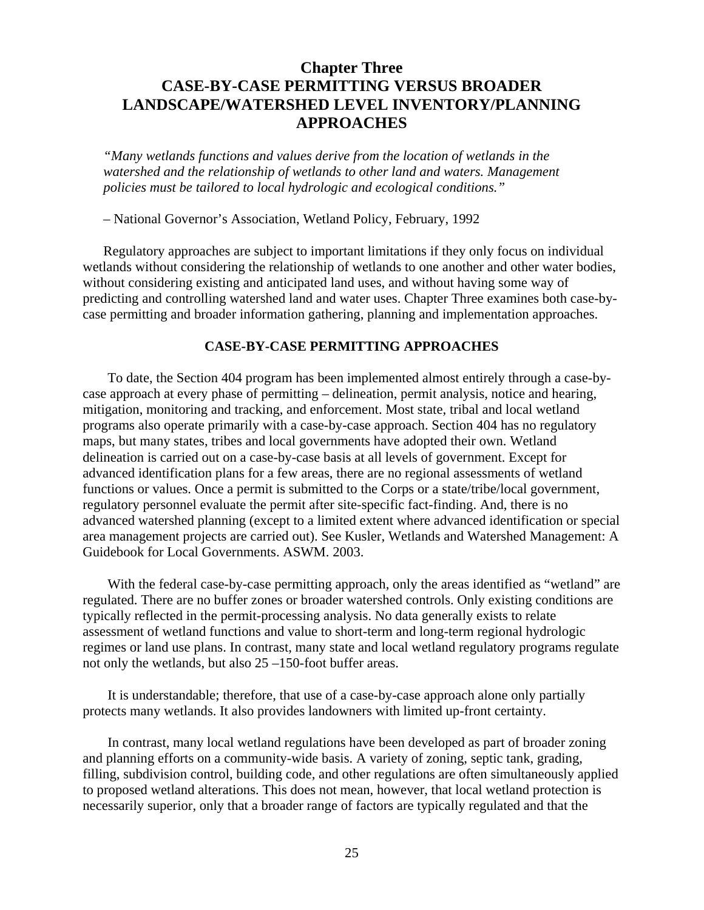# Chapter Three
# CASE-BY-CASE PERMITTING VERSUS BROADER LANDSCAPE/WATERSHED LEVEL INVENTORY/PLANNING APPROACHES

*"Many wetlands functions and values derive from the location of wetlands in the watershed and the relationship of wetlands to other land and waters. Management policies must be tailored to local hydrologic and ecological conditions."*

– National Governor's Association, Wetland Policy, February, 1992

Regulatory approaches are subject to important limitations if they only focus on individual wetlands without considering the relationship of wetlands to one another and other water bodies, without considering existing and anticipated land uses, and without having some way of predicting and controlling watershed land and water uses. Chapter Three examines both case-by-case permitting and broader information gathering, planning and implementation approaches.

## CASE-BY-CASE PERMITTING APPROACHES

To date, the Section 404 program has been implemented almost entirely through a case-by-case approach at every phase of permitting – delineation, permit analysis, notice and hearing, mitigation, monitoring and tracking, and enforcement. Most state, tribal and local wetland programs also operate primarily with a case-by-case approach. Section 404 has no regulatory maps, but many states, tribes and local governments have adopted their own. Wetland delineation is carried out on a case-by-case basis at all levels of government. Except for advanced identification plans for a few areas, there are no regional assessments of wetland functions or values. Once a permit is submitted to the Corps or a state/tribe/local government, regulatory personnel evaluate the permit after site-specific fact-finding. And, there is no advanced watershed planning (except to a limited extent where advanced identification or special area management projects are carried out). See Kusler, Wetlands and Watershed Management: A Guidebook for Local Governments. ASWM. 2003.

With the federal case-by-case permitting approach, only the areas identified as "wetland" are regulated. There are no buffer zones or broader watershed controls. Only existing conditions are typically reflected in the permit-processing analysis. No data generally exists to relate assessment of wetland functions and value to short-term and long-term regional hydrologic regimes or land use plans. In contrast, many state and local wetland regulatory programs regulate not only the wetlands, but also 25 –150-foot buffer areas.

It is understandable; therefore, that use of a case-by-case approach alone only partially protects many wetlands. It also provides landowners with limited up-front certainty.

In contrast, many local wetland regulations have been developed as part of broader zoning and planning efforts on a community-wide basis. A variety of zoning, septic tank, grading, filling, subdivision control, building code, and other regulations are often simultaneously applied to proposed wetland alterations. This does not mean, however, that local wetland protection is necessarily superior, only that a broader range of factors are typically regulated and that the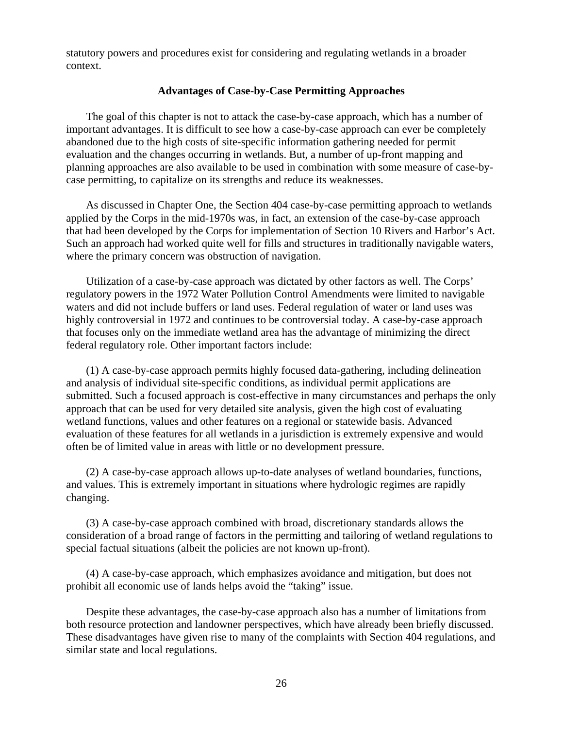statutory powers and procedures exist for considering and regulating wetlands in a broader context.

### Advantages of Case-by-Case Permitting Approaches

The goal of this chapter is not to attack the case-by-case approach, which has a number of important advantages. It is difficult to see how a case-by-case approach can ever be completely abandoned due to the high costs of site-specific information gathering needed for permit evaluation and the changes occurring in wetlands. But, a number of up-front mapping and planning approaches are also available to be used in combination with some measure of case-by-case permitting, to capitalize on its strengths and reduce its weaknesses.

As discussed in Chapter One, the Section 404 case-by-case permitting approach to wetlands applied by the Corps in the mid-1970s was, in fact, an extension of the case-by-case approach that had been developed by the Corps for implementation of Section 10 Rivers and Harbor's Act. Such an approach had worked quite well for fills and structures in traditionally navigable waters, where the primary concern was obstruction of navigation.

Utilization of a case-by-case approach was dictated by other factors as well. The Corps' regulatory powers in the 1972 Water Pollution Control Amendments were limited to navigable waters and did not include buffers or land uses. Federal regulation of water or land uses was highly controversial in 1972 and continues to be controversial today. A case-by-case approach that focuses only on the immediate wetland area has the advantage of minimizing the direct federal regulatory role. Other important factors include:

(1) A case-by-case approach permits highly focused data-gathering, including delineation and analysis of individual site-specific conditions, as individual permit applications are submitted. Such a focused approach is cost-effective in many circumstances and perhaps the only approach that can be used for very detailed site analysis, given the high cost of evaluating wetland functions, values and other features on a regional or statewide basis. Advanced evaluation of these features for all wetlands in a jurisdiction is extremely expensive and would often be of limited value in areas with little or no development pressure.

(2) A case-by-case approach allows up-to-date analyses of wetland boundaries, functions, and values. This is extremely important in situations where hydrologic regimes are rapidly changing.

(3) A case-by-case approach combined with broad, discretionary standards allows the consideration of a broad range of factors in the permitting and tailoring of wetland regulations to special factual situations (albeit the policies are not known up-front).

(4) A case-by-case approach, which emphasizes avoidance and mitigation, but does not prohibit all economic use of lands helps avoid the "taking" issue.

Despite these advantages, the case-by-case approach also has a number of limitations from both resource protection and landowner perspectives, which have already been briefly discussed. These disadvantages have given rise to many of the complaints with Section 404 regulations, and similar state and local regulations.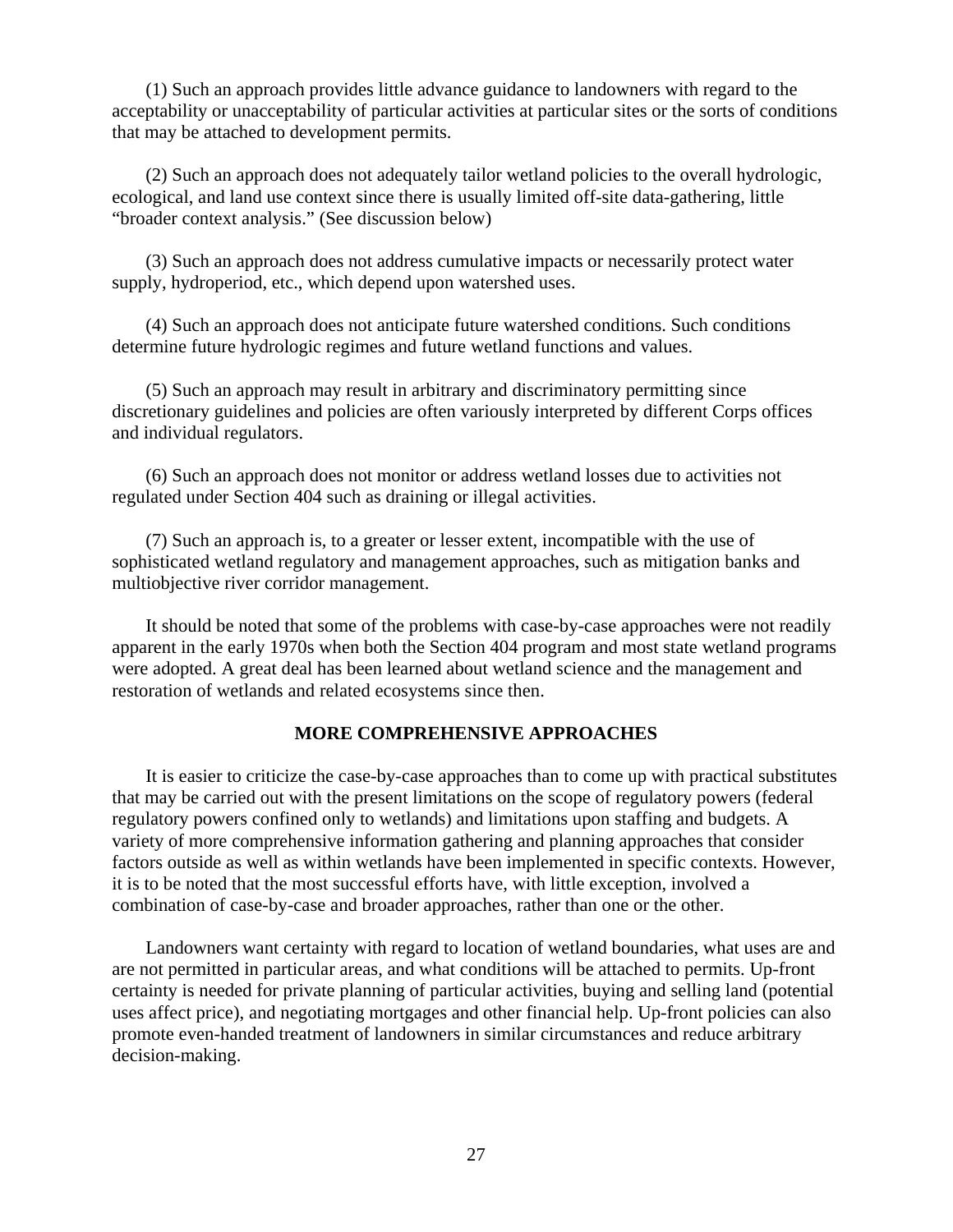(1) Such an approach provides little advance guidance to landowners with regard to the acceptability or unacceptability of particular activities at particular sites or the sorts of conditions that may be attached to development permits.

(2) Such an approach does not adequately tailor wetland policies to the overall hydrologic, ecological, and land use context since there is usually limited off-site data-gathering, little "broader context analysis." (See discussion below)

(3) Such an approach does not address cumulative impacts or necessarily protect water supply, hydroperiod, etc., which depend upon watershed uses.

(4) Such an approach does not anticipate future watershed conditions. Such conditions determine future hydrologic regimes and future wetland functions and values.

(5) Such an approach may result in arbitrary and discriminatory permitting since discretionary guidelines and policies are often variously interpreted by different Corps offices and individual regulators.

(6) Such an approach does not monitor or address wetland losses due to activities not regulated under Section 404 such as draining or illegal activities.

(7) Such an approach is, to a greater or lesser extent, incompatible with the use of sophisticated wetland regulatory and management approaches, such as mitigation banks and multiobjective river corridor management.

It should be noted that some of the problems with case-by-case approaches were not readily apparent in the early 1970s when both the Section 404 program and most state wetland programs were adopted. A great deal has been learned about wetland science and the management and restoration of wetlands and related ecosystems since then.

## MORE COMPREHENSIVE APPROACHES

It is easier to criticize the case-by-case approaches than to come up with practical substitutes that may be carried out with the present limitations on the scope of regulatory powers (federal regulatory powers confined only to wetlands) and limitations upon staffing and budgets. A variety of more comprehensive information gathering and planning approaches that consider factors outside as well as within wetlands have been implemented in specific contexts. However, it is to be noted that the most successful efforts have, with little exception, involved a combination of case-by-case and broader approaches, rather than one or the other.

Landowners want certainty with regard to location of wetland boundaries, what uses are and are not permitted in particular areas, and what conditions will be attached to permits. Up-front certainty is needed for private planning of particular activities, buying and selling land (potential uses affect price), and negotiating mortgages and other financial help. Up-front policies can also promote even-handed treatment of landowners in similar circumstances and reduce arbitrary decision-making.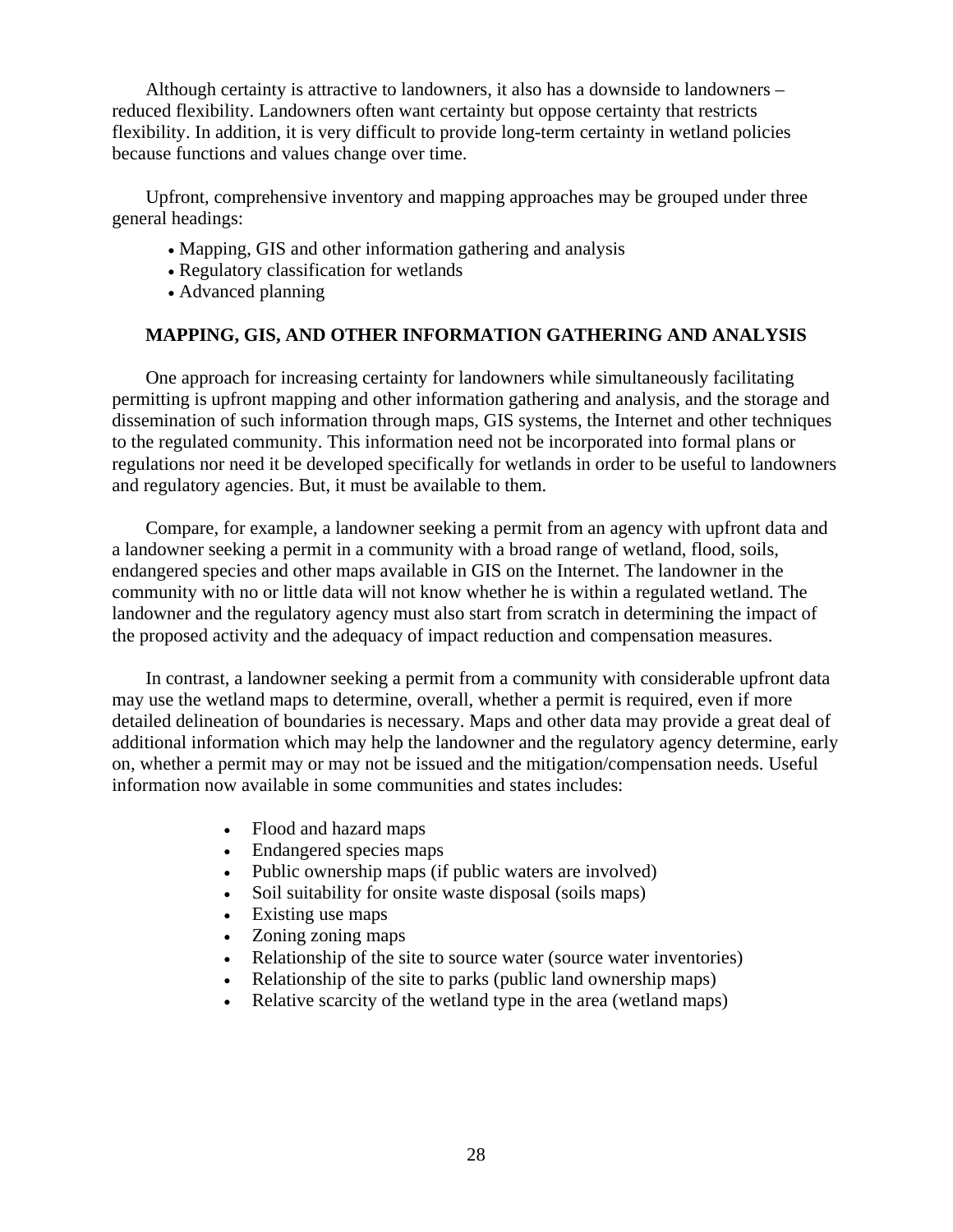Although certainty is attractive to landowners, it also has a downside to landowners – reduced flexibility. Landowners often want certainty but oppose certainty that restricts flexibility. In addition, it is very difficult to provide long-term certainty in wetland policies because functions and values change over time.

Upfront, comprehensive inventory and mapping approaches may be grouped under three general headings:

- Mapping, GIS and other information gathering and analysis
- Regulatory classification for wetlands
- Advanced planning

## MAPPING, GIS, AND OTHER INFORMATION GATHERING AND ANALYSIS

One approach for increasing certainty for landowners while simultaneously facilitating permitting is upfront mapping and other information gathering and analysis, and the storage and dissemination of such information through maps, GIS systems, the Internet and other techniques to the regulated community. This information need not be incorporated into formal plans or regulations nor need it be developed specifically for wetlands in order to be useful to landowners and regulatory agencies. But, it must be available to them.

Compare, for example, a landowner seeking a permit from an agency with upfront data and a landowner seeking a permit in a community with a broad range of wetland, flood, soils, endangered species and other maps available in GIS on the Internet. The landowner in the community with no or little data will not know whether he is within a regulated wetland. The landowner and the regulatory agency must also start from scratch in determining the impact of the proposed activity and the adequacy of impact reduction and compensation measures.

In contrast, a landowner seeking a permit from a community with considerable upfront data may use the wetland maps to determine, overall, whether a permit is required, even if more detailed delineation of boundaries is necessary. Maps and other data may provide a great deal of additional information which may help the landowner and the regulatory agency determine, early on, whether a permit may or may not be issued and the mitigation/compensation needs. Useful information now available in some communities and states includes:

- Flood and hazard maps
- Endangered species maps
- Public ownership maps (if public waters are involved)
- Soil suitability for onsite waste disposal (soils maps)
- Existing use maps
- Zoning zoning maps
- Relationship of the site to source water (source water inventories)
- Relationship of the site to parks (public land ownership maps)
- Relative scarcity of the wetland type in the area (wetland maps)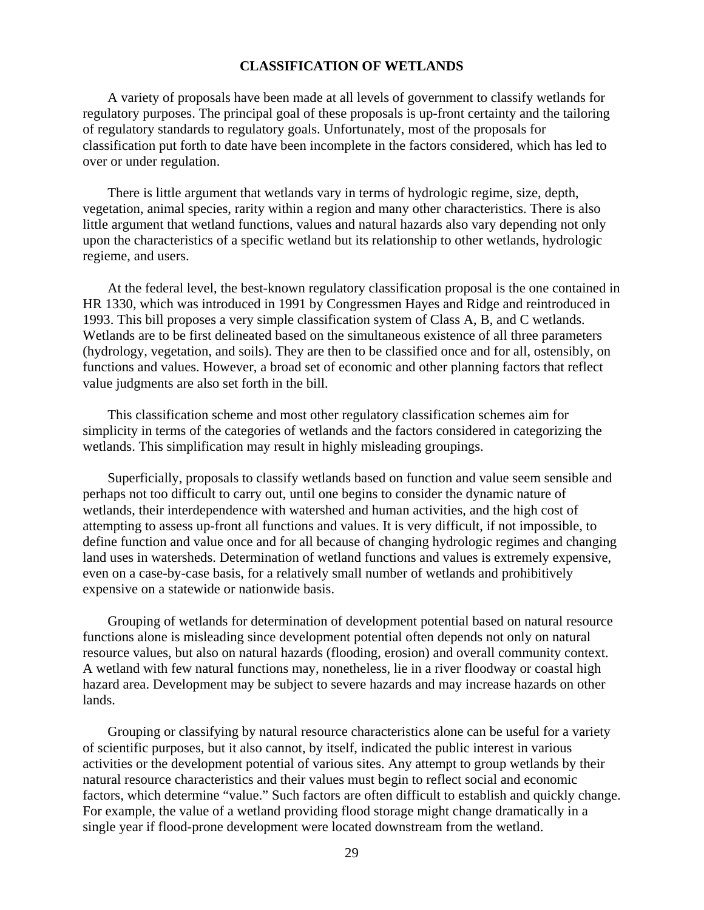# CLASSIFICATION OF WETLANDS

A variety of proposals have been made at all levels of government to classify wetlands for regulatory purposes. The principal goal of these proposals is up-front certainty and the tailoring of regulatory standards to regulatory goals. Unfortunately, most of the proposals for classification put forth to date have been incomplete in the factors considered, which has led to over or under regulation.

There is little argument that wetlands vary in terms of hydrologic regime, size, depth, vegetation, animal species, rarity within a region and many other characteristics. There is also little argument that wetland functions, values and natural hazards also vary depending not only upon the characteristics of a specific wetland but its relationship to other wetlands, hydrologic regieme, and users.

At the federal level, the best-known regulatory classification proposal is the one contained in HR 1330, which was introduced in 1991 by Congressmen Hayes and Ridge and reintroduced in 1993. This bill proposes a very simple classification system of Class A, B, and C wetlands. Wetlands are to be first delineated based on the simultaneous existence of all three parameters (hydrology, vegetation, and soils). They are then to be classified once and for all, ostensibly, on functions and values. However, a broad set of economic and other planning factors that reflect value judgments are also set forth in the bill.

This classification scheme and most other regulatory classification schemes aim for simplicity in terms of the categories of wetlands and the factors considered in categorizing the wetlands. This simplification may result in highly misleading groupings.

Superficially, proposals to classify wetlands based on function and value seem sensible and perhaps not too difficult to carry out, until one begins to consider the dynamic nature of wetlands, their interdependence with watershed and human activities, and the high cost of attempting to assess up-front all functions and values. It is very difficult, if not impossible, to define function and value once and for all because of changing hydrologic regimes and changing land uses in watersheds. Determination of wetland functions and values is extremely expensive, even on a case-by-case basis, for a relatively small number of wetlands and prohibitively expensive on a statewide or nationwide basis.

Grouping of wetlands for determination of development potential based on natural resource functions alone is misleading since development potential often depends not only on natural resource values, but also on natural hazards (flooding, erosion) and overall community context. A wetland with few natural functions may, nonetheless, lie in a river floodway or coastal high hazard area. Development may be subject to severe hazards and may increase hazards on other lands.

Grouping or classifying by natural resource characteristics alone can be useful for a variety of scientific purposes, but it also cannot, by itself, indicated the public interest in various activities or the development potential of various sites. Any attempt to group wetlands by their natural resource characteristics and their values must begin to reflect social and economic factors, which determine "value." Such factors are often difficult to establish and quickly change. For example, the value of a wetland providing flood storage might change dramatically in a single year if flood-prone development were located downstream from the wetland.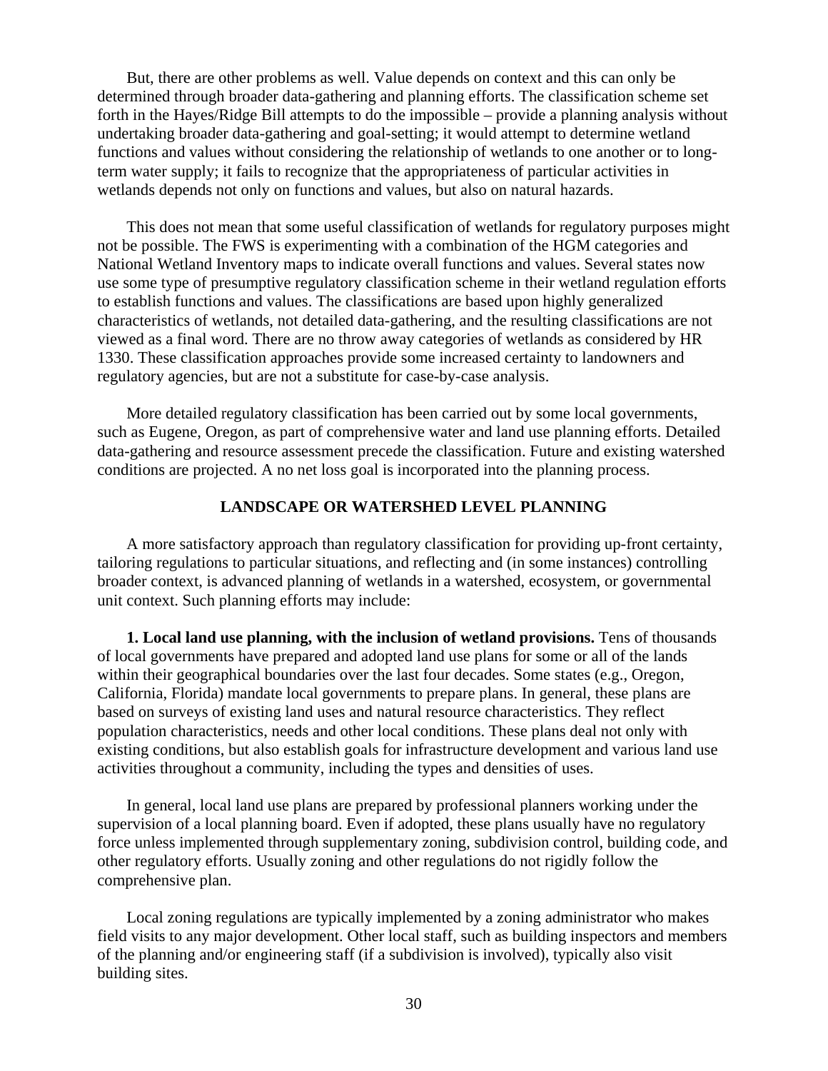But, there are other problems as well. Value depends on context and this can only be determined through broader data-gathering and planning efforts. The classification scheme set forth in the Hayes/Ridge Bill attempts to do the impossible – provide a planning analysis without undertaking broader data-gathering and goal-setting; it would attempt to determine wetland functions and values without considering the relationship of wetlands to one another or to long-term water supply; it fails to recognize that the appropriateness of particular activities in wetlands depends not only on functions and values, but also on natural hazards.

This does not mean that some useful classification of wetlands for regulatory purposes might not be possible. The FWS is experimenting with a combination of the HGM categories and National Wetland Inventory maps to indicate overall functions and values. Several states now use some type of presumptive regulatory classification scheme in their wetland regulation efforts to establish functions and values. The classifications are based upon highly generalized characteristics of wetlands, not detailed data-gathering, and the resulting classifications are not viewed as a final word. There are no throw away categories of wetlands as considered by HR 1330. These classification approaches provide some increased certainty to landowners and regulatory agencies, but are not a substitute for case-by-case analysis.

More detailed regulatory classification has been carried out by some local governments, such as Eugene, Oregon, as part of comprehensive water and land use planning efforts. Detailed data-gathering and resource assessment precede the classification. Future and existing watershed conditions are projected. A no net loss goal is incorporated into the planning process.

## LANDSCAPE OR WATERSHED LEVEL PLANNING

A more satisfactory approach than regulatory classification for providing up-front certainty, tailoring regulations to particular situations, and reflecting and (in some instances) controlling broader context, is advanced planning of wetlands in a watershed, ecosystem, or governmental unit context. Such planning efforts may include:

**1. Local land use planning, with the inclusion of wetland provisions.** Tens of thousands of local governments have prepared and adopted land use plans for some or all of the lands within their geographical boundaries over the last four decades. Some states (e.g., Oregon, California, Florida) mandate local governments to prepare plans. In general, these plans are based on surveys of existing land uses and natural resource characteristics. They reflect population characteristics, needs and other local conditions. These plans deal not only with existing conditions, but also establish goals for infrastructure development and various land use activities throughout a community, including the types and densities of uses.

In general, local land use plans are prepared by professional planners working under the supervision of a local planning board. Even if adopted, these plans usually have no regulatory force unless implemented through supplementary zoning, subdivision control, building code, and other regulatory efforts. Usually zoning and other regulations do not rigidly follow the comprehensive plan.

Local zoning regulations are typically implemented by a zoning administrator who makes field visits to any major development. Other local staff, such as building inspectors and members of the planning and/or engineering staff (if a subdivision is involved), typically also visit building sites.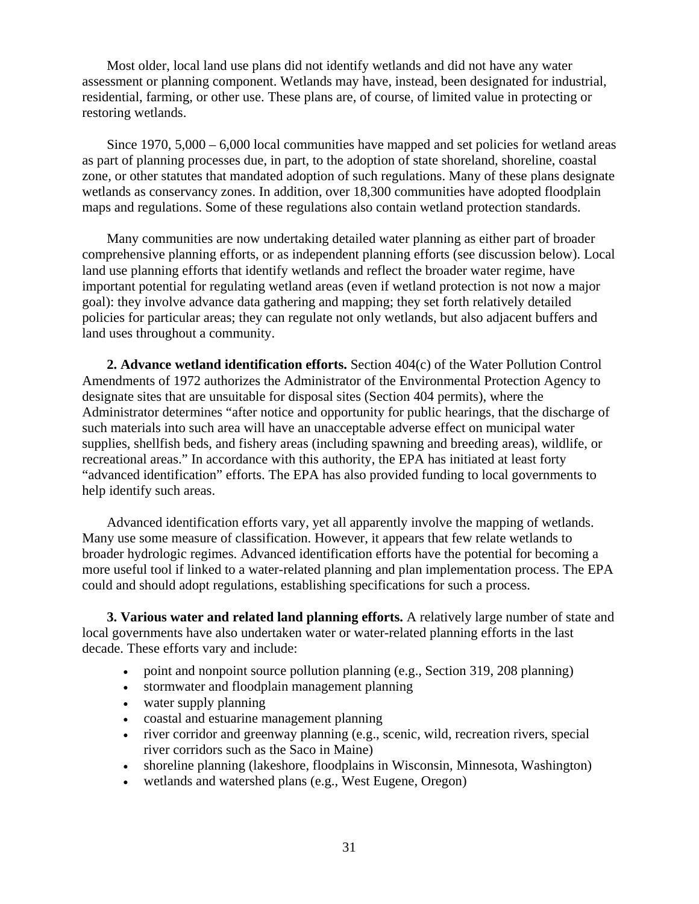Most older, local land use plans did not identify wetlands and did not have any water assessment or planning component. Wetlands may have, instead, been designated for industrial, residential, farming, or other use. These plans are, of course, of limited value in protecting or restoring wetlands.

Since 1970, 5,000 – 6,000 local communities have mapped and set policies for wetland areas as part of planning processes due, in part, to the adoption of state shoreland, shoreline, coastal zone, or other statutes that mandated adoption of such regulations. Many of these plans designate wetlands as conservancy zones. In addition, over 18,300 communities have adopted floodplain maps and regulations. Some of these regulations also contain wetland protection standards.

Many communities are now undertaking detailed water planning as either part of broader comprehensive planning efforts, or as independent planning efforts (see discussion below). Local land use planning efforts that identify wetlands and reflect the broader water regime, have important potential for regulating wetland areas (even if wetland protection is not now a major goal): they involve advance data gathering and mapping; they set forth relatively detailed policies for particular areas; they can regulate not only wetlands, but also adjacent buffers and land uses throughout a community.

**2. Advance wetland identification efforts.** Section 404(c) of the Water Pollution Control Amendments of 1972 authorizes the Administrator of the Environmental Protection Agency to designate sites that are unsuitable for disposal sites (Section 404 permits), where the Administrator determines "after notice and opportunity for public hearings, that the discharge of such materials into such area will have an unacceptable adverse effect on municipal water supplies, shellfish beds, and fishery areas (including spawning and breeding areas), wildlife, or recreational areas." In accordance with this authority, the EPA has initiated at least forty "advanced identification" efforts. The EPA has also provided funding to local governments to help identify such areas.

Advanced identification efforts vary, yet all apparently involve the mapping of wetlands. Many use some measure of classification. However, it appears that few relate wetlands to broader hydrologic regimes. Advanced identification efforts have the potential for becoming a more useful tool if linked to a water-related planning and plan implementation process. The EPA could and should adopt regulations, establishing specifications for such a process.

**3. Various water and related land planning efforts.** A relatively large number of state and local governments have also undertaken water or water-related planning efforts in the last decade. These efforts vary and include:

- point and nonpoint source pollution planning (e.g., Section 319, 208 planning)
- stormwater and floodplain management planning
- water supply planning
- coastal and estuarine management planning
- river corridor and greenway planning (e.g., scenic, wild, recreation rivers, special river corridors such as the Saco in Maine)
- shoreline planning (lakeshore, floodplains in Wisconsin, Minnesota, Washington)
- wetlands and watershed plans (e.g., West Eugene, Oregon)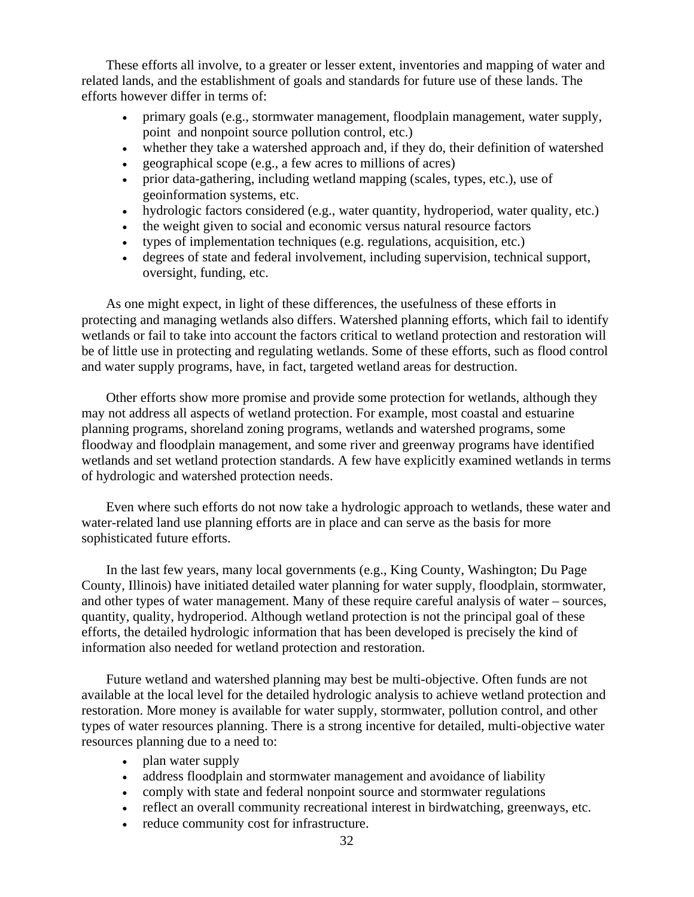These efforts all involve, to a greater or lesser extent, inventories and mapping of water and related lands, and the establishment of goals and standards for future use of these lands. The efforts however differ in terms of:

- primary goals (e.g., stormwater management, floodplain management, water supply, point and nonpoint source pollution control, etc.)
- whether they take a watershed approach and, if they do, their definition of watershed
- geographical scope (e.g., a few acres to millions of acres)
- prior data-gathering, including wetland mapping (scales, types, etc.), use of geoinformation systems, etc.
- hydrologic factors considered (e.g., water quantity, hydroperiod, water quality, etc.)
- the weight given to social and economic versus natural resource factors
- types of implementation techniques (e.g. regulations, acquisition, etc.)
- degrees of state and federal involvement, including supervision, technical support, oversight, funding, etc.

As one might expect, in light of these differences, the usefulness of these efforts in protecting and managing wetlands also differs. Watershed planning efforts, which fail to identify wetlands or fail to take into account the factors critical to wetland protection and restoration will be of little use in protecting and regulating wetlands. Some of these efforts, such as flood control and water supply programs, have, in fact, targeted wetland areas for destruction.

Other efforts show more promise and provide some protection for wetlands, although they may not address all aspects of wetland protection. For example, most coastal and estuarine planning programs, shoreland zoning programs, wetlands and watershed programs, some floodway and floodplain management, and some river and greenway programs have identified wetlands and set wetland protection standards. A few have explicitly examined wetlands in terms of hydrologic and watershed protection needs.

Even where such efforts do not now take a hydrologic approach to wetlands, these water and water-related land use planning efforts are in place and can serve as the basis for more sophisticated future efforts.

In the last few years, many local governments (e.g., King County, Washington; Du Page County, Illinois) have initiated detailed water planning for water supply, floodplain, stormwater, and other types of water management. Many of these require careful analysis of water – sources, quantity, quality, hydroperiod. Although wetland protection is not the principal goal of these efforts, the detailed hydrologic information that has been developed is precisely the kind of information also needed for wetland protection and restoration.

Future wetland and watershed planning may best be multi-objective. Often funds are not available at the local level for the detailed hydrologic analysis to achieve wetland protection and restoration. More money is available for water supply, stormwater, pollution control, and other types of water resources planning. There is a strong incentive for detailed, multi-objective water resources planning due to a need to:

- plan water supply
- address floodplain and stormwater management and avoidance of liability
- comply with state and federal nonpoint source and stormwater regulations
- reflect an overall community recreational interest in birdwatching, greenways, etc.
- reduce community cost for infrastructure.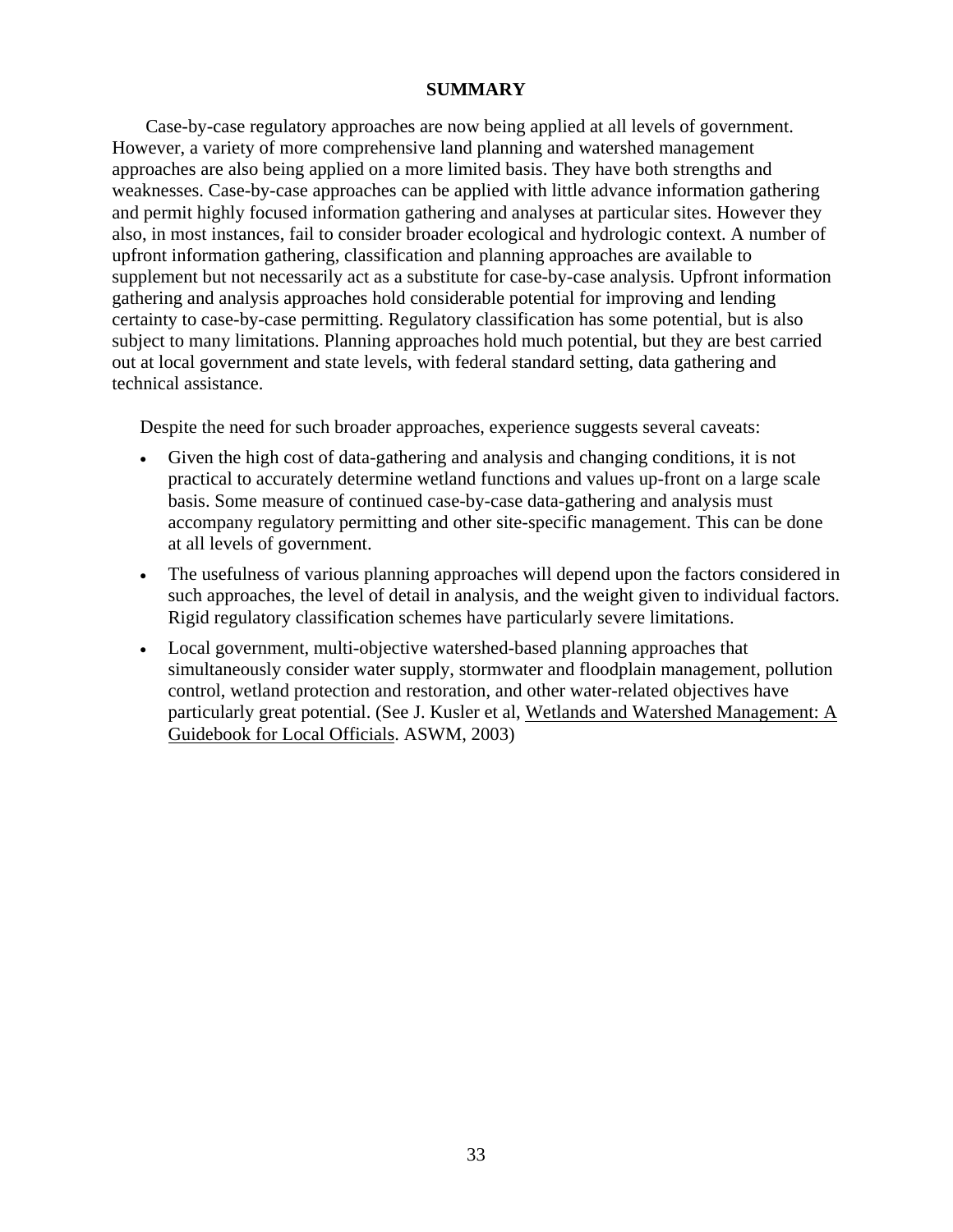## SUMMARY

Case-by-case regulatory approaches are now being applied at all levels of government. However, a variety of more comprehensive land planning and watershed management approaches are also being applied on a more limited basis. They have both strengths and weaknesses. Case-by-case approaches can be applied with little advance information gathering and permit highly focused information gathering and analyses at particular sites. However they also, in most instances, fail to consider broader ecological and hydrologic context. A number of upfront information gathering, classification and planning approaches are available to supplement but not necessarily act as a substitute for case-by-case analysis. Upfront information gathering and analysis approaches hold considerable potential for improving and lending certainty to case-by-case permitting. Regulatory classification has some potential, but is also subject to many limitations. Planning approaches hold much potential, but they are best carried out at local government and state levels, with federal standard setting, data gathering and technical assistance.

Despite the need for such broader approaches, experience suggests several caveats:

- Given the high cost of data-gathering and analysis and changing conditions, it is not practical to accurately determine wetland functions and values up-front on a large scale basis. Some measure of continued case-by-case data-gathering and analysis must accompany regulatory permitting and other site-specific management. This can be done at all levels of government.
- The usefulness of various planning approaches will depend upon the factors considered in such approaches, the level of detail in analysis, and the weight given to individual factors. Rigid regulatory classification schemes have particularly severe limitations.
- Local government, multi-objective watershed-based planning approaches that simultaneously consider water supply, stormwater and floodplain management, pollution control, wetland protection and restoration, and other water-related objectives have particularly great potential. (See J. Kusler et al, Wetlands and Watershed Management: A Guidebook for Local Officials. ASWM, 2003)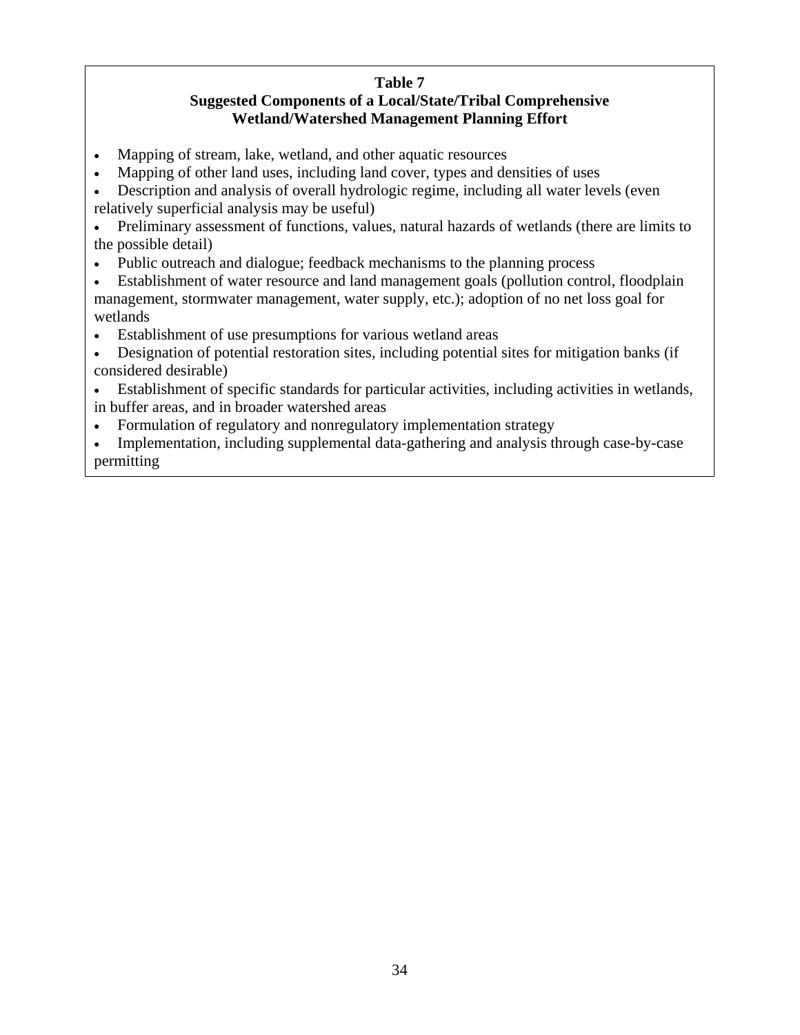**Table 7**
**Suggested Components of a Local/State/Tribal Comprehensive Wetland/Watershed Management Planning Effort**

- Mapping of stream, lake, wetland, and other aquatic resources
- Mapping of other land uses, including land cover, types and densities of uses
- Description and analysis of overall hydrologic regime, including all water levels (even relatively superficial analysis may be useful)
- Preliminary assessment of functions, values, natural hazards of wetlands (there are limits to the possible detail)
- Public outreach and dialogue; feedback mechanisms to the planning process
- Establishment of water resource and land management goals (pollution control, floodplain management, stormwater management, water supply, etc.); adoption of no net loss goal for wetlands
- Establishment of use presumptions for various wetland areas
- Designation of potential restoration sites, including potential sites for mitigation banks (if considered desirable)
- Establishment of specific standards for particular activities, including activities in wetlands, in buffer areas, and in broader watershed areas
- Formulation of regulatory and nonregulatory implementation strategy
- Implementation, including supplemental data-gathering and analysis through case-by-case permitting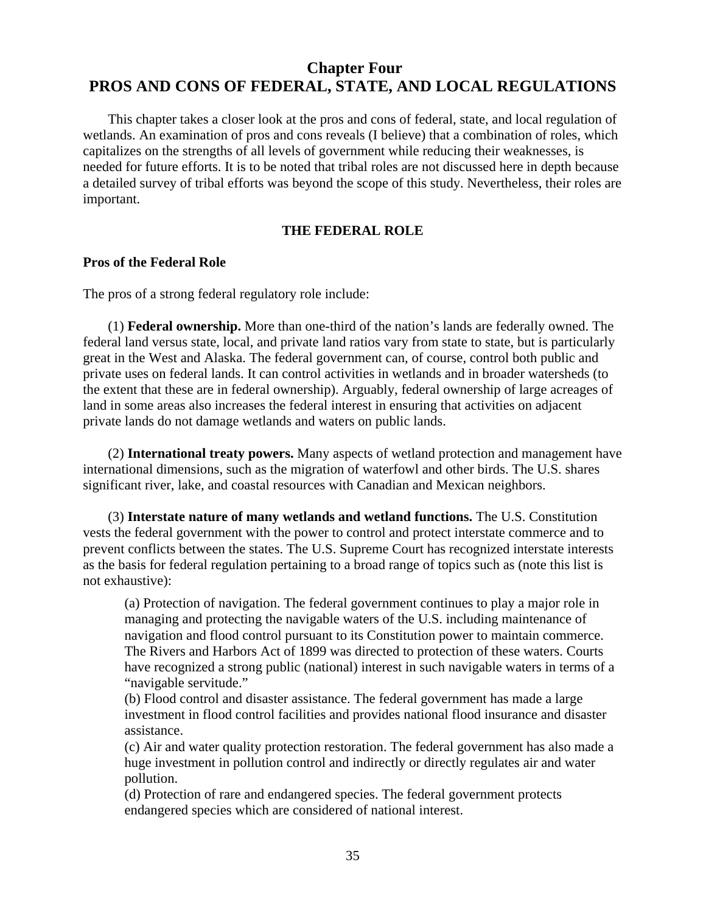# Chapter Four
# PROS AND CONS OF FEDERAL, STATE, AND LOCAL REGULATIONS

This chapter takes a closer look at the pros and cons of federal, state, and local regulation of wetlands. An examination of pros and cons reveals (I believe) that a combination of roles, which capitalizes on the strengths of all levels of government while reducing their weaknesses, is needed for future efforts. It is to be noted that tribal roles are not discussed here in depth because a detailed survey of tribal efforts was beyond the scope of this study. Nevertheless, their roles are important.

## THE FEDERAL ROLE

### Pros of the Federal Role

The pros of a strong federal regulatory role include:

(1) **Federal ownership.** More than one-third of the nation's lands are federally owned. The federal land versus state, local, and private land ratios vary from state to state, but is particularly great in the West and Alaska. The federal government can, of course, control both public and private uses on federal lands. It can control activities in wetlands and in broader watersheds (to the extent that these are in federal ownership). Arguably, federal ownership of large acreages of land in some areas also increases the federal interest in ensuring that activities on adjacent private lands do not damage wetlands and waters on public lands.

(2) **International treaty powers.** Many aspects of wetland protection and management have international dimensions, such as the migration of waterfowl and other birds. The U.S. shares significant river, lake, and coastal resources with Canadian and Mexican neighbors.

(3) **Interstate nature of many wetlands and wetland functions.** The U.S. Constitution vests the federal government with the power to control and protect interstate commerce and to prevent conflicts between the states. The U.S. Supreme Court has recognized interstate interests as the basis for federal regulation pertaining to a broad range of topics such as (note this list is not exhaustive):

(a) Protection of navigation. The federal government continues to play a major role in managing and protecting the navigable waters of the U.S. including maintenance of navigation and flood control pursuant to its Constitution power to maintain commerce. The Rivers and Harbors Act of 1899 was directed to protection of these waters. Courts have recognized a strong public (national) interest in such navigable waters in terms of a "navigable servitude."

(b) Flood control and disaster assistance. The federal government has made a large investment in flood control facilities and provides national flood insurance and disaster assistance.

(c) Air and water quality protection restoration. The federal government has also made a huge investment in pollution control and indirectly or directly regulates air and water pollution.

(d) Protection of rare and endangered species. The federal government protects endangered species which are considered of national interest.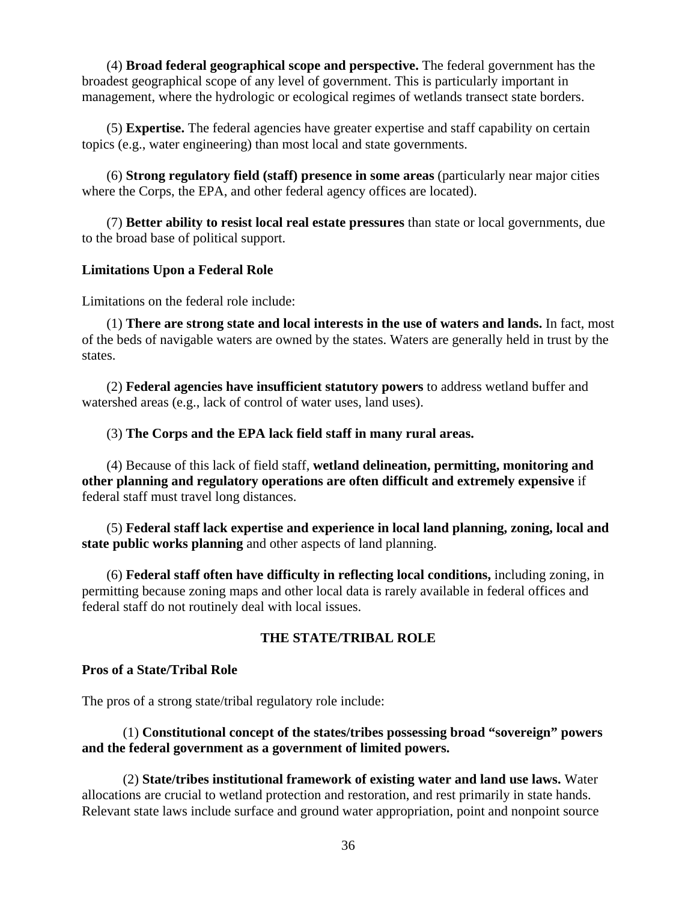(4) **Broad federal geographical scope and perspective.** The federal government has the broadest geographical scope of any level of government. This is particularly important in management, where the hydrologic or ecological regimes of wetlands transect state borders.

(5) **Expertise.** The federal agencies have greater expertise and staff capability on certain topics (e.g., water engineering) than most local and state governments.

(6) **Strong regulatory field (staff) presence in some areas** (particularly near major cities where the Corps, the EPA, and other federal agency offices are located).

(7) **Better ability to resist local real estate pressures** than state or local governments, due to the broad base of political support.

**Limitations Upon a Federal Role**

Limitations on the federal role include:

(1) **There are strong state and local interests in the use of waters and lands.** In fact, most of the beds of navigable waters are owned by the states. Waters are generally held in trust by the states.

(2) **Federal agencies have insufficient statutory powers** to address wetland buffer and watershed areas (e.g., lack of control of water uses, land uses).

(3) **The Corps and the EPA lack field staff in many rural areas.**

(4) Because of this lack of field staff, **wetland delineation, permitting, monitoring and other planning and regulatory operations are often difficult and extremely expensive** if federal staff must travel long distances.

(5) **Federal staff lack expertise and experience in local land planning, zoning, local and state public works planning** and other aspects of land planning.

(6) **Federal staff often have difficulty in reflecting local conditions,** including zoning, in permitting because zoning maps and other local data is rarely available in federal offices and federal staff do not routinely deal with local issues.

## THE STATE/TRIBAL ROLE

**Pros of a State/Tribal Role**

The pros of a strong state/tribal regulatory role include:

(1) **Constitutional concept of the states/tribes possessing broad "sovereign" powers and the federal government as a government of limited powers.**

(2) **State/tribes institutional framework of existing water and land use laws.** Water allocations are crucial to wetland protection and restoration, and rest primarily in state hands. Relevant state laws include surface and ground water appropriation, point and nonpoint source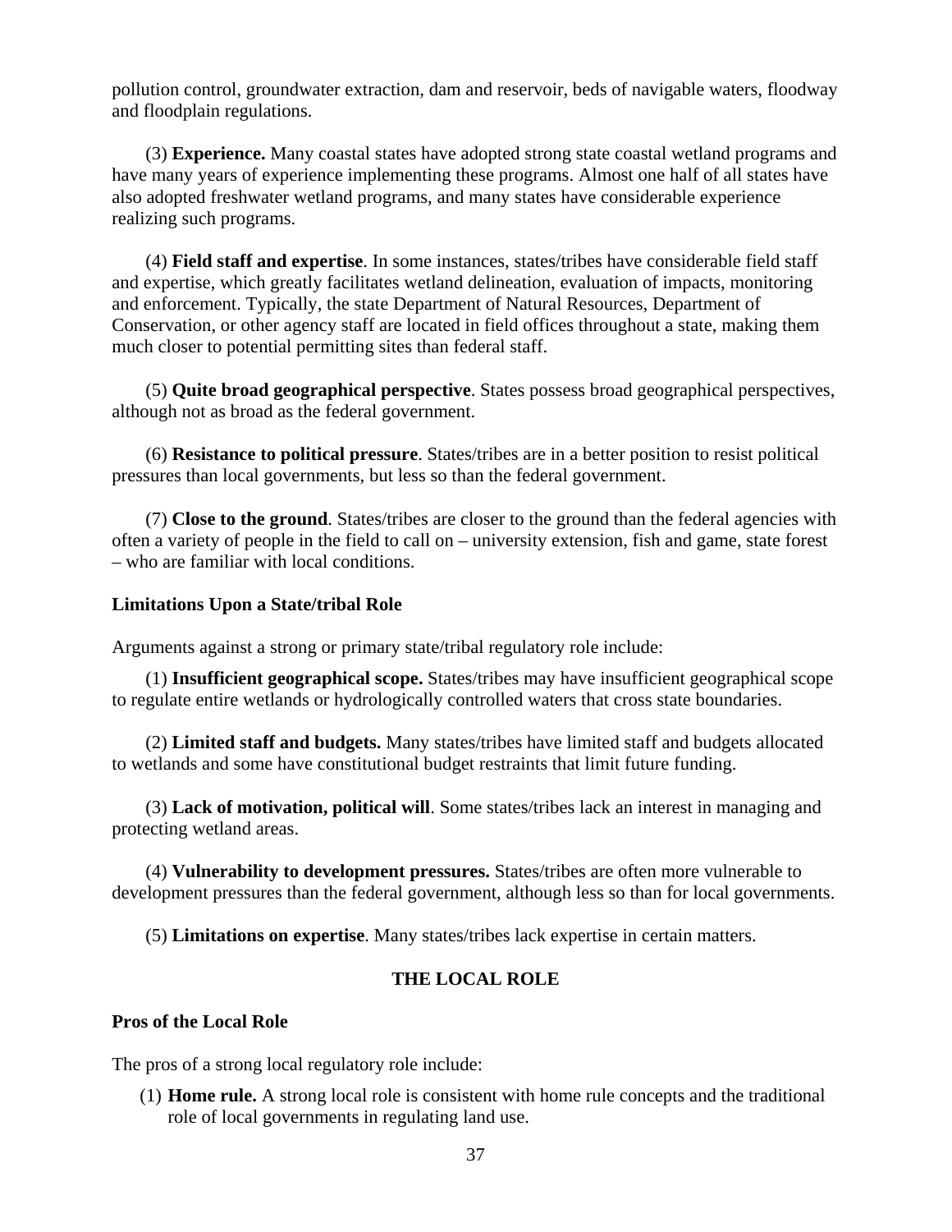pollution control, groundwater extraction, dam and reservoir, beds of navigable waters, floodway and floodplain regulations.

(3) **Experience.** Many coastal states have adopted strong state coastal wetland programs and have many years of experience implementing these programs. Almost one half of all states have also adopted freshwater wetland programs, and many states have considerable experience realizing such programs.

(4) **Field staff and expertise**. In some instances, states/tribes have considerable field staff and expertise, which greatly facilitates wetland delineation, evaluation of impacts, monitoring and enforcement. Typically, the state Department of Natural Resources, Department of Conservation, or other agency staff are located in field offices throughout a state, making them much closer to potential permitting sites than federal staff.

(5) **Quite broad geographical perspective**. States possess broad geographical perspectives, although not as broad as the federal government.

(6) **Resistance to political pressure**. States/tribes are in a better position to resist political pressures than local governments, but less so than the federal government.

(7) **Close to the ground**. States/tribes are closer to the ground than the federal agencies with often a variety of people in the field to call on – university extension, fish and game, state forest – who are familiar with local conditions.

### Limitations Upon a State/tribal Role

Arguments against a strong or primary state/tribal regulatory role include:

(1) **Insufficient geographical scope.** States/tribes may have insufficient geographical scope to regulate entire wetlands or hydrologically controlled waters that cross state boundaries.

(2) **Limited staff and budgets.** Many states/tribes have limited staff and budgets allocated to wetlands and some have constitutional budget restraints that limit future funding.

(3) **Lack of motivation, political will**. Some states/tribes lack an interest in managing and protecting wetland areas.

(4) **Vulnerability to development pressures.** States/tribes are often more vulnerable to development pressures than the federal government, although less so than for local governments.

(5) **Limitations on expertise**. Many states/tribes lack expertise in certain matters.

## THE LOCAL ROLE

### Pros of the Local Role

The pros of a strong local regulatory role include:

(1) **Home rule.** A strong local role is consistent with home rule concepts and the traditional role of local governments in regulating land use.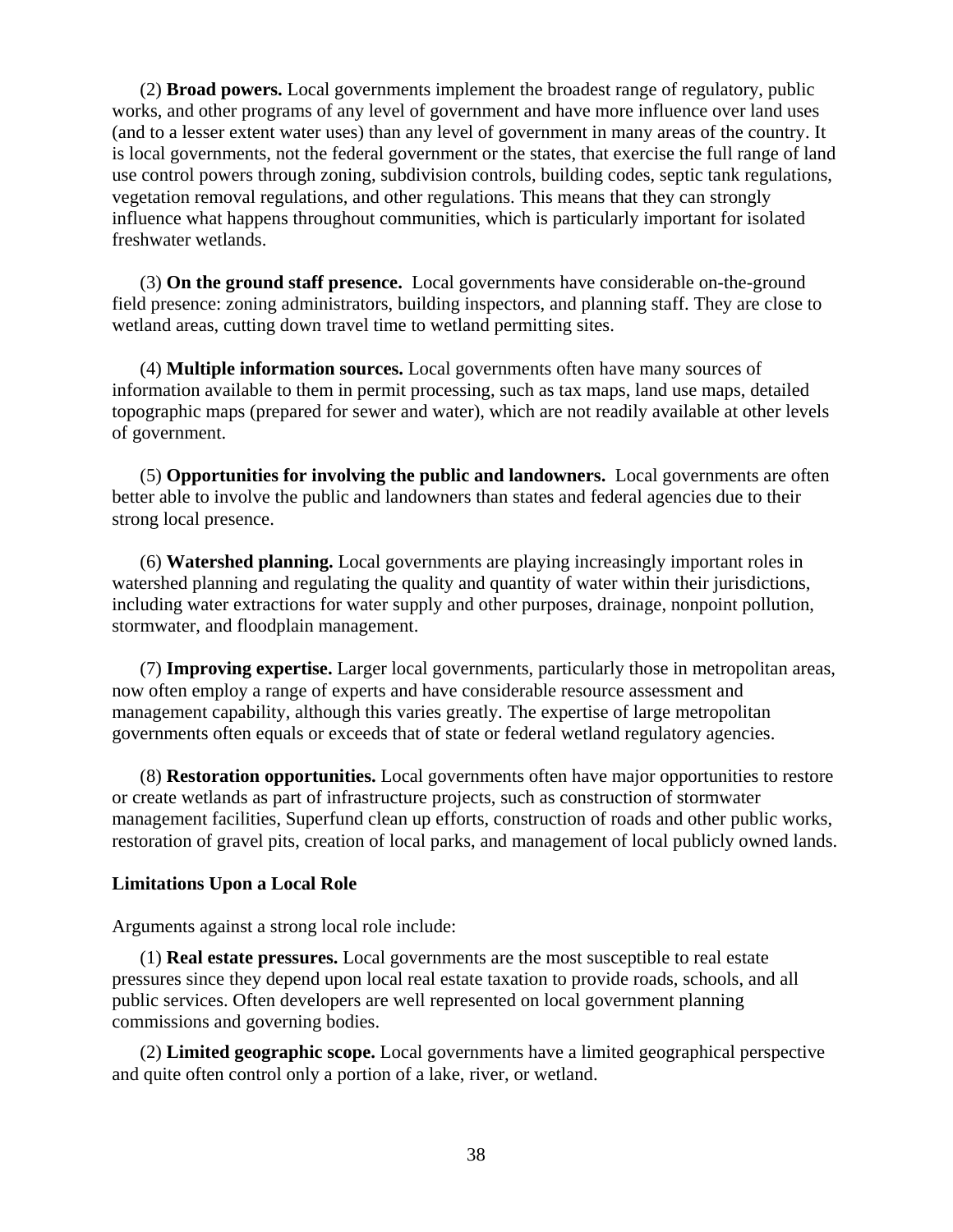(2) **Broad powers.** Local governments implement the broadest range of regulatory, public works, and other programs of any level of government and have more influence over land uses (and to a lesser extent water uses) than any level of government in many areas of the country. It is local governments, not the federal government or the states, that exercise the full range of land use control powers through zoning, subdivision controls, building codes, septic tank regulations, vegetation removal regulations, and other regulations. This means that they can strongly influence what happens throughout communities, which is particularly important for isolated freshwater wetlands.

(3) **On the ground staff presence.** Local governments have considerable on-the-ground field presence: zoning administrators, building inspectors, and planning staff. They are close to wetland areas, cutting down travel time to wetland permitting sites.

(4) **Multiple information sources.** Local governments often have many sources of information available to them in permit processing, such as tax maps, land use maps, detailed topographic maps (prepared for sewer and water), which are not readily available at other levels of government.

(5) **Opportunities for involving the public and landowners.** Local governments are often better able to involve the public and landowners than states and federal agencies due to their strong local presence.

(6) **Watershed planning.** Local governments are playing increasingly important roles in watershed planning and regulating the quality and quantity of water within their jurisdictions, including water extractions for water supply and other purposes, drainage, nonpoint pollution, stormwater, and floodplain management.

(7) **Improving expertise.** Larger local governments, particularly those in metropolitan areas, now often employ a range of experts and have considerable resource assessment and management capability, although this varies greatly. The expertise of large metropolitan governments often equals or exceeds that of state or federal wetland regulatory agencies.

(8) **Restoration opportunities.** Local governments often have major opportunities to restore or create wetlands as part of infrastructure projects, such as construction of stormwater management facilities, Superfund clean up efforts, construction of roads and other public works, restoration of gravel pits, creation of local parks, and management of local publicly owned lands.

**Limitations Upon a Local Role**

Arguments against a strong local role include:

(1) **Real estate pressures.** Local governments are the most susceptible to real estate pressures since they depend upon local real estate taxation to provide roads, schools, and all public services. Often developers are well represented on local government planning commissions and governing bodies.

(2) **Limited geographic scope.** Local governments have a limited geographical perspective and quite often control only a portion of a lake, river, or wetland.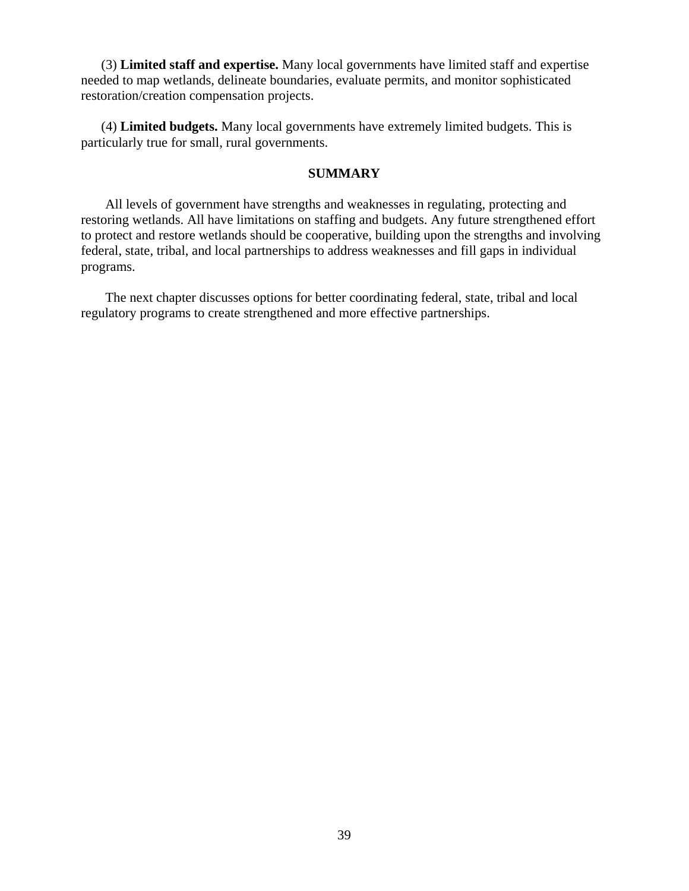(3) **Limited staff and expertise.** Many local governments have limited staff and expertise needed to map wetlands, delineate boundaries, evaluate permits, and monitor sophisticated restoration/creation compensation projects.

(4) **Limited budgets.** Many local governments have extremely limited budgets. This is particularly true for small, rural governments.

## SUMMARY

All levels of government have strengths and weaknesses in regulating, protecting and restoring wetlands. All have limitations on staffing and budgets. Any future strengthened effort to protect and restore wetlands should be cooperative, building upon the strengths and involving federal, state, tribal, and local partnerships to address weaknesses and fill gaps in individual programs.

The next chapter discusses options for better coordinating federal, state, tribal and local regulatory programs to create strengthened and more effective partnerships.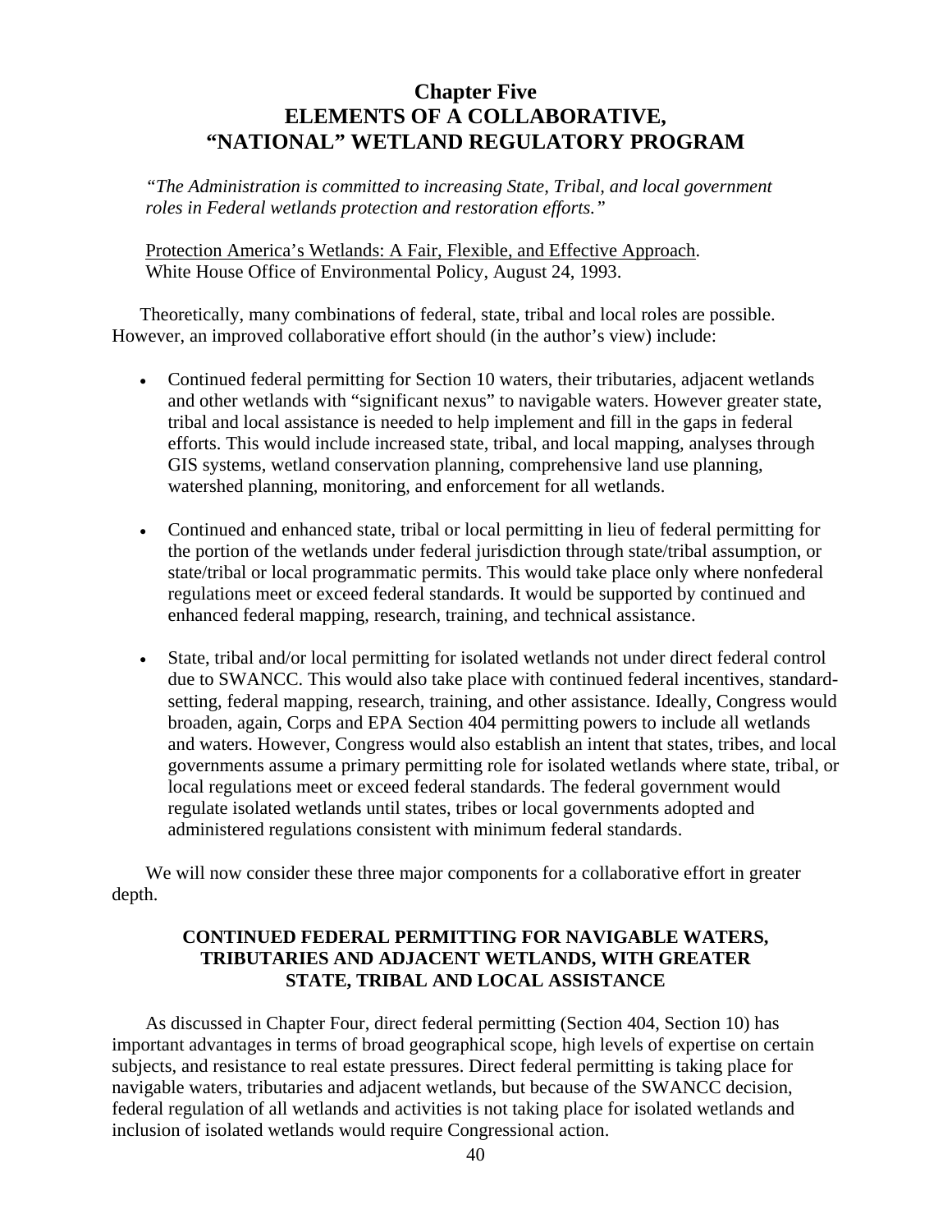# Chapter Five
# ELEMENTS OF A COLLABORATIVE, "NATIONAL" WETLAND REGULATORY PROGRAM

*"The Administration is committed to increasing State, Tribal, and local government roles in Federal wetlands protection and restoration efforts."*

Protection America's Wetlands: A Fair, Flexible, and Effective Approach. White House Office of Environmental Policy, August 24, 1993.

Theoretically, many combinations of federal, state, tribal and local roles are possible. However, an improved collaborative effort should (in the author's view) include:

- Continued federal permitting for Section 10 waters, their tributaries, adjacent wetlands and other wetlands with "significant nexus" to navigable waters. However greater state, tribal and local assistance is needed to help implement and fill in the gaps in federal efforts. This would include increased state, tribal, and local mapping, analyses through GIS systems, wetland conservation planning, comprehensive land use planning, watershed planning, monitoring, and enforcement for all wetlands.

- Continued and enhanced state, tribal or local permitting in lieu of federal permitting for the portion of the wetlands under federal jurisdiction through state/tribal assumption, or state/tribal or local programmatic permits. This would take place only where nonfederal regulations meet or exceed federal standards. It would be supported by continued and enhanced federal mapping, research, training, and technical assistance.

- State, tribal and/or local permitting for isolated wetlands not under direct federal control due to SWANCC. This would also take place with continued federal incentives, standard-setting, federal mapping, research, training, and other assistance. Ideally, Congress would broaden, again, Corps and EPA Section 404 permitting powers to include all wetlands and waters. However, Congress would also establish an intent that states, tribes, and local governments assume a primary permitting role for isolated wetlands where state, tribal, or local regulations meet or exceed federal standards. The federal government would regulate isolated wetlands until states, tribes or local governments adopted and administered regulations consistent with minimum federal standards.

We will now consider these three major components for a collaborative effort in greater depth.

## CONTINUED FEDERAL PERMITTING FOR NAVIGABLE WATERS, TRIBUTARIES AND ADJACENT WETLANDS, WITH GREATER STATE, TRIBAL AND LOCAL ASSISTANCE

As discussed in Chapter Four, direct federal permitting (Section 404, Section 10) has important advantages in terms of broad geographical scope, high levels of expertise on certain subjects, and resistance to real estate pressures. Direct federal permitting is taking place for navigable waters, tributaries and adjacent wetlands, but because of the SWANCC decision, federal regulation of all wetlands and activities is not taking place for isolated wetlands and inclusion of isolated wetlands would require Congressional action.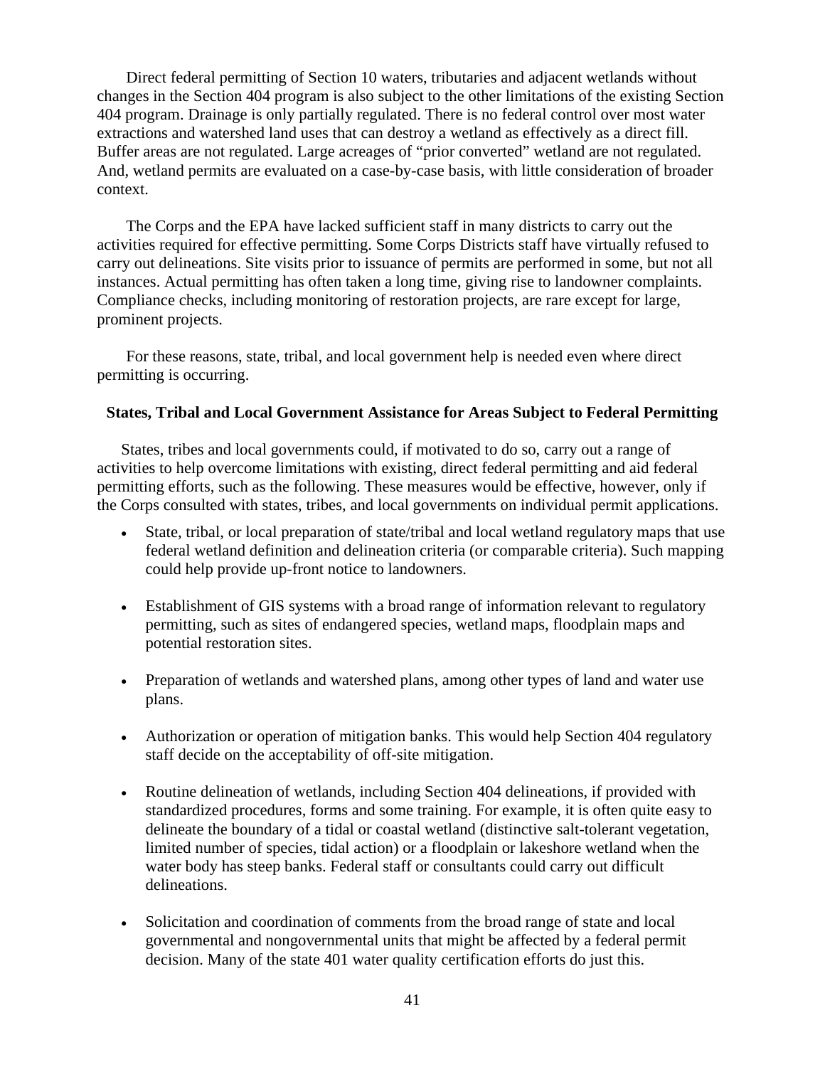Direct federal permitting of Section 10 waters, tributaries and adjacent wetlands without changes in the Section 404 program is also subject to the other limitations of the existing Section 404 program. Drainage is only partially regulated. There is no federal control over most water extractions and watershed land uses that can destroy a wetland as effectively as a direct fill. Buffer areas are not regulated. Large acreages of "prior converted" wetland are not regulated. And, wetland permits are evaluated on a case-by-case basis, with little consideration of broader context.

The Corps and the EPA have lacked sufficient staff in many districts to carry out the activities required for effective permitting. Some Corps Districts staff have virtually refused to carry out delineations. Site visits prior to issuance of permits are performed in some, but not all instances. Actual permitting has often taken a long time, giving rise to landowner complaints. Compliance checks, including monitoring of restoration projects, are rare except for large, prominent projects.

For these reasons, state, tribal, and local government help is needed even where direct permitting is occurring.

**States, Tribal and Local Government Assistance for Areas Subject to Federal Permitting**

States, tribes and local governments could, if motivated to do so, carry out a range of activities to help overcome limitations with existing, direct federal permitting and aid federal permitting efforts, such as the following. These measures would be effective, however, only if the Corps consulted with states, tribes, and local governments on individual permit applications.

- State, tribal, or local preparation of state/tribal and local wetland regulatory maps that use federal wetland definition and delineation criteria (or comparable criteria). Such mapping could help provide up-front notice to landowners.

- Establishment of GIS systems with a broad range of information relevant to regulatory permitting, such as sites of endangered species, wetland maps, floodplain maps and potential restoration sites.

- Preparation of wetlands and watershed plans, among other types of land and water use plans.

- Authorization or operation of mitigation banks. This would help Section 404 regulatory staff decide on the acceptability of off-site mitigation.

- Routine delineation of wetlands, including Section 404 delineations, if provided with standardized procedures, forms and some training. For example, it is often quite easy to delineate the boundary of a tidal or coastal wetland (distinctive salt-tolerant vegetation, limited number of species, tidal action) or a floodplain or lakeshore wetland when the water body has steep banks. Federal staff or consultants could carry out difficult delineations.

- Solicitation and coordination of comments from the broad range of state and local governmental and nongovernmental units that might be affected by a federal permit decision. Many of the state 401 water quality certification efforts do just this.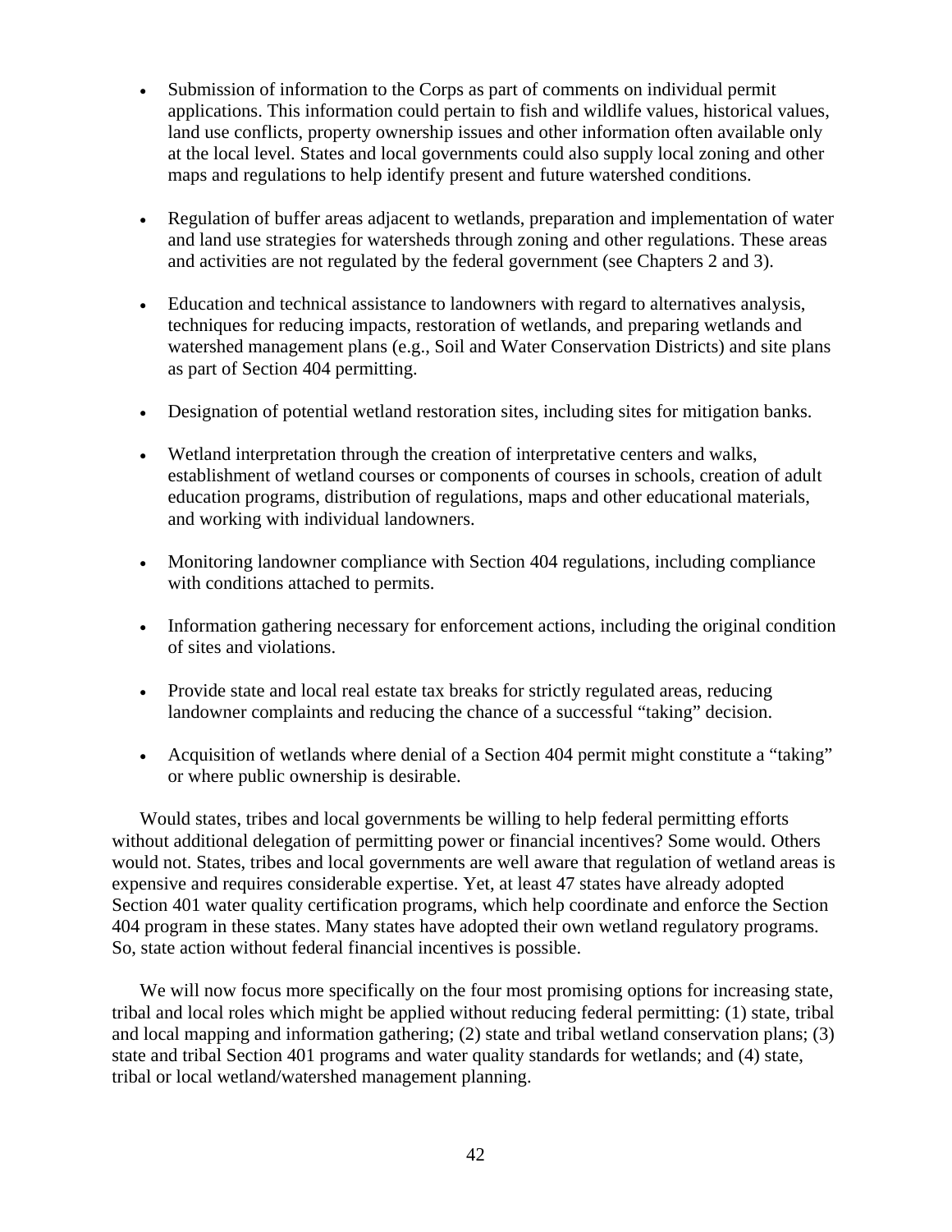- Submission of information to the Corps as part of comments on individual permit applications. This information could pertain to fish and wildlife values, historical values, land use conflicts, property ownership issues and other information often available only at the local level. States and local governments could also supply local zoning and other maps and regulations to help identify present and future watershed conditions.

- Regulation of buffer areas adjacent to wetlands, preparation and implementation of water and land use strategies for watersheds through zoning and other regulations. These areas and activities are not regulated by the federal government (see Chapters 2 and 3).

- Education and technical assistance to landowners with regard to alternatives analysis, techniques for reducing impacts, restoration of wetlands, and preparing wetlands and watershed management plans (e.g., Soil and Water Conservation Districts) and site plans as part of Section 404 permitting.

- Designation of potential wetland restoration sites, including sites for mitigation banks.

- Wetland interpretation through the creation of interpretative centers and walks, establishment of wetland courses or components of courses in schools, creation of adult education programs, distribution of regulations, maps and other educational materials, and working with individual landowners.

- Monitoring landowner compliance with Section 404 regulations, including compliance with conditions attached to permits.

- Information gathering necessary for enforcement actions, including the original condition of sites and violations.

- Provide state and local real estate tax breaks for strictly regulated areas, reducing landowner complaints and reducing the chance of a successful "taking" decision.

- Acquisition of wetlands where denial of a Section 404 permit might constitute a "taking" or where public ownership is desirable.

Would states, tribes and local governments be willing to help federal permitting efforts without additional delegation of permitting power or financial incentives? Some would. Others would not. States, tribes and local governments are well aware that regulation of wetland areas is expensive and requires considerable expertise. Yet, at least 47 states have already adopted Section 401 water quality certification programs, which help coordinate and enforce the Section 404 program in these states. Many states have adopted their own wetland regulatory programs. So, state action without federal financial incentives is possible.

We will now focus more specifically on the four most promising options for increasing state, tribal and local roles which might be applied without reducing federal permitting: (1) state, tribal and local mapping and information gathering; (2) state and tribal wetland conservation plans; (3) state and tribal Section 401 programs and water quality standards for wetlands; and (4) state, tribal or local wetland/watershed management planning.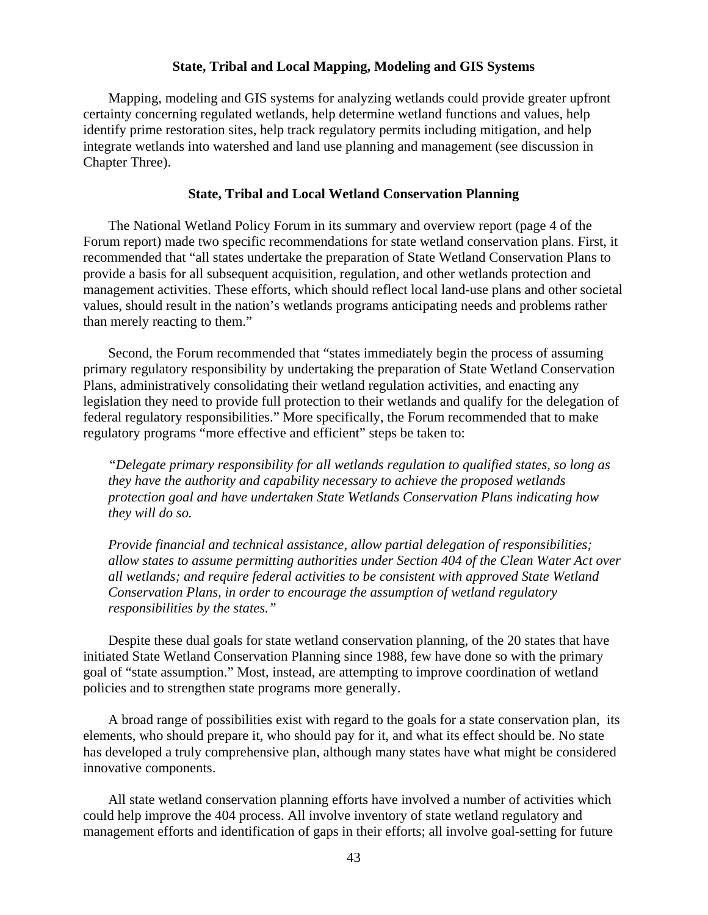### State, Tribal and Local Mapping, Modeling and GIS Systems

Mapping, modeling and GIS systems for analyzing wetlands could provide greater upfront certainty concerning regulated wetlands, help determine wetland functions and values, help identify prime restoration sites, help track regulatory permits including mitigation, and help integrate wetlands into watershed and land use planning and management (see discussion in Chapter Three).

### State, Tribal and Local Wetland Conservation Planning

The National Wetland Policy Forum in its summary and overview report (page 4 of the Forum report) made two specific recommendations for state wetland conservation plans. First, it recommended that "all states undertake the preparation of State Wetland Conservation Plans to provide a basis for all subsequent acquisition, regulation, and other wetlands protection and management activities. These efforts, which should reflect local land-use plans and other societal values, should result in the nation's wetlands programs anticipating needs and problems rather than merely reacting to them."

Second, the Forum recommended that "states immediately begin the process of assuming primary regulatory responsibility by undertaking the preparation of State Wetland Conservation Plans, administratively consolidating their wetland regulation activities, and enacting any legislation they need to provide full protection to their wetlands and qualify for the delegation of federal regulatory responsibilities." More specifically, the Forum recommended that to make regulatory programs "more effective and efficient" steps be taken to:

*"Delegate primary responsibility for all wetlands regulation to qualified states, so long as they have the authority and capability necessary to achieve the proposed wetlands protection goal and have undertaken State Wetlands Conservation Plans indicating how they will do so.*

*Provide financial and technical assistance, allow partial delegation of responsibilities; allow states to assume permitting authorities under Section 404 of the Clean Water Act over all wetlands; and require federal activities to be consistent with approved State Wetland Conservation Plans, in order to encourage the assumption of wetland regulatory responsibilities by the states."*

Despite these dual goals for state wetland conservation planning, of the 20 states that have initiated State Wetland Conservation Planning since 1988, few have done so with the primary goal of "state assumption." Most, instead, are attempting to improve coordination of wetland policies and to strengthen state programs more generally.

A broad range of possibilities exist with regard to the goals for a state conservation plan, its elements, who should prepare it, who should pay for it, and what its effect should be. No state has developed a truly comprehensive plan, although many states have what might be considered innovative components.

All state wetland conservation planning efforts have involved a number of activities which could help improve the 404 process. All involve inventory of state wetland regulatory and management efforts and identification of gaps in their efforts; all involve goal-setting for future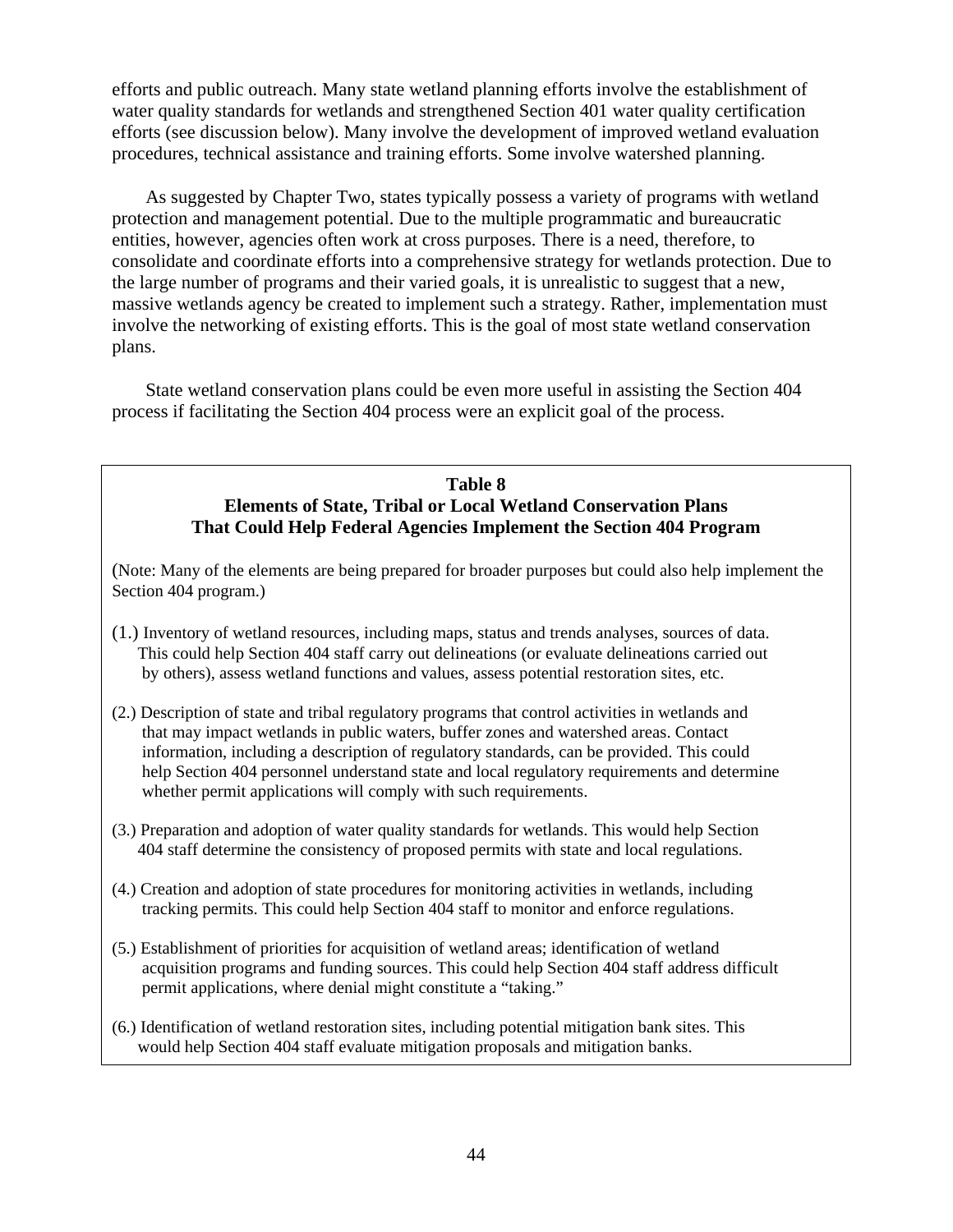efforts and public outreach. Many state wetland planning efforts involve the establishment of water quality standards for wetlands and strengthened Section 401 water quality certification efforts (see discussion below). Many involve the development of improved wetland evaluation procedures, technical assistance and training efforts. Some involve watershed planning.

As suggested by Chapter Two, states typically possess a variety of programs with wetland protection and management potential. Due to the multiple programmatic and bureaucratic entities, however, agencies often work at cross purposes. There is a need, therefore, to consolidate and coordinate efforts into a comprehensive strategy for wetlands protection. Due to the large number of programs and their varied goals, it is unrealistic to suggest that a new, massive wetlands agency be created to implement such a strategy. Rather, implementation must involve the networking of existing efforts. This is the goal of most state wetland conservation plans.

State wetland conservation plans could be even more useful in assisting the Section 404 process if facilitating the Section 404 process were an explicit goal of the process.

**Table 8**
**Elements of State, Tribal or Local Wetland Conservation Plans That Could Help Federal Agencies Implement the Section 404 Program**

(Note: Many of the elements are being prepared for broader purposes but could also help implement the Section 404 program.)

(1.) Inventory of wetland resources, including maps, status and trends analyses, sources of data. This could help Section 404 staff carry out delineations (or evaluate delineations carried out by others), assess wetland functions and values, assess potential restoration sites, etc.

(2.) Description of state and tribal regulatory programs that control activities in wetlands and that may impact wetlands in public waters, buffer zones and watershed areas. Contact information, including a description of regulatory standards, can be provided. This could help Section 404 personnel understand state and local regulatory requirements and determine whether permit applications will comply with such requirements.

(3.) Preparation and adoption of water quality standards for wetlands. This would help Section 404 staff determine the consistency of proposed permits with state and local regulations.

(4.) Creation and adoption of state procedures for monitoring activities in wetlands, including tracking permits. This could help Section 404 staff to monitor and enforce regulations.

(5.) Establishment of priorities for acquisition of wetland areas; identification of wetland acquisition programs and funding sources. This could help Section 404 staff address difficult permit applications, where denial might constitute a "taking."

(6.) Identification of wetland restoration sites, including potential mitigation bank sites. This would help Section 404 staff evaluate mitigation proposals and mitigation banks.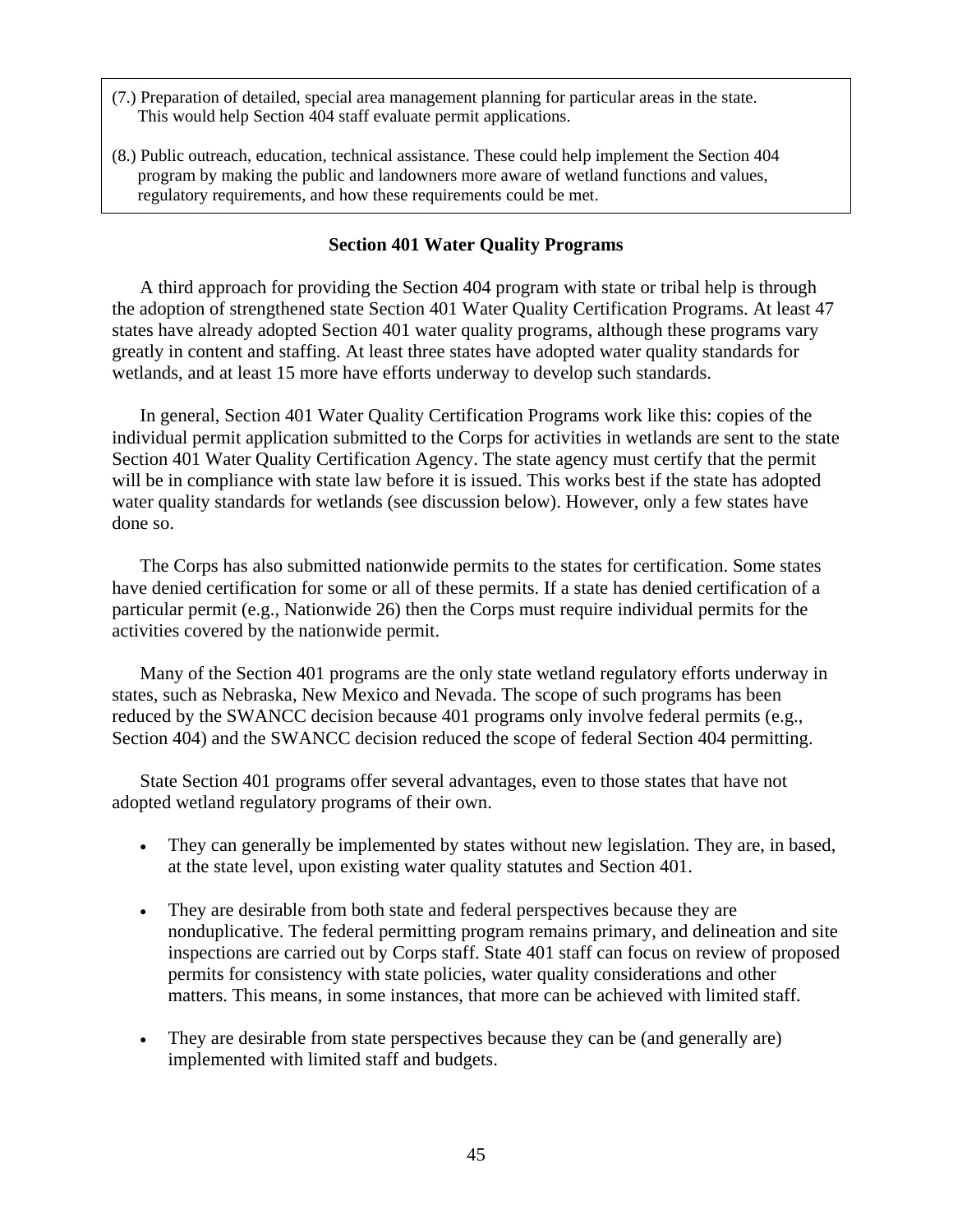(7.) Preparation of detailed, special area management planning for particular areas in the state. This would help Section 404 staff evaluate permit applications.

(8.) Public outreach, education, technical assistance. These could help implement the Section 404 program by making the public and landowners more aware of wetland functions and values, regulatory requirements, and how these requirements could be met.

### Section 401 Water Quality Programs

A third approach for providing the Section 404 program with state or tribal help is through the adoption of strengthened state Section 401 Water Quality Certification Programs. At least 47 states have already adopted Section 401 water quality programs, although these programs vary greatly in content and staffing. At least three states have adopted water quality standards for wetlands, and at least 15 more have efforts underway to develop such standards.

In general, Section 401 Water Quality Certification Programs work like this: copies of the individual permit application submitted to the Corps for activities in wetlands are sent to the state Section 401 Water Quality Certification Agency. The state agency must certify that the permit will be in compliance with state law before it is issued. This works best if the state has adopted water quality standards for wetlands (see discussion below). However, only a few states have done so.

The Corps has also submitted nationwide permits to the states for certification. Some states have denied certification for some or all of these permits. If a state has denied certification of a particular permit (e.g., Nationwide 26) then the Corps must require individual permits for the activities covered by the nationwide permit.

Many of the Section 401 programs are the only state wetland regulatory efforts underway in states, such as Nebraska, New Mexico and Nevada. The scope of such programs has been reduced by the SWANCC decision because 401 programs only involve federal permits (e.g., Section 404) and the SWANCC decision reduced the scope of federal Section 404 permitting.

State Section 401 programs offer several advantages, even to those states that have not adopted wetland regulatory programs of their own.

- They can generally be implemented by states without new legislation. They are, in based, at the state level, upon existing water quality statutes and Section 401.

- They are desirable from both state and federal perspectives because they are nonduplicative. The federal permitting program remains primary, and delineation and site inspections are carried out by Corps staff. State 401 staff can focus on review of proposed permits for consistency with state policies, water quality considerations and other matters. This means, in some instances, that more can be achieved with limited staff.

- They are desirable from state perspectives because they can be (and generally are) implemented with limited staff and budgets.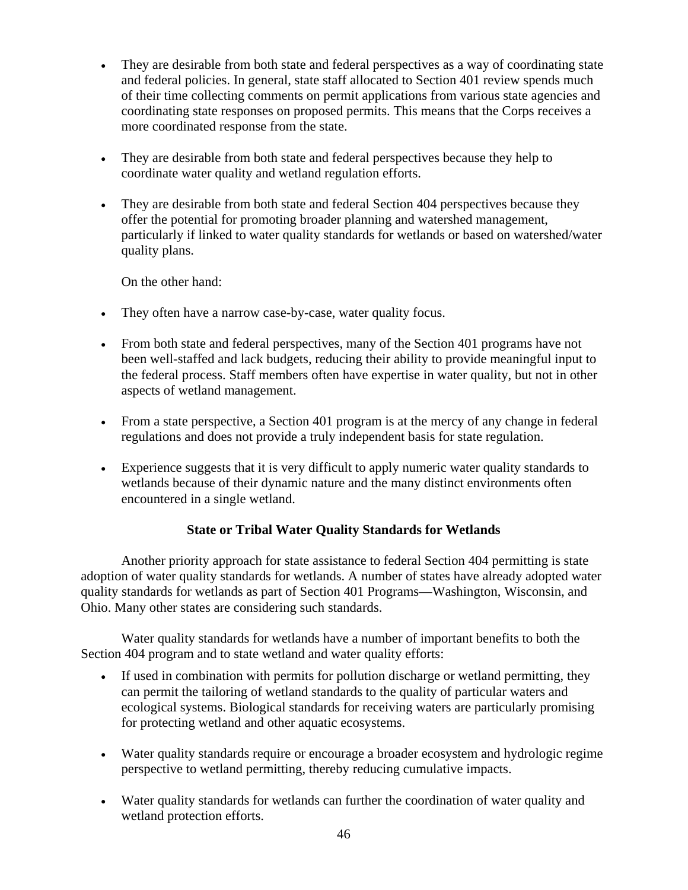- They are desirable from both state and federal perspectives as a way of coordinating state and federal policies. In general, state staff allocated to Section 401 review spends much of their time collecting comments on permit applications from various state agencies and coordinating state responses on proposed permits. This means that the Corps receives a more coordinated response from the state.

- They are desirable from both state and federal perspectives because they help to coordinate water quality and wetland regulation efforts.

- They are desirable from both state and federal Section 404 perspectives because they offer the potential for promoting broader planning and watershed management, particularly if linked to water quality standards for wetlands or based on watershed/water quality plans.

  On the other hand:

- They often have a narrow case-by-case, water quality focus.

- From both state and federal perspectives, many of the Section 401 programs have not been well-staffed and lack budgets, reducing their ability to provide meaningful input to the federal process. Staff members often have expertise in water quality, but not in other aspects of wetland management.

- From a state perspective, a Section 401 program is at the mercy of any change in federal regulations and does not provide a truly independent basis for state regulation.

- Experience suggests that it is very difficult to apply numeric water quality standards to wetlands because of their dynamic nature and the many distinct environments often encountered in a single wetland.

### State or Tribal Water Quality Standards for Wetlands

Another priority approach for state assistance to federal Section 404 permitting is state adoption of water quality standards for wetlands. A number of states have already adopted water quality standards for wetlands as part of Section 401 Programs—Washington, Wisconsin, and Ohio. Many other states are considering such standards.

Water quality standards for wetlands have a number of important benefits to both the Section 404 program and to state wetland and water quality efforts:

- If used in combination with permits for pollution discharge or wetland permitting, they can permit the tailoring of wetland standards to the quality of particular waters and ecological systems. Biological standards for receiving waters are particularly promising for protecting wetland and other aquatic ecosystems.

- Water quality standards require or encourage a broader ecosystem and hydrologic regime perspective to wetland permitting, thereby reducing cumulative impacts.

- Water quality standards for wetlands can further the coordination of water quality and wetland protection efforts.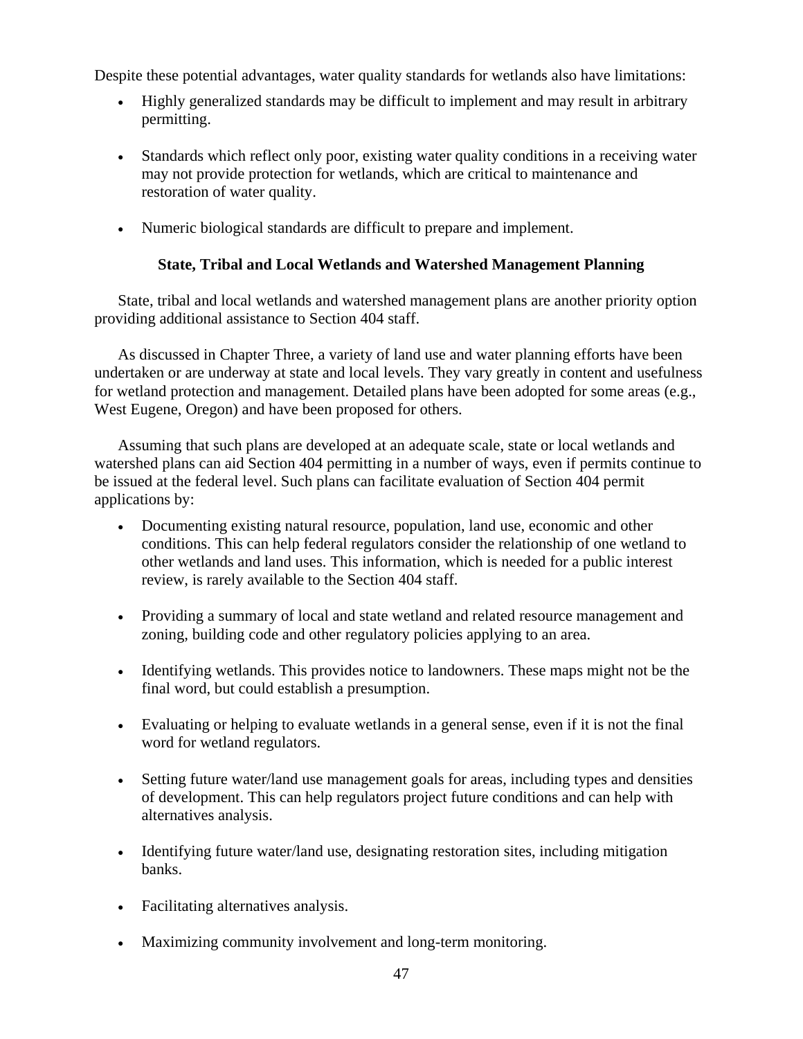Despite these potential advantages, water quality standards for wetlands also have limitations:

- Highly generalized standards may be difficult to implement and may result in arbitrary permitting.
- Standards which reflect only poor, existing water quality conditions in a receiving water may not provide protection for wetlands, which are critical to maintenance and restoration of water quality.
- Numeric biological standards are difficult to prepare and implement.

### State, Tribal and Local Wetlands and Watershed Management Planning

State, tribal and local wetlands and watershed management plans are another priority option providing additional assistance to Section 404 staff.

As discussed in Chapter Three, a variety of land use and water planning efforts have been undertaken or are underway at state and local levels. They vary greatly in content and usefulness for wetland protection and management. Detailed plans have been adopted for some areas (e.g., West Eugene, Oregon) and have been proposed for others.

Assuming that such plans are developed at an adequate scale, state or local wetlands and watershed plans can aid Section 404 permitting in a number of ways, even if permits continue to be issued at the federal level. Such plans can facilitate evaluation of Section 404 permit applications by:

- Documenting existing natural resource, population, land use, economic and other conditions. This can help federal regulators consider the relationship of one wetland to other wetlands and land uses. This information, which is needed for a public interest review, is rarely available to the Section 404 staff.
- Providing a summary of local and state wetland and related resource management and zoning, building code and other regulatory policies applying to an area.
- Identifying wetlands. This provides notice to landowners. These maps might not be the final word, but could establish a presumption.
- Evaluating or helping to evaluate wetlands in a general sense, even if it is not the final word for wetland regulators.
- Setting future water/land use management goals for areas, including types and densities of development. This can help regulators project future conditions and can help with alternatives analysis.
- Identifying future water/land use, designating restoration sites, including mitigation banks.
- Facilitating alternatives analysis.
- Maximizing community involvement and long-term monitoring.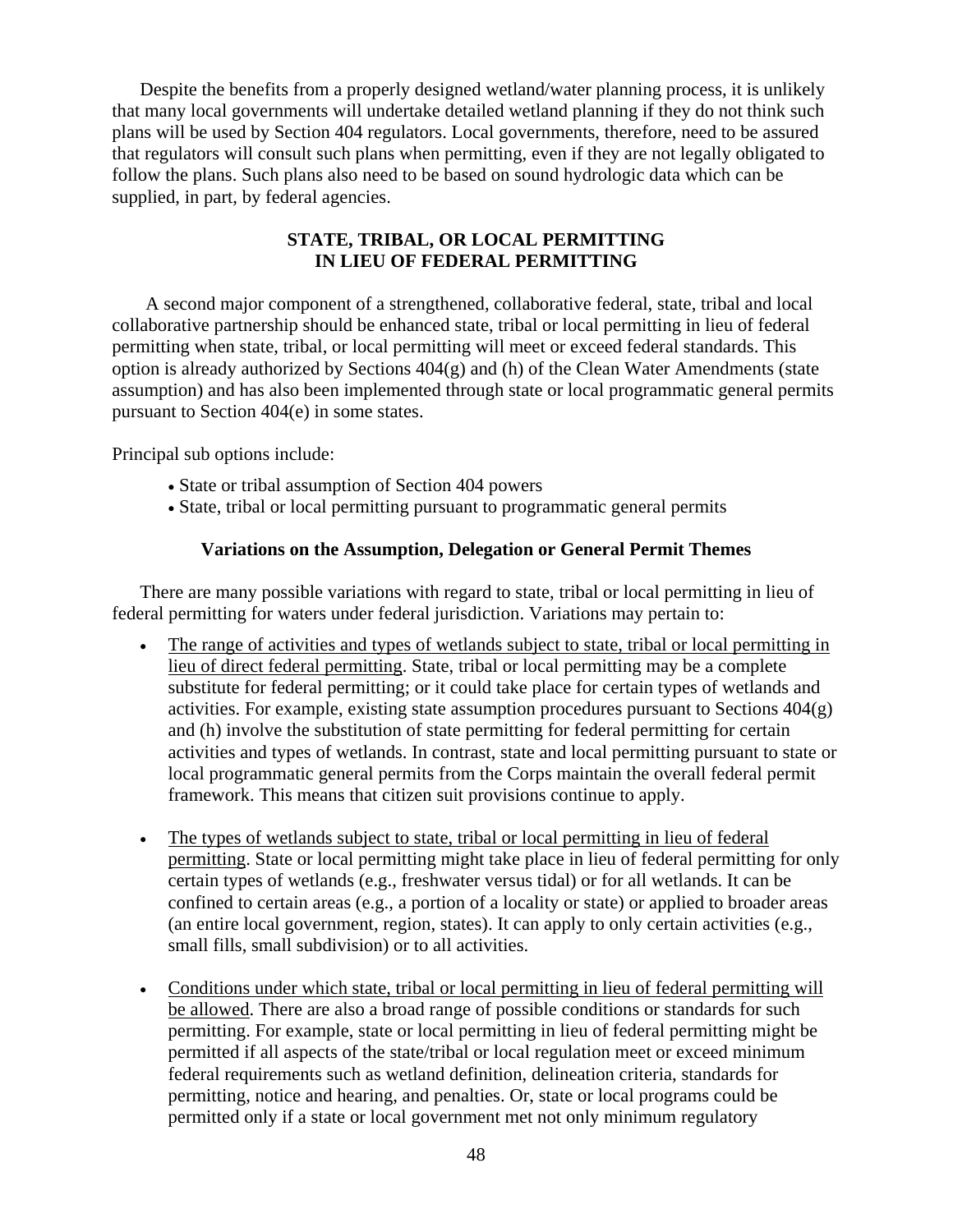Despite the benefits from a properly designed wetland/water planning process, it is unlikely that many local governments will undertake detailed wetland planning if they do not think such plans will be used by Section 404 regulators. Local governments, therefore, need to be assured that regulators will consult such plans when permitting, even if they are not legally obligated to follow the plans. Such plans also need to be based on sound hydrologic data which can be supplied, in part, by federal agencies.

## STATE, TRIBAL, OR LOCAL PERMITTING IN LIEU OF FEDERAL PERMITTING

A second major component of a strengthened, collaborative federal, state, tribal and local collaborative partnership should be enhanced state, tribal or local permitting in lieu of federal permitting when state, tribal, or local permitting will meet or exceed federal standards. This option is already authorized by Sections 404(g) and (h) of the Clean Water Amendments (state assumption) and has also been implemented through state or local programmatic general permits pursuant to Section 404(e) in some states.

Principal sub options include:

- State or tribal assumption of Section 404 powers
- State, tribal or local permitting pursuant to programmatic general permits

### Variations on the Assumption, Delegation or General Permit Themes

There are many possible variations with regard to state, tribal or local permitting in lieu of federal permitting for waters under federal jurisdiction. Variations may pertain to:

- The range of activities and types of wetlands subject to state, tribal or local permitting in lieu of direct federal permitting. State, tribal or local permitting may be a complete substitute for federal permitting; or it could take place for certain types of wetlands and activities. For example, existing state assumption procedures pursuant to Sections 404(g) and (h) involve the substitution of state permitting for federal permitting for certain activities and types of wetlands. In contrast, state and local permitting pursuant to state or local programmatic general permits from the Corps maintain the overall federal permit framework. This means that citizen suit provisions continue to apply.

- The types of wetlands subject to state, tribal or local permitting in lieu of federal permitting. State or local permitting might take place in lieu of federal permitting for only certain types of wetlands (e.g., freshwater versus tidal) or for all wetlands. It can be confined to certain areas (e.g., a portion of a locality or state) or applied to broader areas (an entire local government, region, states). It can apply to only certain activities (e.g., small fills, small subdivision) or to all activities.

- Conditions under which state, tribal or local permitting in lieu of federal permitting will be allowed. There are also a broad range of possible conditions or standards for such permitting. For example, state or local permitting in lieu of federal permitting might be permitted if all aspects of the state/tribal or local regulation meet or exceed minimum federal requirements such as wetland definition, delineation criteria, standards for permitting, notice and hearing, and penalties. Or, state or local programs could be permitted only if a state or local government met not only minimum regulatory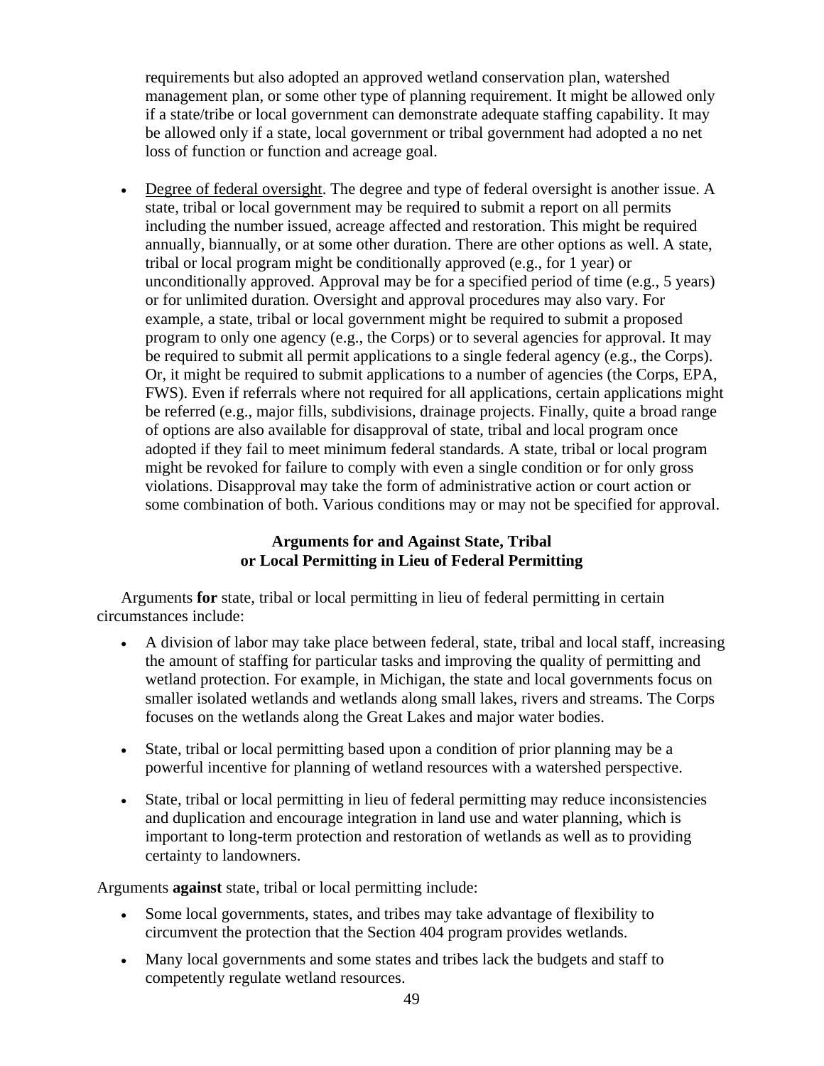requirements but also adopted an approved wetland conservation plan, watershed management plan, or some other type of planning requirement. It might be allowed only if a state/tribe or local government can demonstrate adequate staffing capability. It may be allowed only if a state, local government or tribal government had adopted a no net loss of function or function and acreage goal.

- Degree of federal oversight. The degree and type of federal oversight is another issue. A state, tribal or local government may be required to submit a report on all permits including the number issued, acreage affected and restoration. This might be required annually, biannually, or at some other duration. There are other options as well. A state, tribal or local program might be conditionally approved (e.g., for 1 year) or unconditionally approved. Approval may be for a specified period of time (e.g., 5 years) or for unlimited duration. Oversight and approval procedures may also vary. For example, a state, tribal or local government might be required to submit a proposed program to only one agency (e.g., the Corps) or to several agencies for approval. It may be required to submit all permit applications to a single federal agency (e.g., the Corps). Or, it might be required to submit applications to a number of agencies (the Corps, EPA, FWS). Even if referrals where not required for all applications, certain applications might be referred (e.g., major fills, subdivisions, drainage projects. Finally, quite a broad range of options are also available for disapproval of state, tribal and local program once adopted if they fail to meet minimum federal standards. A state, tribal or local program might be revoked for failure to comply with even a single condition or for only gross violations. Disapproval may take the form of administrative action or court action or some combination of both. Various conditions may or may not be specified for approval.

### Arguments for and Against State, Tribal or Local Permitting in Lieu of Federal Permitting

Arguments **for** state, tribal or local permitting in lieu of federal permitting in certain circumstances include:

- A division of labor may take place between federal, state, tribal and local staff, increasing the amount of staffing for particular tasks and improving the quality of permitting and wetland protection. For example, in Michigan, the state and local governments focus on smaller isolated wetlands and wetlands along small lakes, rivers and streams. The Corps focuses on the wetlands along the Great Lakes and major water bodies.
- State, tribal or local permitting based upon a condition of prior planning may be a powerful incentive for planning of wetland resources with a watershed perspective.
- State, tribal or local permitting in lieu of federal permitting may reduce inconsistencies and duplication and encourage integration in land use and water planning, which is important to long-term protection and restoration of wetlands as well as to providing certainty to landowners.

Arguments **against** state, tribal or local permitting include:

- Some local governments, states, and tribes may take advantage of flexibility to circumvent the protection that the Section 404 program provides wetlands.
- Many local governments and some states and tribes lack the budgets and staff to competently regulate wetland resources.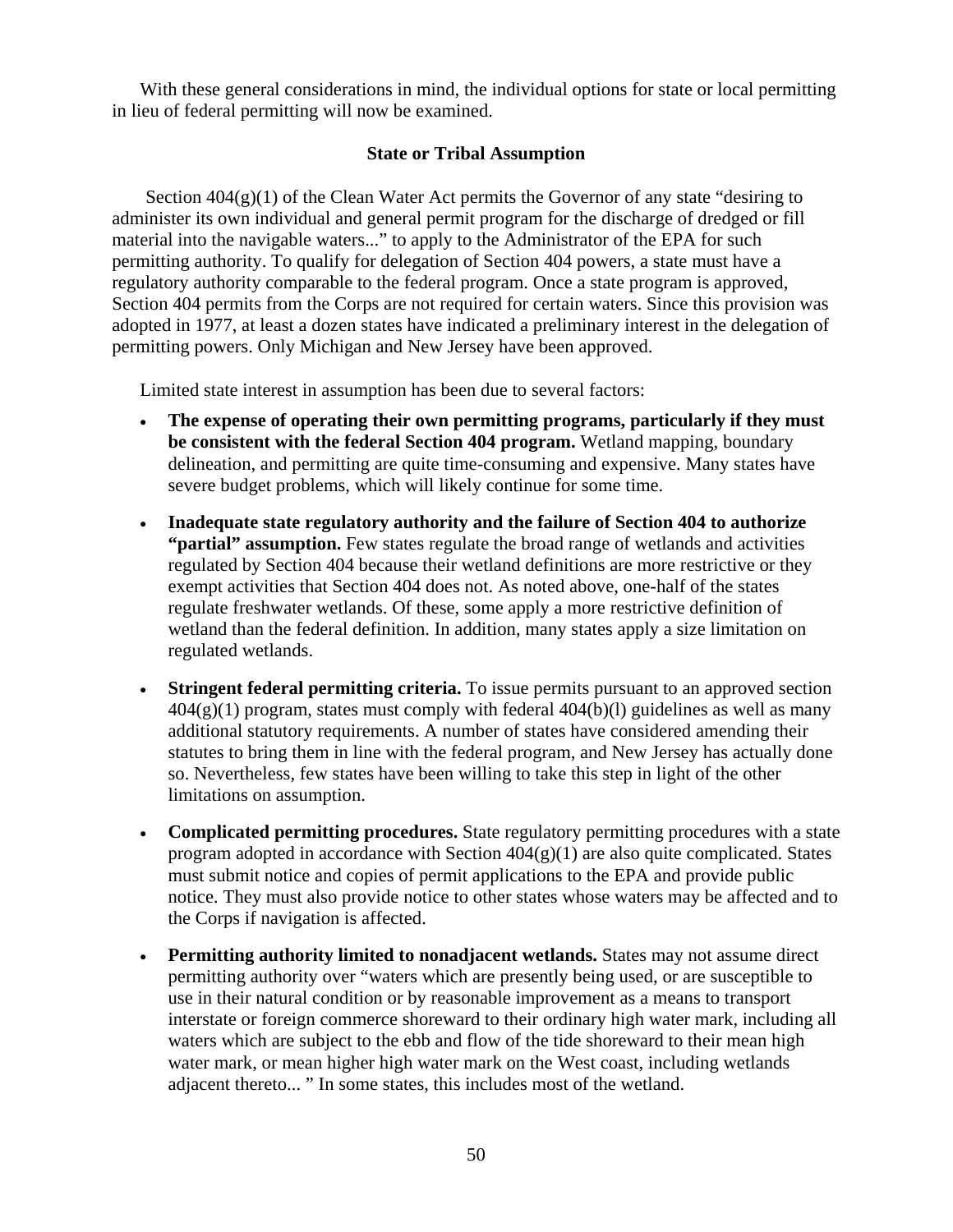With these general considerations in mind, the individual options for state or local permitting in lieu of federal permitting will now be examined.

### State or Tribal Assumption

Section 404(g)(1) of the Clean Water Act permits the Governor of any state "desiring to administer its own individual and general permit program for the discharge of dredged or fill material into the navigable waters..." to apply to the Administrator of the EPA for such permitting authority. To qualify for delegation of Section 404 powers, a state must have a regulatory authority comparable to the federal program. Once a state program is approved, Section 404 permits from the Corps are not required for certain waters. Since this provision was adopted in 1977, at least a dozen states have indicated a preliminary interest in the delegation of permitting powers. Only Michigan and New Jersey have been approved.

Limited state interest in assumption has been due to several factors:

- **The expense of operating their own permitting programs, particularly if they must be consistent with the federal Section 404 program.** Wetland mapping, boundary delineation, and permitting are quite time-consuming and expensive. Many states have severe budget problems, which will likely continue for some time.
- **Inadequate state regulatory authority and the failure of Section 404 to authorize "partial" assumption.** Few states regulate the broad range of wetlands and activities regulated by Section 404 because their wetland definitions are more restrictive or they exempt activities that Section 404 does not. As noted above, one-half of the states regulate freshwater wetlands. Of these, some apply a more restrictive definition of wetland than the federal definition. In addition, many states apply a size limitation on regulated wetlands.
- **Stringent federal permitting criteria.** To issue permits pursuant to an approved section 404(g)(1) program, states must comply with federal 404(b)(l) guidelines as well as many additional statutory requirements. A number of states have considered amending their statutes to bring them in line with the federal program, and New Jersey has actually done so. Nevertheless, few states have been willing to take this step in light of the other limitations on assumption.
- **Complicated permitting procedures.** State regulatory permitting procedures with a state program adopted in accordance with Section 404(g)(1) are also quite complicated. States must submit notice and copies of permit applications to the EPA and provide public notice. They must also provide notice to other states whose waters may be affected and to the Corps if navigation is affected.
- **Permitting authority limited to nonadjacent wetlands.** States may not assume direct permitting authority over "waters which are presently being used, or are susceptible to use in their natural condition or by reasonable improvement as a means to transport interstate or foreign commerce shoreward to their ordinary high water mark, including all waters which are subject to the ebb and flow of the tide shoreward to their mean high water mark, or mean higher high water mark on the West coast, including wetlands adjacent thereto... " In some states, this includes most of the wetland.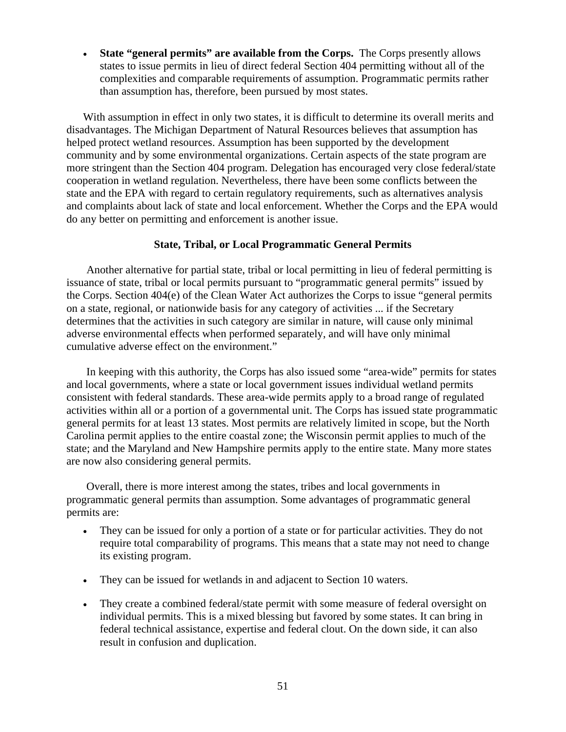- **State "general permits" are available from the Corps.** The Corps presently allows states to issue permits in lieu of direct federal Section 404 permitting without all of the complexities and comparable requirements of assumption. Programmatic permits rather than assumption has, therefore, been pursued by most states.

With assumption in effect in only two states, it is difficult to determine its overall merits and disadvantages. The Michigan Department of Natural Resources believes that assumption has helped protect wetland resources. Assumption has been supported by the development community and by some environmental organizations. Certain aspects of the state program are more stringent than the Section 404 program. Delegation has encouraged very close federal/state cooperation in wetland regulation. Nevertheless, there have been some conflicts between the state and the EPA with regard to certain regulatory requirements, such as alternatives analysis and complaints about lack of state and local enforcement. Whether the Corps and the EPA would do any better on permitting and enforcement is another issue.

### State, Tribal, or Local Programmatic General Permits

Another alternative for partial state, tribal or local permitting in lieu of federal permitting is issuance of state, tribal or local permits pursuant to "programmatic general permits" issued by the Corps. Section 404(e) of the Clean Water Act authorizes the Corps to issue "general permits on a state, regional, or nationwide basis for any category of activities ... if the Secretary determines that the activities in such category are similar in nature, will cause only minimal adverse environmental effects when performed separately, and will have only minimal cumulative adverse effect on the environment."

In keeping with this authority, the Corps has also issued some "area-wide" permits for states and local governments, where a state or local government issues individual wetland permits consistent with federal standards. These area-wide permits apply to a broad range of regulated activities within all or a portion of a governmental unit. The Corps has issued state programmatic general permits for at least 13 states. Most permits are relatively limited in scope, but the North Carolina permit applies to the entire coastal zone; the Wisconsin permit applies to much of the state; and the Maryland and New Hampshire permits apply to the entire state. Many more states are now also considering general permits.

Overall, there is more interest among the states, tribes and local governments in programmatic general permits than assumption. Some advantages of programmatic general permits are:

- They can be issued for only a portion of a state or for particular activities. They do not require total comparability of programs. This means that a state may not need to change its existing program.

- They can be issued for wetlands in and adjacent to Section 10 waters.

- They create a combined federal/state permit with some measure of federal oversight on individual permits. This is a mixed blessing but favored by some states. It can bring in federal technical assistance, expertise and federal clout. On the down side, it can also result in confusion and duplication.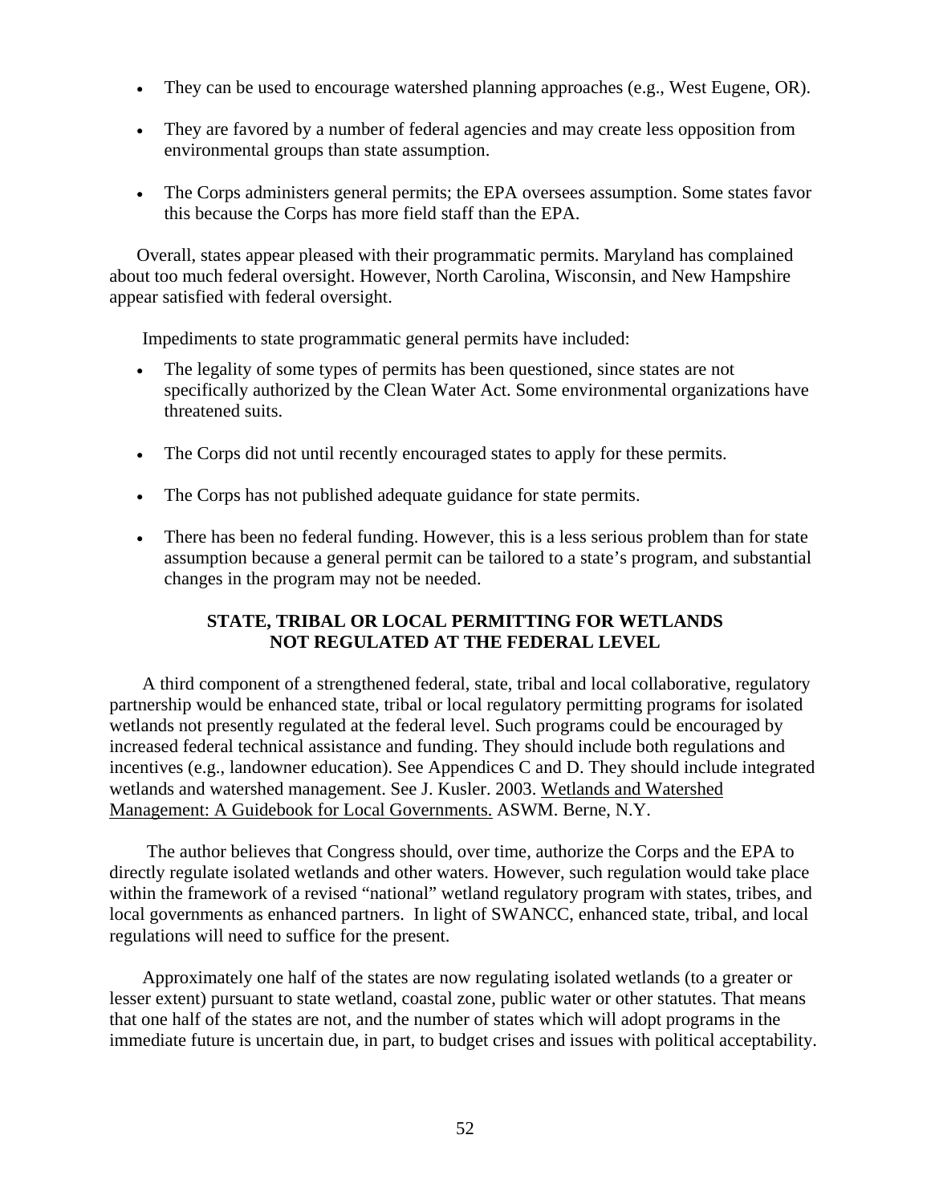- They can be used to encourage watershed planning approaches (e.g., West Eugene, OR).

- They are favored by a number of federal agencies and may create less opposition from environmental groups than state assumption.

- The Corps administers general permits; the EPA oversees assumption. Some states favor this because the Corps has more field staff than the EPA.

Overall, states appear pleased with their programmatic permits. Maryland has complained about too much federal oversight. However, North Carolina, Wisconsin, and New Hampshire appear satisfied with federal oversight.

Impediments to state programmatic general permits have included:

- The legality of some types of permits has been questioned, since states are not specifically authorized by the Clean Water Act. Some environmental organizations have threatened suits.

- The Corps did not until recently encouraged states to apply for these permits.

- The Corps has not published adequate guidance for state permits.

- There has been no federal funding. However, this is a less serious problem than for state assumption because a general permit can be tailored to a state's program, and substantial changes in the program may not be needed.

## STATE, TRIBAL OR LOCAL PERMITTING FOR WETLANDS NOT REGULATED AT THE FEDERAL LEVEL

A third component of a strengthened federal, state, tribal and local collaborative, regulatory partnership would be enhanced state, tribal or local regulatory permitting programs for isolated wetlands not presently regulated at the federal level. Such programs could be encouraged by increased federal technical assistance and funding. They should include both regulations and incentives (e.g., landowner education). See Appendices C and D. They should include integrated wetlands and watershed management. See J. Kusler. 2003. Wetlands and Watershed Management: A Guidebook for Local Governments. ASWM. Berne, N.Y.

The author believes that Congress should, over time, authorize the Corps and the EPA to directly regulate isolated wetlands and other waters. However, such regulation would take place within the framework of a revised "national" wetland regulatory program with states, tribes, and local governments as enhanced partners. In light of SWANCC, enhanced state, tribal, and local regulations will need to suffice for the present.

Approximately one half of the states are now regulating isolated wetlands (to a greater or lesser extent) pursuant to state wetland, coastal zone, public water or other statutes. That means that one half of the states are not, and the number of states which will adopt programs in the immediate future is uncertain due, in part, to budget crises and issues with political acceptability.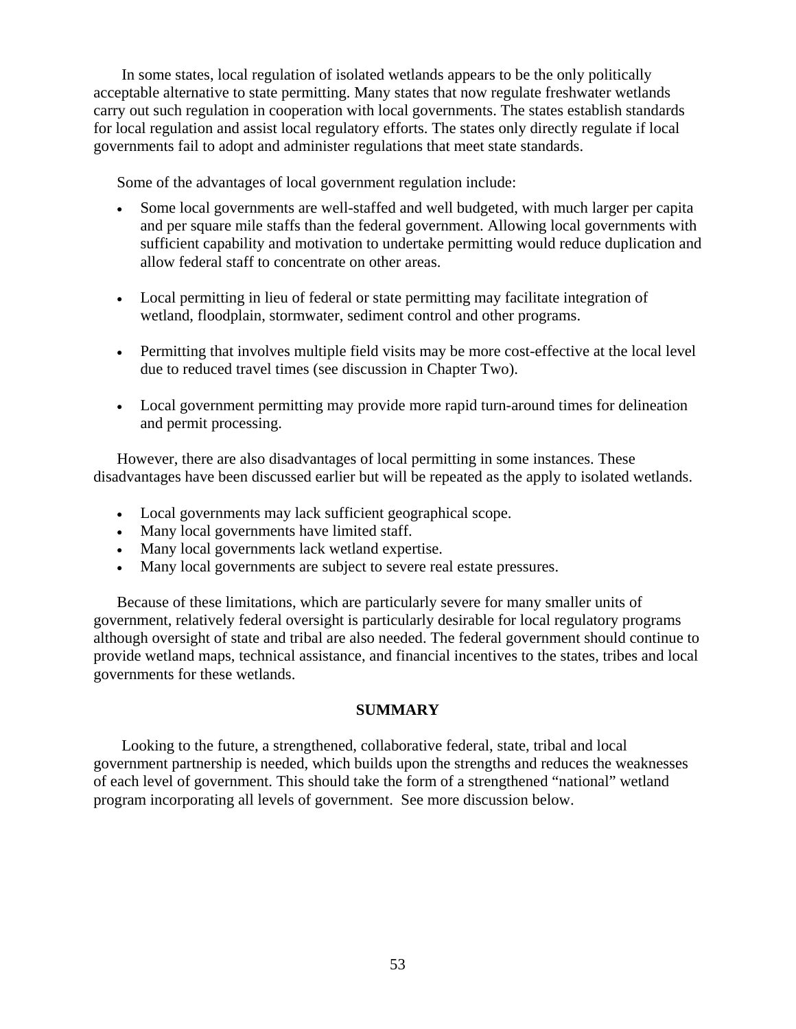In some states, local regulation of isolated wetlands appears to be the only politically acceptable alternative to state permitting. Many states that now regulate freshwater wetlands carry out such regulation in cooperation with local governments. The states establish standards for local regulation and assist local regulatory efforts. The states only directly regulate if local governments fail to adopt and administer regulations that meet state standards.

Some of the advantages of local government regulation include:

- Some local governments are well-staffed and well budgeted, with much larger per capita and per square mile staffs than the federal government. Allowing local governments with sufficient capability and motivation to undertake permitting would reduce duplication and allow federal staff to concentrate on other areas.

- Local permitting in lieu of federal or state permitting may facilitate integration of wetland, floodplain, stormwater, sediment control and other programs.

- Permitting that involves multiple field visits may be more cost-effective at the local level due to reduced travel times (see discussion in Chapter Two).

- Local government permitting may provide more rapid turn-around times for delineation and permit processing.

However, there are also disadvantages of local permitting in some instances. These disadvantages have been discussed earlier but will be repeated as the apply to isolated wetlands.

- Local governments may lack sufficient geographical scope.
- Many local governments have limited staff.
- Many local governments lack wetland expertise.
- Many local governments are subject to severe real estate pressures.

Because of these limitations, which are particularly severe for many smaller units of government, relatively federal oversight is particularly desirable for local regulatory programs although oversight of state and tribal are also needed. The federal government should continue to provide wetland maps, technical assistance, and financial incentives to the states, tribes and local governments for these wetlands.

## SUMMARY

Looking to the future, a strengthened, collaborative federal, state, tribal and local government partnership is needed, which builds upon the strengths and reduces the weaknesses of each level of government. This should take the form of a strengthened "national" wetland program incorporating all levels of government. See more discussion below.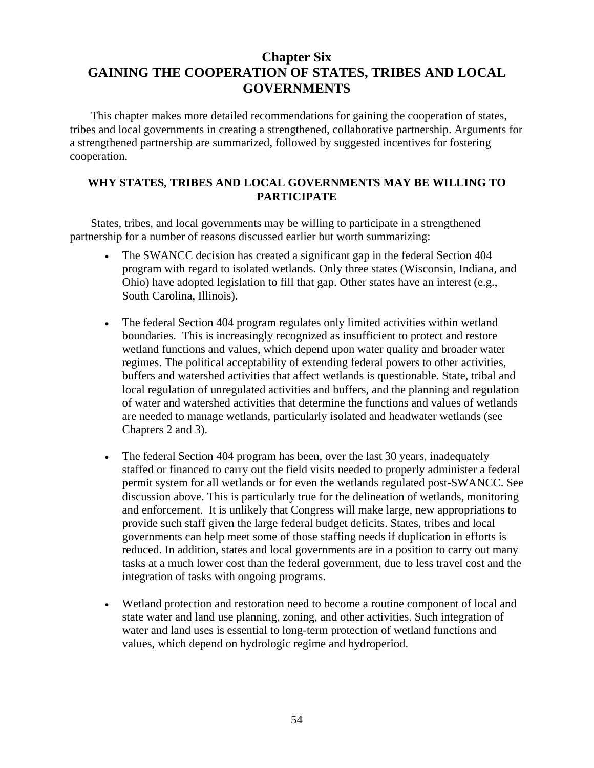# Chapter Six
# GAINING THE COOPERATION OF STATES, TRIBES AND LOCAL GOVERNMENTS

This chapter makes more detailed recommendations for gaining the cooperation of states, tribes and local governments in creating a strengthened, collaborative partnership. Arguments for a strengthened partnership are summarized, followed by suggested incentives for fostering cooperation.

## WHY STATES, TRIBES AND LOCAL GOVERNMENTS MAY BE WILLING TO PARTICIPATE

States, tribes, and local governments may be willing to participate in a strengthened partnership for a number of reasons discussed earlier but worth summarizing:

- The SWANCC decision has created a significant gap in the federal Section 404 program with regard to isolated wetlands. Only three states (Wisconsin, Indiana, and Ohio) have adopted legislation to fill that gap. Other states have an interest (e.g., South Carolina, Illinois).

- The federal Section 404 program regulates only limited activities within wetland boundaries. This is increasingly recognized as insufficient to protect and restore wetland functions and values, which depend upon water quality and broader water regimes. The political acceptability of extending federal powers to other activities, buffers and watershed activities that affect wetlands is questionable. State, tribal and local regulation of unregulated activities and buffers, and the planning and regulation of water and watershed activities that determine the functions and values of wetlands are needed to manage wetlands, particularly isolated and headwater wetlands (see Chapters 2 and 3).

- The federal Section 404 program has been, over the last 30 years, inadequately staffed or financed to carry out the field visits needed to properly administer a federal permit system for all wetlands or for even the wetlands regulated post-SWANCC. See discussion above. This is particularly true for the delineation of wetlands, monitoring and enforcement. It is unlikely that Congress will make large, new appropriations to provide such staff given the large federal budget deficits. States, tribes and local governments can help meet some of those staffing needs if duplication in efforts is reduced. In addition, states and local governments are in a position to carry out many tasks at a much lower cost than the federal government, due to less travel cost and the integration of tasks with ongoing programs.

- Wetland protection and restoration need to become a routine component of local and state water and land use planning, zoning, and other activities. Such integration of water and land uses is essential to long-term protection of wetland functions and values, which depend on hydrologic regime and hydroperiod.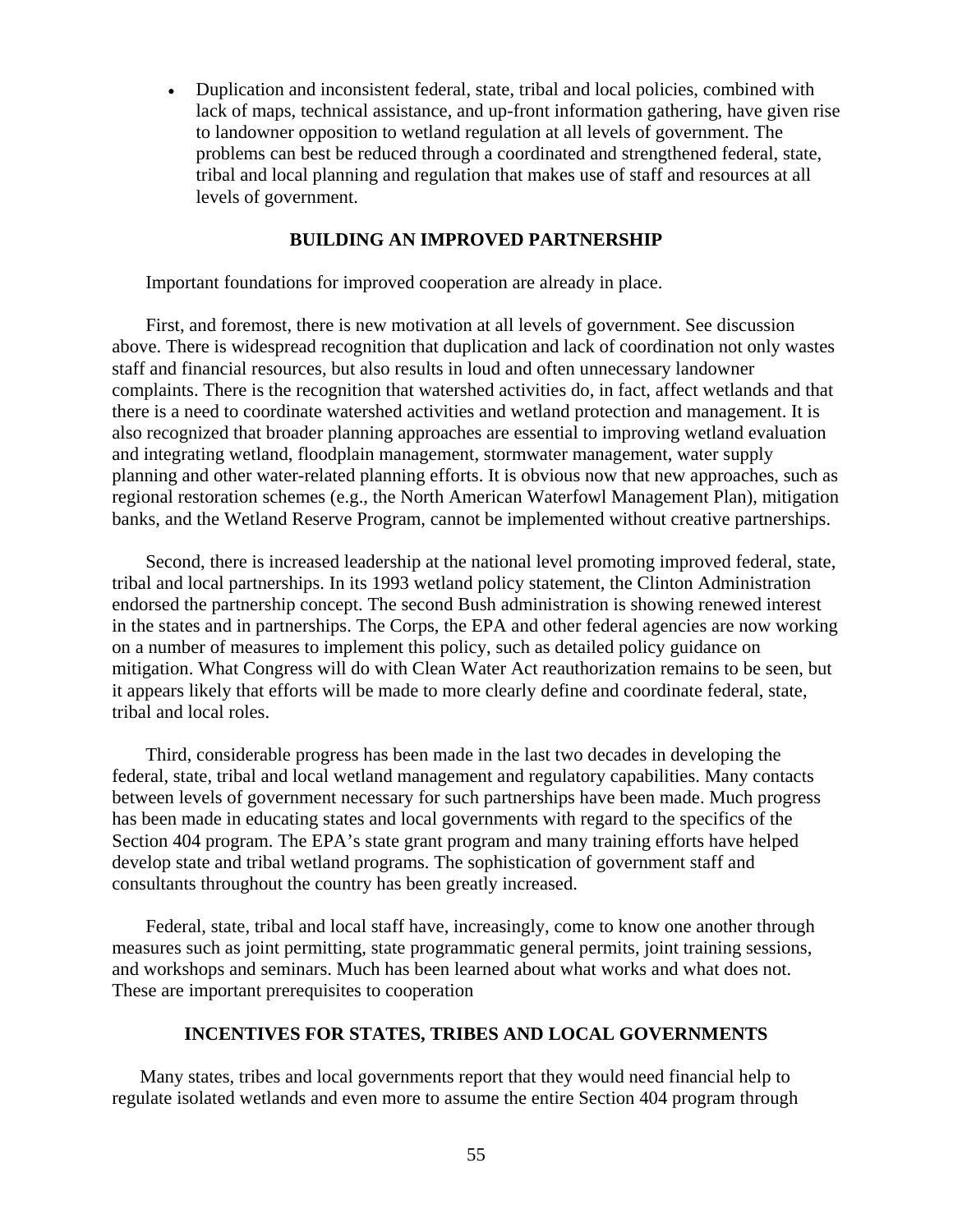- Duplication and inconsistent federal, state, tribal and local policies, combined with lack of maps, technical assistance, and up-front information gathering, have given rise to landowner opposition to wetland regulation at all levels of government. The problems can best be reduced through a coordinated and strengthened federal, state, tribal and local planning and regulation that makes use of staff and resources at all levels of government.

## BUILDING AN IMPROVED PARTNERSHIP

Important foundations for improved cooperation are already in place.

First, and foremost, there is new motivation at all levels of government. See discussion above. There is widespread recognition that duplication and lack of coordination not only wastes staff and financial resources, but also results in loud and often unnecessary landowner complaints. There is the recognition that watershed activities do, in fact, affect wetlands and that there is a need to coordinate watershed activities and wetland protection and management. It is also recognized that broader planning approaches are essential to improving wetland evaluation and integrating wetland, floodplain management, stormwater management, water supply planning and other water-related planning efforts. It is obvious now that new approaches, such as regional restoration schemes (e.g., the North American Waterfowl Management Plan), mitigation banks, and the Wetland Reserve Program, cannot be implemented without creative partnerships.

Second, there is increased leadership at the national level promoting improved federal, state, tribal and local partnerships. In its 1993 wetland policy statement, the Clinton Administration endorsed the partnership concept. The second Bush administration is showing renewed interest in the states and in partnerships. The Corps, the EPA and other federal agencies are now working on a number of measures to implement this policy, such as detailed policy guidance on mitigation. What Congress will do with Clean Water Act reauthorization remains to be seen, but it appears likely that efforts will be made to more clearly define and coordinate federal, state, tribal and local roles.

Third, considerable progress has been made in the last two decades in developing the federal, state, tribal and local wetland management and regulatory capabilities. Many contacts between levels of government necessary for such partnerships have been made. Much progress has been made in educating states and local governments with regard to the specifics of the Section 404 program. The EPA's state grant program and many training efforts have helped develop state and tribal wetland programs. The sophistication of government staff and consultants throughout the country has been greatly increased.

Federal, state, tribal and local staff have, increasingly, come to know one another through measures such as joint permitting, state programmatic general permits, joint training sessions, and workshops and seminars. Much has been learned about what works and what does not. These are important prerequisites to cooperation

## INCENTIVES FOR STATES, TRIBES AND LOCAL GOVERNMENTS

Many states, tribes and local governments report that they would need financial help to regulate isolated wetlands and even more to assume the entire Section 404 program through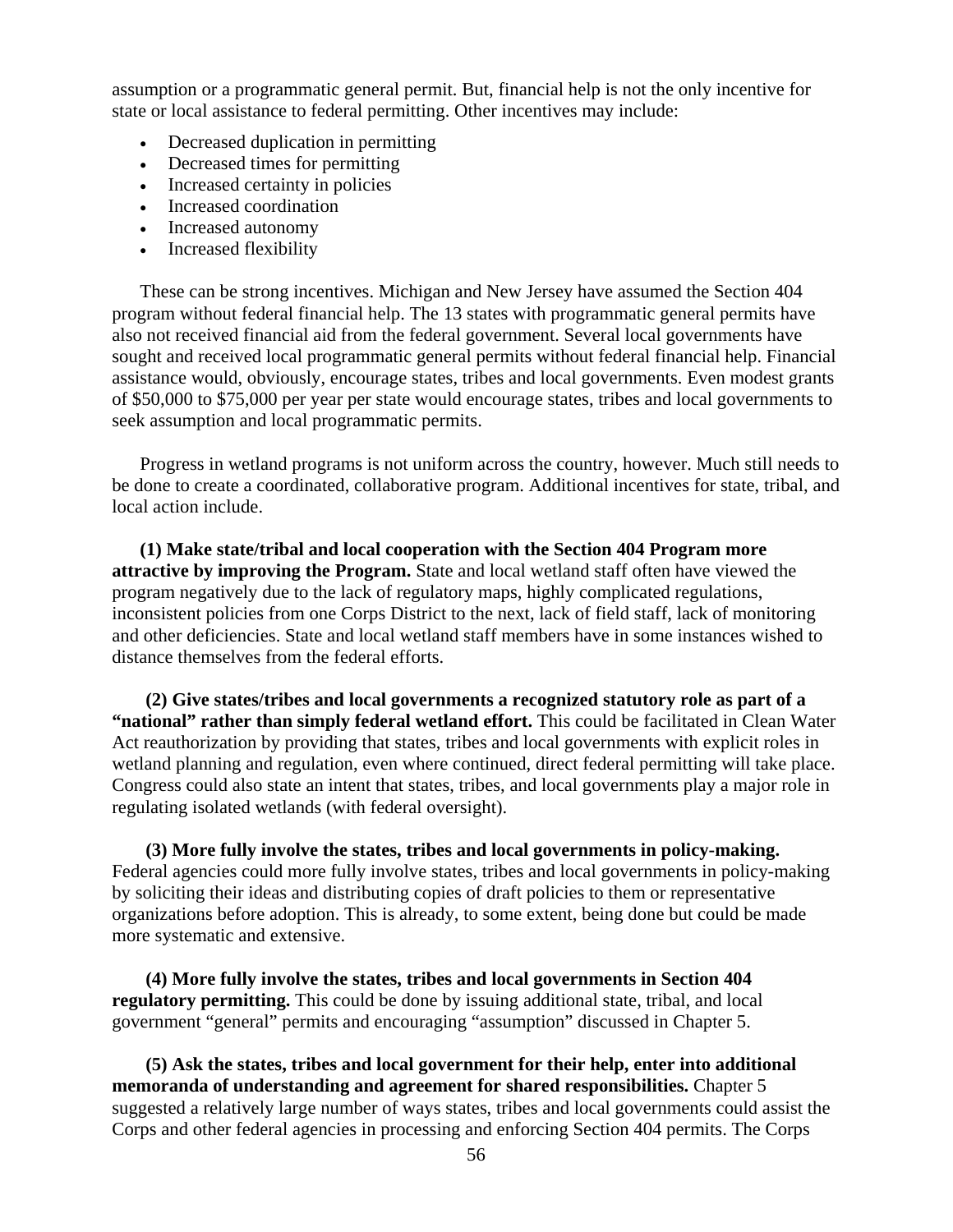assumption or a programmatic general permit. But, financial help is not the only incentive for state or local assistance to federal permitting. Other incentives may include:

- Decreased duplication in permitting
- Decreased times for permitting
- Increased certainty in policies
- Increased coordination
- Increased autonomy
- Increased flexibility

These can be strong incentives. Michigan and New Jersey have assumed the Section 404 program without federal financial help. The 13 states with programmatic general permits have also not received financial aid from the federal government. Several local governments have sought and received local programmatic general permits without federal financial help. Financial assistance would, obviously, encourage states, tribes and local governments. Even modest grants of $50,000 to $75,000 per year per state would encourage states, tribes and local governments to seek assumption and local programmatic permits.

Progress in wetland programs is not uniform across the country, however. Much still needs to be done to create a coordinated, collaborative program. Additional incentives for state, tribal, and local action include.

**(1) Make state/tribal and local cooperation with the Section 404 Program more attractive by improving the Program.** State and local wetland staff often have viewed the program negatively due to the lack of regulatory maps, highly complicated regulations, inconsistent policies from one Corps District to the next, lack of field staff, lack of monitoring and other deficiencies. State and local wetland staff members have in some instances wished to distance themselves from the federal efforts.

**(2) Give states/tribes and local governments a recognized statutory role as part of a "national" rather than simply federal wetland effort.** This could be facilitated in Clean Water Act reauthorization by providing that states, tribes and local governments with explicit roles in wetland planning and regulation, even where continued, direct federal permitting will take place. Congress could also state an intent that states, tribes, and local governments play a major role in regulating isolated wetlands (with federal oversight).

**(3) More fully involve the states, tribes and local governments in policy-making.** Federal agencies could more fully involve states, tribes and local governments in policy-making by soliciting their ideas and distributing copies of draft policies to them or representative organizations before adoption. This is already, to some extent, being done but could be made more systematic and extensive.

**(4) More fully involve the states, tribes and local governments in Section 404 regulatory permitting.** This could be done by issuing additional state, tribal, and local government "general" permits and encouraging "assumption" discussed in Chapter 5.

**(5) Ask the states, tribes and local government for their help, enter into additional memoranda of understanding and agreement for shared responsibilities.** Chapter 5 suggested a relatively large number of ways states, tribes and local governments could assist the Corps and other federal agencies in processing and enforcing Section 404 permits. The Corps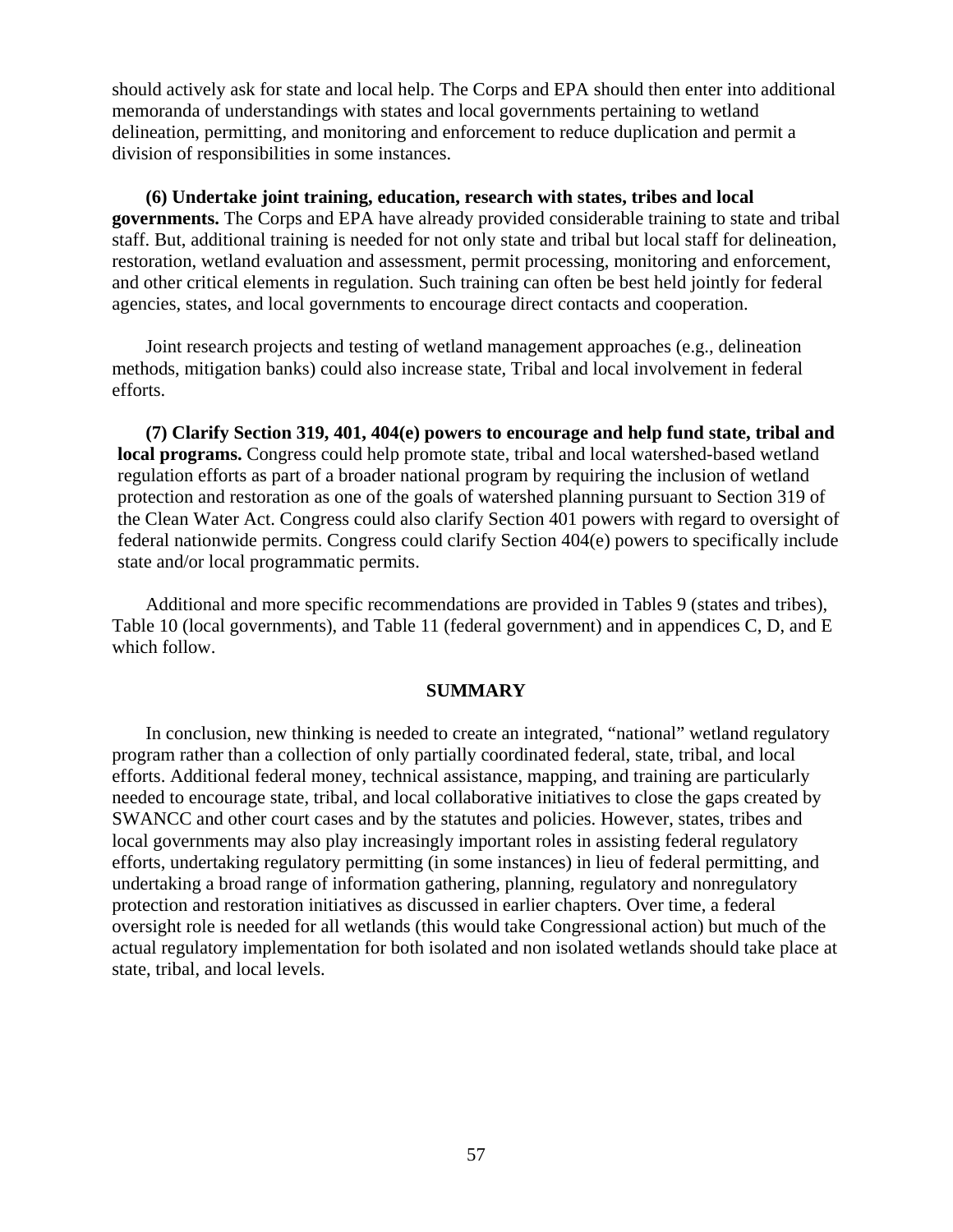should actively ask for state and local help. The Corps and EPA should then enter into additional memoranda of understandings with states and local governments pertaining to wetland delineation, permitting, and monitoring and enforcement to reduce duplication and permit a division of responsibilities in some instances.

**(6) Undertake joint training, education, research with states, tribes and local governments.** The Corps and EPA have already provided considerable training to state and tribal staff. But, additional training is needed for not only state and tribal but local staff for delineation, restoration, wetland evaluation and assessment, permit processing, monitoring and enforcement, and other critical elements in regulation. Such training can often be best held jointly for federal agencies, states, and local governments to encourage direct contacts and cooperation.

Joint research projects and testing of wetland management approaches (e.g., delineation methods, mitigation banks) could also increase state, Tribal and local involvement in federal efforts.

**(7) Clarify Section 319, 401, 404(e) powers to encourage and help fund state, tribal and local programs.** Congress could help promote state, tribal and local watershed-based wetland regulation efforts as part of a broader national program by requiring the inclusion of wetland protection and restoration as one of the goals of watershed planning pursuant to Section 319 of the Clean Water Act. Congress could also clarify Section 401 powers with regard to oversight of federal nationwide permits. Congress could clarify Section 404(e) powers to specifically include state and/or local programmatic permits.

Additional and more specific recommendations are provided in Tables 9 (states and tribes), Table 10 (local governments), and Table 11 (federal government) and in appendices C, D, and E which follow.

## SUMMARY

In conclusion, new thinking is needed to create an integrated, "national" wetland regulatory program rather than a collection of only partially coordinated federal, state, tribal, and local efforts. Additional federal money, technical assistance, mapping, and training are particularly needed to encourage state, tribal, and local collaborative initiatives to close the gaps created by SWANCC and other court cases and by the statutes and policies. However, states, tribes and local governments may also play increasingly important roles in assisting federal regulatory efforts, undertaking regulatory permitting (in some instances) in lieu of federal permitting, and undertaking a broad range of information gathering, planning, regulatory and nonregulatory protection and restoration initiatives as discussed in earlier chapters. Over time, a federal oversight role is needed for all wetlands (this would take Congressional action) but much of the actual regulatory implementation for both isolated and non isolated wetlands should take place at state, tribal, and local levels.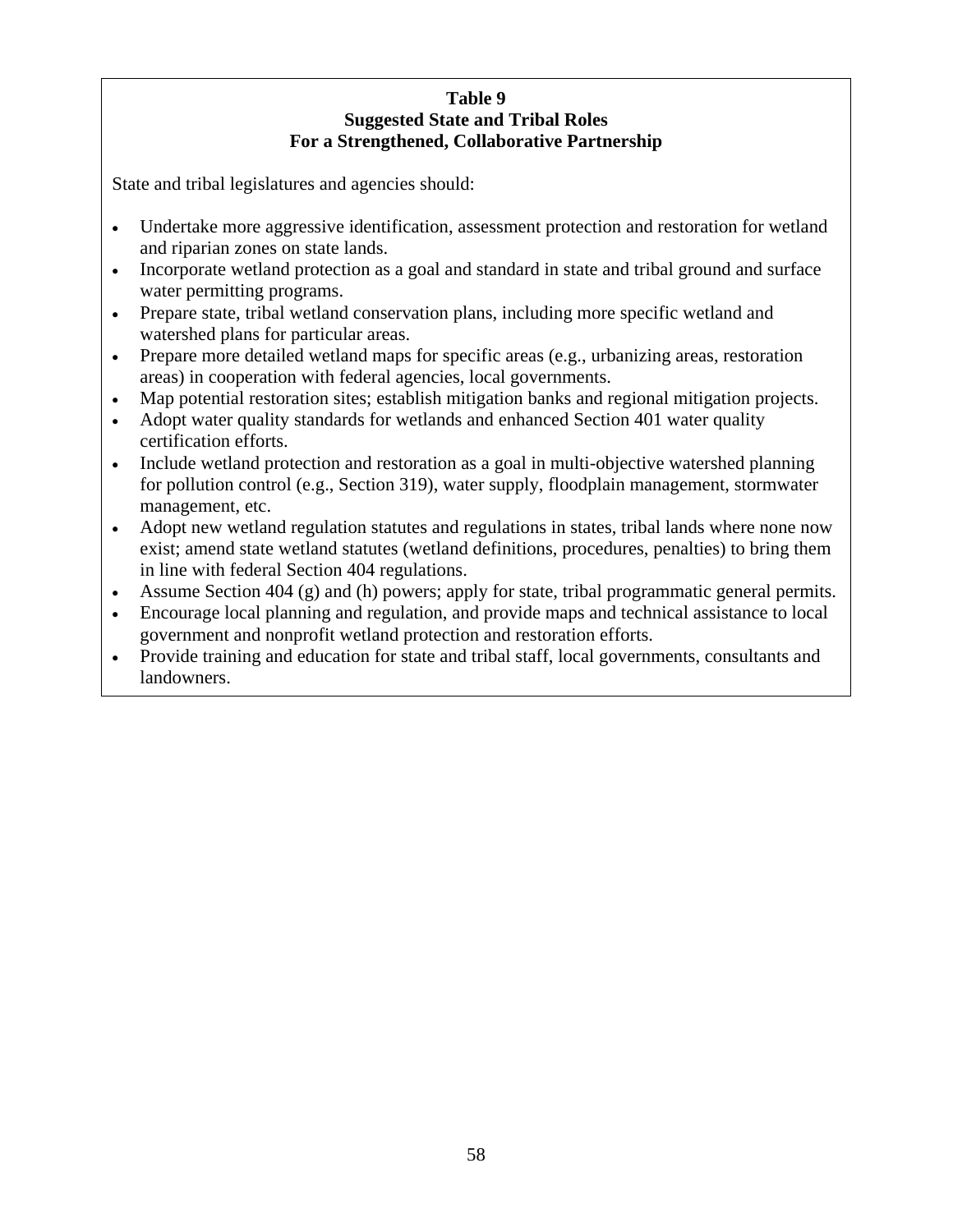**Table 9**
**Suggested State and Tribal Roles**
**For a Strengthened, Collaborative Partnership**

State and tribal legislatures and agencies should:

- Undertake more aggressive identification, assessment protection and restoration for wetland and riparian zones on state lands.
- Incorporate wetland protection as a goal and standard in state and tribal ground and surface water permitting programs.
- Prepare state, tribal wetland conservation plans, including more specific wetland and watershed plans for particular areas.
- Prepare more detailed wetland maps for specific areas (e.g., urbanizing areas, restoration areas) in cooperation with federal agencies, local governments.
- Map potential restoration sites; establish mitigation banks and regional mitigation projects.
- Adopt water quality standards for wetlands and enhanced Section 401 water quality certification efforts.
- Include wetland protection and restoration as a goal in multi-objective watershed planning for pollution control (e.g., Section 319), water supply, floodplain management, stormwater management, etc.
- Adopt new wetland regulation statutes and regulations in states, tribal lands where none now exist; amend state wetland statutes (wetland definitions, procedures, penalties) to bring them in line with federal Section 404 regulations.
- Assume Section 404 (g) and (h) powers; apply for state, tribal programmatic general permits.
- Encourage local planning and regulation, and provide maps and technical assistance to local government and nonprofit wetland protection and restoration efforts.
- Provide training and education for state and tribal staff, local governments, consultants and landowners.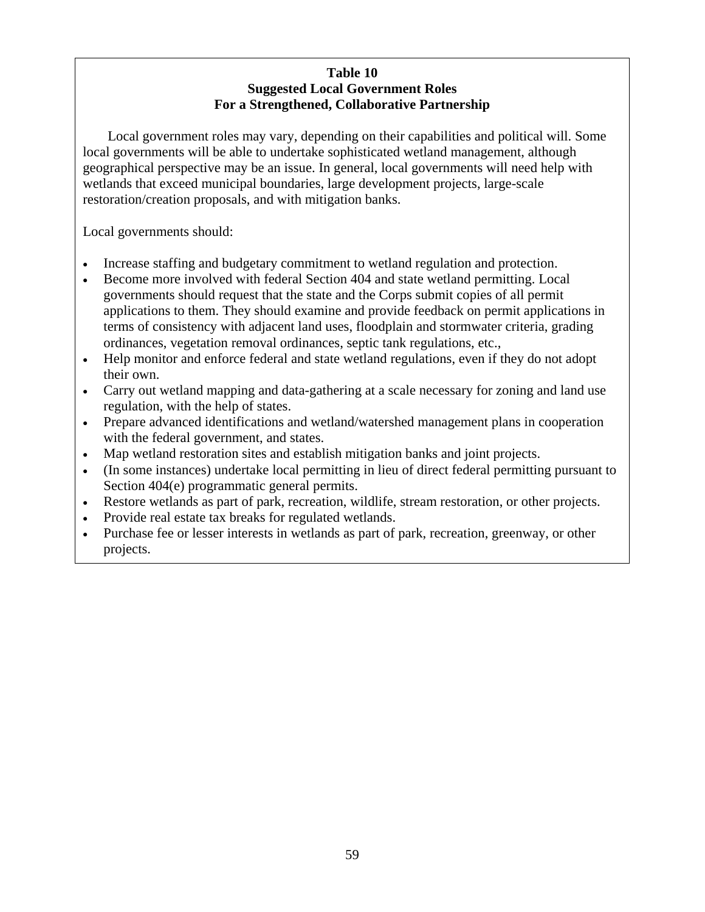**Table 10**
**Suggested Local Government Roles**
**For a Strengthened, Collaborative Partnership**

Local government roles may vary, depending on their capabilities and political will. Some local governments will be able to undertake sophisticated wetland management, although geographical perspective may be an issue. In general, local governments will need help with wetlands that exceed municipal boundaries, large development projects, large-scale restoration/creation proposals, and with mitigation banks.

Local governments should:

- Increase staffing and budgetary commitment to wetland regulation and protection.
- Become more involved with federal Section 404 and state wetland permitting. Local governments should request that the state and the Corps submit copies of all permit applications to them. They should examine and provide feedback on permit applications in terms of consistency with adjacent land uses, floodplain and stormwater criteria, grading ordinances, vegetation removal ordinances, septic tank regulations, etc.,
- Help monitor and enforce federal and state wetland regulations, even if they do not adopt their own.
- Carry out wetland mapping and data-gathering at a scale necessary for zoning and land use regulation, with the help of states.
- Prepare advanced identifications and wetland/watershed management plans in cooperation with the federal government, and states.
- Map wetland restoration sites and establish mitigation banks and joint projects.
- (In some instances) undertake local permitting in lieu of direct federal permitting pursuant to Section 404(e) programmatic general permits.
- Restore wetlands as part of park, recreation, wildlife, stream restoration, or other projects.
- Provide real estate tax breaks for regulated wetlands.
- Purchase fee or lesser interests in wetlands as part of park, recreation, greenway, or other projects.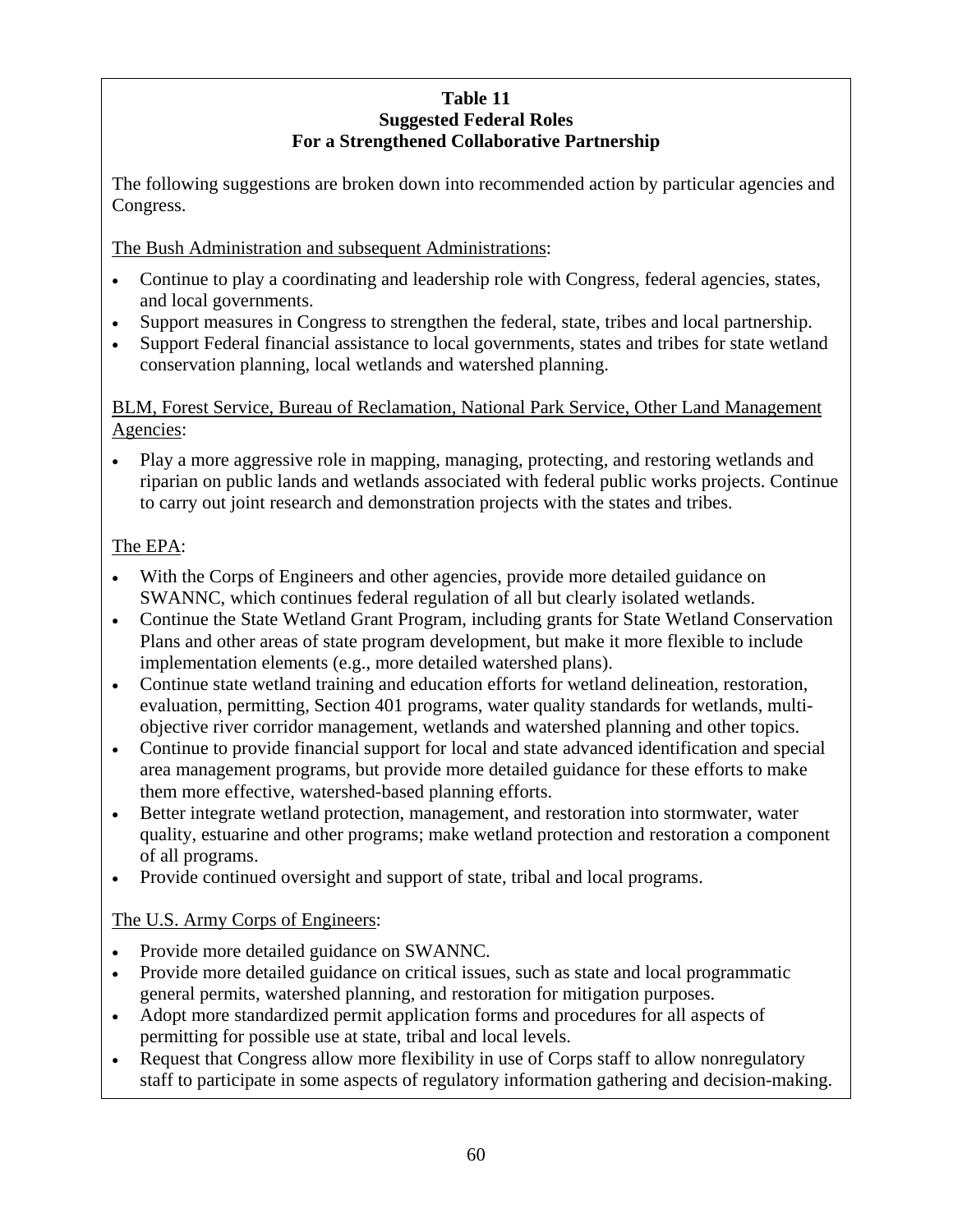**Table 11**
**Suggested Federal Roles**
**For a Strengthened Collaborative Partnership**

The following suggestions are broken down into recommended action by particular agencies and Congress.

The Bush Administration and subsequent Administrations:

- Continue to play a coordinating and leadership role with Congress, federal agencies, states, and local governments.
- Support measures in Congress to strengthen the federal, state, tribes and local partnership.
- Support Federal financial assistance to local governments, states and tribes for state wetland conservation planning, local wetlands and watershed planning.

BLM, Forest Service, Bureau of Reclamation, National Park Service, Other Land Management Agencies:

- Play a more aggressive role in mapping, managing, protecting, and restoring wetlands and riparian on public lands and wetlands associated with federal public works projects. Continue to carry out joint research and demonstration projects with the states and tribes.

The EPA:

- With the Corps of Engineers and other agencies, provide more detailed guidance on SWANNC, which continues federal regulation of all but clearly isolated wetlands.
- Continue the State Wetland Grant Program, including grants for State Wetland Conservation Plans and other areas of state program development, but make it more flexible to include implementation elements (e.g., more detailed watershed plans).
- Continue state wetland training and education efforts for wetland delineation, restoration, evaluation, permitting, Section 401 programs, water quality standards for wetlands, multi-objective river corridor management, wetlands and watershed planning and other topics.
- Continue to provide financial support for local and state advanced identification and special area management programs, but provide more detailed guidance for these efforts to make them more effective, watershed-based planning efforts.
- Better integrate wetland protection, management, and restoration into stormwater, water quality, estuarine and other programs; make wetland protection and restoration a component of all programs.
- Provide continued oversight and support of state, tribal and local programs.

The U.S. Army Corps of Engineers:

- Provide more detailed guidance on SWANNC.
- Provide more detailed guidance on critical issues, such as state and local programmatic general permits, watershed planning, and restoration for mitigation purposes.
- Adopt more standardized permit application forms and procedures for all aspects of permitting for possible use at state, tribal and local levels.
- Request that Congress allow more flexibility in use of Corps staff to allow nonregulatory staff to participate in some aspects of regulatory information gathering and decision-making.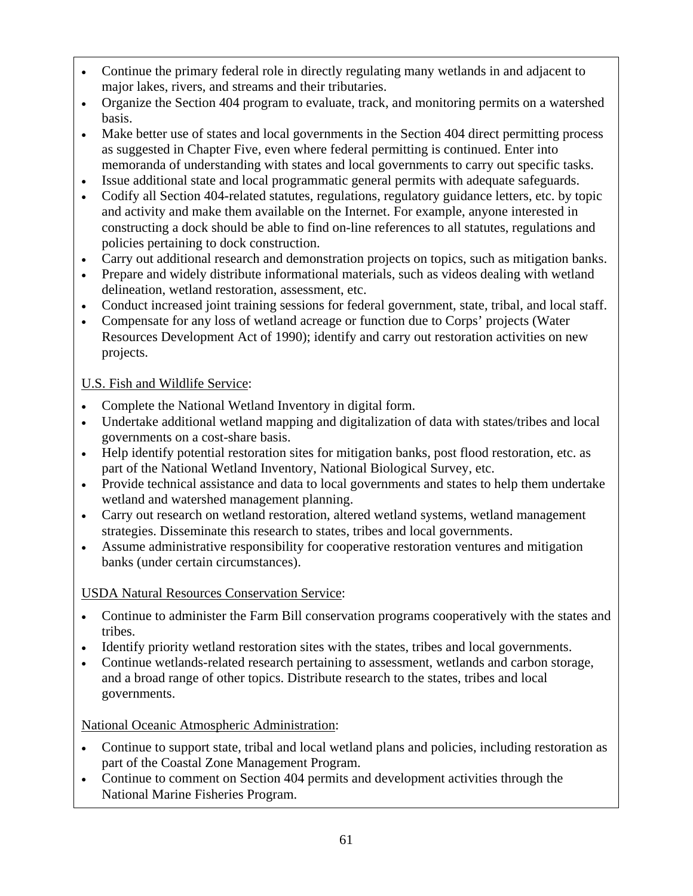- Continue the primary federal role in directly regulating many wetlands in and adjacent to major lakes, rivers, and streams and their tributaries.
- Organize the Section 404 program to evaluate, track, and monitoring permits on a watershed basis.
- Make better use of states and local governments in the Section 404 direct permitting process as suggested in Chapter Five, even where federal permitting is continued. Enter into memoranda of understanding with states and local governments to carry out specific tasks.
- Issue additional state and local programmatic general permits with adequate safeguards.
- Codify all Section 404-related statutes, regulations, regulatory guidance letters, etc. by topic and activity and make them available on the Internet. For example, anyone interested in constructing a dock should be able to find on-line references to all statutes, regulations and policies pertaining to dock construction.
- Carry out additional research and demonstration projects on topics, such as mitigation banks.
- Prepare and widely distribute informational materials, such as videos dealing with wetland delineation, wetland restoration, assessment, etc.
- Conduct increased joint training sessions for federal government, state, tribal, and local staff.
- Compensate for any loss of wetland acreage or function due to Corps' projects (Water Resources Development Act of 1990); identify and carry out restoration activities on new projects.

<u>U.S. Fish and Wildlife Service</u>:

- Complete the National Wetland Inventory in digital form.
- Undertake additional wetland mapping and digitalization of data with states/tribes and local governments on a cost-share basis.
- Help identify potential restoration sites for mitigation banks, post flood restoration, etc. as part of the National Wetland Inventory, National Biological Survey, etc.
- Provide technical assistance and data to local governments and states to help them undertake wetland and watershed management planning.
- Carry out research on wetland restoration, altered wetland systems, wetland management strategies. Disseminate this research to states, tribes and local governments.
- Assume administrative responsibility for cooperative restoration ventures and mitigation banks (under certain circumstances).

<u>USDA Natural Resources Conservation Service</u>:

- Continue to administer the Farm Bill conservation programs cooperatively with the states and tribes.
- Identify priority wetland restoration sites with the states, tribes and local governments.
- Continue wetlands-related research pertaining to assessment, wetlands and carbon storage, and a broad range of other topics. Distribute research to the states, tribes and local governments.

<u>National Oceanic Atmospheric Administration</u>:

- Continue to support state, tribal and local wetland plans and policies, including restoration as part of the Coastal Zone Management Program.
- Continue to comment on Section 404 permits and development activities through the National Marine Fisheries Program.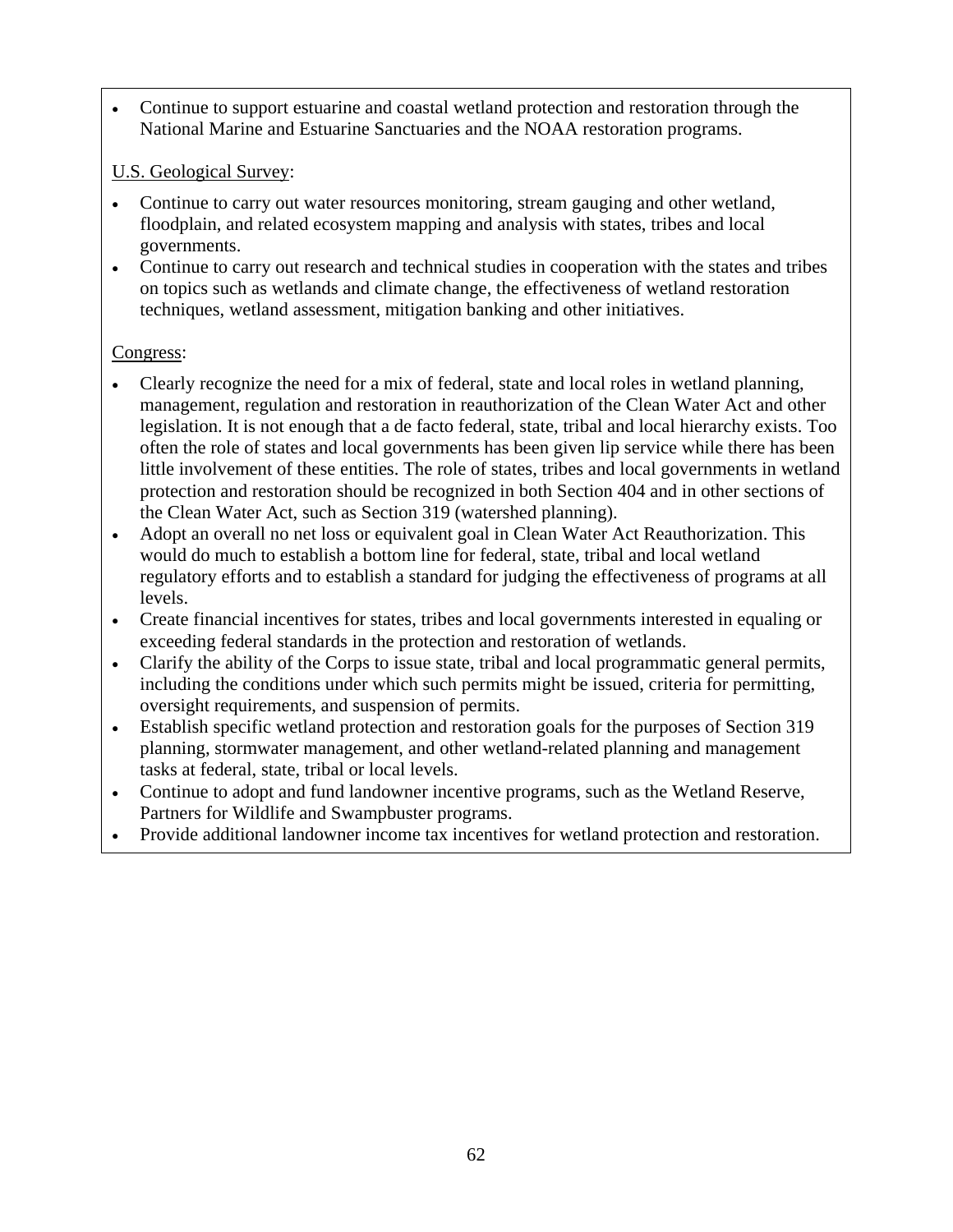- Continue to support estuarine and coastal wetland protection and restoration through the National Marine and Estuarine Sanctuaries and the NOAA restoration programs.

U.S. Geological Survey:

- Continue to carry out water resources monitoring, stream gauging and other wetland, floodplain, and related ecosystem mapping and analysis with states, tribes and local governments.
- Continue to carry out research and technical studies in cooperation with the states and tribes on topics such as wetlands and climate change, the effectiveness of wetland restoration techniques, wetland assessment, mitigation banking and other initiatives.

Congress:

- Clearly recognize the need for a mix of federal, state and local roles in wetland planning, management, regulation and restoration in reauthorization of the Clean Water Act and other legislation. It is not enough that a de facto federal, state, tribal and local hierarchy exists. Too often the role of states and local governments has been given lip service while there has been little involvement of these entities. The role of states, tribes and local governments in wetland protection and restoration should be recognized in both Section 404 and in other sections of the Clean Water Act, such as Section 319 (watershed planning).
- Adopt an overall no net loss or equivalent goal in Clean Water Act Reauthorization. This would do much to establish a bottom line for federal, state, tribal and local wetland regulatory efforts and to establish a standard for judging the effectiveness of programs at all levels.
- Create financial incentives for states, tribes and local governments interested in equaling or exceeding federal standards in the protection and restoration of wetlands.
- Clarify the ability of the Corps to issue state, tribal and local programmatic general permits, including the conditions under which such permits might be issued, criteria for permitting, oversight requirements, and suspension of permits.
- Establish specific wetland protection and restoration goals for the purposes of Section 319 planning, stormwater management, and other wetland-related planning and management tasks at federal, state, tribal or local levels.
- Continue to adopt and fund landowner incentive programs, such as the Wetland Reserve, Partners for Wildlife and Swampbuster programs.
- Provide additional landowner income tax incentives for wetland protection and restoration.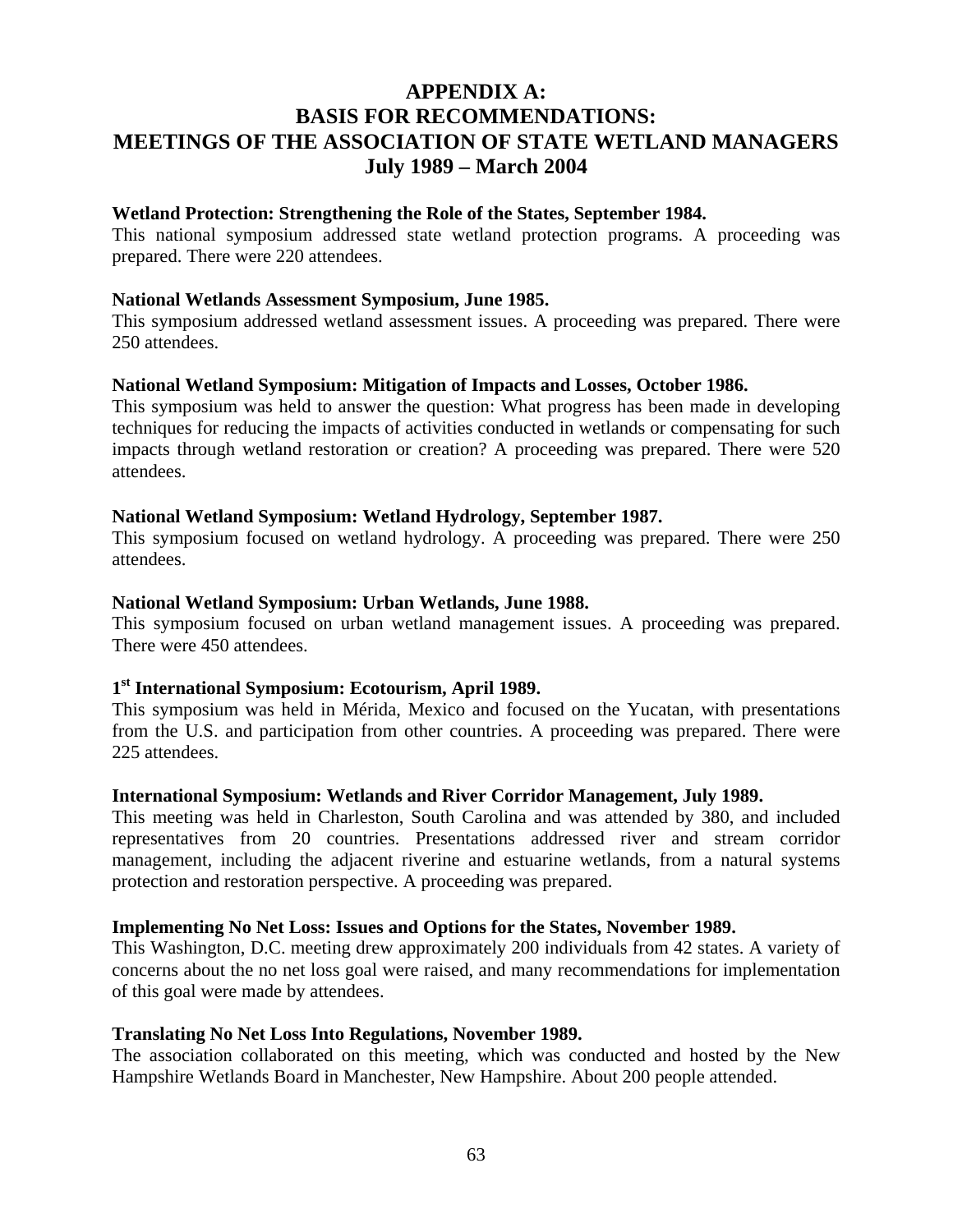# APPENDIX A:
# BASIS FOR RECOMMENDATIONS:
# MEETINGS OF THE ASSOCIATION OF STATE WETLAND MANAGERS
# July 1989 – March 2004

**Wetland Protection: Strengthening the Role of the States, September 1984.**
This national symposium addressed state wetland protection programs. A proceeding was prepared. There were 220 attendees.

**National Wetlands Assessment Symposium, June 1985.**
This symposium addressed wetland assessment issues. A proceeding was prepared. There were 250 attendees.

**National Wetland Symposium: Mitigation of Impacts and Losses, October 1986.**
This symposium was held to answer the question: What progress has been made in developing techniques for reducing the impacts of activities conducted in wetlands or compensating for such impacts through wetland restoration or creation? A proceeding was prepared. There were 520 attendees.

**National Wetland Symposium: Wetland Hydrology, September 1987.**
This symposium focused on wetland hydrology. A proceeding was prepared. There were 250 attendees.

**National Wetland Symposium: Urban Wetlands, June 1988.**
This symposium focused on urban wetland management issues. A proceeding was prepared. There were 450 attendees.

**1st International Symposium: Ecotourism, April 1989.**
This symposium was held in Mérida, Mexico and focused on the Yucatan, with presentations from the U.S. and participation from other countries. A proceeding was prepared. There were 225 attendees.

**International Symposium: Wetlands and River Corridor Management, July 1989.**
This meeting was held in Charleston, South Carolina and was attended by 380, and included representatives from 20 countries. Presentations addressed river and stream corridor management, including the adjacent riverine and estuarine wetlands, from a natural systems protection and restoration perspective. A proceeding was prepared.

**Implementing No Net Loss: Issues and Options for the States, November 1989.**
This Washington, D.C. meeting drew approximately 200 individuals from 42 states. A variety of concerns about the no net loss goal were raised, and many recommendations for implementation of this goal were made by attendees.

**Translating No Net Loss Into Regulations, November 1989.**
The association collaborated on this meeting, which was conducted and hosted by the New Hampshire Wetlands Board in Manchester, New Hampshire. About 200 people attended.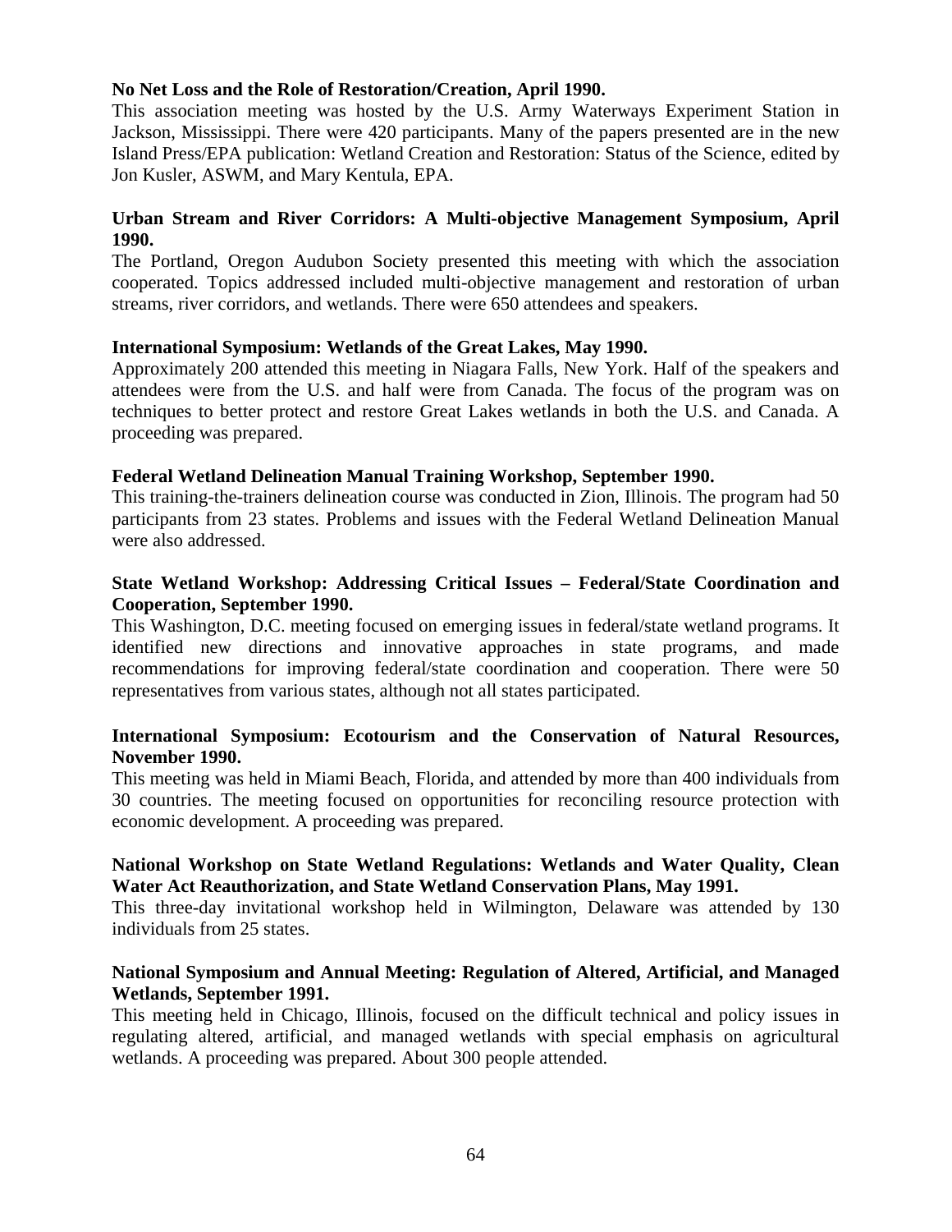**No Net Loss and the Role of Restoration/Creation, April 1990.**
This association meeting was hosted by the U.S. Army Waterways Experiment Station in Jackson, Mississippi. There were 420 participants. Many of the papers presented are in the new Island Press/EPA publication: Wetland Creation and Restoration: Status of the Science, edited by Jon Kusler, ASWM, and Mary Kentula, EPA.

**Urban Stream and River Corridors: A Multi-objective Management Symposium, April 1990.**
The Portland, Oregon Audubon Society presented this meeting with which the association cooperated. Topics addressed included multi-objective management and restoration of urban streams, river corridors, and wetlands. There were 650 attendees and speakers.

**International Symposium: Wetlands of the Great Lakes, May 1990.**
Approximately 200 attended this meeting in Niagara Falls, New York. Half of the speakers and attendees were from the U.S. and half were from Canada. The focus of the program was on techniques to better protect and restore Great Lakes wetlands in both the U.S. and Canada. A proceeding was prepared.

**Federal Wetland Delineation Manual Training Workshop, September 1990.**
This training-the-trainers delineation course was conducted in Zion, Illinois. The program had 50 participants from 23 states. Problems and issues with the Federal Wetland Delineation Manual were also addressed.

**State Wetland Workshop: Addressing Critical Issues – Federal/State Coordination and Cooperation, September 1990.**
This Washington, D.C. meeting focused on emerging issues in federal/state wetland programs. It identified new directions and innovative approaches in state programs, and made recommendations for improving federal/state coordination and cooperation. There were 50 representatives from various states, although not all states participated.

**International Symposium: Ecotourism and the Conservation of Natural Resources, November 1990.**
This meeting was held in Miami Beach, Florida, and attended by more than 400 individuals from 30 countries. The meeting focused on opportunities for reconciling resource protection with economic development. A proceeding was prepared.

**National Workshop on State Wetland Regulations: Wetlands and Water Quality, Clean Water Act Reauthorization, and State Wetland Conservation Plans, May 1991.**
This three-day invitational workshop held in Wilmington, Delaware was attended by 130 individuals from 25 states.

**National Symposium and Annual Meeting: Regulation of Altered, Artificial, and Managed Wetlands, September 1991.**
This meeting held in Chicago, Illinois, focused on the difficult technical and policy issues in regulating altered, artificial, and managed wetlands with special emphasis on agricultural wetlands. A proceeding was prepared. About 300 people attended.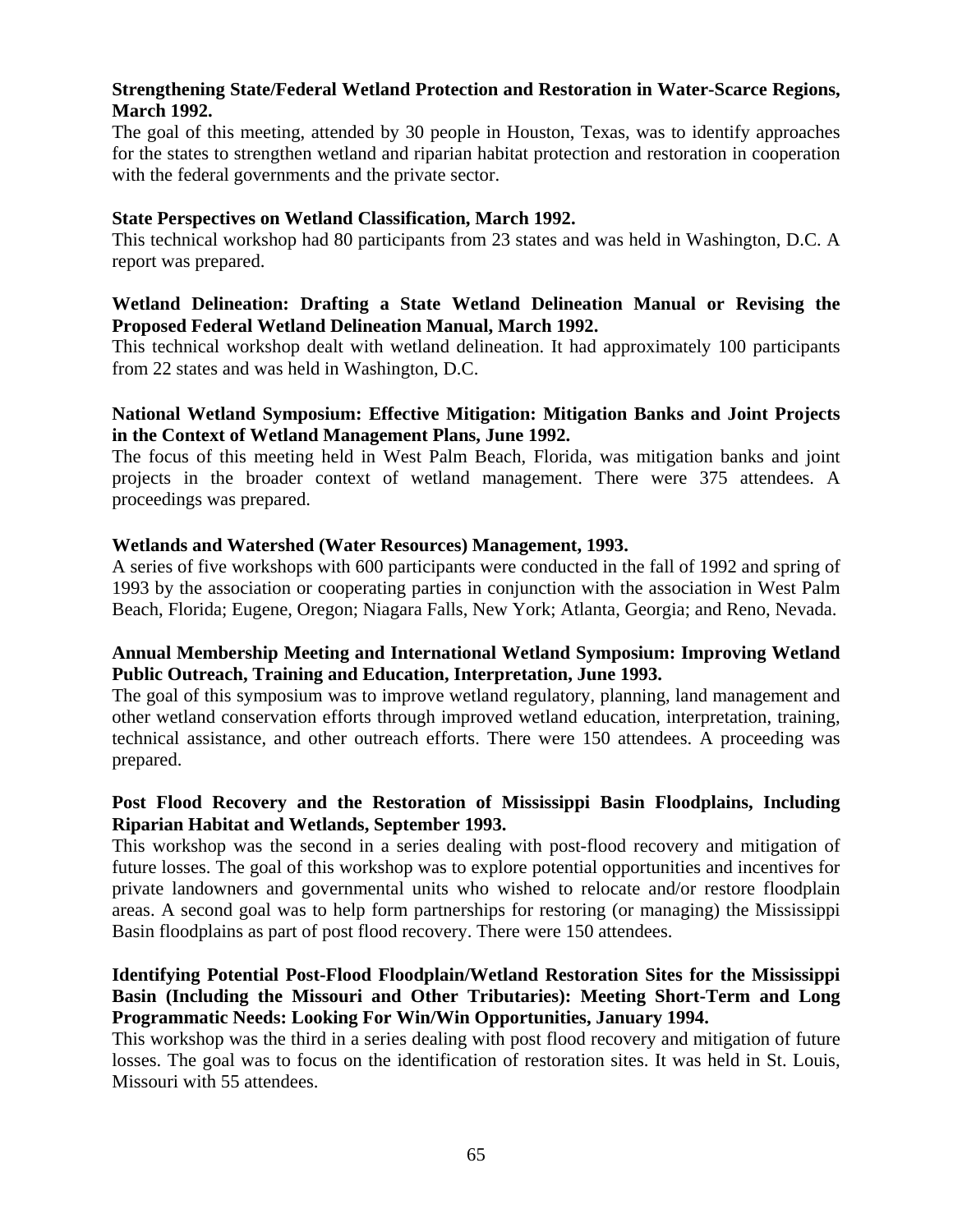**Strengthening State/Federal Wetland Protection and Restoration in Water-Scarce Regions, March 1992.**

The goal of this meeting, attended by 30 people in Houston, Texas, was to identify approaches for the states to strengthen wetland and riparian habitat protection and restoration in cooperation with the federal governments and the private sector.

**State Perspectives on Wetland Classification, March 1992.**

This technical workshop had 80 participants from 23 states and was held in Washington, D.C. A report was prepared.

**Wetland Delineation: Drafting a State Wetland Delineation Manual or Revising the Proposed Federal Wetland Delineation Manual, March 1992.**

This technical workshop dealt with wetland delineation. It had approximately 100 participants from 22 states and was held in Washington, D.C.

**National Wetland Symposium: Effective Mitigation: Mitigation Banks and Joint Projects in the Context of Wetland Management Plans, June 1992.**

The focus of this meeting held in West Palm Beach, Florida, was mitigation banks and joint projects in the broader context of wetland management. There were 375 attendees. A proceedings was prepared.

**Wetlands and Watershed (Water Resources) Management, 1993.**

A series of five workshops with 600 participants were conducted in the fall of 1992 and spring of 1993 by the association or cooperating parties in conjunction with the association in West Palm Beach, Florida; Eugene, Oregon; Niagara Falls, New York; Atlanta, Georgia; and Reno, Nevada.

**Annual Membership Meeting and International Wetland Symposium: Improving Wetland Public Outreach, Training and Education, Interpretation, June 1993.**

The goal of this symposium was to improve wetland regulatory, planning, land management and other wetland conservation efforts through improved wetland education, interpretation, training, technical assistance, and other outreach efforts. There were 150 attendees. A proceeding was prepared.

**Post Flood Recovery and the Restoration of Mississippi Basin Floodplains, Including Riparian Habitat and Wetlands, September 1993.**

This workshop was the second in a series dealing with post-flood recovery and mitigation of future losses. The goal of this workshop was to explore potential opportunities and incentives for private landowners and governmental units who wished to relocate and/or restore floodplain areas. A second goal was to help form partnerships for restoring (or managing) the Mississippi Basin floodplains as part of post flood recovery. There were 150 attendees.

**Identifying Potential Post-Flood Floodplain/Wetland Restoration Sites for the Mississippi Basin (Including the Missouri and Other Tributaries): Meeting Short-Term and Long Programmatic Needs: Looking For Win/Win Opportunities, January 1994.**

This workshop was the third in a series dealing with post flood recovery and mitigation of future losses. The goal was to focus on the identification of restoration sites. It was held in St. Louis, Missouri with 55 attendees.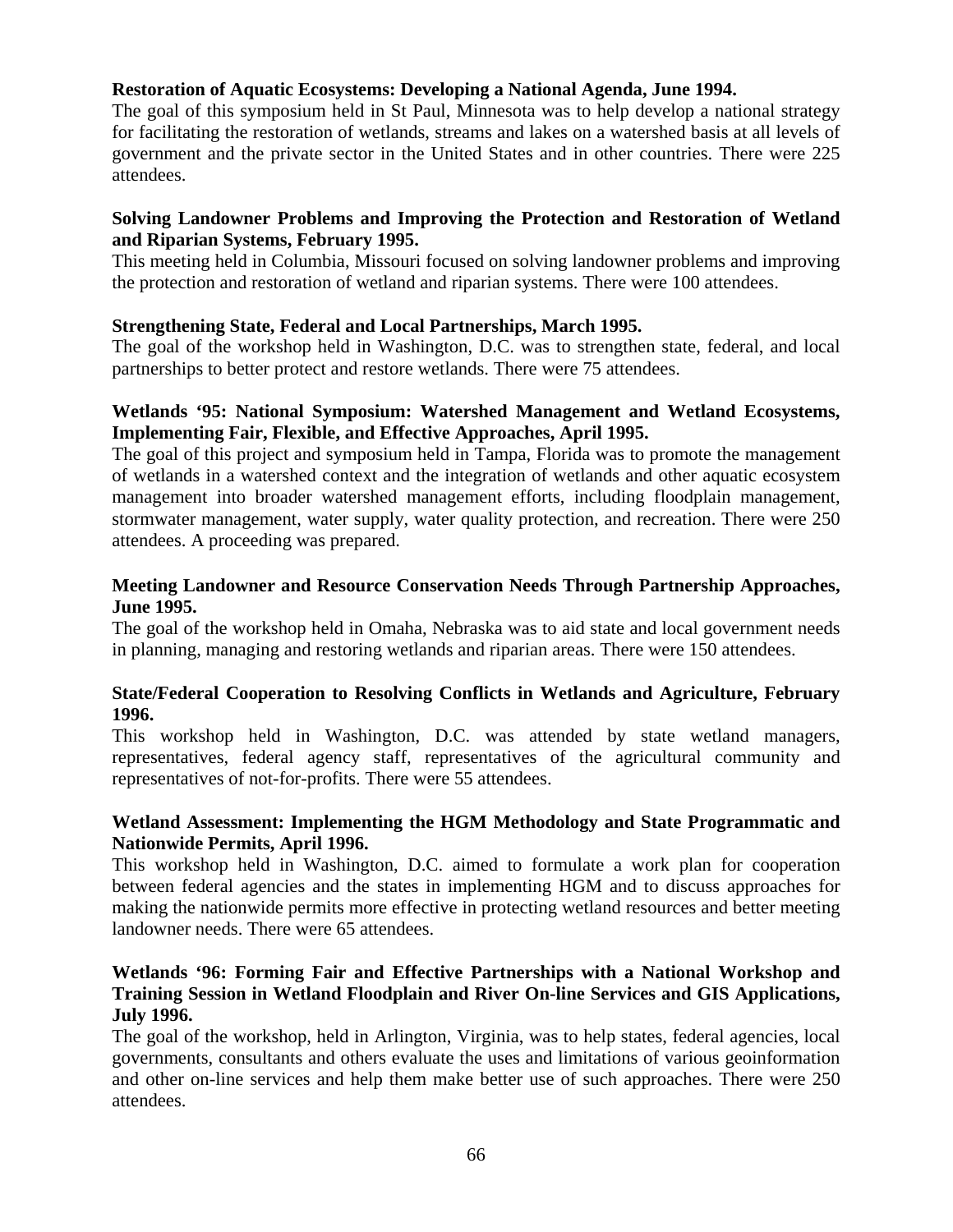**Restoration of Aquatic Ecosystems: Developing a National Agenda, June 1994.**
The goal of this symposium held in St Paul, Minnesota was to help develop a national strategy for facilitating the restoration of wetlands, streams and lakes on a watershed basis at all levels of government and the private sector in the United States and in other countries. There were 225 attendees.

**Solving Landowner Problems and Improving the Protection and Restoration of Wetland and Riparian Systems, February 1995.**
This meeting held in Columbia, Missouri focused on solving landowner problems and improving the protection and restoration of wetland and riparian systems. There were 100 attendees.

**Strengthening State, Federal and Local Partnerships, March 1995.**
The goal of the workshop held in Washington, D.C. was to strengthen state, federal, and local partnerships to better protect and restore wetlands. There were 75 attendees.

**Wetlands '95: National Symposium: Watershed Management and Wetland Ecosystems, Implementing Fair, Flexible, and Effective Approaches, April 1995.**
The goal of this project and symposium held in Tampa, Florida was to promote the management of wetlands in a watershed context and the integration of wetlands and other aquatic ecosystem management into broader watershed management efforts, including floodplain management, stormwater management, water supply, water quality protection, and recreation. There were 250 attendees. A proceeding was prepared.

**Meeting Landowner and Resource Conservation Needs Through Partnership Approaches, June 1995.**
The goal of the workshop held in Omaha, Nebraska was to aid state and local government needs in planning, managing and restoring wetlands and riparian areas. There were 150 attendees.

**State/Federal Cooperation to Resolving Conflicts in Wetlands and Agriculture, February 1996.**
This workshop held in Washington, D.C. was attended by state wetland managers, representatives, federal agency staff, representatives of the agricultural community and representatives of not-for-profits. There were 55 attendees.

**Wetland Assessment: Implementing the HGM Methodology and State Programmatic and Nationwide Permits, April 1996.**
This workshop held in Washington, D.C. aimed to formulate a work plan for cooperation between federal agencies and the states in implementing HGM and to discuss approaches for making the nationwide permits more effective in protecting wetland resources and better meeting landowner needs. There were 65 attendees.

**Wetlands '96: Forming Fair and Effective Partnerships with a National Workshop and Training Session in Wetland Floodplain and River On-line Services and GIS Applications, July 1996.**
The goal of the workshop, held in Arlington, Virginia, was to help states, federal agencies, local governments, consultants and others evaluate the uses and limitations of various geoinformation and other on-line services and help them make better use of such approaches. There were 250 attendees.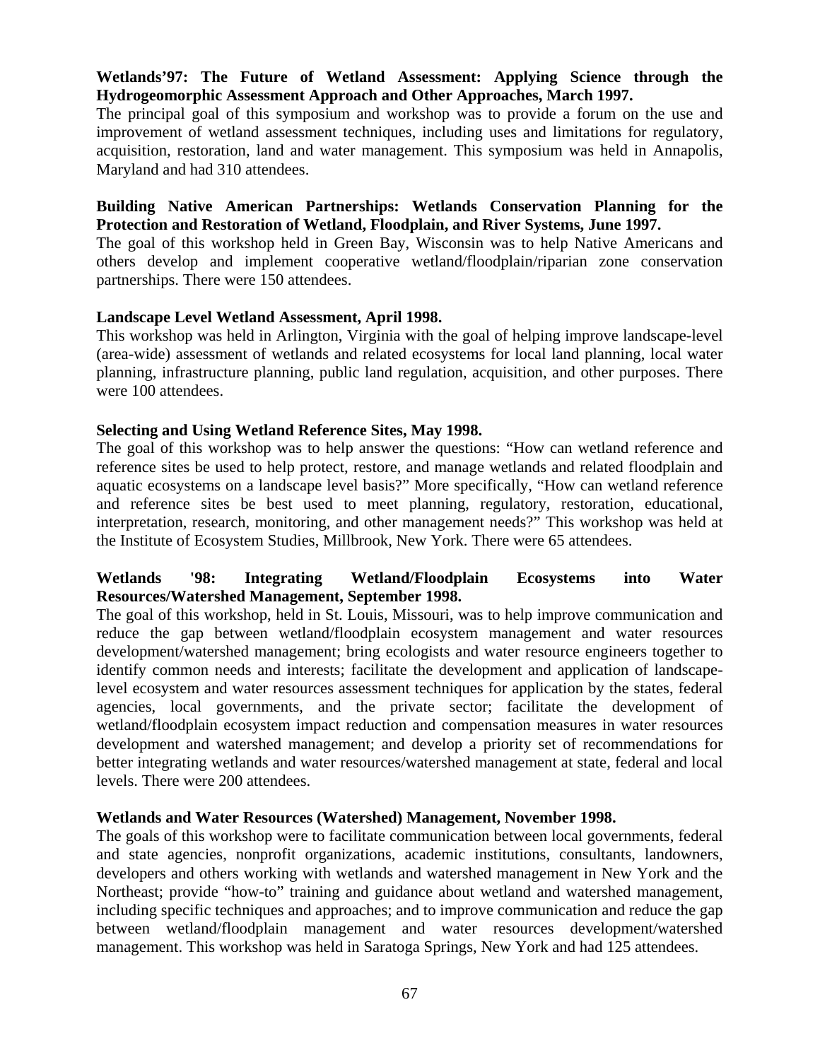**Wetlands'97: The Future of Wetland Assessment: Applying Science through the Hydrogeomorphic Assessment Approach and Other Approaches, March 1997.**
The principal goal of this symposium and workshop was to provide a forum on the use and improvement of wetland assessment techniques, including uses and limitations for regulatory, acquisition, restoration, land and water management. This symposium was held in Annapolis, Maryland and had 310 attendees.

**Building Native American Partnerships: Wetlands Conservation Planning for the Protection and Restoration of Wetland, Floodplain, and River Systems, June 1997.**
The goal of this workshop held in Green Bay, Wisconsin was to help Native Americans and others develop and implement cooperative wetland/floodplain/riparian zone conservation partnerships. There were 150 attendees.

**Landscape Level Wetland Assessment, April 1998.**
This workshop was held in Arlington, Virginia with the goal of helping improve landscape-level (area-wide) assessment of wetlands and related ecosystems for local land planning, local water planning, infrastructure planning, public land regulation, acquisition, and other purposes. There were 100 attendees.

**Selecting and Using Wetland Reference Sites, May 1998.**
The goal of this workshop was to help answer the questions: "How can wetland reference and reference sites be used to help protect, restore, and manage wetlands and related floodplain and aquatic ecosystems on a landscape level basis?" More specifically, "How can wetland reference and reference sites be best used to meet planning, regulatory, restoration, educational, interpretation, research, monitoring, and other management needs?" This workshop was held at the Institute of Ecosystem Studies, Millbrook, New York. There were 65 attendees.

**Wetlands '98: Integrating Wetland/Floodplain Ecosystems into Water Resources/Watershed Management, September 1998.**
The goal of this workshop, held in St. Louis, Missouri, was to help improve communication and reduce the gap between wetland/floodplain ecosystem management and water resources development/watershed management; bring ecologists and water resource engineers together to identify common needs and interests; facilitate the development and application of landscape-level ecosystem and water resources assessment techniques for application by the states, federal agencies, local governments, and the private sector; facilitate the development of wetland/floodplain ecosystem impact reduction and compensation measures in water resources development and watershed management; and develop a priority set of recommendations for better integrating wetlands and water resources/watershed management at state, federal and local levels. There were 200 attendees.

**Wetlands and Water Resources (Watershed) Management, November 1998.**
The goals of this workshop were to facilitate communication between local governments, federal and state agencies, nonprofit organizations, academic institutions, consultants, landowners, developers and others working with wetlands and watershed management in New York and the Northeast; provide "how-to" training and guidance about wetland and watershed management, including specific techniques and approaches; and to improve communication and reduce the gap between wetland/floodplain management and water resources development/watershed management. This workshop was held in Saratoga Springs, New York and had 125 attendees.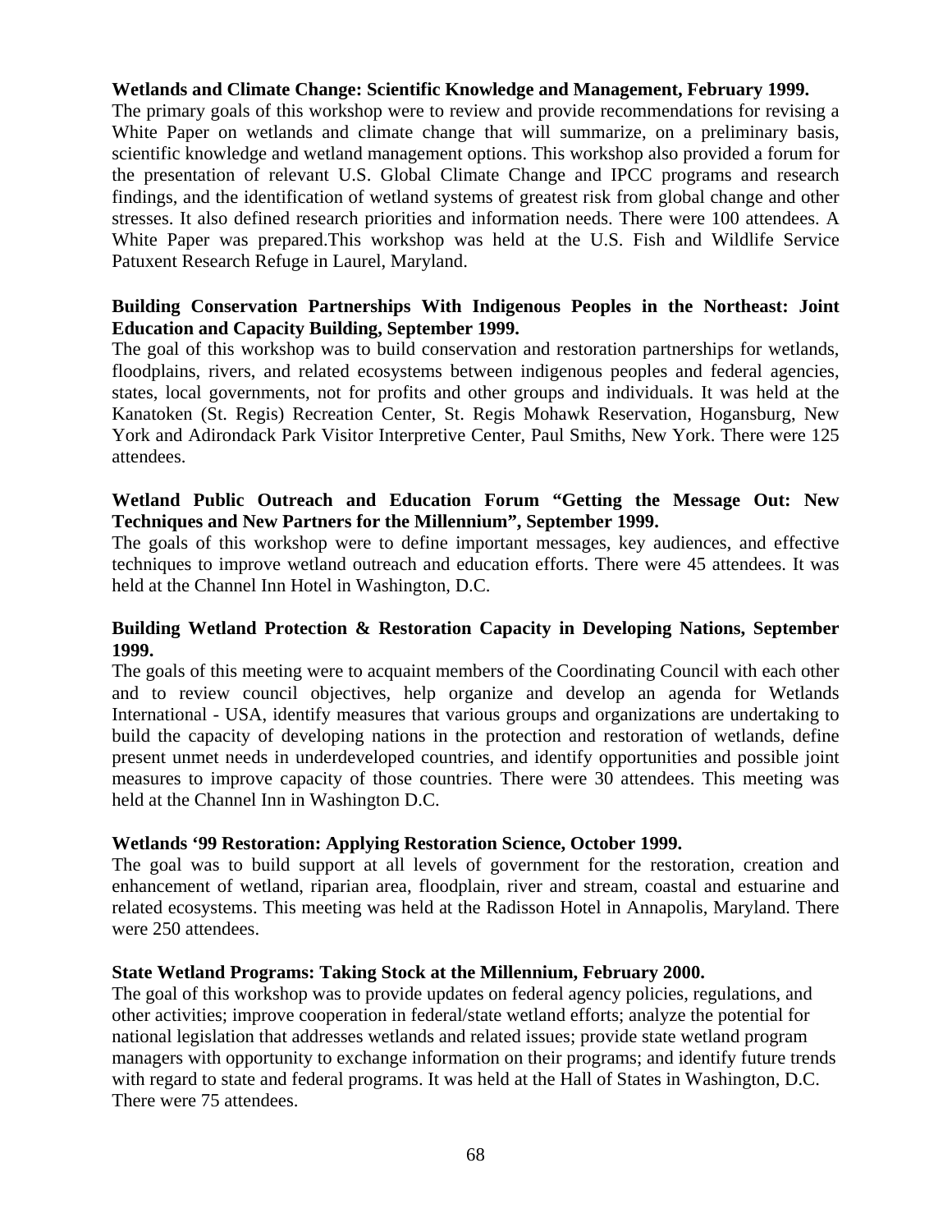**Wetlands and Climate Change: Scientific Knowledge and Management, February 1999.**
The primary goals of this workshop were to review and provide recommendations for revising a White Paper on wetlands and climate change that will summarize, on a preliminary basis, scientific knowledge and wetland management options. This workshop also provided a forum for the presentation of relevant U.S. Global Climate Change and IPCC programs and research findings, and the identification of wetland systems of greatest risk from global change and other stresses. It also defined research priorities and information needs. There were 100 attendees. A White Paper was prepared.This workshop was held at the U.S. Fish and Wildlife Service Patuxent Research Refuge in Laurel, Maryland.

**Building Conservation Partnerships With Indigenous Peoples in the Northeast: Joint Education and Capacity Building, September 1999.**
The goal of this workshop was to build conservation and restoration partnerships for wetlands, floodplains, rivers, and related ecosystems between indigenous peoples and federal agencies, states, local governments, not for profits and other groups and individuals. It was held at the Kanatoken (St. Regis) Recreation Center, St. Regis Mohawk Reservation, Hogansburg, New York and Adirondack Park Visitor Interpretive Center, Paul Smiths, New York. There were 125 attendees.

**Wetland Public Outreach and Education Forum "Getting the Message Out: New Techniques and New Partners for the Millennium", September 1999.**
The goals of this workshop were to define important messages, key audiences, and effective techniques to improve wetland outreach and education efforts. There were 45 attendees. It was held at the Channel Inn Hotel in Washington, D.C.

**Building Wetland Protection & Restoration Capacity in Developing Nations, September 1999.**
The goals of this meeting were to acquaint members of the Coordinating Council with each other and to review council objectives, help organize and develop an agenda for Wetlands International - USA, identify measures that various groups and organizations are undertaking to build the capacity of developing nations in the protection and restoration of wetlands, define present unmet needs in underdeveloped countries, and identify opportunities and possible joint measures to improve capacity of those countries. There were 30 attendees. This meeting was held at the Channel Inn in Washington D.C.

**Wetlands '99 Restoration: Applying Restoration Science, October 1999.**
The goal was to build support at all levels of government for the restoration, creation and enhancement of wetland, riparian area, floodplain, river and stream, coastal and estuarine and related ecosystems. This meeting was held at the Radisson Hotel in Annapolis, Maryland. There were 250 attendees.

**State Wetland Programs: Taking Stock at the Millennium, February 2000.**
The goal of this workshop was to provide updates on federal agency policies, regulations, and other activities; improve cooperation in federal/state wetland efforts; analyze the potential for national legislation that addresses wetlands and related issues; provide state wetland program managers with opportunity to exchange information on their programs; and identify future trends with regard to state and federal programs. It was held at the Hall of States in Washington, D.C. There were 75 attendees.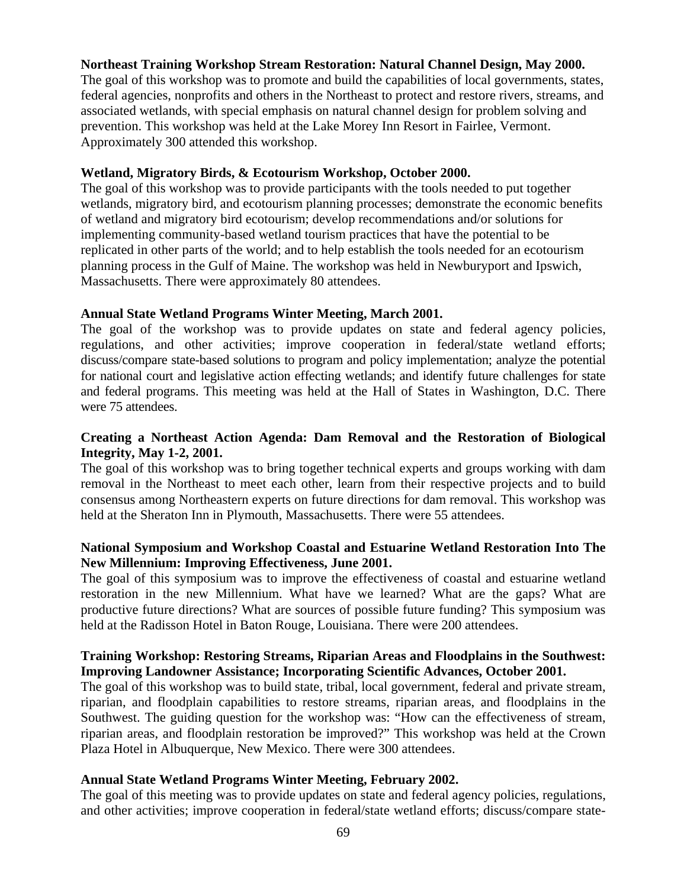**Northeast Training Workshop Stream Restoration: Natural Channel Design, May 2000.**
The goal of this workshop was to promote and build the capabilities of local governments, states, federal agencies, nonprofits and others in the Northeast to protect and restore rivers, streams, and associated wetlands, with special emphasis on natural channel design for problem solving and prevention. This workshop was held at the Lake Morey Inn Resort in Fairlee, Vermont. Approximately 300 attended this workshop.

**Wetland, Migratory Birds, & Ecotourism Workshop, October 2000.**
The goal of this workshop was to provide participants with the tools needed to put together wetlands, migratory bird, and ecotourism planning processes; demonstrate the economic benefits of wetland and migratory bird ecotourism; develop recommendations and/or solutions for implementing community-based wetland tourism practices that have the potential to be replicated in other parts of the world; and to help establish the tools needed for an ecotourism planning process in the Gulf of Maine. The workshop was held in Newburyport and Ipswich, Massachusetts. There were approximately 80 attendees.

**Annual State Wetland Programs Winter Meeting, March 2001.**
The goal of the workshop was to provide updates on state and federal agency policies, regulations, and other activities; improve cooperation in federal/state wetland efforts; discuss/compare state-based solutions to program and policy implementation; analyze the potential for national court and legislative action effecting wetlands; and identify future challenges for state and federal programs. This meeting was held at the Hall of States in Washington, D.C. There were 75 attendees.

**Creating a Northeast Action Agenda: Dam Removal and the Restoration of Biological Integrity, May 1-2, 2001.**
The goal of this workshop was to bring together technical experts and groups working with dam removal in the Northeast to meet each other, learn from their respective projects and to build consensus among Northeastern experts on future directions for dam removal. This workshop was held at the Sheraton Inn in Plymouth, Massachusetts. There were 55 attendees.

**National Symposium and Workshop Coastal and Estuarine Wetland Restoration Into The New Millennium: Improving Effectiveness, June 2001.**
The goal of this symposium was to improve the effectiveness of coastal and estuarine wetland restoration in the new Millennium. What have we learned? What are the gaps? What are productive future directions? What are sources of possible future funding? This symposium was held at the Radisson Hotel in Baton Rouge, Louisiana. There were 200 attendees.

**Training Workshop: Restoring Streams, Riparian Areas and Floodplains in the Southwest: Improving Landowner Assistance; Incorporating Scientific Advances, October 2001.**
The goal of this workshop was to build state, tribal, local government, federal and private stream, riparian, and floodplain capabilities to restore streams, riparian areas, and floodplains in the Southwest. The guiding question for the workshop was: "How can the effectiveness of stream, riparian areas, and floodplain restoration be improved?" This workshop was held at the Crown Plaza Hotel in Albuquerque, New Mexico. There were 300 attendees.

**Annual State Wetland Programs Winter Meeting, February 2002.**
The goal of this meeting was to provide updates on state and federal agency policies, regulations, and other activities; improve cooperation in federal/state wetland efforts; discuss/compare state-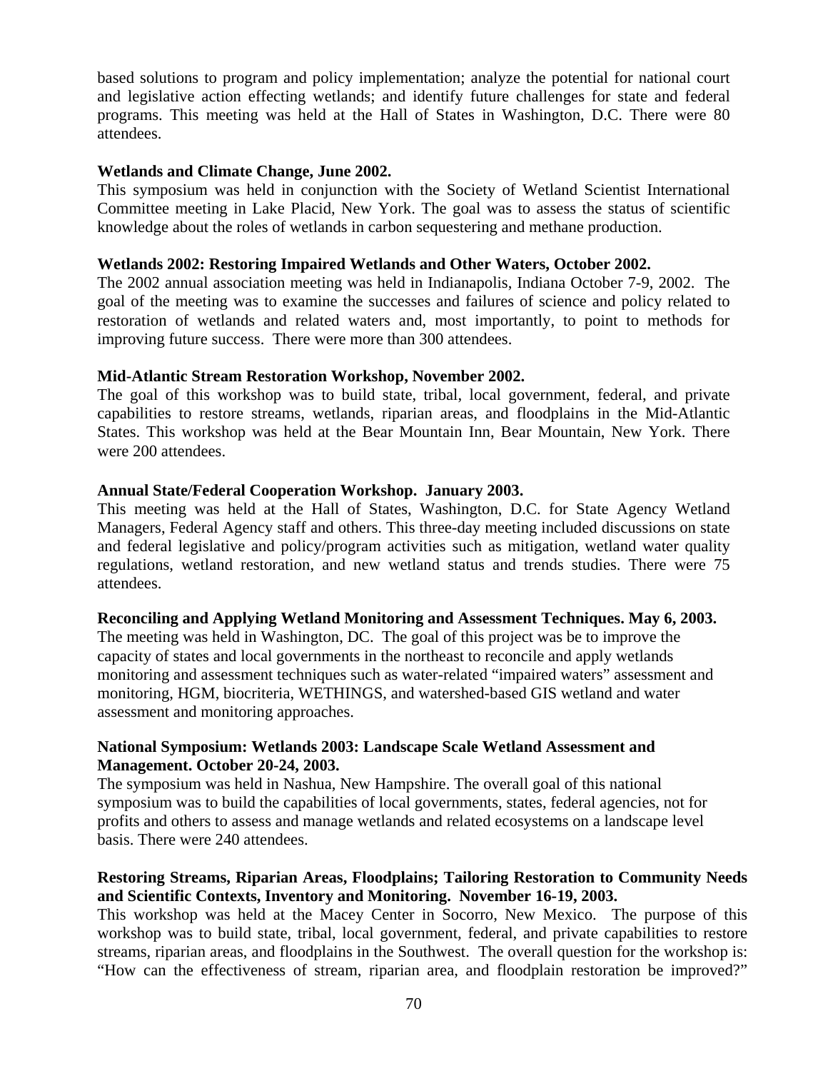based solutions to program and policy implementation; analyze the potential for national court and legislative action effecting wetlands; and identify future challenges for state and federal programs. This meeting was held at the Hall of States in Washington, D.C. There were 80 attendees.

**Wetlands and Climate Change, June 2002.**

This symposium was held in conjunction with the Society of Wetland Scientist International Committee meeting in Lake Placid, New York. The goal was to assess the status of scientific knowledge about the roles of wetlands in carbon sequestering and methane production.

**Wetlands 2002: Restoring Impaired Wetlands and Other Waters, October 2002.**

The 2002 annual association meeting was held in Indianapolis, Indiana October 7-9, 2002. The goal of the meeting was to examine the successes and failures of science and policy related to restoration of wetlands and related waters and, most importantly, to point to methods for improving future success. There were more than 300 attendees.

**Mid-Atlantic Stream Restoration Workshop, November 2002.**

The goal of this workshop was to build state, tribal, local government, federal, and private capabilities to restore streams, wetlands, riparian areas, and floodplains in the Mid-Atlantic States. This workshop was held at the Bear Mountain Inn, Bear Mountain, New York. There were 200 attendees.

**Annual State/Federal Cooperation Workshop. January 2003.**

This meeting was held at the Hall of States, Washington, D.C. for State Agency Wetland Managers, Federal Agency staff and others. This three-day meeting included discussions on state and federal legislative and policy/program activities such as mitigation, wetland water quality regulations, wetland restoration, and new wetland status and trends studies. There were 75 attendees.

**Reconciling and Applying Wetland Monitoring and Assessment Techniques. May 6, 2003.**

The meeting was held in Washington, DC. The goal of this project was be to improve the capacity of states and local governments in the northeast to reconcile and apply wetlands monitoring and assessment techniques such as water-related "impaired waters" assessment and monitoring, HGM, biocriteria, WETHINGS, and watershed-based GIS wetland and water assessment and monitoring approaches.

**National Symposium: Wetlands 2003: Landscape Scale Wetland Assessment and Management. October 20-24, 2003.**

The symposium was held in Nashua, New Hampshire. The overall goal of this national symposium was to build the capabilities of local governments, states, federal agencies, not for profits and others to assess and manage wetlands and related ecosystems on a landscape level basis. There were 240 attendees.

**Restoring Streams, Riparian Areas, Floodplains; Tailoring Restoration to Community Needs and Scientific Contexts, Inventory and Monitoring. November 16-19, 2003.**

This workshop was held at the Macey Center in Socorro, New Mexico. The purpose of this workshop was to build state, tribal, local government, federal, and private capabilities to restore streams, riparian areas, and floodplains in the Southwest. The overall question for the workshop is: "How can the effectiveness of stream, riparian area, and floodplain restoration be improved?"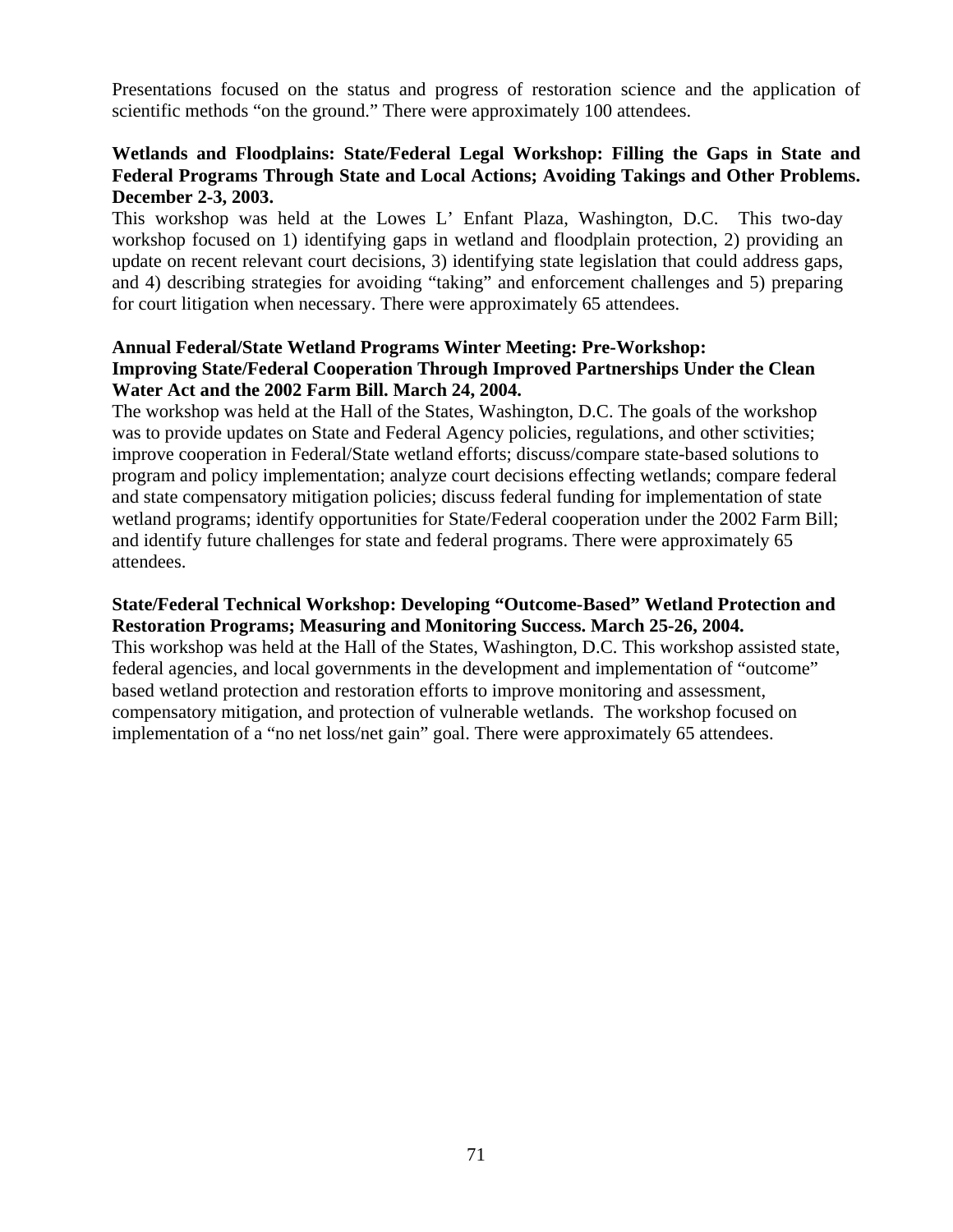Presentations focused on the status and progress of restoration science and the application of scientific methods "on the ground." There were approximately 100 attendees.

**Wetlands and Floodplains: State/Federal Legal Workshop: Filling the Gaps in State and Federal Programs Through State and Local Actions; Avoiding Takings and Other Problems. December 2-3, 2003.**

This workshop was held at the Lowes L' Enfant Plaza, Washington, D.C. This two-day workshop focused on 1) identifying gaps in wetland and floodplain protection, 2) providing an update on recent relevant court decisions, 3) identifying state legislation that could address gaps, and 4) describing strategies for avoiding "taking" and enforcement challenges and 5) preparing for court litigation when necessary. There were approximately 65 attendees.

**Annual Federal/State Wetland Programs Winter Meeting: Pre-Workshop: Improving State/Federal Cooperation Through Improved Partnerships Under the Clean Water Act and the 2002 Farm Bill. March 24, 2004.**

The workshop was held at the Hall of the States, Washington, D.C. The goals of the workshop was to provide updates on State and Federal Agency policies, regulations, and other sctivities; improve cooperation in Federal/State wetland efforts; discuss/compare state-based solutions to program and policy implementation; analyze court decisions effecting wetlands; compare federal and state compensatory mitigation policies; discuss federal funding for implementation of state wetland programs; identify opportunities for State/Federal cooperation under the 2002 Farm Bill; and identify future challenges for state and federal programs. There were approximately 65 attendees.

**State/Federal Technical Workshop: Developing "Outcome-Based" Wetland Protection and Restoration Programs; Measuring and Monitoring Success. March 25-26, 2004.**

This workshop was held at the Hall of the States, Washington, D.C. This workshop assisted state, federal agencies, and local governments in the development and implementation of "outcome" based wetland protection and restoration efforts to improve monitoring and assessment, compensatory mitigation, and protection of vulnerable wetlands. The workshop focused on implementation of a "no net loss/net gain" goal. There were approximately 65 attendees.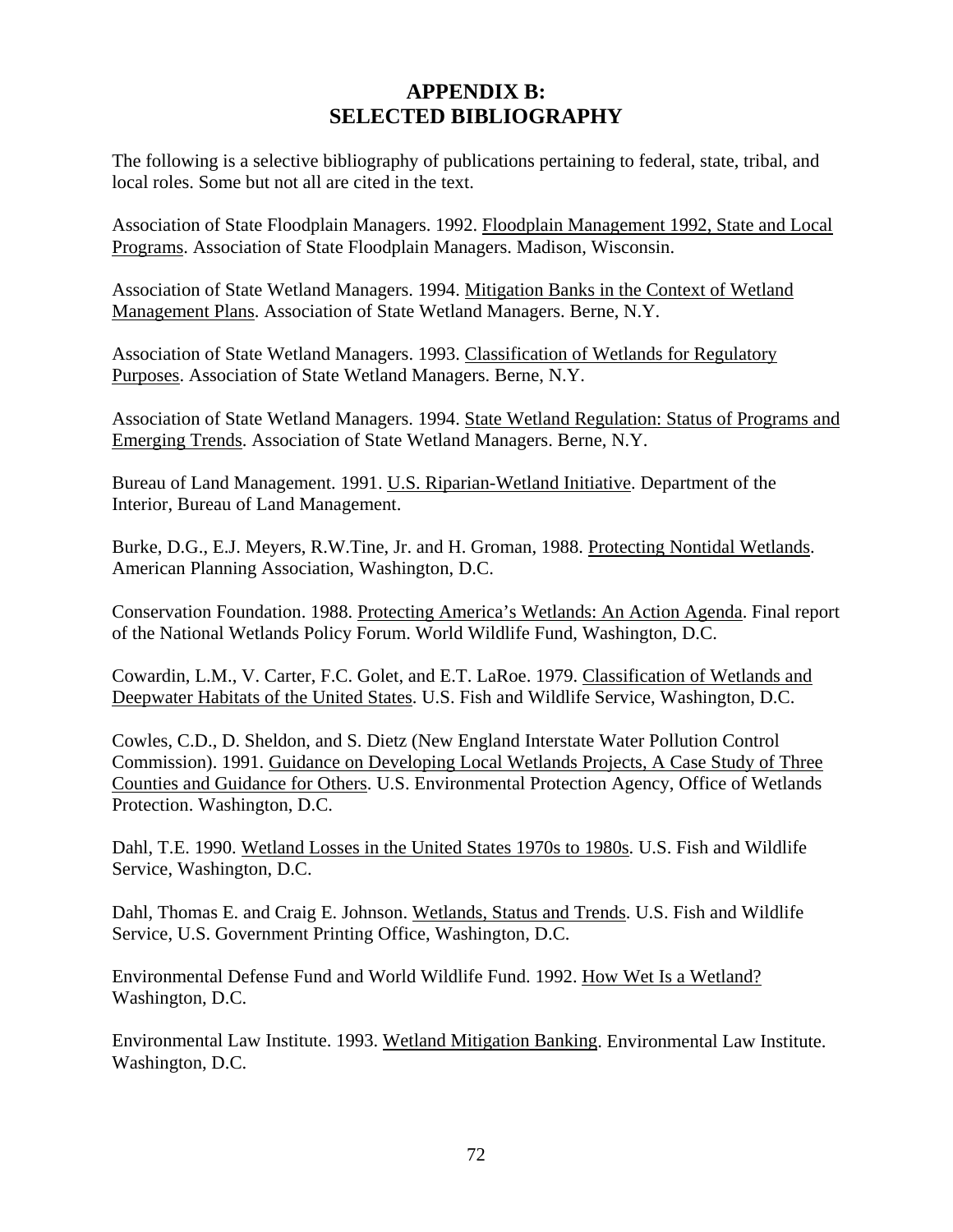# APPENDIX B:
# SELECTED BIBLIOGRAPHY

The following is a selective bibliography of publications pertaining to federal, state, tribal, and local roles. Some but not all are cited in the text.

Association of State Floodplain Managers. 1992. Floodplain Management 1992, State and Local Programs. Association of State Floodplain Managers. Madison, Wisconsin.

Association of State Wetland Managers. 1994. Mitigation Banks in the Context of Wetland Management Plans. Association of State Wetland Managers. Berne, N.Y.

Association of State Wetland Managers. 1993. Classification of Wetlands for Regulatory Purposes. Association of State Wetland Managers. Berne, N.Y.

Association of State Wetland Managers. 1994. State Wetland Regulation: Status of Programs and Emerging Trends. Association of State Wetland Managers. Berne, N.Y.

Bureau of Land Management. 1991. U.S. Riparian-Wetland Initiative. Department of the Interior, Bureau of Land Management.

Burke, D.G., E.J. Meyers, R.W.Tine, Jr. and H. Groman, 1988. Protecting Nontidal Wetlands. American Planning Association, Washington, D.C.

Conservation Foundation. 1988. Protecting America's Wetlands: An Action Agenda. Final report of the National Wetlands Policy Forum. World Wildlife Fund, Washington, D.C.

Cowardin, L.M., V. Carter, F.C. Golet, and E.T. LaRoe. 1979. Classification of Wetlands and Deepwater Habitats of the United States. U.S. Fish and Wildlife Service, Washington, D.C.

Cowles, C.D., D. Sheldon, and S. Dietz (New England Interstate Water Pollution Control Commission). 1991. Guidance on Developing Local Wetlands Projects, A Case Study of Three Counties and Guidance for Others. U.S. Environmental Protection Agency, Office of Wetlands Protection. Washington, D.C.

Dahl, T.E. 1990. Wetland Losses in the United States 1970s to 1980s. U.S. Fish and Wildlife Service, Washington, D.C.

Dahl, Thomas E. and Craig E. Johnson. Wetlands, Status and Trends. U.S. Fish and Wildlife Service, U.S. Government Printing Office, Washington, D.C.

Environmental Defense Fund and World Wildlife Fund. 1992. How Wet Is a Wetland? Washington, D.C.

Environmental Law Institute. 1993. Wetland Mitigation Banking. Environmental Law Institute. Washington, D.C.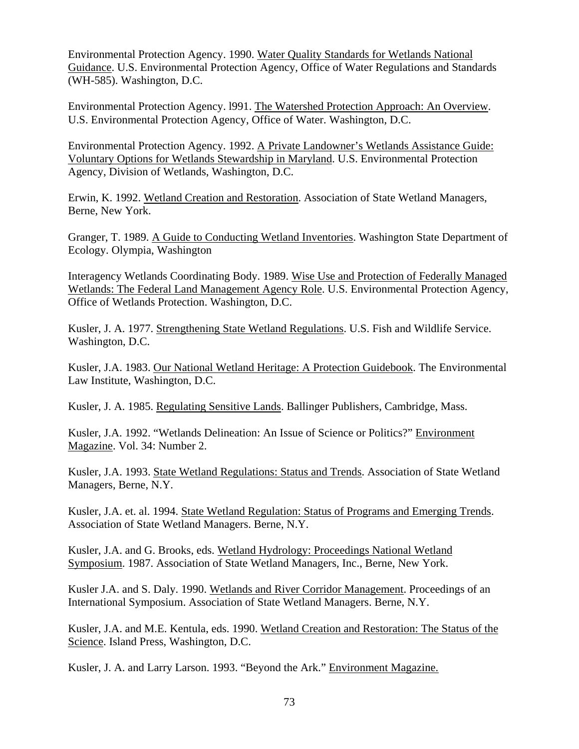Environmental Protection Agency. 1990. Water Quality Standards for Wetlands National Guidance. U.S. Environmental Protection Agency, Office of Water Regulations and Standards (WH-585). Washington, D.C.

Environmental Protection Agency. l991. The Watershed Protection Approach: An Overview. U.S. Environmental Protection Agency, Office of Water. Washington, D.C.

Environmental Protection Agency. 1992. A Private Landowner's Wetlands Assistance Guide: Voluntary Options for Wetlands Stewardship in Maryland. U.S. Environmental Protection Agency, Division of Wetlands, Washington, D.C.

Erwin, K. 1992. Wetland Creation and Restoration. Association of State Wetland Managers, Berne, New York.

Granger, T. 1989. A Guide to Conducting Wetland Inventories. Washington State Department of Ecology. Olympia, Washington

Interagency Wetlands Coordinating Body. 1989. Wise Use and Protection of Federally Managed Wetlands: The Federal Land Management Agency Role. U.S. Environmental Protection Agency, Office of Wetlands Protection. Washington, D.C.

Kusler, J. A. 1977. Strengthening State Wetland Regulations. U.S. Fish and Wildlife Service. Washington, D.C.

Kusler, J.A. 1983. Our National Wetland Heritage: A Protection Guidebook. The Environmental Law Institute, Washington, D.C.

Kusler, J. A. 1985. Regulating Sensitive Lands. Ballinger Publishers, Cambridge, Mass.

Kusler, J.A. 1992. "Wetlands Delineation: An Issue of Science or Politics?" Environment Magazine. Vol. 34: Number 2.

Kusler, J.A. 1993. State Wetland Regulations: Status and Trends. Association of State Wetland Managers, Berne, N.Y.

Kusler, J.A. et. al. 1994. State Wetland Regulation: Status of Programs and Emerging Trends. Association of State Wetland Managers. Berne, N.Y.

Kusler, J.A. and G. Brooks, eds. Wetland Hydrology: Proceedings National Wetland Symposium. 1987. Association of State Wetland Managers, Inc., Berne, New York.

Kusler J.A. and S. Daly. 1990. Wetlands and River Corridor Management. Proceedings of an International Symposium. Association of State Wetland Managers. Berne, N.Y.

Kusler, J.A. and M.E. Kentula, eds. 1990. Wetland Creation and Restoration: The Status of the Science. Island Press, Washington, D.C.

Kusler, J. A. and Larry Larson. 1993. "Beyond the Ark." Environment Magazine.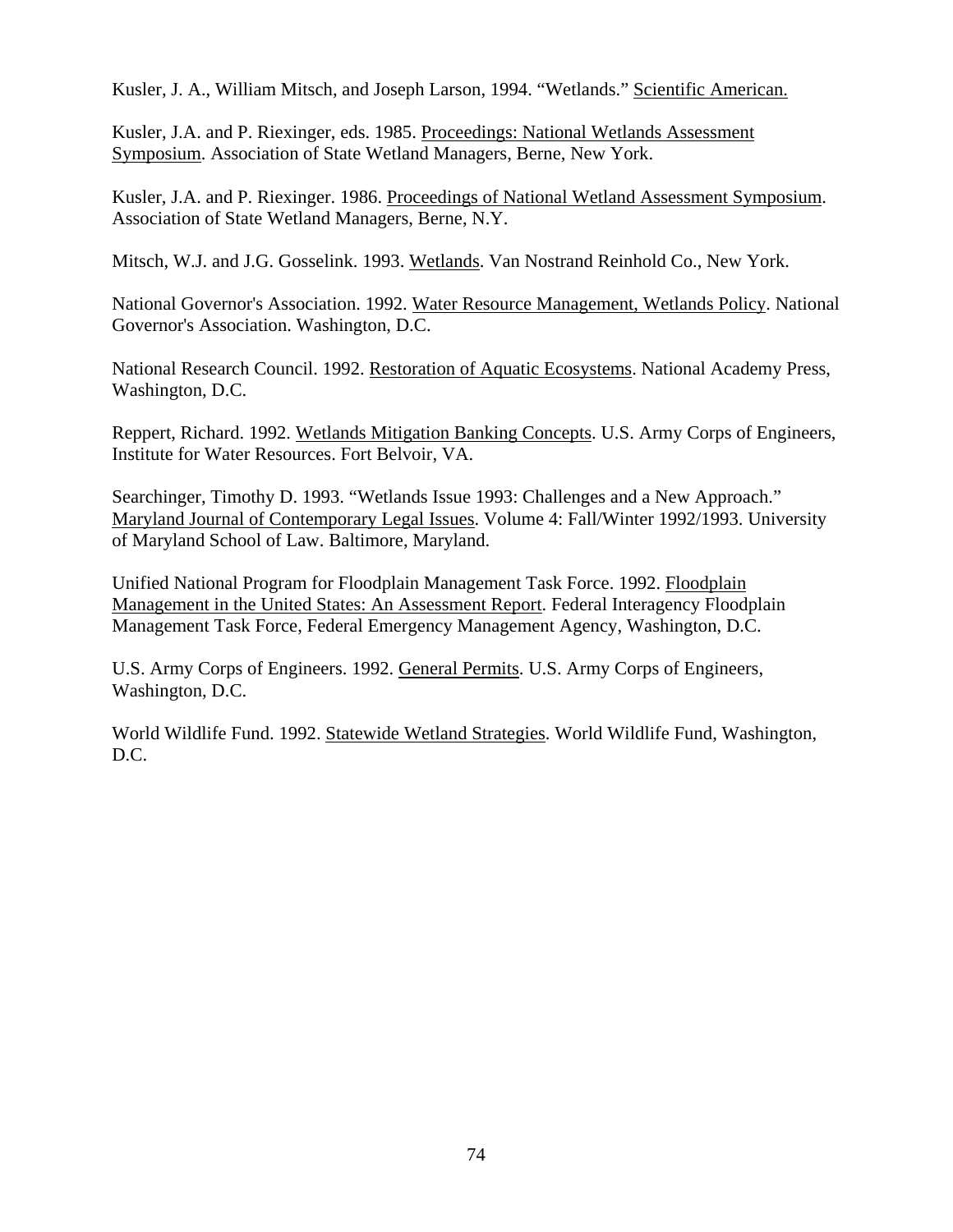Kusler, J. A., William Mitsch, and Joseph Larson, 1994. "Wetlands." Scientific American.

Kusler, J.A. and P. Riexinger, eds. 1985. Proceedings: National Wetlands Assessment Symposium. Association of State Wetland Managers, Berne, New York.

Kusler, J.A. and P. Riexinger. 1986. Proceedings of National Wetland Assessment Symposium. Association of State Wetland Managers, Berne, N.Y.

Mitsch, W.J. and J.G. Gosselink. 1993. Wetlands. Van Nostrand Reinhold Co., New York.

National Governor's Association. 1992. Water Resource Management, Wetlands Policy. National Governor's Association. Washington, D.C.

National Research Council. 1992. Restoration of Aquatic Ecosystems. National Academy Press, Washington, D.C.

Reppert, Richard. 1992. Wetlands Mitigation Banking Concepts. U.S. Army Corps of Engineers, Institute for Water Resources. Fort Belvoir, VA.

Searchinger, Timothy D. 1993. "Wetlands Issue 1993: Challenges and a New Approach." Maryland Journal of Contemporary Legal Issues. Volume 4: Fall/Winter 1992/1993. University of Maryland School of Law. Baltimore, Maryland.

Unified National Program for Floodplain Management Task Force. 1992. Floodplain Management in the United States: An Assessment Report. Federal Interagency Floodplain Management Task Force, Federal Emergency Management Agency, Washington, D.C.

U.S. Army Corps of Engineers. 1992. General Permits. U.S. Army Corps of Engineers, Washington, D.C.

World Wildlife Fund. 1992. Statewide Wetland Strategies. World Wildlife Fund, Washington, D.C.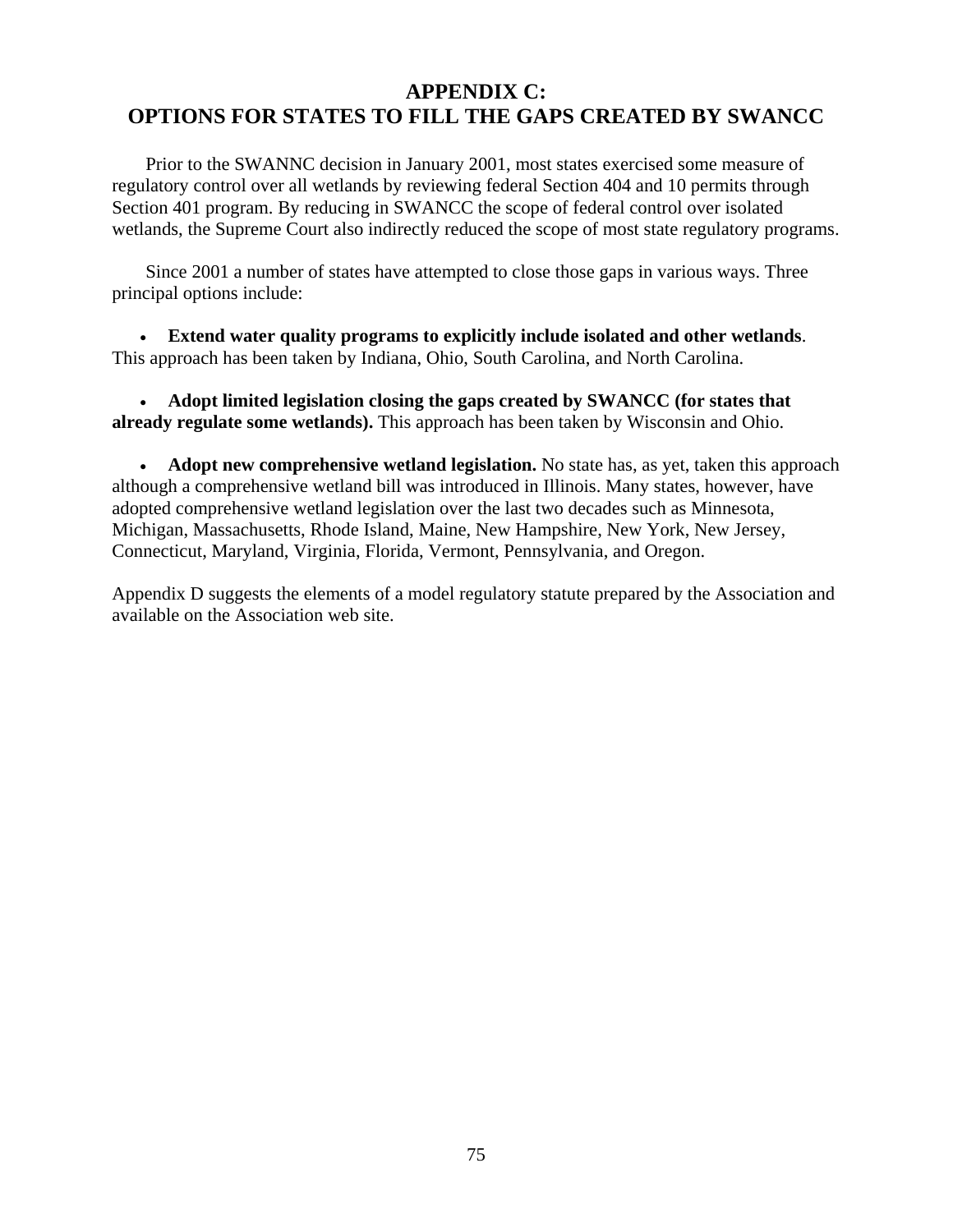# APPENDIX C: OPTIONS FOR STATES TO FILL THE GAPS CREATED BY SWANCC

Prior to the SWANNC decision in January 2001, most states exercised some measure of regulatory control over all wetlands by reviewing federal Section 404 and 10 permits through Section 401 program. By reducing in SWANCC the scope of federal control over isolated wetlands, the Supreme Court also indirectly reduced the scope of most state regulatory programs.

Since 2001 a number of states have attempted to close those gaps in various ways. Three principal options include:

- **Extend water quality programs to explicitly include isolated and other wetlands**. This approach has been taken by Indiana, Ohio, South Carolina, and North Carolina.

- **Adopt limited legislation closing the gaps created by SWANCC (for states that already regulate some wetlands).** This approach has been taken by Wisconsin and Ohio.

- **Adopt new comprehensive wetland legislation.** No state has, as yet, taken this approach although a comprehensive wetland bill was introduced in Illinois. Many states, however, have adopted comprehensive wetland legislation over the last two decades such as Minnesota, Michigan, Massachusetts, Rhode Island, Maine, New Hampshire, New York, New Jersey, Connecticut, Maryland, Virginia, Florida, Vermont, Pennsylvania, and Oregon.

Appendix D suggests the elements of a model regulatory statute prepared by the Association and available on the Association web site.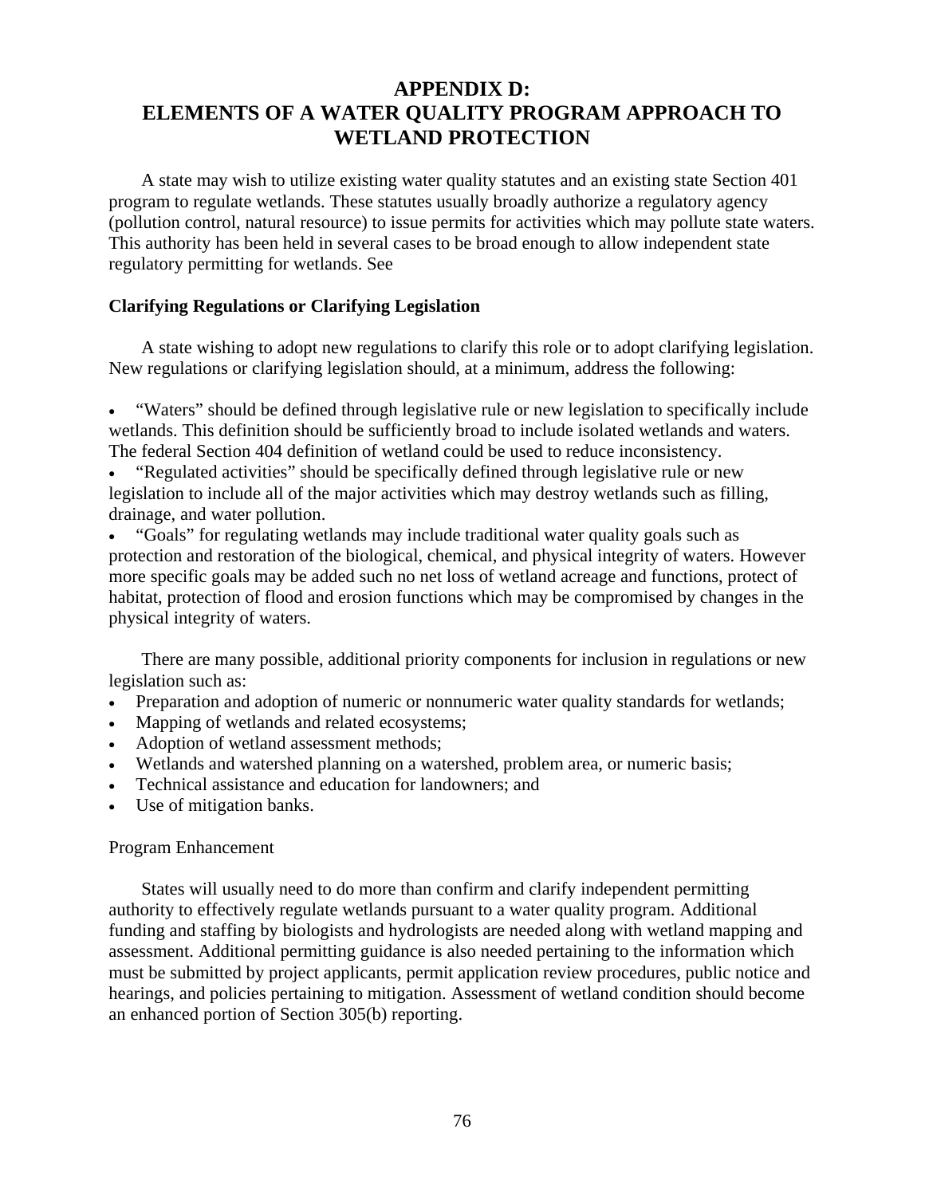# APPENDIX D: ELEMENTS OF A WATER QUALITY PROGRAM APPROACH TO WETLAND PROTECTION

A state may wish to utilize existing water quality statutes and an existing state Section 401 program to regulate wetlands. These statutes usually broadly authorize a regulatory agency (pollution control, natural resource) to issue permits for activities which may pollute state waters. This authority has been held in several cases to be broad enough to allow independent state regulatory permitting for wetlands. See

**Clarifying Regulations or Clarifying Legislation**

A state wishing to adopt new regulations to clarify this role or to adopt clarifying legislation. New regulations or clarifying legislation should, at a minimum, address the following:

- "Waters" should be defined through legislative rule or new legislation to specifically include wetlands. This definition should be sufficiently broad to include isolated wetlands and waters. The federal Section 404 definition of wetland could be used to reduce inconsistency.
- "Regulated activities" should be specifically defined through legislative rule or new legislation to include all of the major activities which may destroy wetlands such as filling, drainage, and water pollution.
- "Goals" for regulating wetlands may include traditional water quality goals such as protection and restoration of the biological, chemical, and physical integrity of waters. However more specific goals may be added such no net loss of wetland acreage and functions, protect of habitat, protection of flood and erosion functions which may be compromised by changes in the physical integrity of waters.

There are many possible, additional priority components for inclusion in regulations or new legislation such as:

- Preparation and adoption of numeric or nonnumeric water quality standards for wetlands;
- Mapping of wetlands and related ecosystems;
- Adoption of wetland assessment methods;
- Wetlands and watershed planning on a watershed, problem area, or numeric basis;
- Technical assistance and education for landowners; and
- Use of mitigation banks.

Program Enhancement

States will usually need to do more than confirm and clarify independent permitting authority to effectively regulate wetlands pursuant to a water quality program. Additional funding and staffing by biologists and hydrologists are needed along with wetland mapping and assessment. Additional permitting guidance is also needed pertaining to the information which must be submitted by project applicants, permit application review procedures, public notice and hearings, and policies pertaining to mitigation. Assessment of wetland condition should become an enhanced portion of Section 305(b) reporting.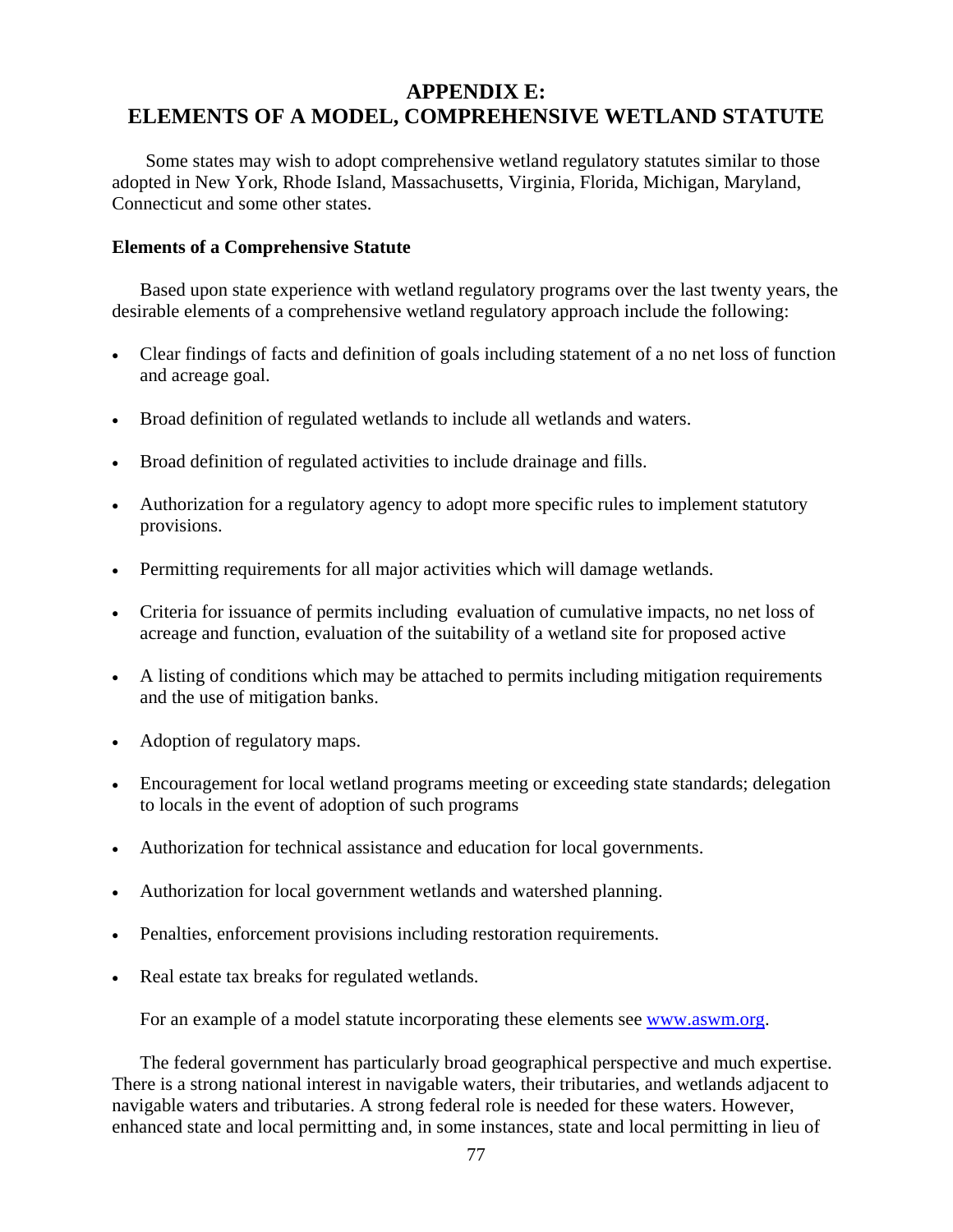# APPENDIX E: ELEMENTS OF A MODEL, COMPREHENSIVE WETLAND STATUTE

Some states may wish to adopt comprehensive wetland regulatory statutes similar to those adopted in New York, Rhode Island, Massachusetts, Virginia, Florida, Michigan, Maryland, Connecticut and some other states.

**Elements of a Comprehensive Statute**

Based upon state experience with wetland regulatory programs over the last twenty years, the desirable elements of a comprehensive wetland regulatory approach include the following:

- Clear findings of facts and definition of goals including statement of a no net loss of function and acreage goal.
- Broad definition of regulated wetlands to include all wetlands and waters.
- Broad definition of regulated activities to include drainage and fills.
- Authorization for a regulatory agency to adopt more specific rules to implement statutory provisions.
- Permitting requirements for all major activities which will damage wetlands.
- Criteria for issuance of permits including evaluation of cumulative impacts, no net loss of acreage and function, evaluation of the suitability of a wetland site for proposed active
- A listing of conditions which may be attached to permits including mitigation requirements and the use of mitigation banks.
- Adoption of regulatory maps.
- Encouragement for local wetland programs meeting or exceeding state standards; delegation to locals in the event of adoption of such programs
- Authorization for technical assistance and education for local governments.
- Authorization for local government wetlands and watershed planning.
- Penalties, enforcement provisions including restoration requirements.
- Real estate tax breaks for regulated wetlands.

For an example of a model statute incorporating these elements see www.aswm.org.

The federal government has particularly broad geographical perspective and much expertise. There is a strong national interest in navigable waters, their tributaries, and wetlands adjacent to navigable waters and tributaries. A strong federal role is needed for these waters. However, enhanced state and local permitting and, in some instances, state and local permitting in lieu of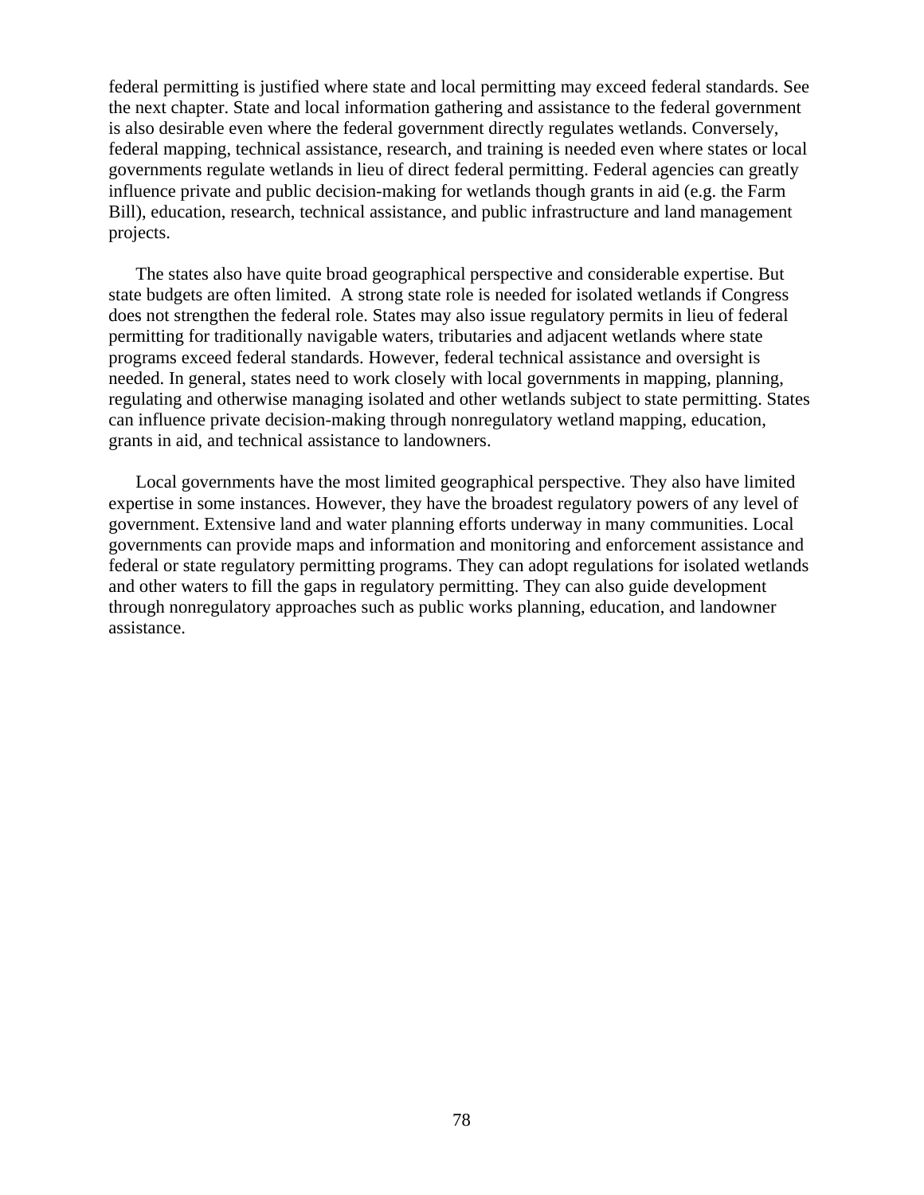federal permitting is justified where state and local permitting may exceed federal standards. See the next chapter. State and local information gathering and assistance to the federal government is also desirable even where the federal government directly regulates wetlands. Conversely, federal mapping, technical assistance, research, and training is needed even where states or local governments regulate wetlands in lieu of direct federal permitting. Federal agencies can greatly influence private and public decision-making for wetlands though grants in aid (e.g. the Farm Bill), education, research, technical assistance, and public infrastructure and land management projects.

The states also have quite broad geographical perspective and considerable expertise. But state budgets are often limited. A strong state role is needed for isolated wetlands if Congress does not strengthen the federal role. States may also issue regulatory permits in lieu of federal permitting for traditionally navigable waters, tributaries and adjacent wetlands where state programs exceed federal standards. However, federal technical assistance and oversight is needed. In general, states need to work closely with local governments in mapping, planning, regulating and otherwise managing isolated and other wetlands subject to state permitting. States can influence private decision-making through nonregulatory wetland mapping, education, grants in aid, and technical assistance to landowners.

Local governments have the most limited geographical perspective. They also have limited expertise in some instances. However, they have the broadest regulatory powers of any level of government. Extensive land and water planning efforts underway in many communities. Local governments can provide maps and information and monitoring and enforcement assistance and federal or state regulatory permitting programs. They can adopt regulations for isolated wetlands and other waters to fill the gaps in regulatory permitting. They can also guide development through nonregulatory approaches such as public works planning, education, and landowner assistance.